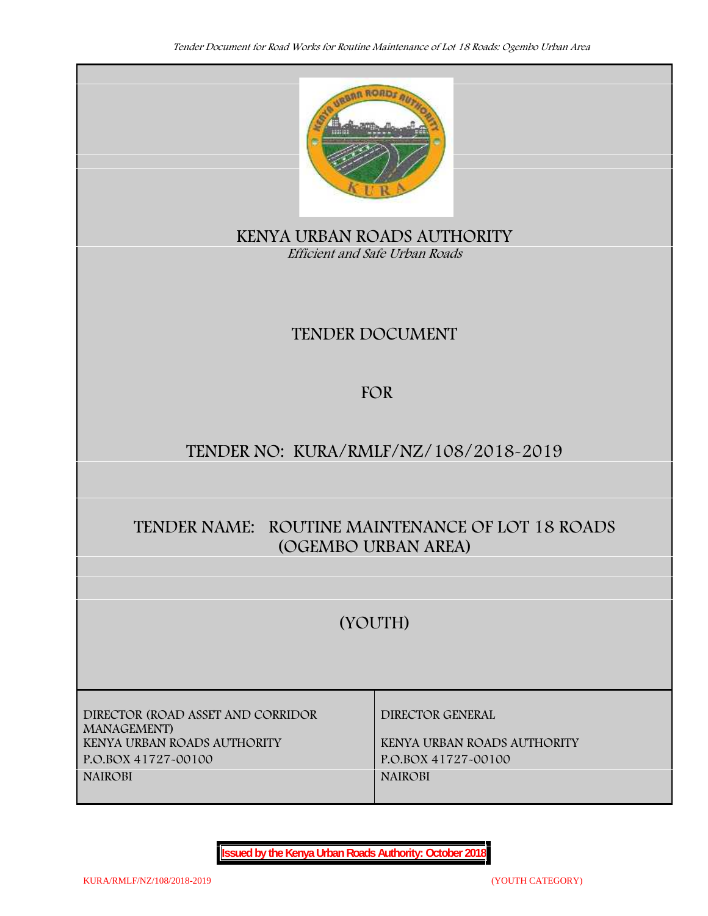# KENYA URBAN ROADS AUTHORITY

*Efficient and Safe Urban Roads*

## TENDER DOCUMENT

## FOR

## TENDER NO: KURA/RMLF/NZ/108/2018-2019

## TENDER NAME: ROUTINE MAINTENANCE OF LOT 18 ROADS (OGEMBO URBAN AREA)

## (YOUTH)

| DIRECTOR (ROAD ASSET AND CORRIDOR MANAGEMENT) | DIRECTOR GENERAL |
|---|---|
| KENYA URBAN ROADS AUTHORITY | KENYA URBAN ROADS AUTHORITY |
| P.O.BOX 41727-00100 | P.O.BOX 41727-00100 |
| NAIROBI | NAIROBI |

**Issued by the Kenya Urban Roads Authority: October 2018**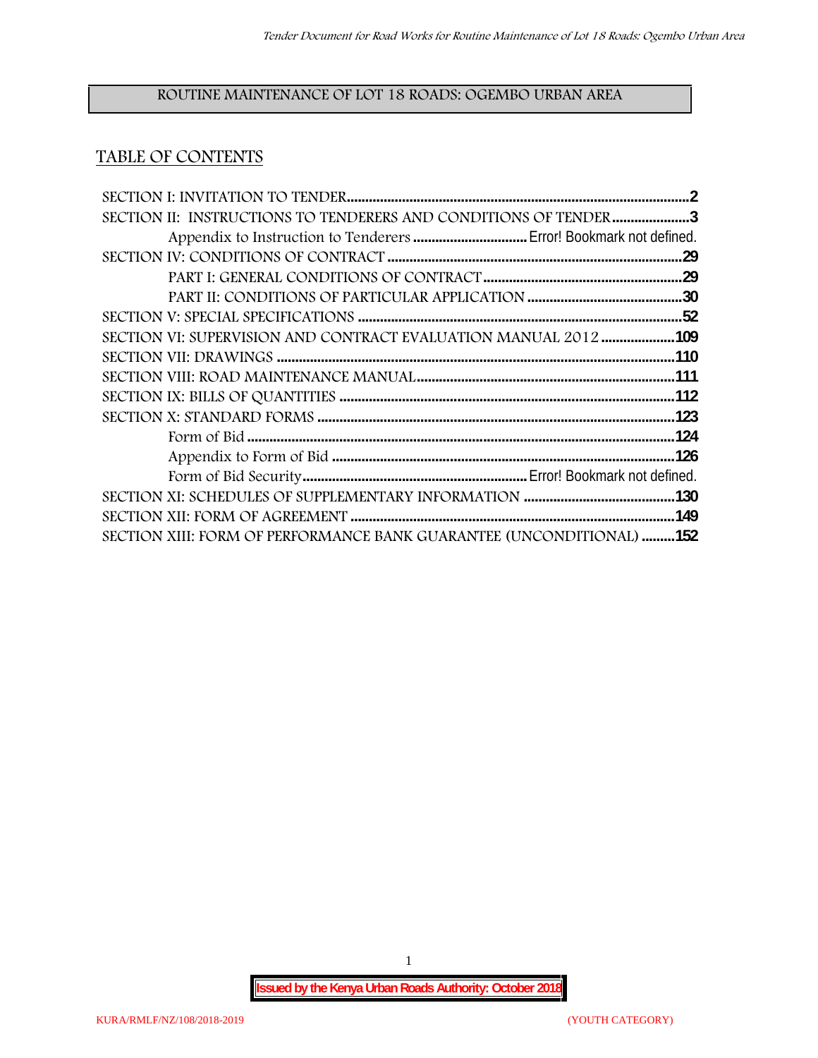# ROUTINE MAINTENANCE OF LOT 18 ROADS: OGEMBO URBAN AREA

## TABLE OF CONTENTS

SECTION I: INVITATION TO TENDER....................................................................................2
SECTION II: INSTRUCTIONS TO TENDERERS AND CONDITIONS OF TENDER....................3
    Appendix to Instruction to Tenderers ............................Error! Bookmark not defined.
SECTION IV: CONDITIONS OF CONTRACT ............................................................................29
    PART I: GENERAL CONDITIONS OF CONTRACT..................................................29
    PART II: CONDITIONS OF PARTICULAR APPLICATION........................................30
SECTION V: SPECIAL SPECIFICATIONS .....................................................................................52
SECTION VI: SUPERVISION AND CONTRACT EVALUATION MANUAL 2012 ......................109
SECTION VII: DRAWINGS ...........................................................................................................110
SECTION VIII: ROAD MAINTENANCE MANUAL.........................................................................111
SECTION IX: BILLS OF QUANTITIES ..........................................................................................112
SECTION X: STANDARD FORMS ................................................................................................123
    Form of Bid ......................................................................................................124
    Appendix to Form of Bid .................................................................................126
    Form of Bid Security..........................................................Error! Bookmark not defined.
SECTION XI: SCHEDULES OF SUPPLEMENTARY INFORMATION .........................................130
SECTION XII: FORM OF AGREEMENT .......................................................................................149
SECTION XIII: FORM OF PERFORMANCE BANK GUARANTEE (UNCONDITIONAL) .........152

**Issued by the Kenya Urban Roads Authority: October 2018**

KURA/RMLF/NZ/108/2018-2019 (YOUTH CATEGORY)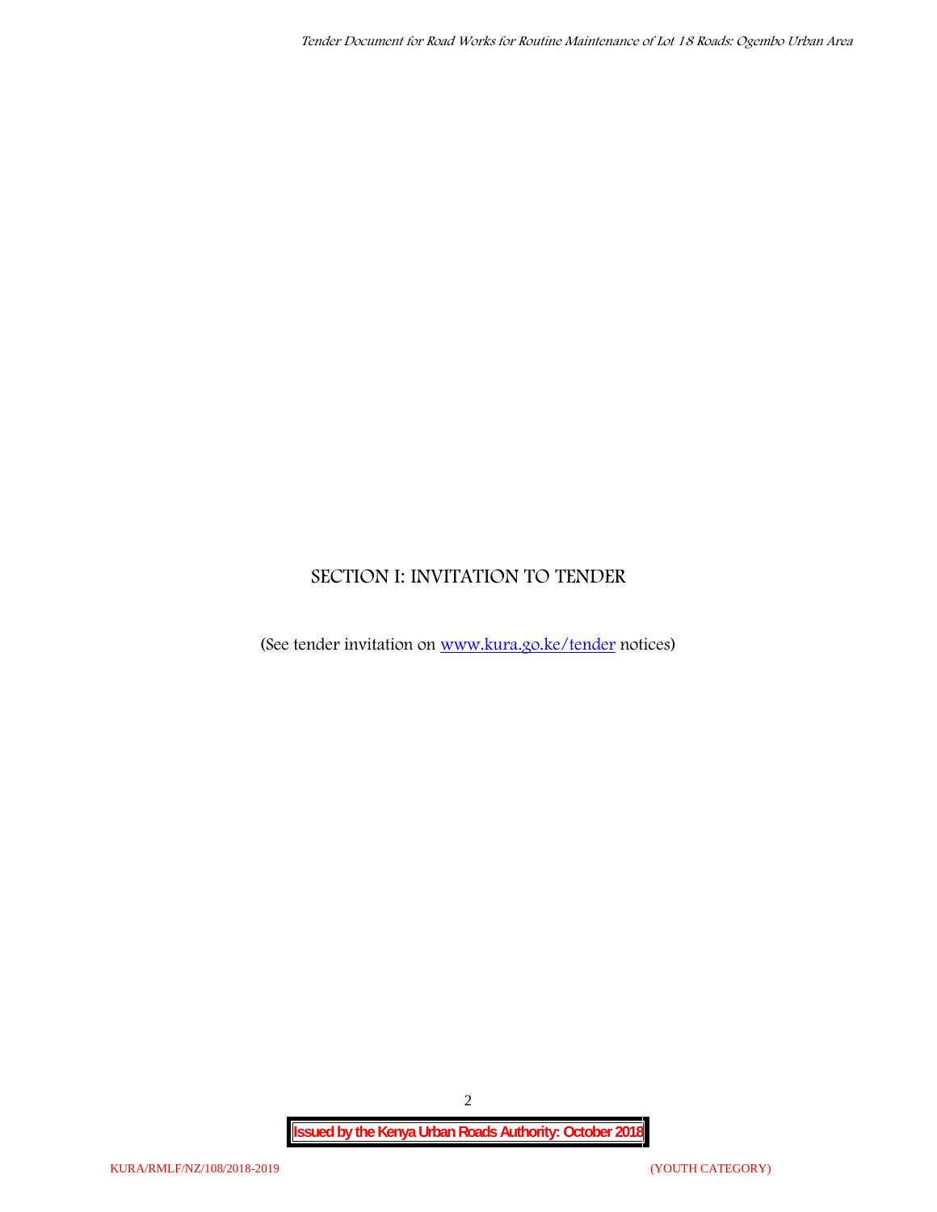# SECTION I: INVITATION TO TENDER

(See tender invitation on [www.kura.go.ke/tender](www.kura.go.ke/tender) notices)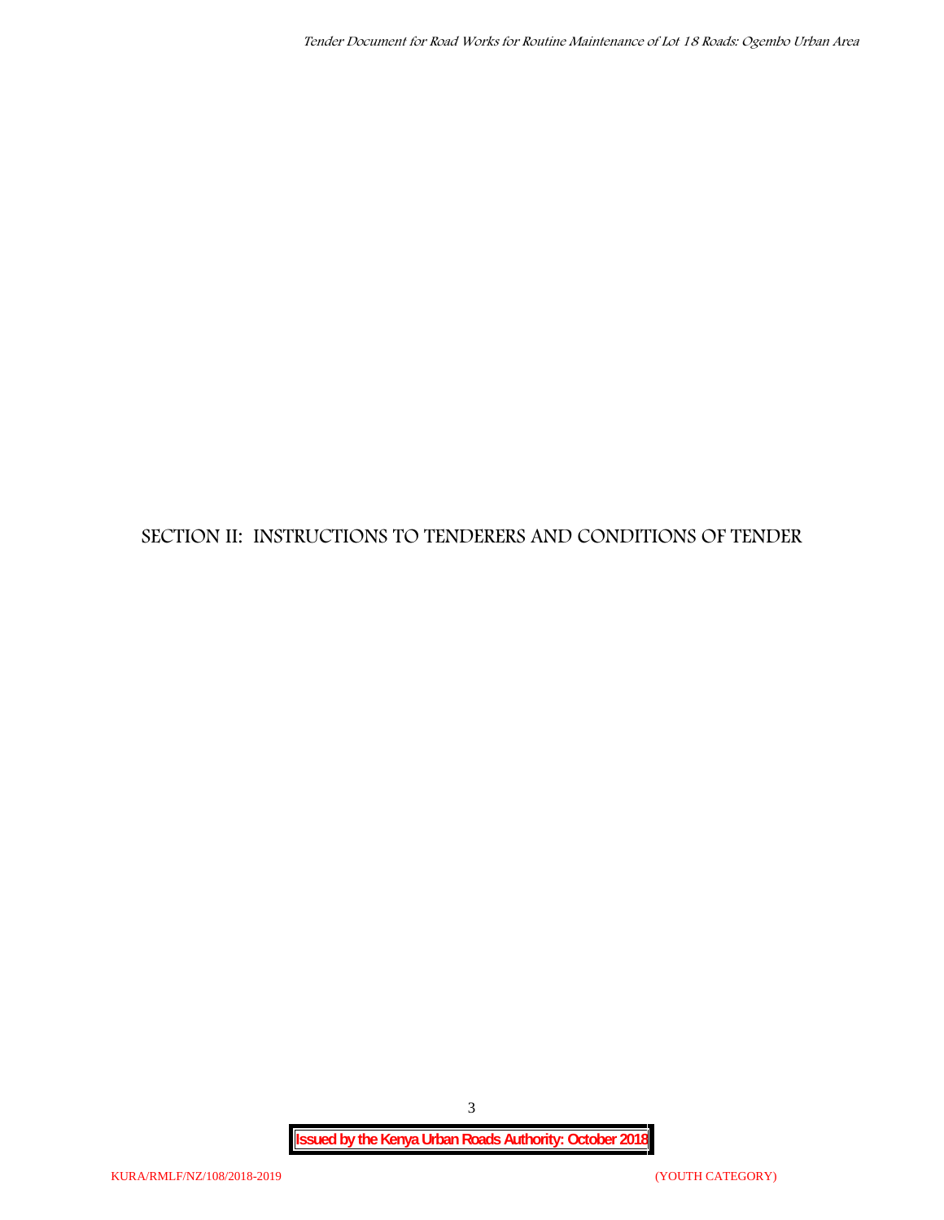# SECTION II: INSTRUCTIONS TO TENDERERS AND CONDITIONS OF TENDER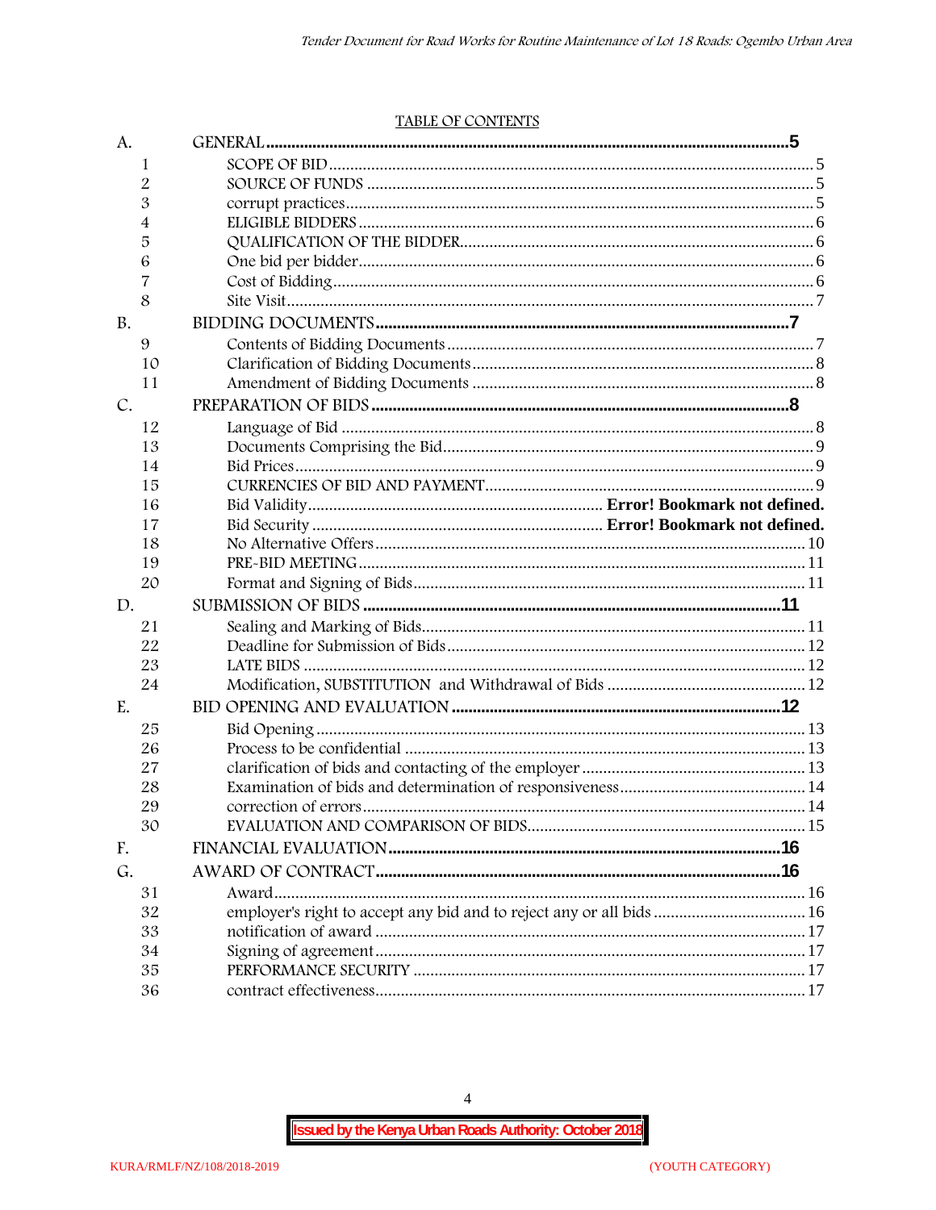TABLE OF CONTENTS

| | | |
|---|---|---|
| A. | GENERAL | 5 |
| 1 | SCOPE OF BID | 5 |
| 2 | SOURCE OF FUNDS | 5 |
| 3 | corrupt practices | 5 |
| 4 | ELIGIBLE BIDDERS | 6 |
| 5 | QUALIFICATION OF THE BIDDER | 6 |
| 6 | One bid per bidder | 6 |
| 7 | Cost of Bidding | 6 |
| 8 | Site Visit | 7 |
| B. | BIDDING DOCUMENTS | 7 |
| 9 | Contents of Bidding Documents | 7 |
| 10 | Clarification of Bidding Documents | 8 |
| 11 | Amendment of Bidding Documents | 8 |
| C. | PREPARATION OF BIDS | 8 |
| 12 | Language of Bid | 8 |
| 13 | Documents Comprising the Bid | 9 |
| 14 | Bid Prices | 9 |
| 15 | CURRENCIES OF BID AND PAYMENT | 9 |
| 16 | Bid Validity | **Error! Bookmark not defined.** |
| 17 | Bid Security | **Error! Bookmark not defined.** |
| 18 | No Alternative Offers | 10 |
| 19 | PRE-BID MEETING | 11 |
| 20 | Format and Signing of Bids | 11 |
| D. | SUBMISSION OF BIDS | 11 |
| 21 | Sealing and Marking of Bids | 11 |
| 22 | Deadline for Submission of Bids | 12 |
| 23 | LATE BIDS | 12 |
| 24 | Modification, SUBSTITUTION and Withdrawal of Bids | 12 |
| E. | BID OPENING AND EVALUATION | 12 |
| 25 | Bid Opening | 13 |
| 26 | Process to be confidential | 13 |
| 27 | clarification of bids and contacting of the employer | 13 |
| 28 | Examination of bids and determination of responsiveness | 14 |
| 29 | correction of errors | 14 |
| 30 | EVALUATION AND COMPARISON OF BIDS | 15 |
| F. | FINANCIAL EVALUATION | 16 |
| G. | AWARD OF CONTRACT | 16 |
| 31 | Award | 16 |
| 32 | employer's right to accept any bid and to reject any or all bids | 16 |
| 33 | notification of award | 17 |
| 34 | Signing of agreement | 17 |
| 35 | PERFORMANCE SECURITY | 17 |
| 36 | contract effectiveness | 17 |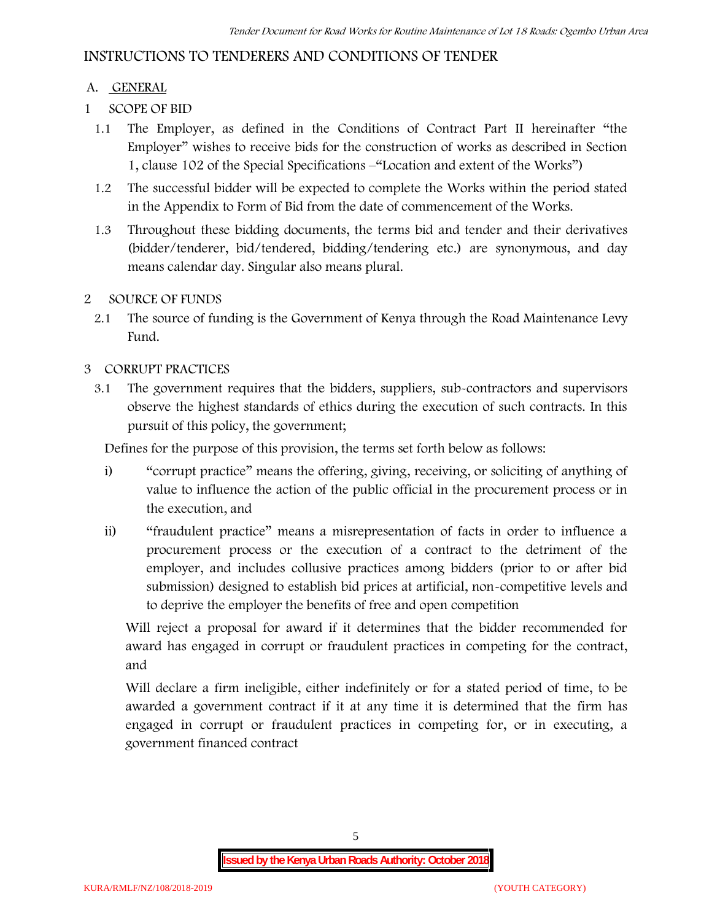# INSTRUCTIONS TO TENDERERS AND CONDITIONS OF TENDER

## A. GENERAL

### 1 SCOPE OF BID

1.1 The Employer, as defined in the Conditions of Contract Part II hereinafter "the Employer" wishes to receive bids for the construction of works as described in Section 1, clause 102 of the Special Specifications –"Location and extent of the Works")

1.2 The successful bidder will be expected to complete the Works within the period stated in the Appendix to Form of Bid from the date of commencement of the Works.

1.3 Throughout these bidding documents, the terms bid and tender and their derivatives (bidder/tenderer, bid/tendered, bidding/tendering etc.) are synonymous, and day means calendar day. Singular also means plural.

### 2 SOURCE OF FUNDS

2.1 The source of funding is the Government of Kenya through the Road Maintenance Levy Fund.

### 3 CORRUPT PRACTICES

3.1 The government requires that the bidders, suppliers, sub-contractors and supervisors observe the highest standards of ethics during the execution of such contracts. In this pursuit of this policy, the government;

Defines for the purpose of this provision, the terms set forth below as follows:

i) "corrupt practice" means the offering, giving, receiving, or soliciting of anything of value to influence the action of the public official in the procurement process or in the execution, and

ii) "fraudulent practice" means a misrepresentation of facts in order to influence a procurement process or the execution of a contract to the detriment of the employer, and includes collusive practices among bidders (prior to or after bid submission) designed to establish bid prices at artificial, non-competitive levels and to deprive the employer the benefits of free and open competition

Will reject a proposal for award if it determines that the bidder recommended for award has engaged in corrupt or fraudulent practices in competing for the contract, and

Will declare a firm ineligible, either indefinitely or for a stated period of time, to be awarded a government contract if it at any time it is determined that the firm has engaged in corrupt or fraudulent practices in competing for, or in executing, a government financed contract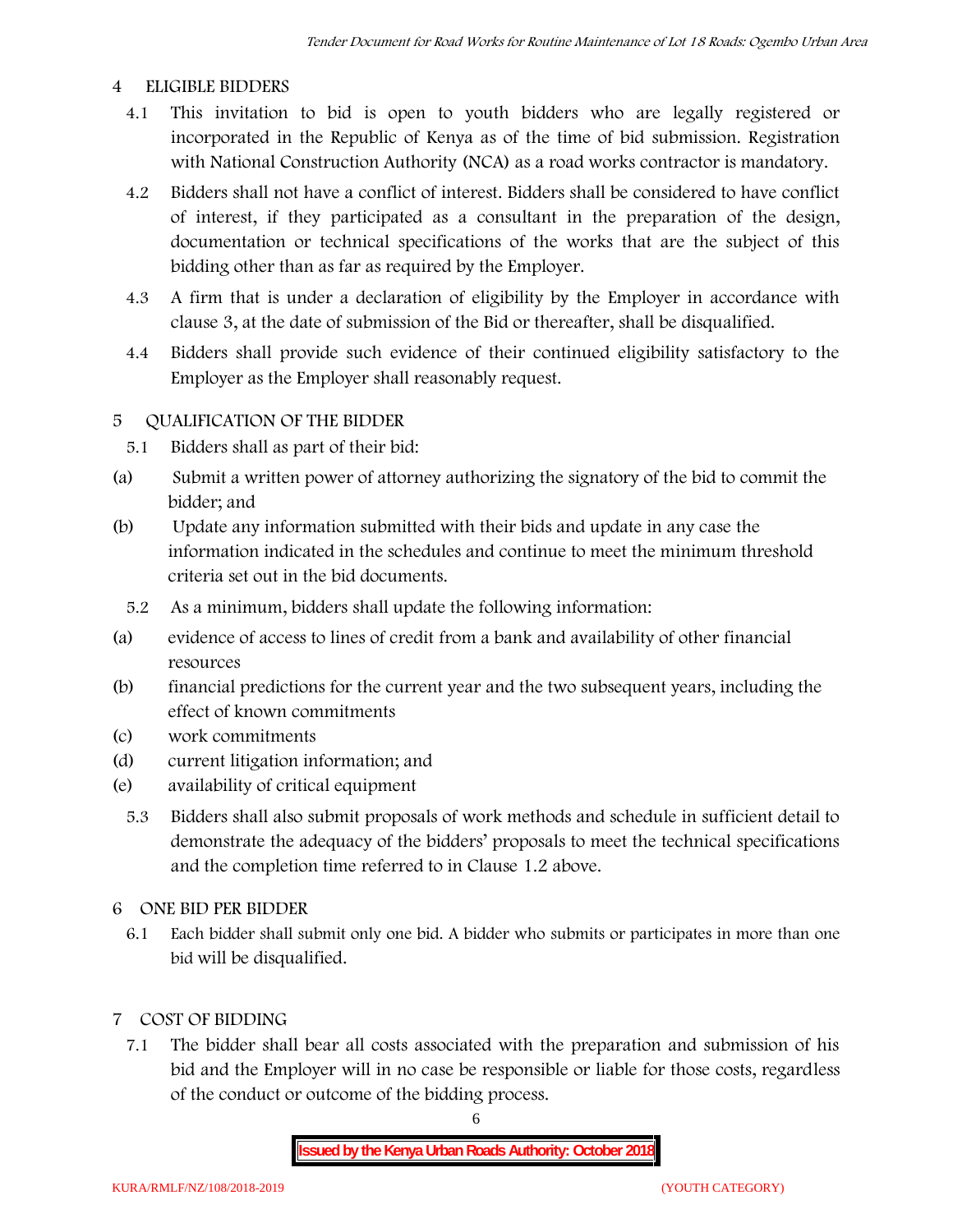## 4 ELIGIBLE BIDDERS

4.1 This invitation to bid is open to youth bidders who are legally registered or incorporated in the Republic of Kenya as of the time of bid submission. Registration with National Construction Authority (NCA) as a road works contractor is mandatory.

4.2 Bidders shall not have a conflict of interest. Bidders shall be considered to have conflict of interest, if they participated as a consultant in the preparation of the design, documentation or technical specifications of the works that are the subject of this bidding other than as far as required by the Employer.

4.3 A firm that is under a declaration of eligibility by the Employer in accordance with clause 3, at the date of submission of the Bid or thereafter, shall be disqualified.

4.4 Bidders shall provide such evidence of their continued eligibility satisfactory to the Employer as the Employer shall reasonably request.

## 5 QUALIFICATION OF THE BIDDER

5.1 Bidders shall as part of their bid:

(a) Submit a written power of attorney authorizing the signatory of the bid to commit the bidder; and

(b) Update any information submitted with their bids and update in any case the information indicated in the schedules and continue to meet the minimum threshold criteria set out in the bid documents.

5.2 As a minimum, bidders shall update the following information:

(a) evidence of access to lines of credit from a bank and availability of other financial resources

(b) financial predictions for the current year and the two subsequent years, including the effect of known commitments

(c) work commitments

(d) current litigation information; and

(e) availability of critical equipment

5.3 Bidders shall also submit proposals of work methods and schedule in sufficient detail to demonstrate the adequacy of the bidders' proposals to meet the technical specifications and the completion time referred to in Clause 1.2 above.

## 6 ONE BID PER BIDDER

6.1 Each bidder shall submit only one bid. A bidder who submits or participates in more than one bid will be disqualified.

## 7 COST OF BIDDING

7.1 The bidder shall bear all costs associated with the preparation and submission of his bid and the Employer will in no case be responsible or liable for those costs, regardless of the conduct or outcome of the bidding process.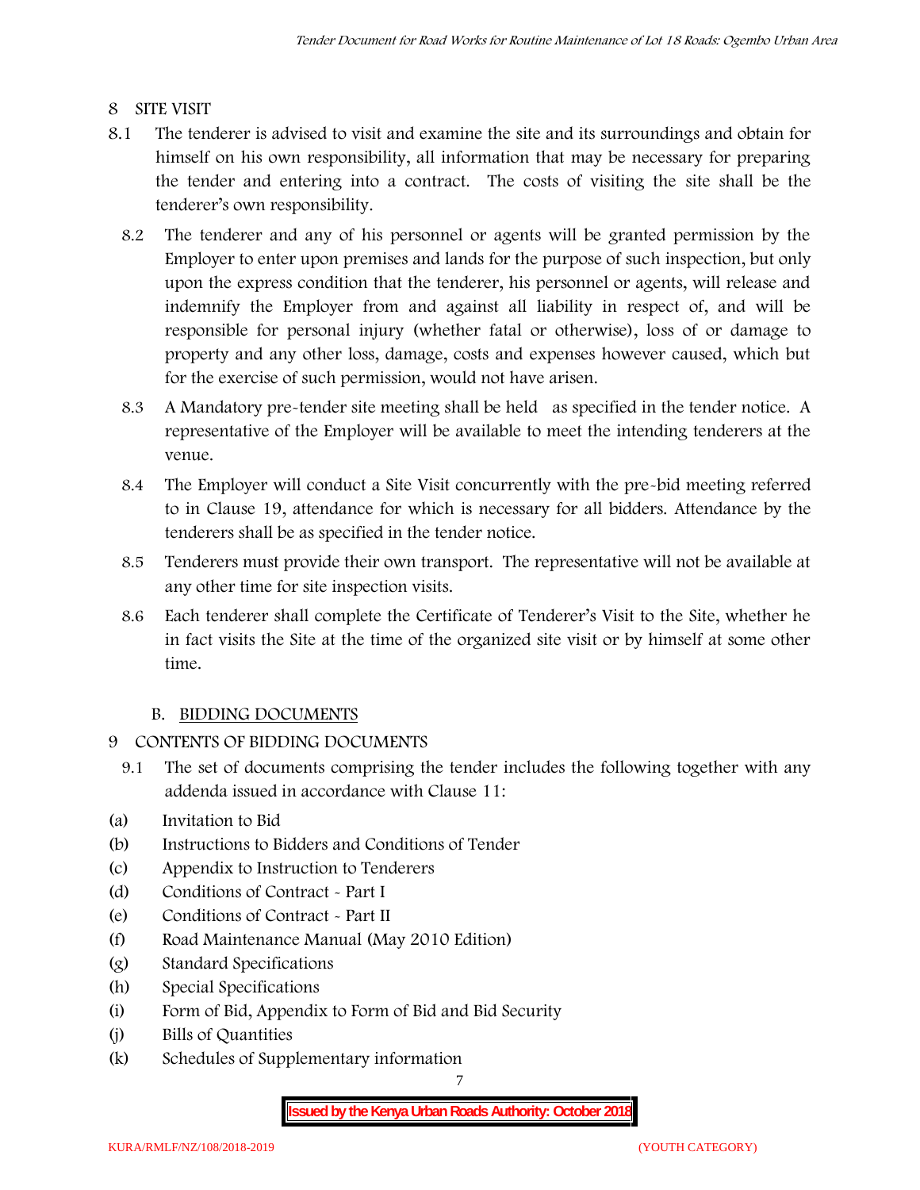## 8 SITE VISIT

8.1 The tenderer is advised to visit and examine the site and its surroundings and obtain for himself on his own responsibility, all information that may be necessary for preparing the tender and entering into a contract. The costs of visiting the site shall be the tenderer's own responsibility.

8.2 The tenderer and any of his personnel or agents will be granted permission by the Employer to enter upon premises and lands for the purpose of such inspection, but only upon the express condition that the tenderer, his personnel or agents, will release and indemnify the Employer from and against all liability in respect of, and will be responsible for personal injury (whether fatal or otherwise), loss of or damage to property and any other loss, damage, costs and expenses however caused, which but for the exercise of such permission, would not have arisen.

8.3 A Mandatory pre-tender site meeting shall be held as specified in the tender notice. A representative of the Employer will be available to meet the intending tenderers at the venue.

8.4 The Employer will conduct a Site Visit concurrently with the pre-bid meeting referred to in Clause 19, attendance for which is necessary for all bidders. Attendance by the tenderers shall be as specified in the tender notice.

8.5 Tenderers must provide their own transport. The representative will not be available at any other time for site inspection visits.

8.6 Each tenderer shall complete the Certificate of Tenderer's Visit to the Site, whether he in fact visits the Site at the time of the organized site visit or by himself at some other time.

# B. BIDDING DOCUMENTS

## 9 CONTENTS OF BIDDING DOCUMENTS

9.1 The set of documents comprising the tender includes the following together with any addenda issued in accordance with Clause 11:

(a) Invitation to Bid
(b) Instructions to Bidders and Conditions of Tender
(c) Appendix to Instruction to Tenderers
(d) Conditions of Contract - Part I
(e) Conditions of Contract - Part II
(f) Road Maintenance Manual (May 2010 Edition)
(g) Standard Specifications
(h) Special Specifications
(i) Form of Bid, Appendix to Form of Bid and Bid Security
(j) Bills of Quantities
(k) Schedules of Supplementary information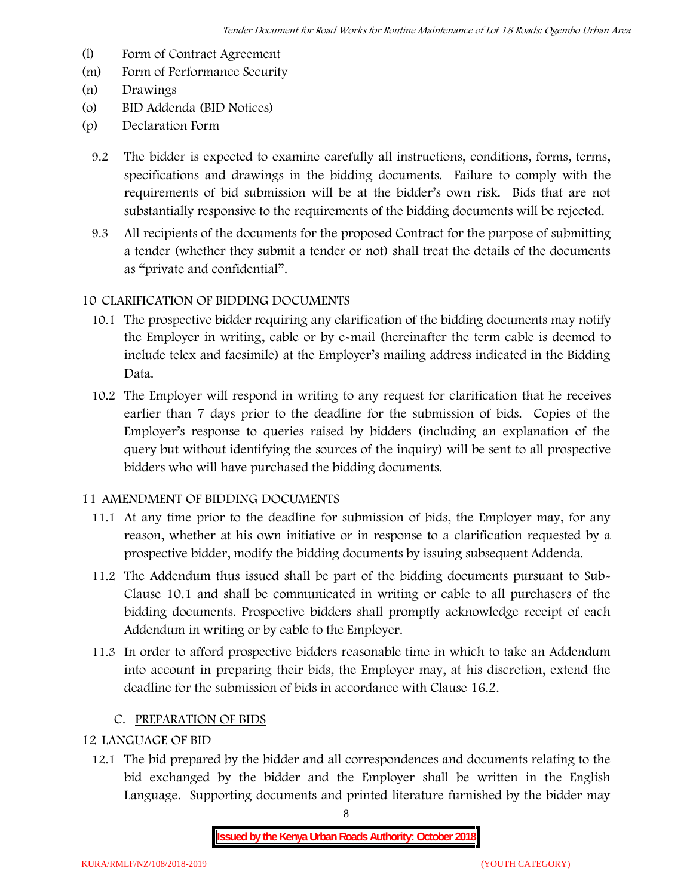(l) Form of Contract Agreement
(m) Form of Performance Security
(n) Drawings
(o) BID Addenda (BID Notices)
(p) Declaration Form

9.2 The bidder is expected to examine carefully all instructions, conditions, forms, terms, specifications and drawings in the bidding documents. Failure to comply with the requirements of bid submission will be at the bidder's own risk. Bids that are not substantially responsive to the requirements of the bidding documents will be rejected.

9.3 All recipients of the documents for the proposed Contract for the purpose of submitting a tender (whether they submit a tender or not) shall treat the details of the documents as "private and confidential".

## 10 CLARIFICATION OF BIDDING DOCUMENTS

10.1 The prospective bidder requiring any clarification of the bidding documents may notify the Employer in writing, cable or by e-mail (hereinafter the term cable is deemed to include telex and facsimile) at the Employer's mailing address indicated in the Bidding Data.

10.2 The Employer will respond in writing to any request for clarification that he receives earlier than 7 days prior to the deadline for the submission of bids. Copies of the Employer's response to queries raised by bidders (including an explanation of the query but without identifying the sources of the inquiry) will be sent to all prospective bidders who will have purchased the bidding documents.

## 11 AMENDMENT OF BIDDING DOCUMENTS

11.1 At any time prior to the deadline for submission of bids, the Employer may, for any reason, whether at his own initiative or in response to a clarification requested by a prospective bidder, modify the bidding documents by issuing subsequent Addenda.

11.2 The Addendum thus issued shall be part of the bidding documents pursuant to Sub-Clause 10.1 and shall be communicated in writing or cable to all purchasers of the bidding documents. Prospective bidders shall promptly acknowledge receipt of each Addendum in writing or by cable to the Employer.

11.3 In order to afford prospective bidders reasonable time in which to take an Addendum into account in preparing their bids, the Employer may, at his discretion, extend the deadline for the submission of bids in accordance with Clause 16.2.

### C. PREPARATION OF BIDS

## 12 LANGUAGE OF BID

12.1 The bid prepared by the bidder and all correspondences and documents relating to the bid exchanged by the bidder and the Employer shall be written in the English Language. Supporting documents and printed literature furnished by the bidder may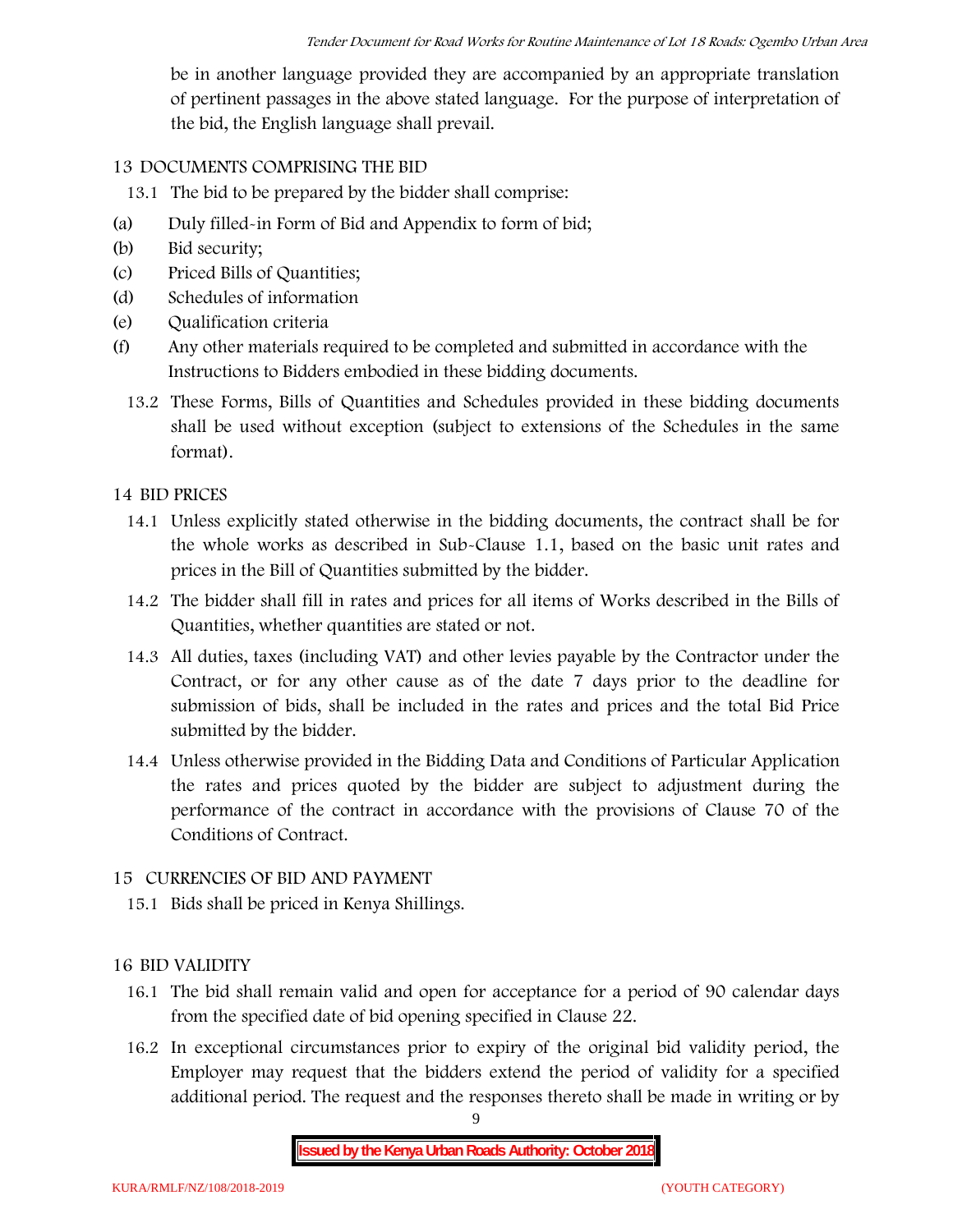be in another language provided they are accompanied by an appropriate translation of pertinent passages in the above stated language. For the purpose of interpretation of the bid, the English language shall prevail.

## 13 DOCUMENTS COMPRISING THE BID

13.1 The bid to be prepared by the bidder shall comprise:

(a) Duly filled-in Form of Bid and Appendix to form of bid;
(b) Bid security;
(c) Priced Bills of Quantities;
(d) Schedules of information
(e) Qualification criteria
(f) Any other materials required to be completed and submitted in accordance with the Instructions to Bidders embodied in these bidding documents.

13.2 These Forms, Bills of Quantities and Schedules provided in these bidding documents shall be used without exception (subject to extensions of the Schedules in the same format).

## 14 BID PRICES

14.1 Unless explicitly stated otherwise in the bidding documents, the contract shall be for the whole works as described in Sub-Clause 1.1, based on the basic unit rates and prices in the Bill of Quantities submitted by the bidder.

14.2 The bidder shall fill in rates and prices for all items of Works described in the Bills of Quantities, whether quantities are stated or not.

14.3 All duties, taxes (including VAT) and other levies payable by the Contractor under the Contract, or for any other cause as of the date 7 days prior to the deadline for submission of bids, shall be included in the rates and prices and the total Bid Price submitted by the bidder.

14.4 Unless otherwise provided in the Bidding Data and Conditions of Particular Application the rates and prices quoted by the bidder are subject to adjustment during the performance of the contract in accordance with the provisions of Clause 70 of the Conditions of Contract.

## 15 CURRENCIES OF BID AND PAYMENT

15.1 Bids shall be priced in Kenya Shillings.

## 16 BID VALIDITY

16.1 The bid shall remain valid and open for acceptance for a period of 90 calendar days from the specified date of bid opening specified in Clause 22.

16.2 In exceptional circumstances prior to expiry of the original bid validity period, the Employer may request that the bidders extend the period of validity for a specified additional period. The request and the responses thereto shall be made in writing or by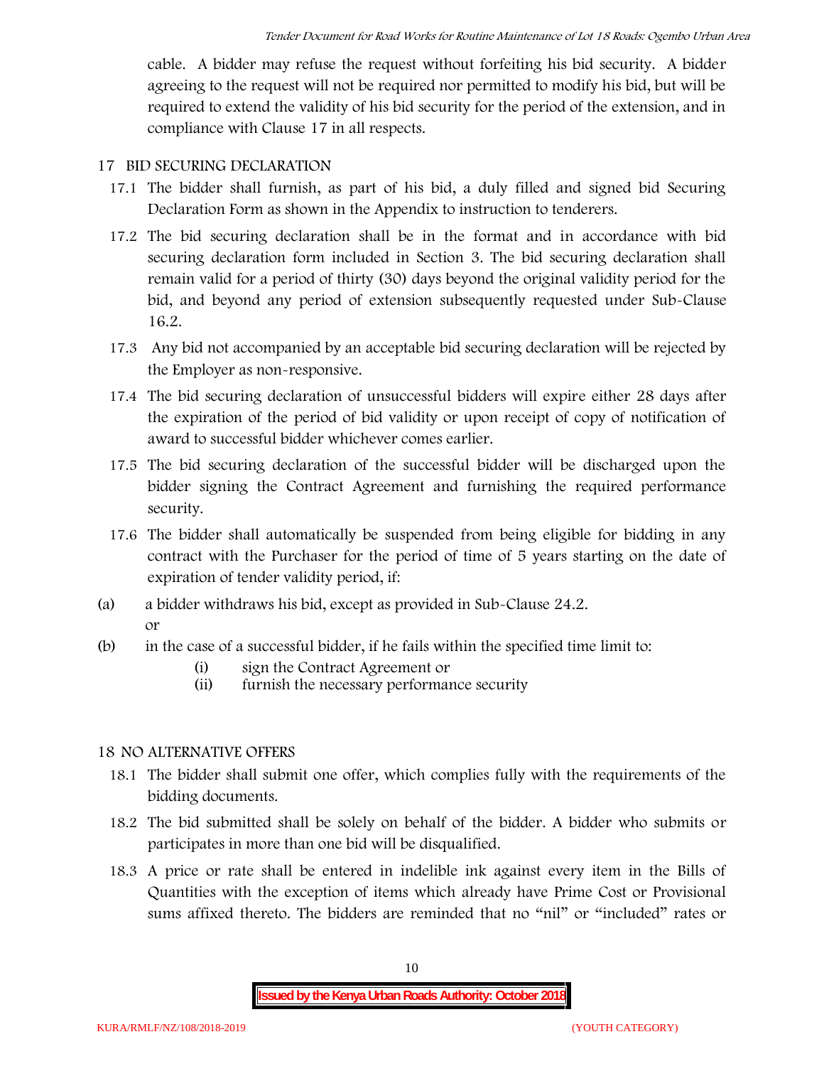cable. A bidder may refuse the request without forfeiting his bid security. A bidder agreeing to the request will not be required nor permitted to modify his bid, but will be required to extend the validity of his bid security for the period of the extension, and in compliance with Clause 17 in all respects.

## 17 BID SECURING DECLARATION

17.1 The bidder shall furnish, as part of his bid, a duly filled and signed bid Securing Declaration Form as shown in the Appendix to instruction to tenderers.

17.2 The bid securing declaration shall be in the format and in accordance with bid securing declaration form included in Section 3. The bid securing declaration shall remain valid for a period of thirty (30) days beyond the original validity period for the bid, and beyond any period of extension subsequently requested under Sub-Clause 16.2.

17.3 Any bid not accompanied by an acceptable bid securing declaration will be rejected by the Employer as non-responsive.

17.4 The bid securing declaration of unsuccessful bidders will expire either 28 days after the expiration of the period of bid validity or upon receipt of copy of notification of award to successful bidder whichever comes earlier.

17.5 The bid securing declaration of the successful bidder will be discharged upon the bidder signing the Contract Agreement and furnishing the required performance security.

17.6 The bidder shall automatically be suspended from being eligible for bidding in any contract with the Purchaser for the period of time of 5 years starting on the date of expiration of tender validity period, if:

(a) a bidder withdraws his bid, except as provided in Sub-Clause 24.2.
or

(b) in the case of a successful bidder, if he fails within the specified time limit to:
  (i) sign the Contract Agreement or
  (ii) furnish the necessary performance security

## 18 NO ALTERNATIVE OFFERS

18.1 The bidder shall submit one offer, which complies fully with the requirements of the bidding documents.

18.2 The bid submitted shall be solely on behalf of the bidder. A bidder who submits or participates in more than one bid will be disqualified.

18.3 A price or rate shall be entered in indelible ink against every item in the Bills of Quantities with the exception of items which already have Prime Cost or Provisional sums affixed thereto. The bidders are reminded that no "nil" or "included" rates or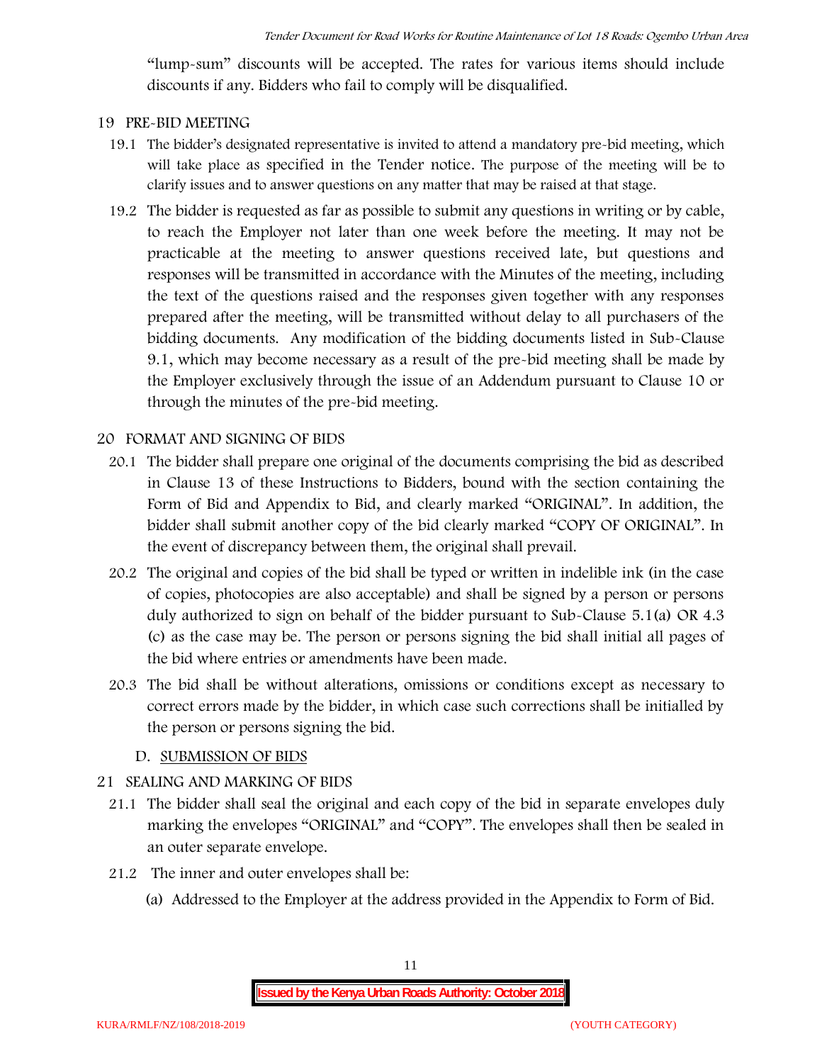"lump-sum" discounts will be accepted. The rates for various items should include discounts if any. Bidders who fail to comply will be disqualified.

## 19 PRE-BID MEETING

19.1 The bidder's designated representative is invited to attend a mandatory pre-bid meeting, which will take place as specified in the Tender notice. The purpose of the meeting will be to clarify issues and to answer questions on any matter that may be raised at that stage.

19.2 The bidder is requested as far as possible to submit any questions in writing or by cable, to reach the Employer not later than one week before the meeting. It may not be practicable at the meeting to answer questions received late, but questions and responses will be transmitted in accordance with the Minutes of the meeting, including the text of the questions raised and the responses given together with any responses prepared after the meeting, will be transmitted without delay to all purchasers of the bidding documents. Any modification of the bidding documents listed in Sub-Clause 9.1, which may become necessary as a result of the pre-bid meeting shall be made by the Employer exclusively through the issue of an Addendum pursuant to Clause 10 or through the minutes of the pre-bid meeting.

## 20 FORMAT AND SIGNING OF BIDS

20.1 The bidder shall prepare one original of the documents comprising the bid as described in Clause 13 of these Instructions to Bidders, bound with the section containing the Form of Bid and Appendix to Bid, and clearly marked "ORIGINAL". In addition, the bidder shall submit another copy of the bid clearly marked "COPY OF ORIGINAL". In the event of discrepancy between them, the original shall prevail.

20.2 The original and copies of the bid shall be typed or written in indelible ink (in the case of copies, photocopies are also acceptable) and shall be signed by a person or persons duly authorized to sign on behalf of the bidder pursuant to Sub-Clause 5.1(a) OR 4.3 (c) as the case may be. The person or persons signing the bid shall initial all pages of the bid where entries or amendments have been made.

20.3 The bid shall be without alterations, omissions or conditions except as necessary to correct errors made by the bidder, in which case such corrections shall be initialled by the person or persons signing the bid.

### D. SUBMISSION OF BIDS

## 21 SEALING AND MARKING OF BIDS

21.1 The bidder shall seal the original and each copy of the bid in separate envelopes duly marking the envelopes "ORIGINAL" and "COPY". The envelopes shall then be sealed in an outer separate envelope.

21.2 The inner and outer envelopes shall be:

(a) Addressed to the Employer at the address provided in the Appendix to Form of Bid.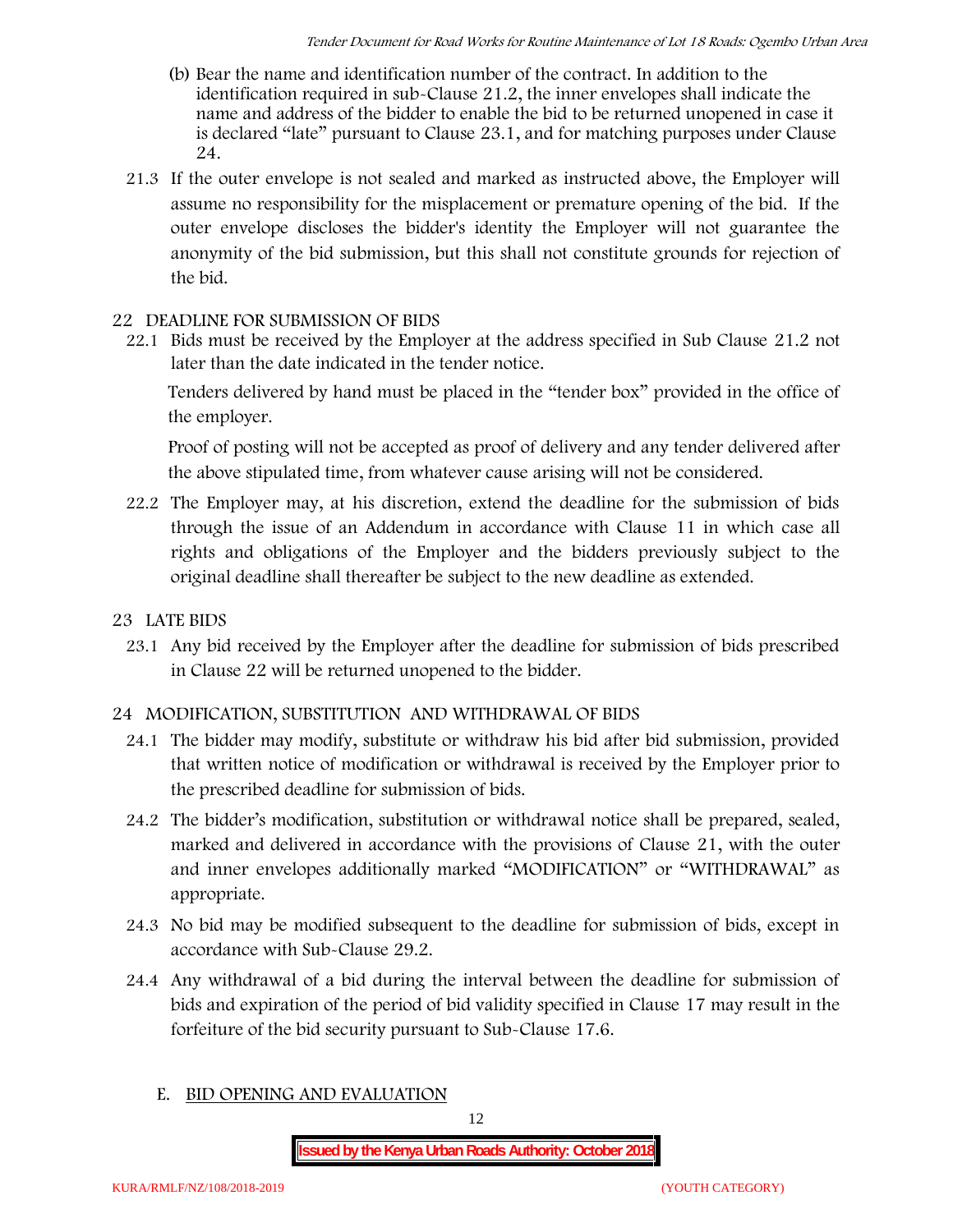(b) Bear the name and identification number of the contract. In addition to the identification required in sub-Clause 21.2, the inner envelopes shall indicate the name and address of the bidder to enable the bid to be returned unopened in case it is declared "late" pursuant to Clause 23.1, and for matching purposes under Clause 24.

21.3 If the outer envelope is not sealed and marked as instructed above, the Employer will assume no responsibility for the misplacement or premature opening of the bid. If the outer envelope discloses the bidder's identity the Employer will not guarantee the anonymity of the bid submission, but this shall not constitute grounds for rejection of the bid.

## 22 DEADLINE FOR SUBMISSION OF BIDS

22.1 Bids must be received by the Employer at the address specified in Sub Clause 21.2 not later than the date indicated in the tender notice.

Tenders delivered by hand must be placed in the "tender box" provided in the office of the employer.

Proof of posting will not be accepted as proof of delivery and any tender delivered after the above stipulated time, from whatever cause arising will not be considered.

22.2 The Employer may, at his discretion, extend the deadline for the submission of bids through the issue of an Addendum in accordance with Clause 11 in which case all rights and obligations of the Employer and the bidders previously subject to the original deadline shall thereafter be subject to the new deadline as extended.

## 23 LATE BIDS

23.1 Any bid received by the Employer after the deadline for submission of bids prescribed in Clause 22 will be returned unopened to the bidder.

## 24 MODIFICATION, SUBSTITUTION AND WITHDRAWAL OF BIDS

24.1 The bidder may modify, substitute or withdraw his bid after bid submission, provided that written notice of modification or withdrawal is received by the Employer prior to the prescribed deadline for submission of bids.

24.2 The bidder's modification, substitution or withdrawal notice shall be prepared, sealed, marked and delivered in accordance with the provisions of Clause 21, with the outer and inner envelopes additionally marked "MODIFICATION" or "WITHDRAWAL" as appropriate.

24.3 No bid may be modified subsequent to the deadline for submission of bids, except in accordance with Sub-Clause 29.2.

24.4 Any withdrawal of a bid during the interval between the deadline for submission of bids and expiration of the period of bid validity specified in Clause 17 may result in the forfeiture of the bid security pursuant to Sub-Clause 17.6.

## E. BID OPENING AND EVALUATION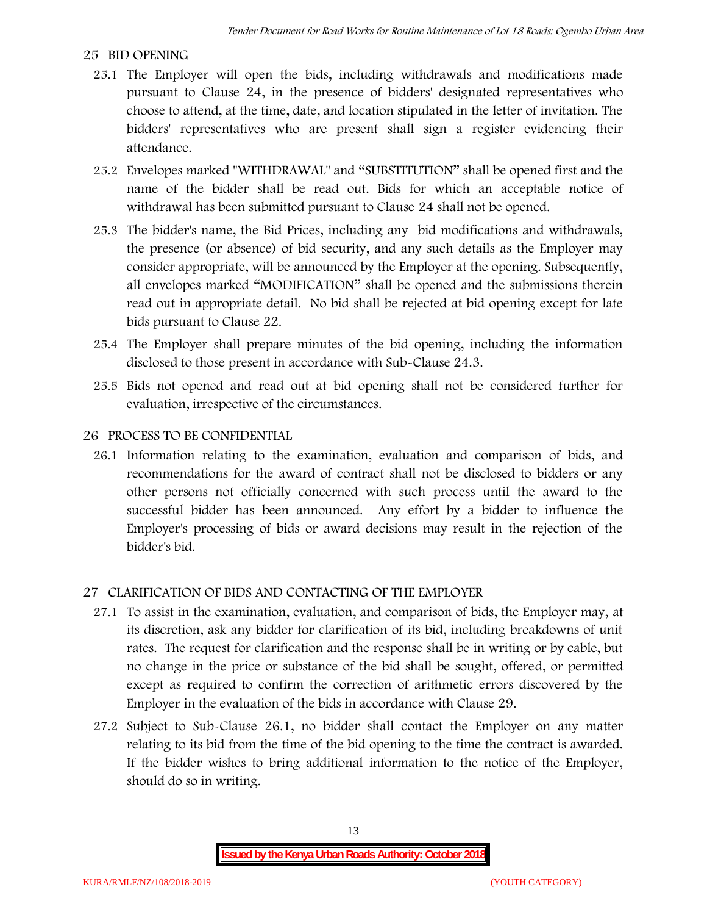## 25 BID OPENING

25.1 The Employer will open the bids, including withdrawals and modifications made pursuant to Clause 24, in the presence of bidders' designated representatives who choose to attend, at the time, date, and location stipulated in the letter of invitation. The bidders' representatives who are present shall sign a register evidencing their attendance.

25.2 Envelopes marked "WITHDRAWAL" and "SUBSTITUTION" shall be opened first and the name of the bidder shall be read out. Bids for which an acceptable notice of withdrawal has been submitted pursuant to Clause 24 shall not be opened.

25.3 The bidder's name, the Bid Prices, including any bid modifications and withdrawals, the presence (or absence) of bid security, and any such details as the Employer may consider appropriate, will be announced by the Employer at the opening. Subsequently, all envelopes marked "MODIFICATION" shall be opened and the submissions therein read out in appropriate detail. No bid shall be rejected at bid opening except for late bids pursuant to Clause 22.

25.4 The Employer shall prepare minutes of the bid opening, including the information disclosed to those present in accordance with Sub-Clause 24.3.

25.5 Bids not opened and read out at bid opening shall not be considered further for evaluation, irrespective of the circumstances.

## 26 PROCESS TO BE CONFIDENTIAL

26.1 Information relating to the examination, evaluation and comparison of bids, and recommendations for the award of contract shall not be disclosed to bidders or any other persons not officially concerned with such process until the award to the successful bidder has been announced. Any effort by a bidder to influence the Employer's processing of bids or award decisions may result in the rejection of the bidder's bid.

## 27 CLARIFICATION OF BIDS AND CONTACTING OF THE EMPLOYER

27.1 To assist in the examination, evaluation, and comparison of bids, the Employer may, at its discretion, ask any bidder for clarification of its bid, including breakdowns of unit rates. The request for clarification and the response shall be in writing or by cable, but no change in the price or substance of the bid shall be sought, offered, or permitted except as required to confirm the correction of arithmetic errors discovered by the Employer in the evaluation of the bids in accordance with Clause 29.

27.2 Subject to Sub-Clause 26.1, no bidder shall contact the Employer on any matter relating to its bid from the time of the bid opening to the time the contract is awarded. If the bidder wishes to bring additional information to the notice of the Employer, should do so in writing.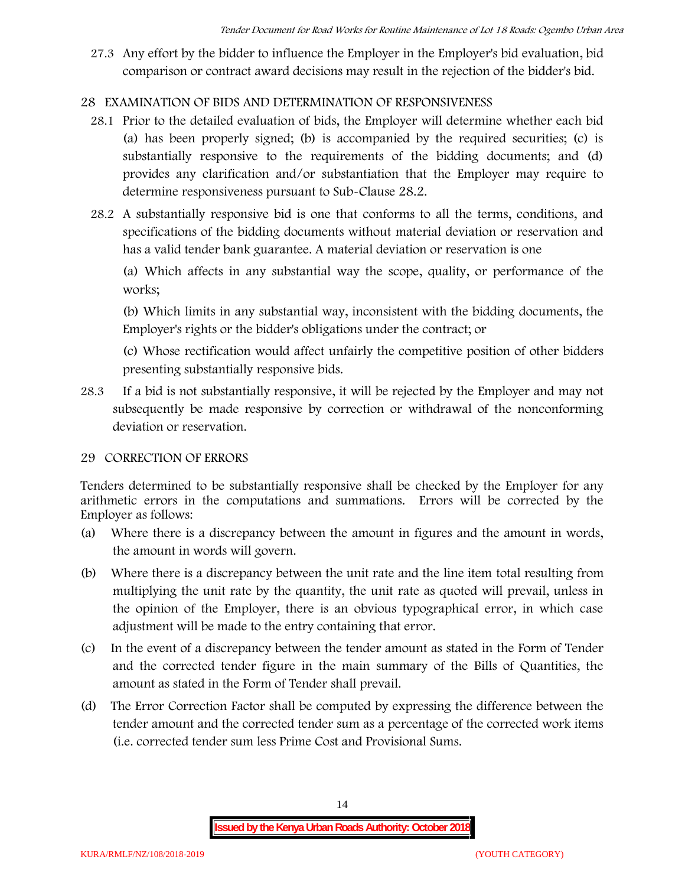27.3 Any effort by the bidder to influence the Employer in the Employer's bid evaluation, bid comparison or contract award decisions may result in the rejection of the bidder's bid.

## 28 EXAMINATION OF BIDS AND DETERMINATION OF RESPONSIVENESS

28.1 Prior to the detailed evaluation of bids, the Employer will determine whether each bid (a) has been properly signed; (b) is accompanied by the required securities; (c) is substantially responsive to the requirements of the bidding documents; and (d) provides any clarification and/or substantiation that the Employer may require to determine responsiveness pursuant to Sub-Clause 28.2.

28.2 A substantially responsive bid is one that conforms to all the terms, conditions, and specifications of the bidding documents without material deviation or reservation and has a valid tender bank guarantee. A material deviation or reservation is one

(a) Which affects in any substantial way the scope, quality, or performance of the works;

(b) Which limits in any substantial way, inconsistent with the bidding documents, the Employer's rights or the bidder's obligations under the contract; or

(c) Whose rectification would affect unfairly the competitive position of other bidders presenting substantially responsive bids.

28.3 If a bid is not substantially responsive, it will be rejected by the Employer and may not subsequently be made responsive by correction or withdrawal of the nonconforming deviation or reservation.

## 29 CORRECTION OF ERRORS

Tenders determined to be substantially responsive shall be checked by the Employer for any arithmetic errors in the computations and summations. Errors will be corrected by the Employer as follows:

(a) Where there is a discrepancy between the amount in figures and the amount in words, the amount in words will govern.

(b) Where there is a discrepancy between the unit rate and the line item total resulting from multiplying the unit rate by the quantity, the unit rate as quoted will prevail, unless in the opinion of the Employer, there is an obvious typographical error, in which case adjustment will be made to the entry containing that error.

(c) In the event of a discrepancy between the tender amount as stated in the Form of Tender and the corrected tender figure in the main summary of the Bills of Quantities, the amount as stated in the Form of Tender shall prevail.

(d) The Error Correction Factor shall be computed by expressing the difference between the tender amount and the corrected tender sum as a percentage of the corrected work items (i.e. corrected tender sum less Prime Cost and Provisional Sums.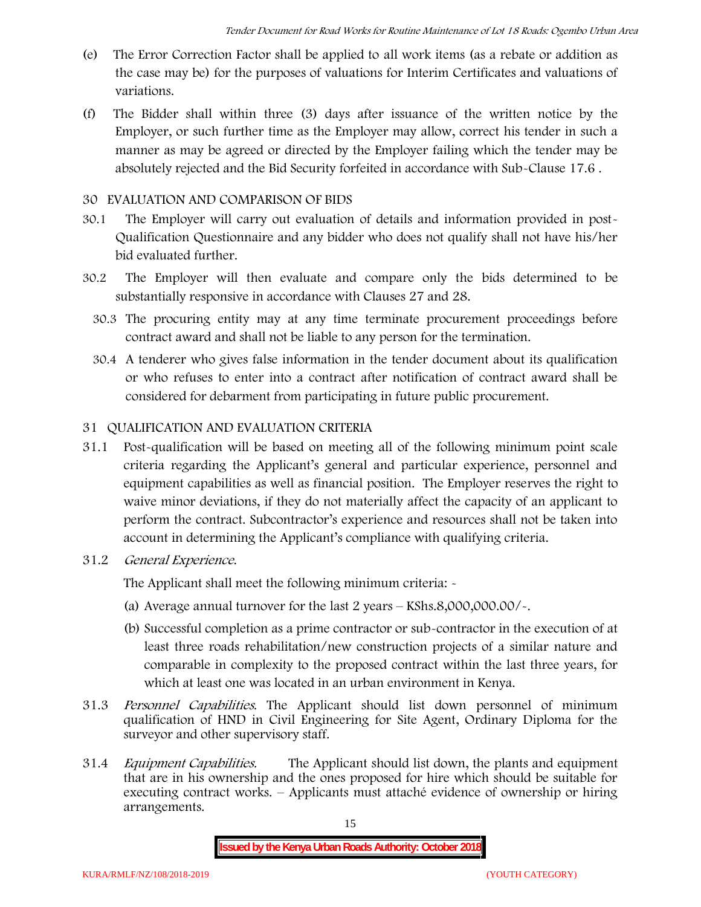(e) The Error Correction Factor shall be applied to all work items (as a rebate or addition as the case may be) for the purposes of valuations for Interim Certificates and valuations of variations.

(f) The Bidder shall within three (3) days after issuance of the written notice by the Employer, or such further time as the Employer may allow, correct his tender in such a manner as may be agreed or directed by the Employer failing which the tender may be absolutely rejected and the Bid Security forfeited in accordance with Sub-Clause 17.6 .

## 30 EVALUATION AND COMPARISON OF BIDS

30.1 The Employer will carry out evaluation of details and information provided in post-Qualification Questionnaire and any bidder who does not qualify shall not have his/her bid evaluated further.

30.2 The Employer will then evaluate and compare only the bids determined to be substantially responsive in accordance with Clauses 27 and 28.

30.3 The procuring entity may at any time terminate procurement proceedings before contract award and shall not be liable to any person for the termination.

30.4 A tenderer who gives false information in the tender document about its qualification or who refuses to enter into a contract after notification of contract award shall be considered for debarment from participating in future public procurement.

## 31 QUALIFICATION AND EVALUATION CRITERIA

31.1 Post-qualification will be based on meeting all of the following minimum point scale criteria regarding the Applicant's general and particular experience, personnel and equipment capabilities as well as financial position. The Employer reserves the right to waive minor deviations, if they do not materially affect the capacity of an applicant to perform the contract. Subcontractor's experience and resources shall not be taken into account in determining the Applicant's compliance with qualifying criteria.

31.2 *General Experience.*

The Applicant shall meet the following minimum criteria: -

(a) Average annual turnover for the last 2 years – KShs.8,000,000.00/-.

(b) Successful completion as a prime contractor or sub-contractor in the execution of at least three roads rehabilitation/new construction projects of a similar nature and comparable in complexity to the proposed contract within the last three years, for which at least one was located in an urban environment in Kenya.

31.3 *Personnel Capabilities.* The Applicant should list down personnel of minimum qualification of HND in Civil Engineering for Site Agent, Ordinary Diploma for the surveyor and other supervisory staff.

31.4 *Equipment Capabilities.* The Applicant should list down, the plants and equipment that are in his ownership and the ones proposed for hire which should be suitable for executing contract works. – Applicants must attaché evidence of ownership or hiring arrangements.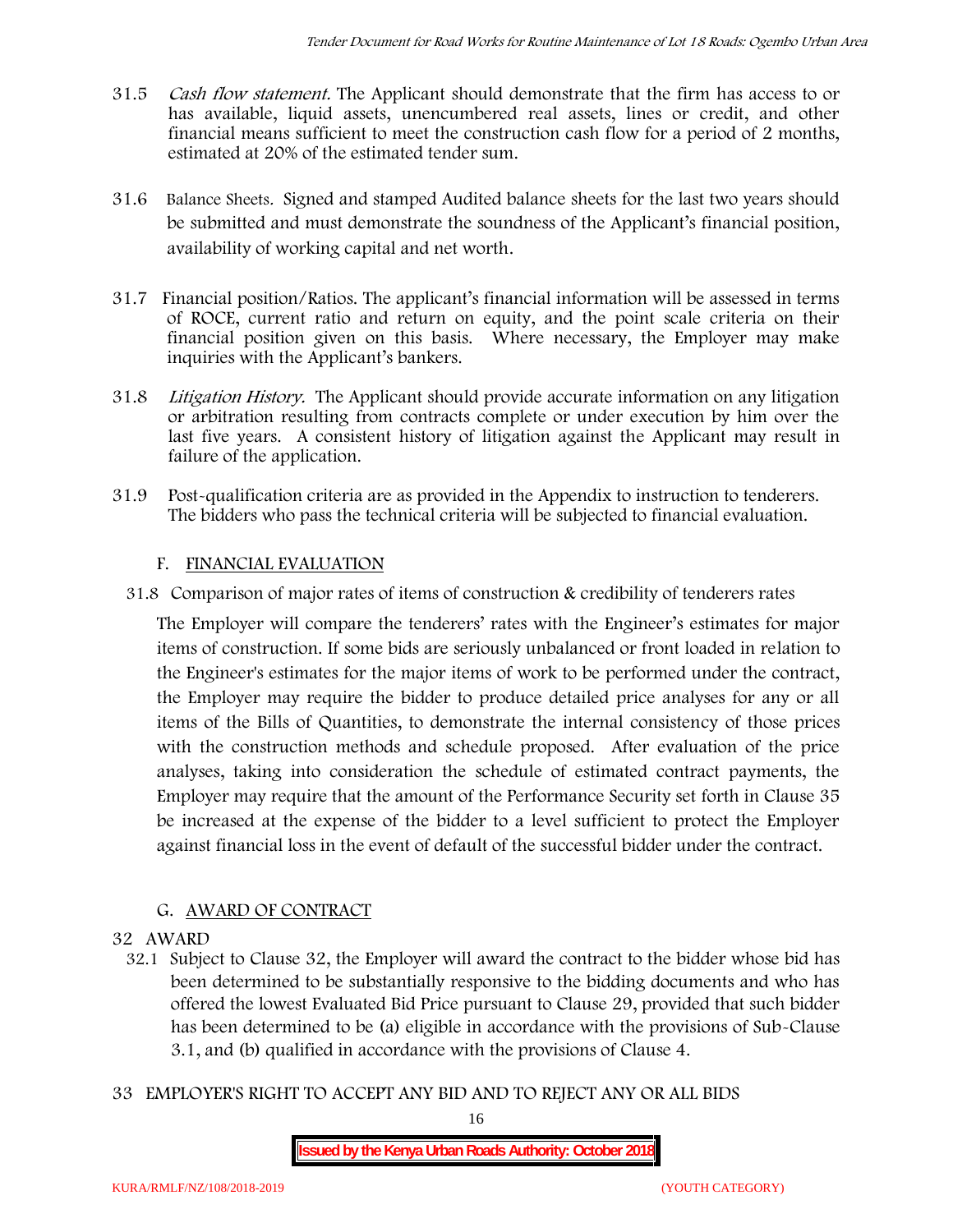31.5 *Cash flow statement.* The Applicant should demonstrate that the firm has access to or has available, liquid assets, unencumbered real assets, lines or credit, and other financial means sufficient to meet the construction cash flow for a period of 2 months, estimated at 20% of the estimated tender sum.

31.6 Balance Sheets. Signed and stamped Audited balance sheets for the last two years should be submitted and must demonstrate the soundness of the Applicant's financial position, availability of working capital and net worth.

31.7 Financial position/Ratios. The applicant's financial information will be assessed in terms of ROCE, current ratio and return on equity, and the point scale criteria on their financial position given on this basis. Where necessary, the Employer may make inquiries with the Applicant's bankers.

31.8 *Litigation History.* The Applicant should provide accurate information on any litigation or arbitration resulting from contracts complete or under execution by him over the last five years. A consistent history of litigation against the Applicant may result in failure of the application.

31.9 Post-qualification criteria are as provided in the Appendix to instruction to tenderers. The bidders who pass the technical criteria will be subjected to financial evaluation.

## F. FINANCIAL EVALUATION

31.8 Comparison of major rates of items of construction & credibility of tenderers rates

The Employer will compare the tenderers' rates with the Engineer's estimates for major items of construction. If some bids are seriously unbalanced or front loaded in relation to the Engineer's estimates for the major items of work to be performed under the contract, the Employer may require the bidder to produce detailed price analyses for any or all items of the Bills of Quantities, to demonstrate the internal consistency of those prices with the construction methods and schedule proposed. After evaluation of the price analyses, taking into consideration the schedule of estimated contract payments, the Employer may require that the amount of the Performance Security set forth in Clause 35 be increased at the expense of the bidder to a level sufficient to protect the Employer against financial loss in the event of default of the successful bidder under the contract.

## G. AWARD OF CONTRACT

### 32 AWARD

32.1 Subject to Clause 32, the Employer will award the contract to the bidder whose bid has been determined to be substantially responsive to the bidding documents and who has offered the lowest Evaluated Bid Price pursuant to Clause 29, provided that such bidder has been determined to be (a) eligible in accordance with the provisions of Sub-Clause 3.1, and (b) qualified in accordance with the provisions of Clause 4.

### 33 EMPLOYER'S RIGHT TO ACCEPT ANY BID AND TO REJECT ANY OR ALL BIDS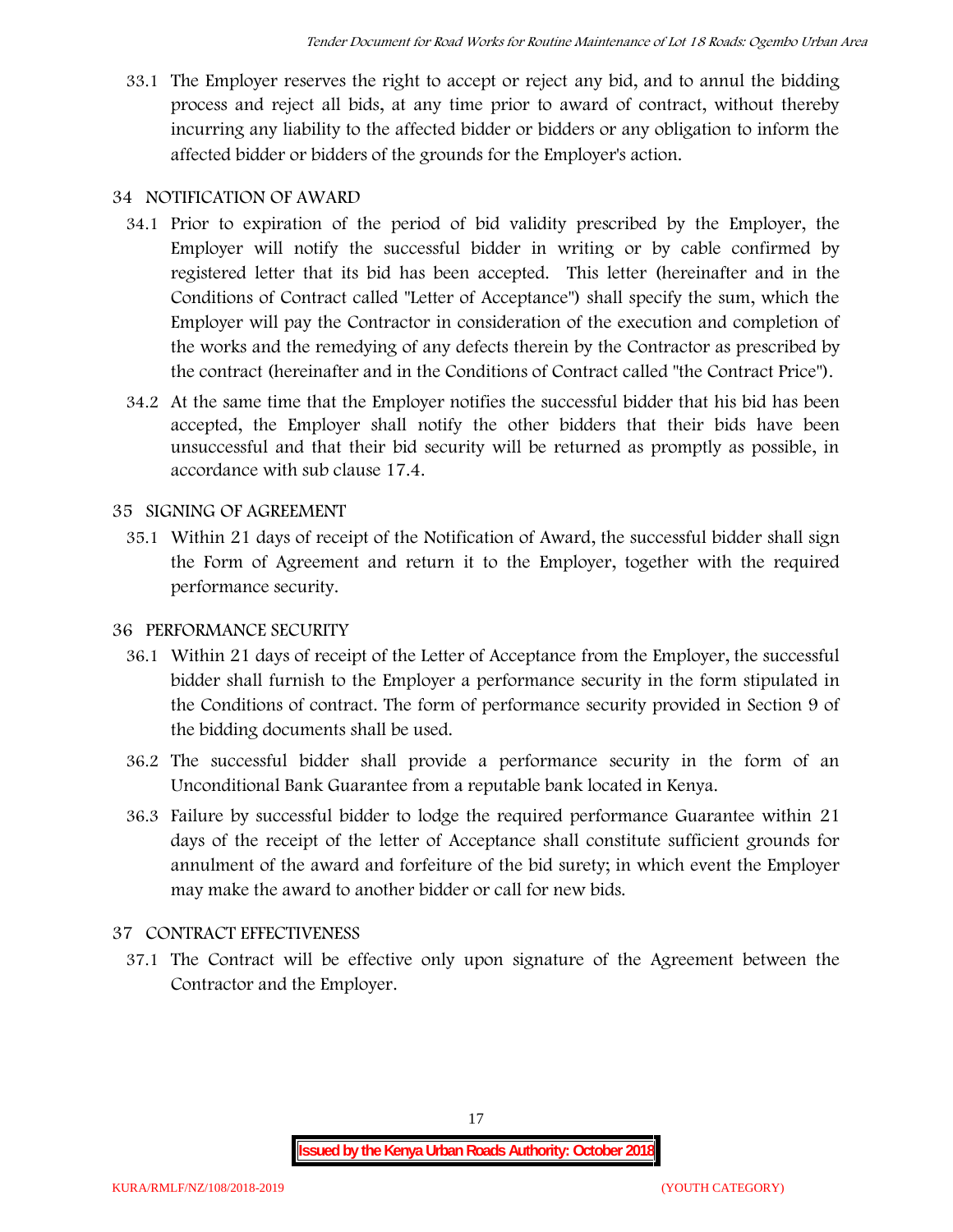33.1 The Employer reserves the right to accept or reject any bid, and to annul the bidding process and reject all bids, at any time prior to award of contract, without thereby incurring any liability to the affected bidder or bidders or any obligation to inform the affected bidder or bidders of the grounds for the Employer's action.

## 34 NOTIFICATION OF AWARD

34.1 Prior to expiration of the period of bid validity prescribed by the Employer, the Employer will notify the successful bidder in writing or by cable confirmed by registered letter that its bid has been accepted. This letter (hereinafter and in the Conditions of Contract called "Letter of Acceptance") shall specify the sum, which the Employer will pay the Contractor in consideration of the execution and completion of the works and the remedying of any defects therein by the Contractor as prescribed by the contract (hereinafter and in the Conditions of Contract called "the Contract Price").

34.2 At the same time that the Employer notifies the successful bidder that his bid has been accepted, the Employer shall notify the other bidders that their bids have been unsuccessful and that their bid security will be returned as promptly as possible, in accordance with sub clause 17.4.

## 35 SIGNING OF AGREEMENT

35.1 Within 21 days of receipt of the Notification of Award, the successful bidder shall sign the Form of Agreement and return it to the Employer, together with the required performance security.

## 36 PERFORMANCE SECURITY

36.1 Within 21 days of receipt of the Letter of Acceptance from the Employer, the successful bidder shall furnish to the Employer a performance security in the form stipulated in the Conditions of contract. The form of performance security provided in Section 9 of the bidding documents shall be used.

36.2 The successful bidder shall provide a performance security in the form of an Unconditional Bank Guarantee from a reputable bank located in Kenya.

36.3 Failure by successful bidder to lodge the required performance Guarantee within 21 days of the receipt of the letter of Acceptance shall constitute sufficient grounds for annulment of the award and forfeiture of the bid surety; in which event the Employer may make the award to another bidder or call for new bids.

## 37 CONTRACT EFFECTIVENESS

37.1 The Contract will be effective only upon signature of the Agreement between the Contractor and the Employer.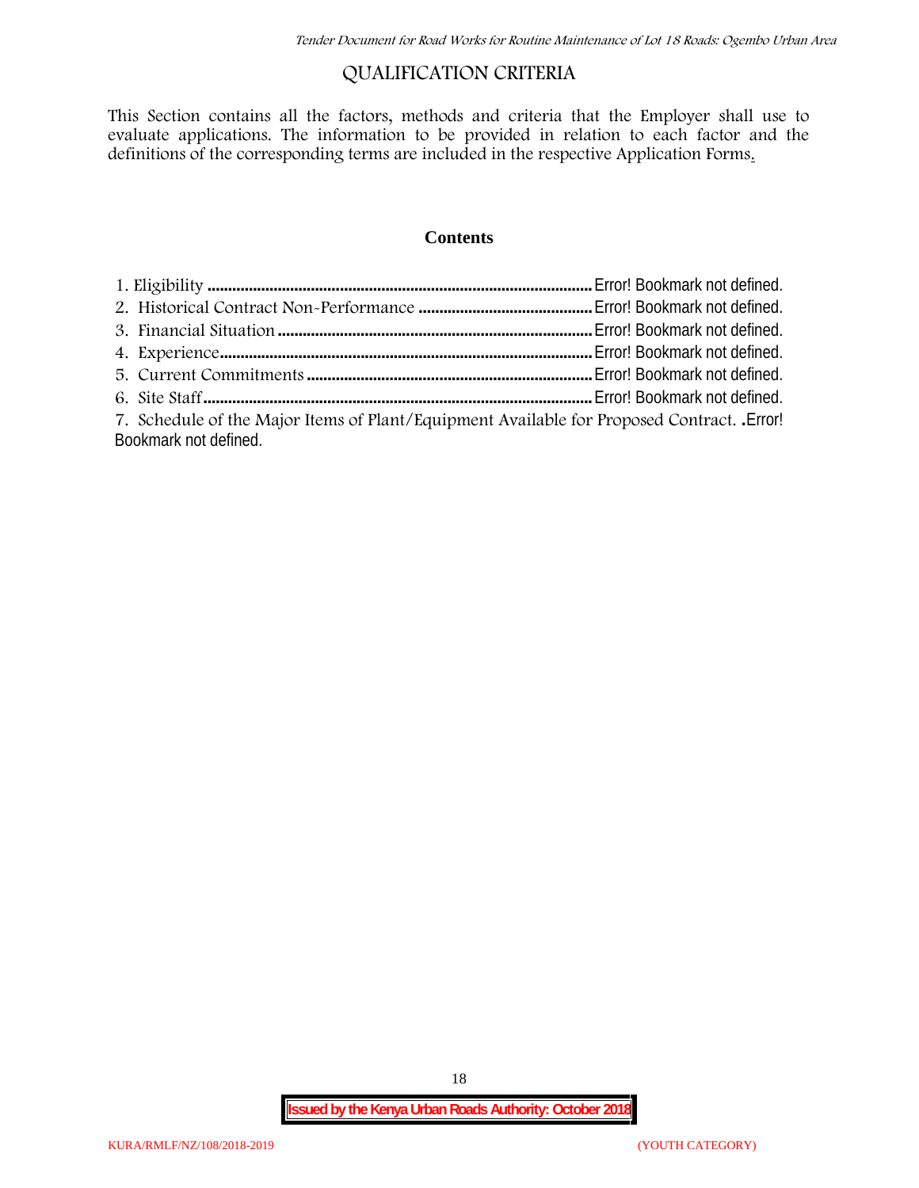# QUALIFICATION CRITERIA

This Section contains all the factors, methods and criteria that the Employer shall use to evaluate applications. The information to be provided in relation to each factor and the definitions of the corresponding terms are included in the respective Application Forms.

## Contents

1. Eligibility ............................................................................................ Error! Bookmark not defined.
2. Historical Contract Non-Performance .......................................... Error! Bookmark not defined.
3. Financial Situation ........................................................................... Error! Bookmark not defined.
4. Experience.......................................................................................... Error! Bookmark not defined.
5. Current Commitments .................................................................... Error! Bookmark not defined.
6. Site Staff ............................................................................................. Error! Bookmark not defined.
7. Schedule of the Major Items of Plant/Equipment Available for Proposed Contract. .Error! Bookmark not defined.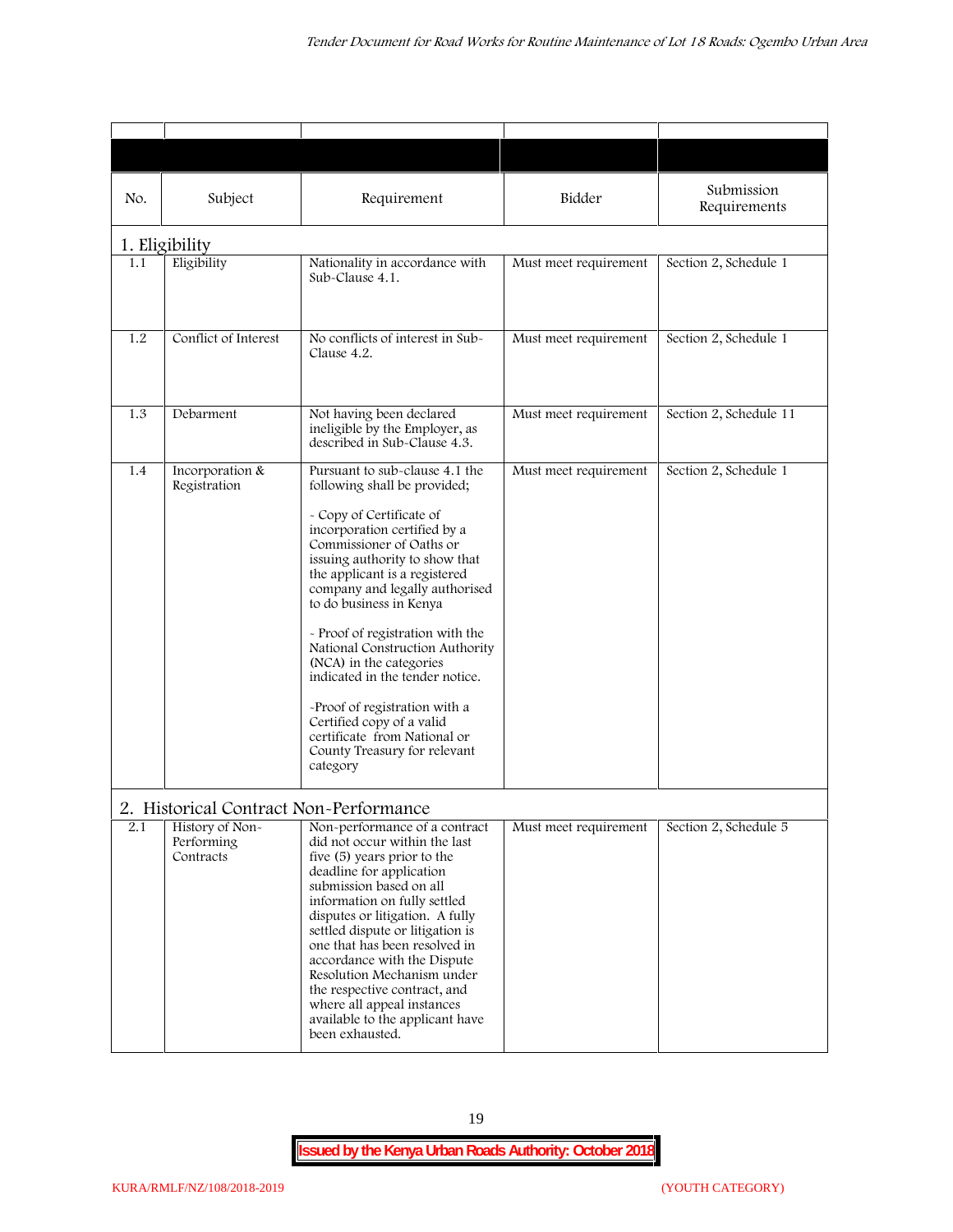| No. | Subject | Requirement | Bidder | Submission Requirements |
|---|---|---|---|---|
| **1. Eligibility** | | | | |
| 1.1 | Eligibility | Nationality in accordance with Sub-Clause 4.1. | Must meet requirement | Section 2, Schedule 1 |
| 1.2 | Conflict of Interest | No conflicts of interest in Sub-Clause 4.2. | Must meet requirement | Section 2, Schedule 1 |
| 1.3 | Debarment | Not having been declared ineligible by the Employer, as described in Sub-Clause 4.3. | Must meet requirement | Section 2, Schedule 11 |
| 1.4 | Incorporation & Registration | Pursuant to sub-clause 4.1 the following shall be provided;<br><br>- Copy of Certificate of incorporation certified by a Commissioner of Oaths or issuing authority to show that the applicant is a registered company and legally authorised to do business in Kenya<br><br>- Proof of registration with the National Construction Authority (NCA) in the categories indicated in the tender notice.<br><br>-Proof of registration with a Certified copy of a valid certificate from National or County Treasury for relevant category | Must meet requirement | Section 2, Schedule 1 |
| **2. Historical Contract Non-Performance** | | | | |
| 2.1 | History of Non-Performing Contracts | Non-performance of a contract did not occur within the last five (5) years prior to the deadline for application submission based on all information on fully settled disputes or litigation. A fully settled dispute or litigation is one that has been resolved in accordance with the Dispute Resolution Mechanism under the respective contract, and where all appeal instances available to the applicant have been exhausted. | Must meet requirement | Section 2, Schedule 5 |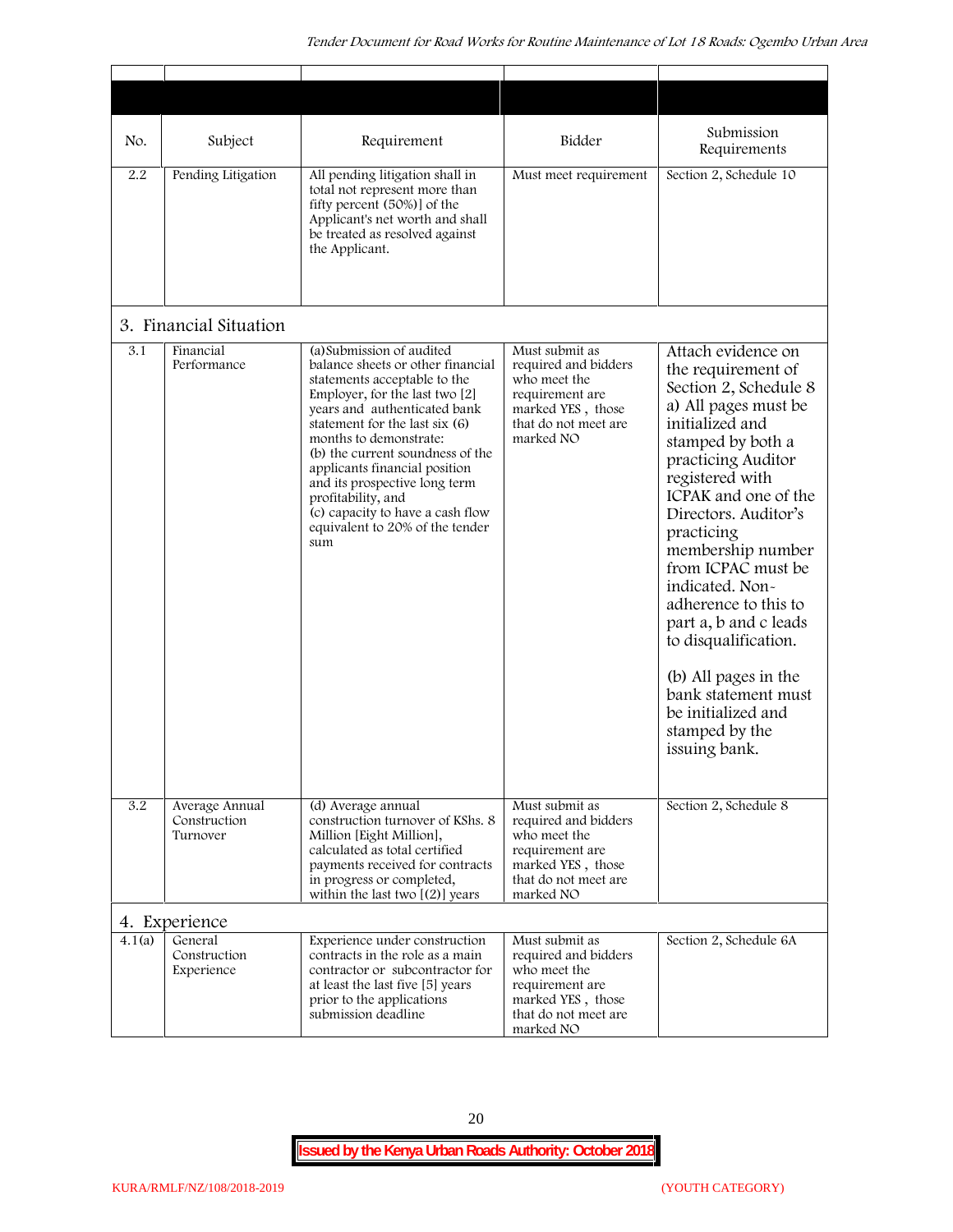| No. | Subject | Requirement | Bidder | Submission Requirements |
|---|---|---|---|---|
| 2.2 | Pending Litigation | All pending litigation shall in total not represent more than fifty percent (50%)] of the Applicant's net worth and shall be treated as resolved against the Applicant. | Must meet requirement | Section 2, Schedule 10 |
| **3. Financial Situation** | | | | |
| 3.1 | Financial Performance | (a)Submission of audited balance sheets or other financial statements acceptable to the Employer, for the last two [2] years and authenticated bank statement for the last six (6) months to demonstrate: (b) the current soundness of the applicants financial position and its prospective long term profitability, and (c) capacity to have a cash flow equivalent to 20% of the tender sum | Must submit as required and bidders who meet the requirement are marked YES , those that do not meet are marked NO | Attach evidence on the requirement of Section 2, Schedule 8 a) All pages must be initialized and stamped by both a practicing Auditor registered with ICPAK and one of the Directors. Auditor's practicing membership number from ICPAC must be indicated. Non-adherence to this to part a, b and c leads to disqualification. (b) All pages in the bank statement must be initialized and stamped by the issuing bank. |
| 3.2 | Average Annual Construction Turnover | (d) Average annual construction turnover of KShs. 8 Million [Eight Million], calculated as total certified payments received for contracts in progress or completed, within the last two [(2)] years | Must submit as required and bidders who meet the requirement are marked YES , those that do not meet are marked NO | Section 2, Schedule 8 |
| **4. Experience** | | | | |
| 4.1(a) | General Construction Experience | Experience under construction contracts in the role as a main contractor or subcontractor for at least the last five [5] years prior to the applications submission deadline | Must submit as required and bidders who meet the requirement are marked YES , those that do not meet are marked NO | Section 2, Schedule 6A |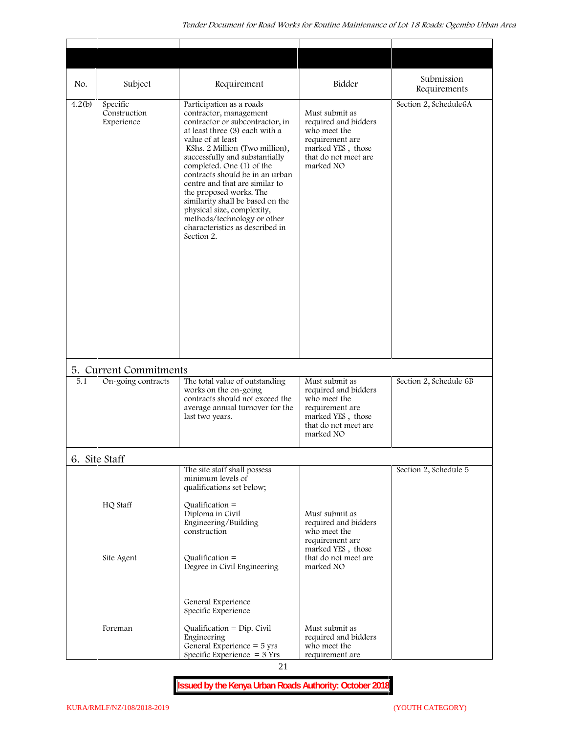| No. | Subject | Requirement | Bidder | Submission Requirements |
|---|---|---|---|---|
| 4.2(b) | Specific Construction Experience | Participation as a roads contractor, management contractor or subcontractor, in at least three (3) each with a value of at least KShs. 2 Million (Two million), successfully and substantially completed. One (1) of the contracts should be in an urban centre and that are similar to the proposed works. The similarity shall be based on the physical size, complexity, methods/technology or other characteristics as described in Section 2. | Must submit as required and bidders who meet the requirement are marked YES , those that do not meet are marked NO | Section 2, Schedule6A |
| **5. Current Commitments** | | | | |
| 5.1 | On-going contracts | The total value of outstanding works on the on-going contracts should not exceed the average annual turnover for the last two years. | Must submit as required and bidders who meet the requirement are marked YES , those that do not meet are marked NO | Section 2, Schedule 6B |
| **6. Site Staff** | | | | |
| | | The site staff shall possess minimum levels of qualifications set below; | | Section 2, Schedule 5 |
| | HQ Staff | Qualification = Diploma in Civil Engineering/Building construction | Must submit as required and bidders who meet the requirement are marked YES , those that do not meet are marked NO | |
| | Site Agent | Qualification = Degree in Civil Engineering<br><br>General Experience<br>Specific Experience | | |
| | Foreman | Qualification = Dip. Civil Engineering<br>General Experience = 5 yrs<br>Specific Experience = 3 Yrs | Must submit as required and bidders who meet the requirement are | |

**Issued by the Kenya Urban Roads Authority: October 2018**

KURA/RMLF/NZ/108/2018-2019 (YOUTH CATEGORY)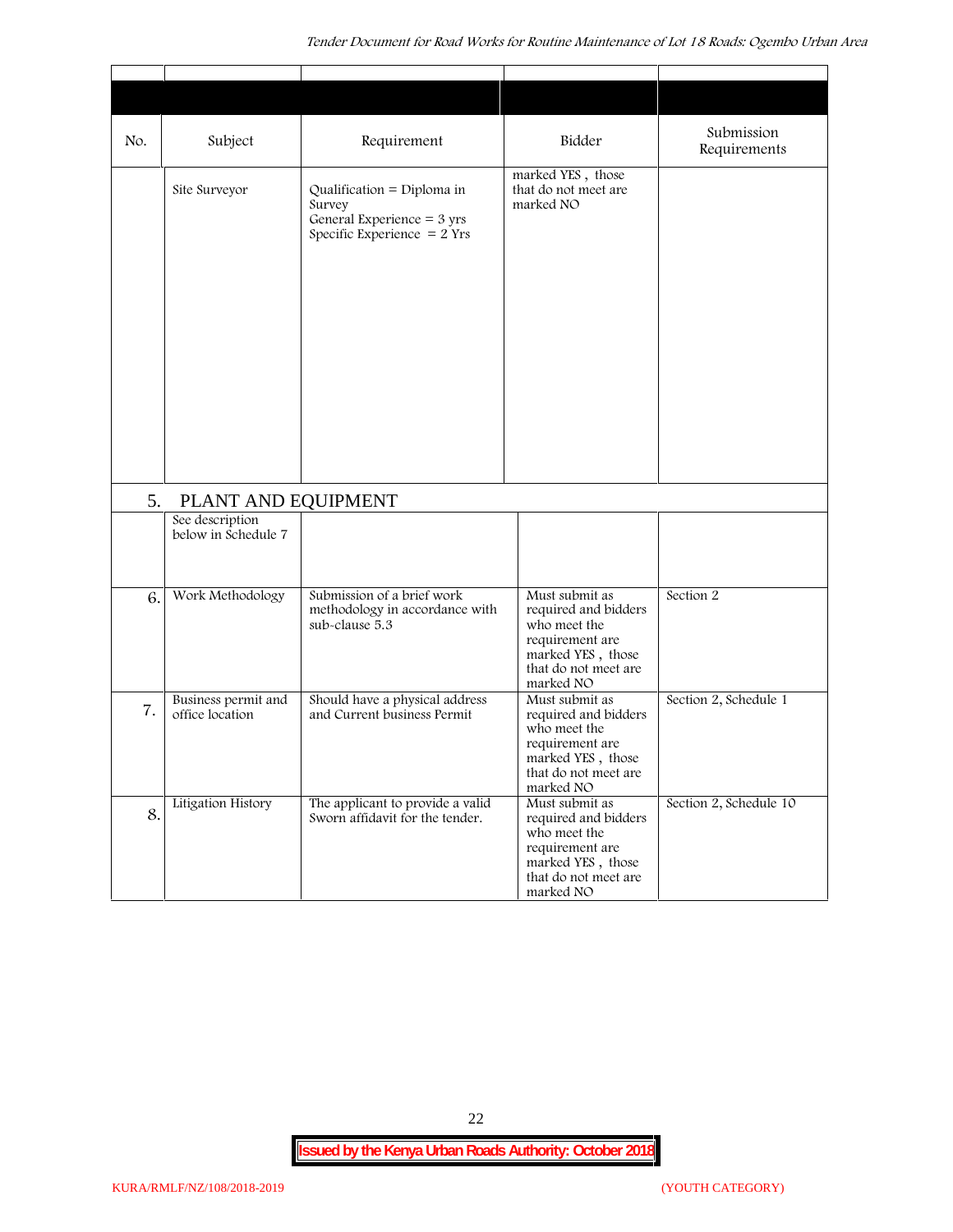| No. | Subject | Requirement | Bidder | Submission Requirements |
|---|---|---|---|---|
| | Site Surveyor | Qualification = Diploma in Survey<br>General Experience = 3 yrs<br>Specific Experience = 2 Yrs | marked YES , those that do not meet are marked NO | |
| 5. | PLANT AND EQUIPMENT | | | |
| | See description below in Schedule 7 | | | |
| 6. | Work Methodology | Submission of a brief work methodology in accordance with sub-clause 5.3 | Must submit as required and bidders who meet the requirement are marked YES , those that do not meet are marked NO | Section 2 |
| 7. | Business permit and office location | Should have a physical address and Current business Permit | Must submit as required and bidders who meet the requirement are marked YES , those that do not meet are marked NO | Section 2, Schedule 1 |
| 8. | Litigation History | The applicant to provide a valid Sworn affidavit for the tender. | Must submit as required and bidders who meet the requirement are marked YES , those that do not meet are marked NO | Section 2, Schedule 10 |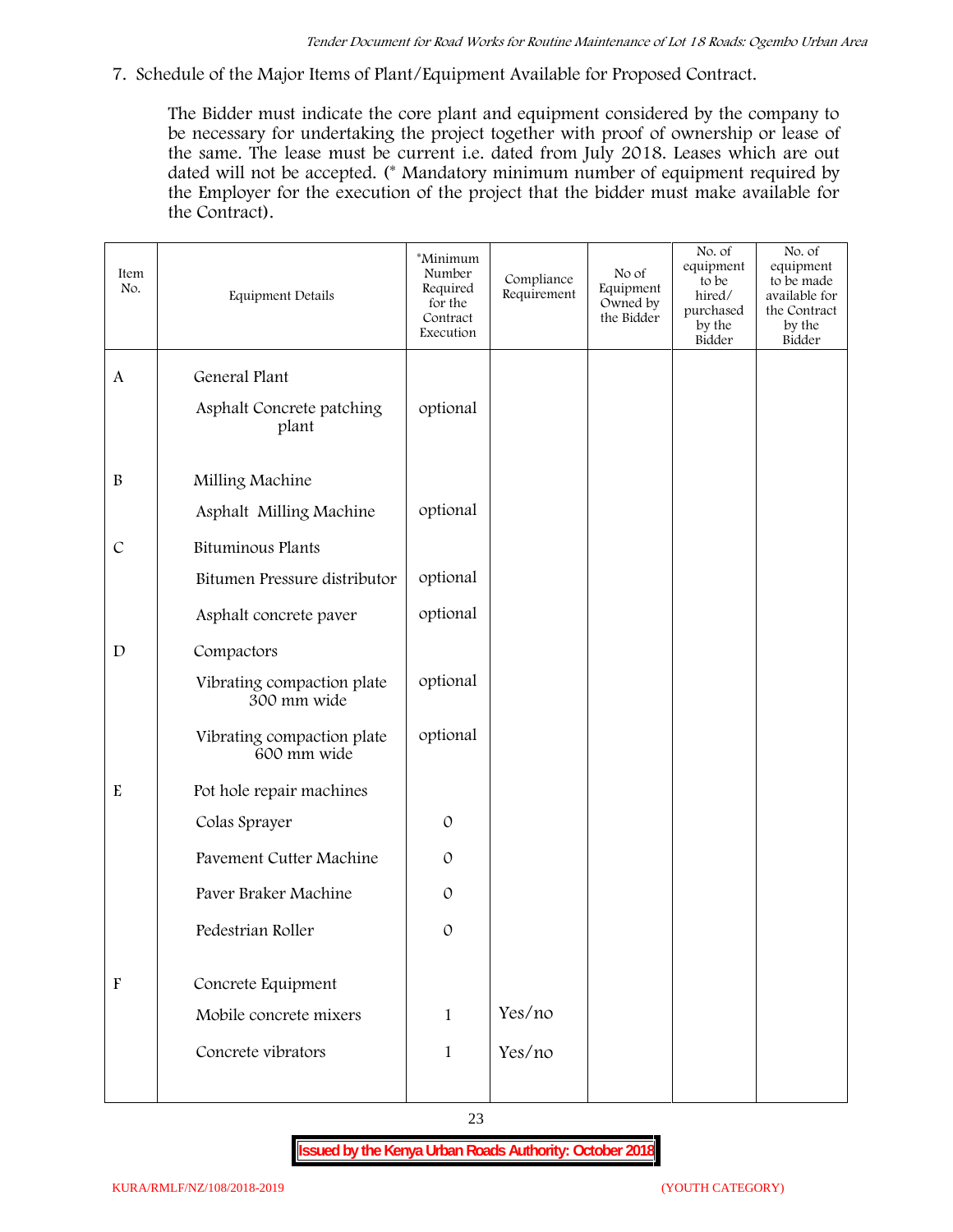7. Schedule of the Major Items of Plant/Equipment Available for Proposed Contract.

The Bidder must indicate the core plant and equipment considered by the company to be necessary for undertaking the project together with proof of ownership or lease of the same. The lease must be current i.e. dated from July 2018. Leases which are out dated will not be accepted. (* Mandatory minimum number of equipment required by the Employer for the execution of the project that the bidder must make available for the Contract).

| Item No. | Equipment Details | *Minimum Number Required for the Contract Execution | Compliance Requirement | No of Equipment Owned by the Bidder | No. of equipment to be hired/ purchased by the Bidder | No. of equipment to be made available for the Contract by the Bidder |
|---|---|---|---|---|---|---|
| A | General Plant | | | | | |
| | Asphalt Concrete patching plant | optional | | | | |
| B | Milling Machine | | | | | |
| | Asphalt Milling Machine | optional | | | | |
| C | Bituminous Plants | | | | | |
| | Bitumen Pressure distributor | optional | | | | |
| | Asphalt concrete paver | optional | | | | |
| D | Compactors | | | | | |
| | Vibrating compaction plate 300 mm wide | optional | | | | |
| | Vibrating compaction plate 600 mm wide | optional | | | | |
| E | Pot hole repair machines | | | | | |
| | Colas Sprayer | 0 | | | | |
| | Pavement Cutter Machine | 0 | | | | |
| | Paver Braker Machine | 0 | | | | |
| | Pedestrian Roller | 0 | | | | |
| F | Concrete Equipment | | | | | |
| | Mobile concrete mixers | 1 | Yes/no | | | |
| | Concrete vibrators | 1 | Yes/no | | | |

**Issued by the Kenya Urban Roads Authority: October 2018**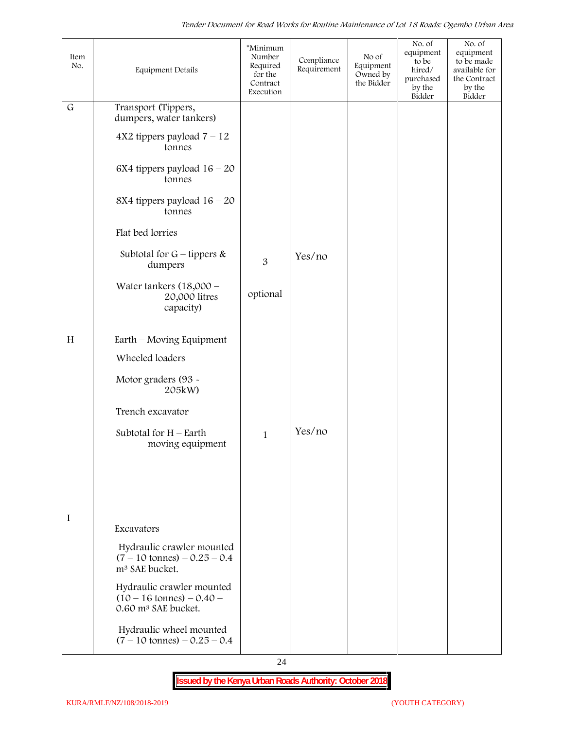| Item No. | Equipment Details | *Minimum Number Required for the Contract Execution | Compliance Requirement | No of Equipment Owned by the Bidder | No. of equipment to be hired/ purchased by the Bidder | No. of equipment to be made available for the Contract by the Bidder |
|---|---|---|---|---|---|---|
| G | Transport (Tippers, dumpers, water tankers) | | | | | |
| | 4X2 tippers payload 7 – 12 tonnes | | | | | |
| | 6X4 tippers payload 16 – 20 tonnes | | | | | |
| | 8X4 tippers payload 16 – 20 tonnes | | | | | |
| | Flat bed lorries | | | | | |
| | Subtotal for G – tippers & dumpers | 3 | Yes/no | | | |
| | Water tankers (18,000 – 20,000 litres capacity) | optional | | | | |
| H | Earth – Moving Equipment | | | | | |
| | Wheeled loaders | | | | | |
| | Motor graders (93 - 205kW) | | | | | |
| | Trench excavator | | | | | |
| | Subtotal for H – Earth moving equipment | 1 | Yes/no | | | |
| I | Excavators | | | | | |
| | Hydraulic crawler mounted (7 – 10 tonnes) – 0.25 – 0.4 m³ SAE bucket. | | | | | |
| | Hydraulic crawler mounted (10 – 16 tonnes) – 0.40 – 0.60 m³ SAE bucket. | | | | | |
| | Hydraulic wheel mounted (7 – 10 tonnes) – 0.25 – 0.4 | | | | | |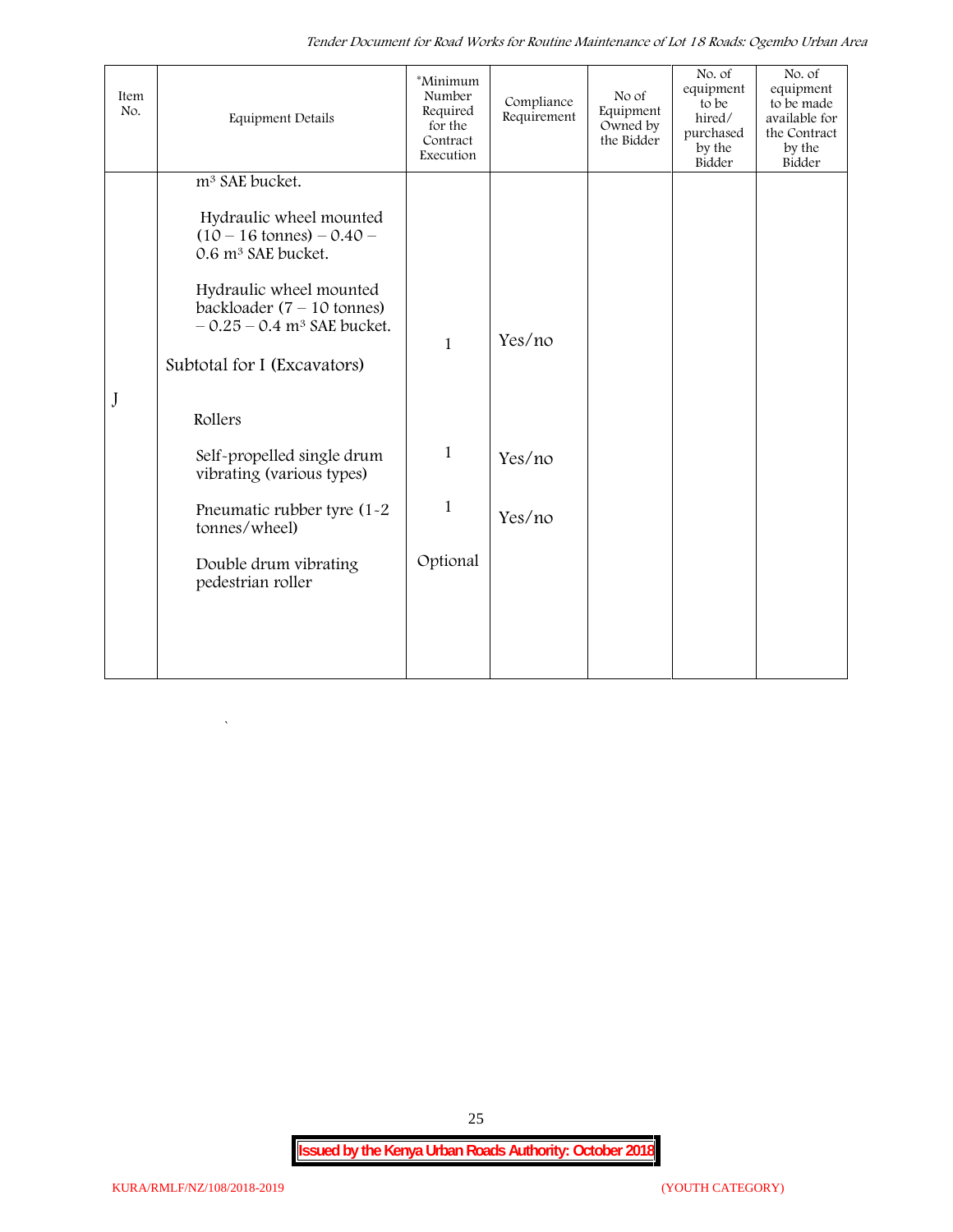| Item No. | Equipment Details | *Minimum Number Required for the Contract Execution | Compliance Requirement | No of Equipment Owned by the Bidder | No. of equipment to be hired/ purchased by the Bidder | No. of equipment to be made available for the Contract by the Bidder |
|---|---|---|---|---|---|---|
| | $m^3$ SAE bucket. | | | | | |
| | Hydraulic wheel mounted (10 – 16 tonnes) – 0.40 – 0.6 $m^3$ SAE bucket. | | | | | |
| | Hydraulic wheel mounted backloader (7 – 10 tonnes) – 0.25 – 0.4 $m^3$ SAE bucket. | 1 | Yes/no | | | |
| | Subtotal for I (Excavators) | | | | | |
| J | Rollers | | | | | |
| | Self-propelled single drum vibrating (various types) | 1 | Yes/no | | | |
| | Pneumatic rubber tyre (1-2 tonnes/wheel) | 1 | Yes/no | | | |
| | Double drum vibrating pedestrian roller | Optional | | | | |

Issued by the Kenya Urban Roads Authority: October 2018

KURA/RMLF/NZ/108/2018-2019 (YOUTH CATEGORY)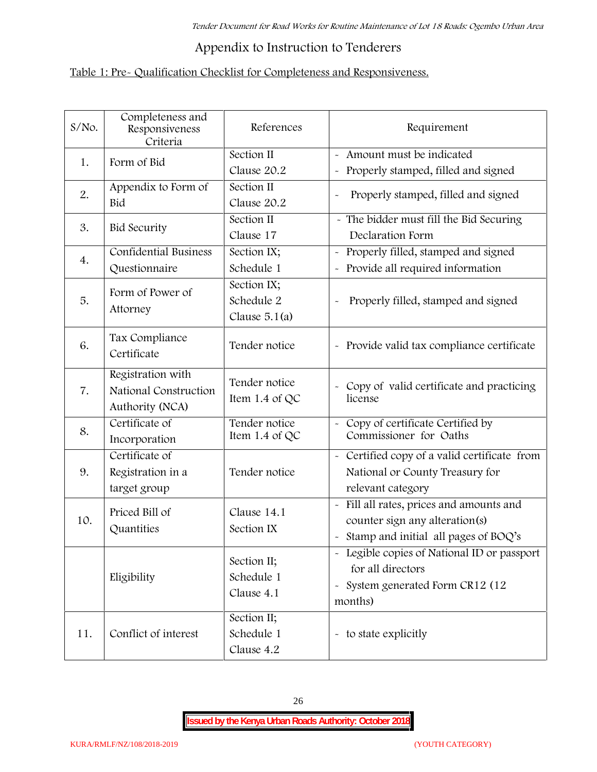## Appendix to Instruction to Tenderers

Table 1: Pre- Qualification Checklist for Completeness and Responsiveness.

| S/No. | Completeness and Responsiveness Criteria | References | Requirement |
|---|---|---|---|
| 1. | Form of Bid | Section II<br>Clause 20.2 | - Amount must be indicated<br>- Properly stamped, filled and signed |
| 2. | Appendix to Form of Bid | Section II<br>Clause 20.2 | - Properly stamped, filled and signed |
| 3. | Bid Security | Section II<br>Clause 17 | - The bidder must fill the Bid Securing Declaration Form |
| 4. | Confidential Business Questionnaire | Section IX;<br>Schedule 1 | - Properly filled, stamped and signed<br>- Provide all required information |
| 5. | Form of Power of Attorney | Section IX;<br>Schedule 2<br>Clause 5.1(a) | - Properly filled, stamped and signed |
| 6. | Tax Compliance Certificate | Tender notice | - Provide valid tax compliance certificate |
| 7. | Registration with National Construction Authority (NCA) | Tender notice<br>Item 1.4 of QC | - Copy of valid certificate and practicing license |
| 8. | Certificate of Incorporation | Tender notice<br>Item 1.4 of QC | - Copy of certificate Certified by Commissioner for Oaths |
| 9. | Certificate of Registration in a target group | Tender notice | - Certified copy of a valid certificate from National or County Treasury for relevant category |
| 10. | Priced Bill of Quantities | Clause 14.1<br>Section IX | - Fill all rates, prices and amounts and counter sign any alteration(s)<br>- Stamp and initial all pages of BOQ's |
| | Eligibility | Section II;<br>Schedule 1<br>Clause 4.1 | - Legible copies of National ID or passport for all directors<br>- System generated Form CR12 (12 months) |
| 11. | Conflict of interest | Section II;<br>Schedule 1<br>Clause 4.2 | - to state explicitly |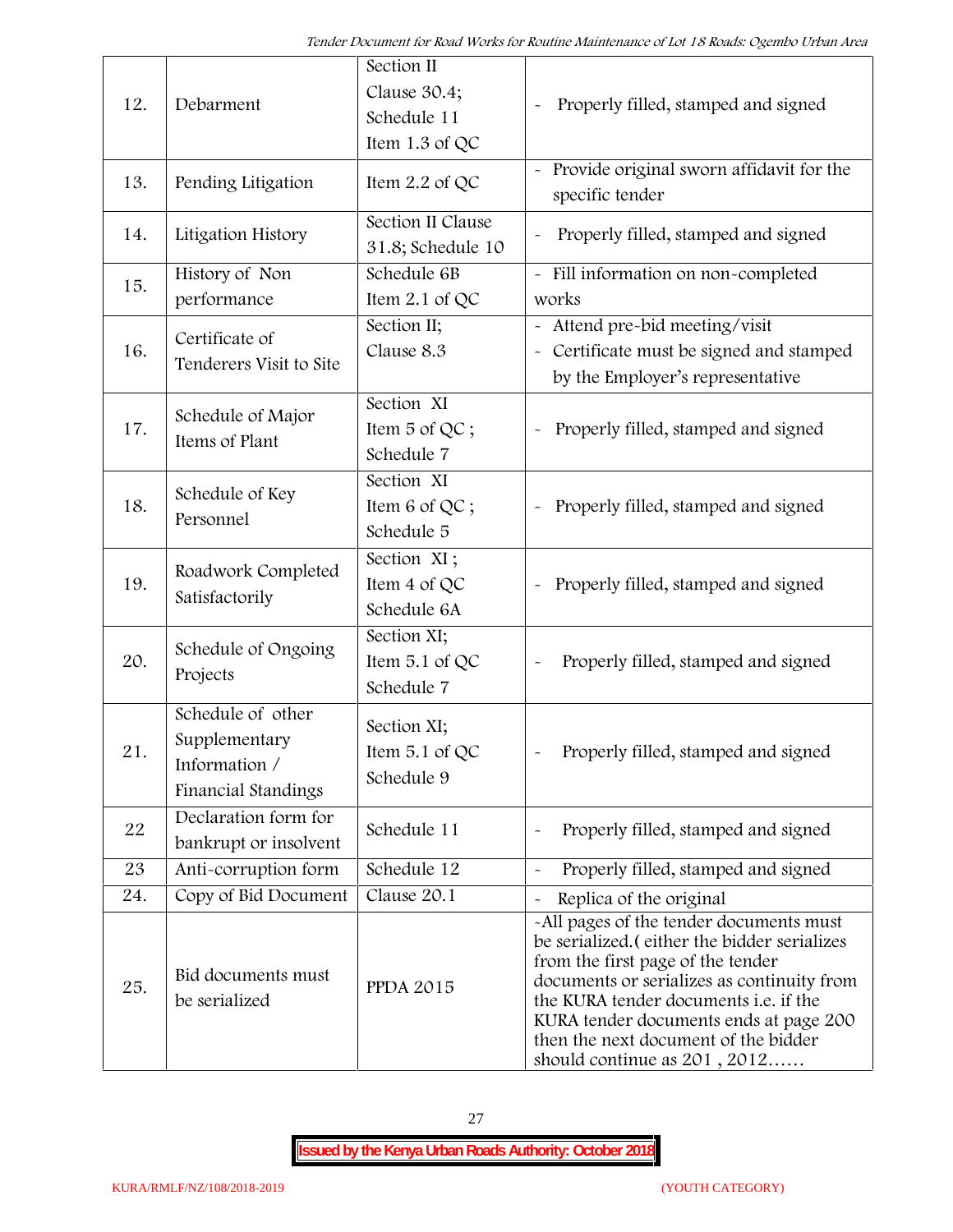| | | | |
|---|---|---|---|
| 12. | Debarment | Section II Clause 30.4; Schedule 11 Item 1.3 of QC | - Properly filled, stamped and signed |
| 13. | Pending Litigation | Item 2.2 of QC | - Provide original sworn affidavit for the specific tender |
| 14. | Litigation History | Section II Clause 31.8; Schedule 10 | - Properly filled, stamped and signed |
| 15. | History of Non performance | Schedule 6B Item 2.1 of QC | - Fill information on non-completed works |
| 16. | Certificate of Tenderers Visit to Site | Section II; Clause 8.3 | - Attend pre-bid meeting/visit<br>- Certificate must be signed and stamped by the Employer's representative |
| 17. | Schedule of Major Items of Plant | Section XI Item 5 of QC ; Schedule 7 | - Properly filled, stamped and signed |
| 18. | Schedule of Key Personnel | Section XI Item 6 of QC ; Schedule 5 | - Properly filled, stamped and signed |
| 19. | Roadwork Completed Satisfactorily | Section XI ; Item 4 of QC Schedule 6A | - Properly filled, stamped and signed |
| 20. | Schedule of Ongoing Projects | Section XI; Item 5.1 of QC Schedule 7 | - Properly filled, stamped and signed |
| 21. | Schedule of other Supplementary Information / Financial Standings | Section XI; Item 5.1 of QC Schedule 9 | - Properly filled, stamped and signed |
| 22 | Declaration form for bankrupt or insolvent | Schedule 11 | - Properly filled, stamped and signed |
| 23 | Anti-corruption form | Schedule 12 | - Properly filled, stamped and signed |
| 24. | Copy of Bid Document | Clause 20.1 | - Replica of the original |
| 25. | Bid documents must be serialized | PPDA 2015 | -All pages of the tender documents must be serialized.( either the bidder serializes from the first page of the tender documents or serializes as continuity from the KURA tender documents i.e. if the KURA tender documents ends at page 200 then the next document of the bidder should continue as 201 , 2012…… |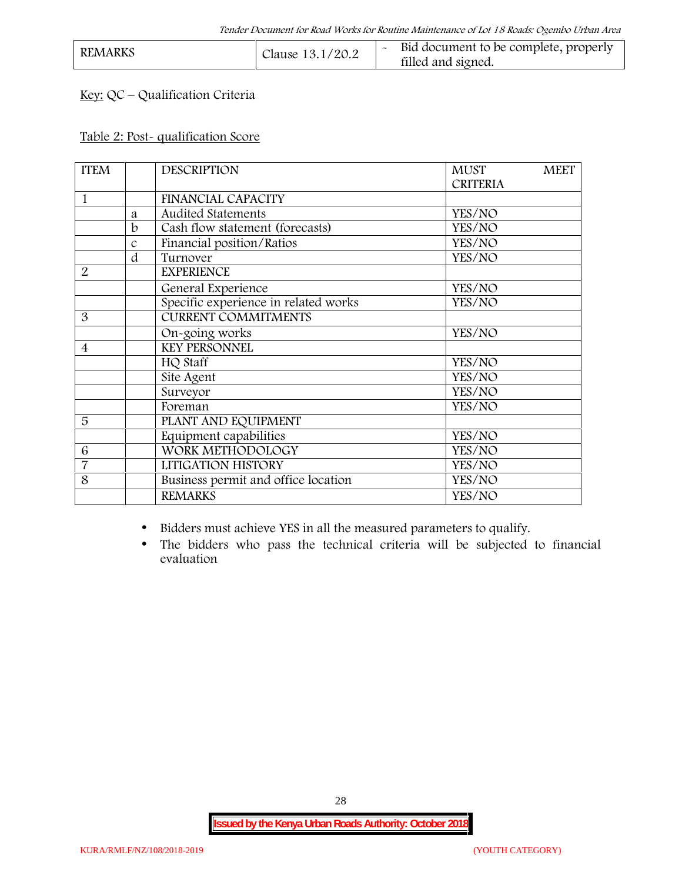| REMARKS | Clause 13.1/20.2 | - Bid document to be complete, properly filled and signed. |
|---|---|---|

Key: QC – Qualification Criteria

Table 2: Post- qualification Score

| ITEM | | DESCRIPTION | MUST MEET CRITERIA |
|---|---|---|---|
| 1 | | FINANCIAL CAPACITY | |
| | a | Audited Statements | YES/NO |
| | b | Cash flow statement (forecasts) | YES/NO |
| | c | Financial position/Ratios | YES/NO |
| | d | Turnover | YES/NO |
| 2 | | EXPERIENCE | |
| | | General Experience | YES/NO |
| | | Specific experience in related works | YES/NO |
| 3 | | CURRENT COMMITMENTS | |
| | | On-going works | YES/NO |
| 4 | | KEY PERSONNEL | |
| | | HQ Staff | YES/NO |
| | | Site Agent | YES/NO |
| | | Surveyor | YES/NO |
| | | Foreman | YES/NO |
| 5 | | PLANT AND EQUIPMENT | |
| | | Equipment capabilities | YES/NO |
| 6 | | WORK METHODOLOGY | YES/NO |
| 7 | | LITIGATION HISTORY | YES/NO |
| 8 | | Business permit and office location | YES/NO |
| | | REMARKS | YES/NO |

- Bidders must achieve YES in all the measured parameters to qualify.
- The bidders who pass the technical criteria will be subjected to financial evaluation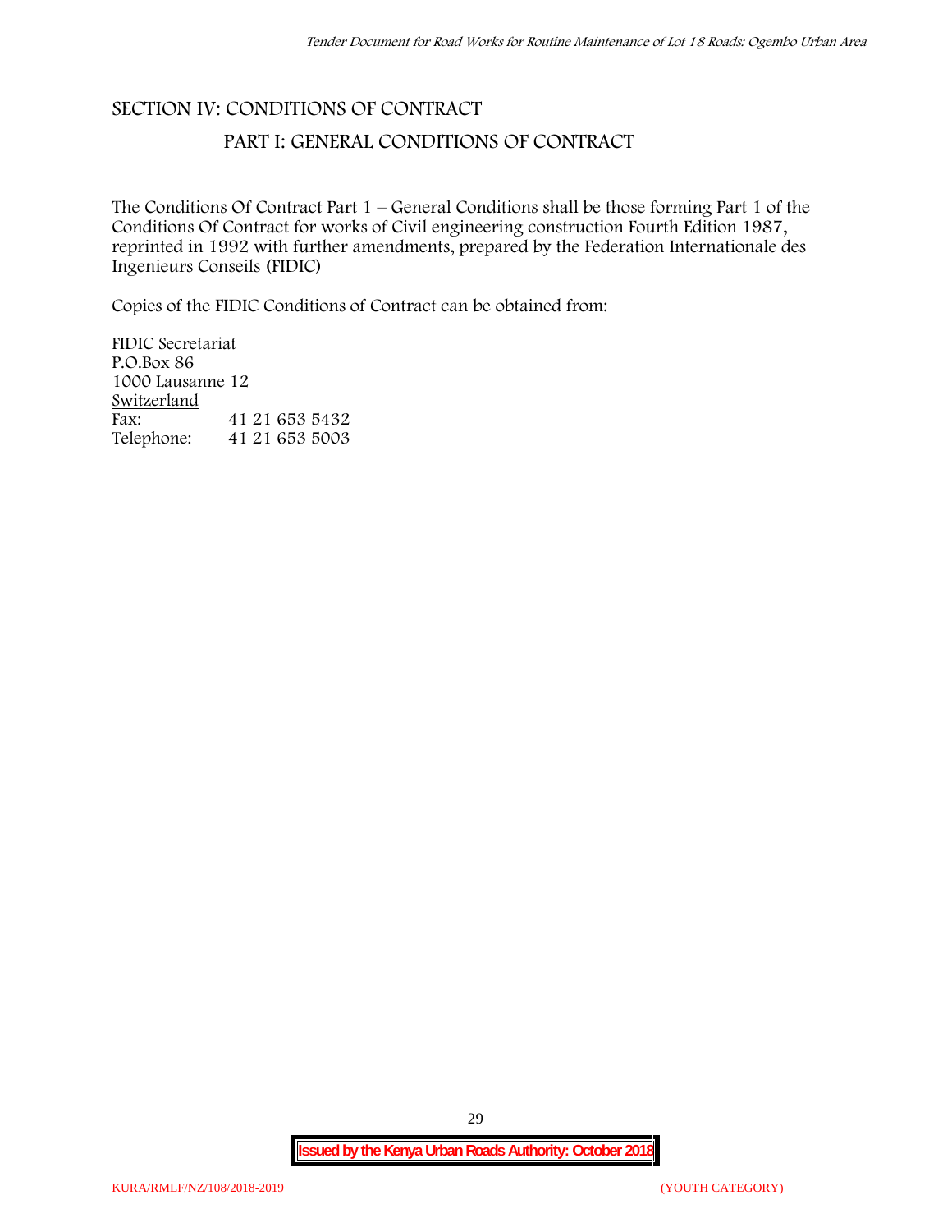# SECTION IV: CONDITIONS OF CONTRACT

## PART I: GENERAL CONDITIONS OF CONTRACT

The Conditions Of Contract Part 1 – General Conditions shall be those forming Part 1 of the Conditions Of Contract for works of Civil engineering construction Fourth Edition 1987, reprinted in 1992 with further amendments, prepared by the Federation Internationale des Ingenieurs Conseils (FIDIC)

Copies of the FIDIC Conditions of Contract can be obtained from:

FIDIC Secretariat
P.O.Box 86
1000 Lausanne 12
<u>Switzerland</u>

| | |
|---|---|
| Fax: | 41 21 653 5432 |
| Telephone: | 41 21 653 5003 |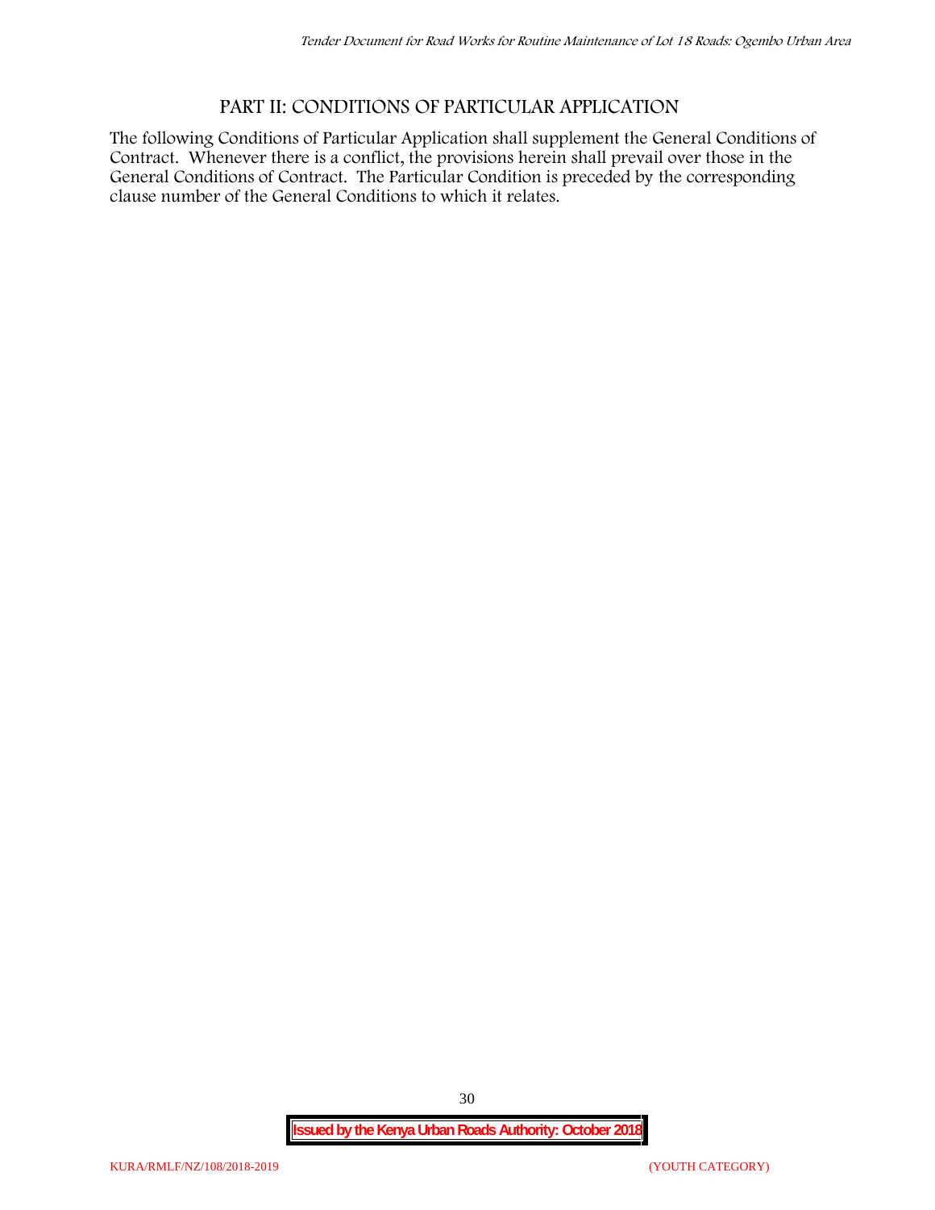# PART II: CONDITIONS OF PARTICULAR APPLICATION

The following Conditions of Particular Application shall supplement the General Conditions of Contract. Whenever there is a conflict, the provisions herein shall prevail over those in the General Conditions of Contract. The Particular Condition is preceded by the corresponding clause number of the General Conditions to which it relates.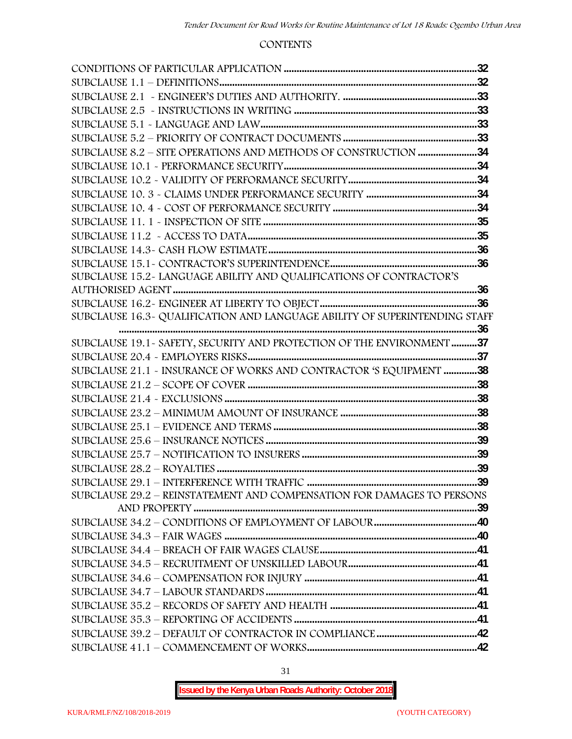CONTENTS

CONDITIONS OF PARTICULAR APPLICATION ..........32
SUBCLAUSE 1.1 – DEFINITIONS..........32
SUBCLAUSE 2.1 - ENGINEER'S DUTIES AND AUTHORITY. ..........33
SUBCLAUSE 2.5 - INSTRUCTIONS IN WRITING ..........33
SUBCLAUSE 5.1 - LANGUAGE AND LAW..........33
SUBCLAUSE 5.2 – PRIORITY OF CONTRACT DOCUMENTS ..........33
SUBCLAUSE 8.2 – SITE OPERATIONS AND METHODS OF CONSTRUCTION ..........34
SUBCLAUSE 10.1 - PERFORMANCE SECURITY..........34
SUBCLAUSE 10.2 - VALIDITY OF PERFORMANCE SECURITY..........34
SUBCLAUSE 10. 3 - CLAIMS UNDER PERFORMANCE SECURITY ..........34
SUBCLAUSE 10. 4 - COST OF PERFORMANCE SECURITY ..........34
SUBCLAUSE 11. 1 - INSPECTION OF SITE ..........35
SUBCLAUSE 11.2 - ACCESS TO DATA..........35
SUBCLAUSE 14.3- CASH FLOW ESTIMATE..........36
SUBCLAUSE 15.1- CONTRACTOR'S SUPERINTENDENCE..........36
SUBCLAUSE 15.2- LANGUAGE ABILITY AND QUALIFICATIONS OF CONTRACTOR'S AUTHORISED AGENT ..........36
SUBCLAUSE 16.2- ENGINEER AT LIBERTY TO OBJECT..........36
SUBCLAUSE 16.3- QUALIFICATION AND LANGUAGE ABILITY OF SUPERINTENDING STAFF ..........36
SUBCLAUSE 19.1- SAFETY, SECURITY AND PROTECTION OF THE ENVIRONMENT ..........37
SUBCLAUSE 20.4 - EMPLOYERS RISKS..........37
SUBCLAUSE 21.1 - INSURANCE OF WORKS AND CONTRACTOR 'S EQUIPMENT ..........38
SUBCLAUSE 21.2 – SCOPE OF COVER ..........38
SUBCLAUSE 21.4 - EXCLUSIONS ..........38
SUBCLAUSE 23.2 – MINIMUM AMOUNT OF INSURANCE ..........38
SUBCLAUSE 25.1 – EVIDENCE AND TERMS ..........38
SUBCLAUSE 25.6 – INSURANCE NOTICES ..........39
SUBCLAUSE 25.7 – NOTIFICATION TO INSURERS ..........39
SUBCLAUSE 28.2 – ROYALTIES ..........39
SUBCLAUSE 29.1 – INTERFERENCE WITH TRAFFIC ..........39
SUBCLAUSE 29.2 – REINSTATEMENT AND COMPENSATION FOR DAMAGES TO PERSONS AND PROPERTY ..........39
SUBCLAUSE 34.2 – CONDITIONS OF EMPLOYMENT OF LABOUR..........40
SUBCLAUSE 34.3 – FAIR WAGES ..........40
SUBCLAUSE 34.4 – BREACH OF FAIR WAGES CLAUSE..........41
SUBCLAUSE 34.5 – RECRUITMENT OF UNSKILLED LABOUR..........41
SUBCLAUSE 34.6 – COMPENSATION FOR INJURY ..........41
SUBCLAUSE 34.7 – LABOUR STANDARDS..........41
SUBCLAUSE 35.2 – RECORDS OF SAFETY AND HEALTH ..........41
SUBCLAUSE 35.3 – REPORTING OF ACCIDENTS ..........41
SUBCLAUSE 39.2 – DEFAULT OF CONTRACTOR IN COMPLIANCE..........42
SUBCLAUSE 41.1 – COMMENCEMENT OF WORKS..........42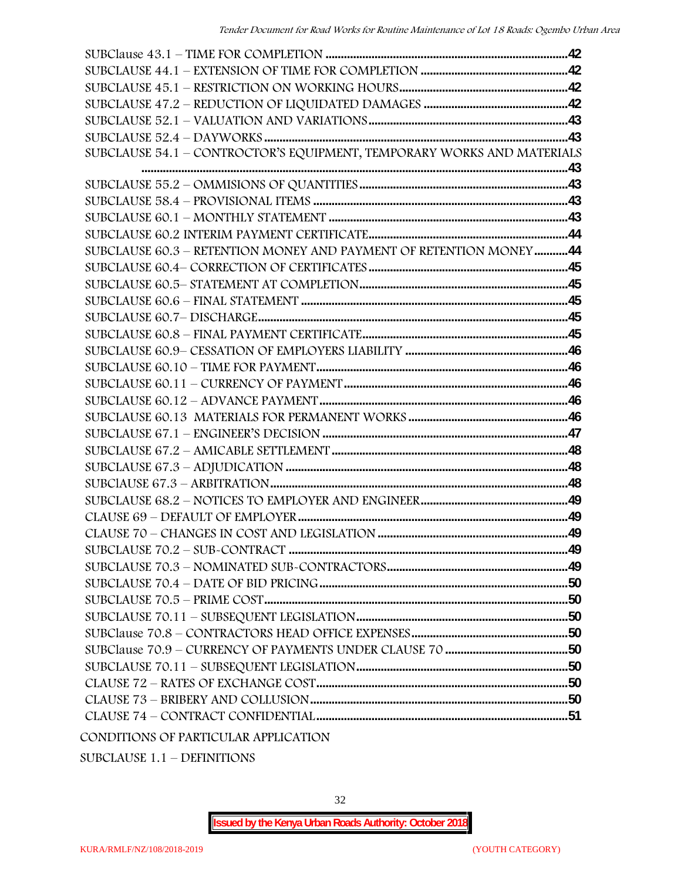SUBClause 43.1 – TIME FOR COMPLETION ....................................................................................42
SUBCLAUSE 44.1 – EXTENSION OF TIME FOR COMPLETION ..................................................42
SUBCLAUSE 45.1 – RESTRICTION ON WORKING HOURS..........................................................42
SUBCLAUSE 47.2 – REDUCTION OF LIQUIDATED DAMAGES ..................................................42
SUBCLAUSE 52.1 – VALUATION AND VARIATIONS.....................................................................43
SUBCLAUSE 52.4 – DAYWORKS ..........................................................................................................43
SUBCLAUSE 54.1 – CONTROCTOR'S EQUIPMENT, TEMPORARY WORKS AND MATERIALS ........................................................................................................................................................43
SUBCLAUSE 55.2 – OMMISIONS OF QUANTITIES..........................................................................43
SUBCLAUSE 58.4 – PROVISIONAL ITEMS ..........................................................................................43
SUBCLAUSE 60.1 – MONTHLY STATEMENT ......................................................................................43
SUBCLAUSE 60.2 INTERIM PAYMENT CERTIFICATE......................................................................44
SUBCLAUSE 60.3 – RETENTION MONEY AND PAYMENT OF RETENTION MONEY...........44
SUBCLAUSE 60.4– CORRECTION OF CERTIFICATES.......................................................................45
SUBCLAUSE 60.5– STATEMENT AT COMPLETION............................................................................45
SUBCLAUSE 60.6 – FINAL STATEMENT ...............................................................................................45
SUBCLAUSE 60.7– DISCHARGE.................................................................................................................45
SUBCLAUSE 60.8 – FINAL PAYMENT CERTIFICATE............................................................................45
SUBCLAUSE 60.9– CESSATION OF EMPLOYERS LIABILITY ..............................................................46
SUBCLAUSE 60.10 – TIME FOR PAYMENT...............................................................................................46
SUBCLAUSE 60.11 – CURRENCY OF PAYMENT ....................................................................................46
SUBCLAUSE 60.12 – ADVANCE PAYMENT..............................................................................................46
SUBCLAUSE 60.13 MATERIALS FOR PERMANENT WORKS ...............................................................46
SUBCLAUSE 67.1 – ENGINEER'S DECISION .............................................................................................47
SUBCLAUSE 67.2 – AMICABLE SETTLEMENT ..........................................................................................48
SUBCLAUSE 67.3 – ADJUDICATION ...........................................................................................................48
SUBClAUSE 67.3 – ARBITRATION.................................................................................................................48
SUBCLAUSE 68.2 – NOTICES TO EMPLOYER AND ENGINEER.........................................................49
CLAUSE 69 – DEFAULT OF EMPLOYER...........................................................................................................49
CLAUSE 70 – CHANGES IN COST AND LEGISLATION ...........................................................................49
SUBCLAUSE 70.2 – SUB-CONTRACT ...............................................................................................................49
SUBCLAUSE 70.3 – NOMINATED SUB-CONTRACTORS...........................................................................49
SUBCLAUSE 70.4 – DATE OF BID PRICING........................................................................................................50
SUBCLAUSE 70.5 – PRIME COST.......................................................................................................................50
SUBCLAUSE 70.11 – SUBSEQUENT LEGISLATION.....................................................................................50
SUBClause 70.8 – CONTRACTORS HEAD OFFICE EXPENSES......................................................................50
SUBClause 70.9 – CURRENCY OF PAYMENTS UNDER CLAUSE 70 ...........................................................50
SUBCLAUSE 70.11 – SUBSEQUENT LEGISLATION.........................................................................................50
CLAUSE 72 – RATES OF EXCHANGE COST.......................................................................................................50
CLAUSE 73 – BRIBERY AND COLLUSION..........................................................................................................50
CLAUSE 74 – CONTRACT CONFIDENTIAL.........................................................................................................51

CONDITIONS OF PARTICULAR APPLICATION

SUBCLAUSE 1.1 – DEFINITIONS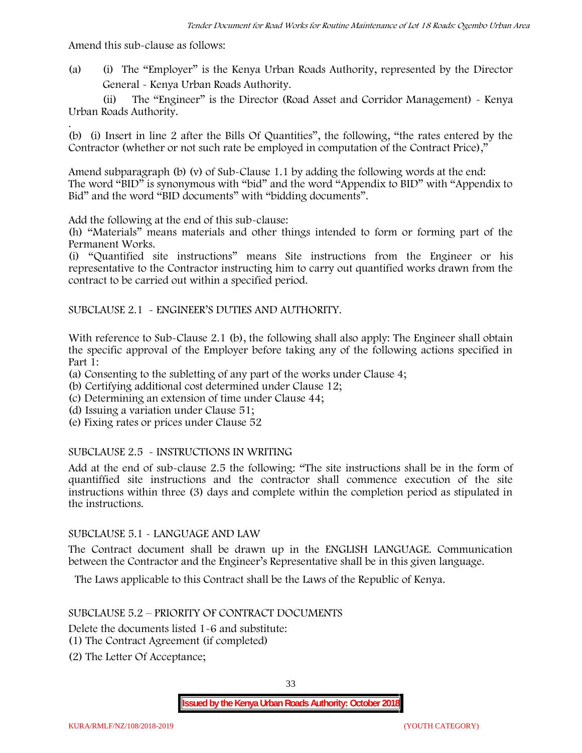Amend this sub-clause as follows:

(a) (i) The "Employer" is the Kenya Urban Roads Authority, represented by the Director General - Kenya Urban Roads Authority.

(ii) The "Engineer" is the Director (Road Asset and Corridor Management) - Kenya Urban Roads Authority.

.

(b) (i) Insert in line 2 after the Bills Of Quantities", the following, "the rates entered by the Contractor (whether or not such rate be employed in computation of the Contract Price),"

Amend subparagraph (b) (v) of Sub-Clause 1.1 by adding the following words at the end: The word "BID" is synonymous with "bid" and the word "Appendix to BID" with "Appendix to Bid" and the word "BID documents" with "bidding documents".

Add the following at the end of this sub-clause:
(h) "Materials" means materials and other things intended to form or forming part of the Permanent Works.
(i) "Quantified site instructions" means Site instructions from the Engineer or his representative to the Contractor instructing him to carry out quantified works drawn from the contract to be carried out within a specified period.

SUBCLAUSE 2.1 - ENGINEER'S DUTIES AND AUTHORITY.

With reference to Sub-Clause 2.1 (b), the following shall also apply: The Engineer shall obtain the specific approval of the Employer before taking any of the following actions specified in Part 1:

(a) Consenting to the subletting of any part of the works under Clause 4;
(b) Certifying additional cost determined under Clause 12;
(c) Determining an extension of time under Clause 44;
(d) Issuing a variation under Clause 51;
(e) Fixing rates or prices under Clause 52

SUBCLAUSE 2.5 - INSTRUCTIONS IN WRITING

Add at the end of sub-clause 2.5 the following: "The site instructions shall be in the form of quantiffied site instructions and the contractor shall commence execution of the site instructions within three (3) days and complete within the completion period as stipulated in the instructions.

SUBCLAUSE 5.1 - LANGUAGE AND LAW

The Contract document shall be drawn up in the ENGLISH LANGUAGE. Communication between the Contractor and the Engineer's Representative shall be in this given language.

The Laws applicable to this Contract shall be the Laws of the Republic of Kenya.

SUBCLAUSE 5.2 – PRIORITY OF CONTRACT DOCUMENTS

Delete the documents listed 1-6 and substitute:
(1) The Contract Agreement (if completed)
(2) The Letter Of Acceptance;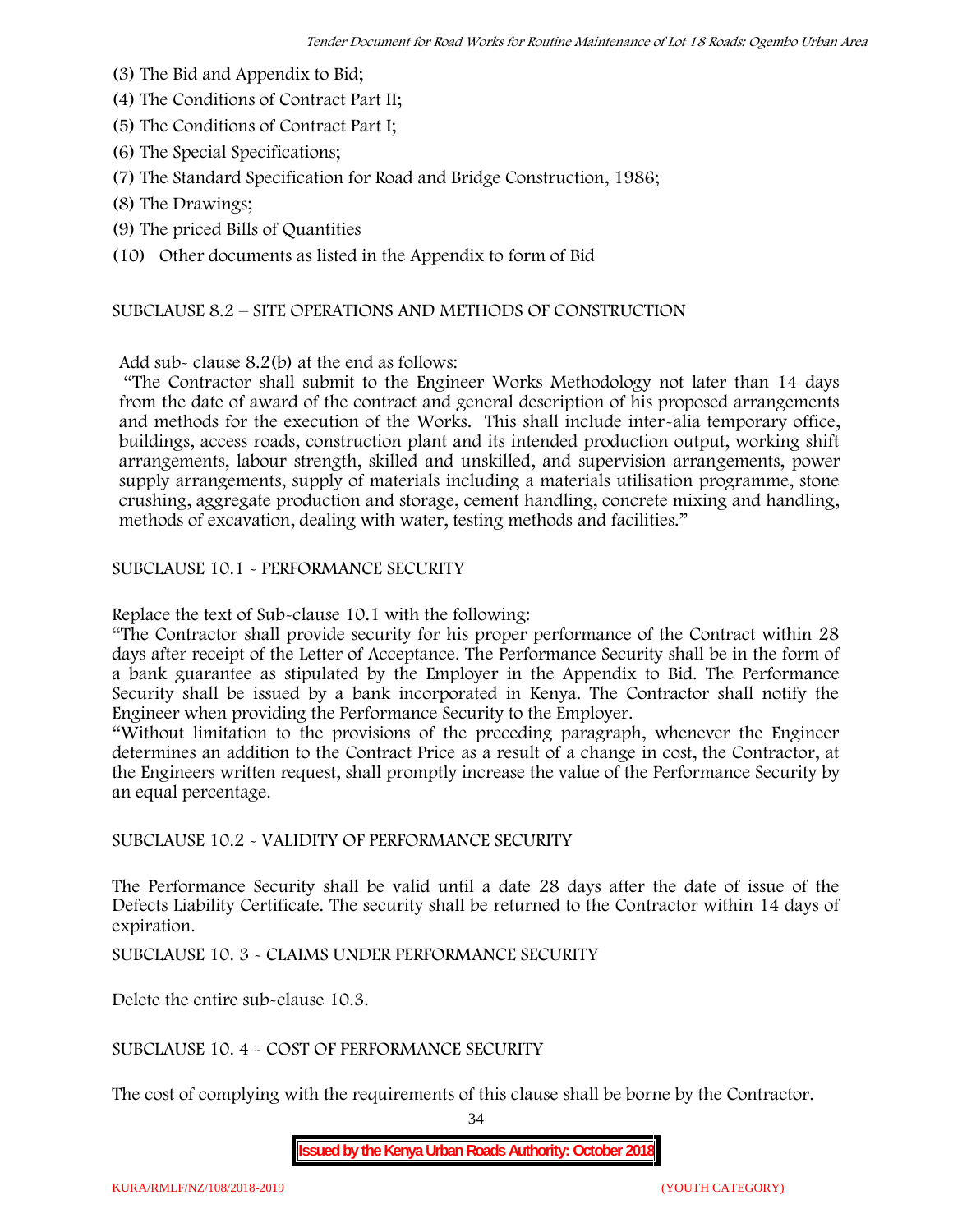(3) The Bid and Appendix to Bid;
(4) The Conditions of Contract Part II;
(5) The Conditions of Contract Part I;
(6) The Special Specifications;
(7) The Standard Specification for Road and Bridge Construction, 1986;
(8) The Drawings;
(9) The priced Bills of Quantities
(10) Other documents as listed in the Appendix to form of Bid

SUBCLAUSE 8.2 – SITE OPERATIONS AND METHODS OF CONSTRUCTION

Add sub- clause 8.2(b) at the end as follows:

"The Contractor shall submit to the Engineer Works Methodology not later than 14 days from the date of award of the contract and general description of his proposed arrangements and methods for the execution of the Works. This shall include inter-alia temporary office, buildings, access roads, construction plant and its intended production output, working shift arrangements, labour strength, skilled and unskilled, and supervision arrangements, power supply arrangements, supply of materials including a materials utilisation programme, stone crushing, aggregate production and storage, cement handling, concrete mixing and handling, methods of excavation, dealing with water, testing methods and facilities."

SUBCLAUSE 10.1 - PERFORMANCE SECURITY

Replace the text of Sub-clause 10.1 with the following:

"The Contractor shall provide security for his proper performance of the Contract within 28 days after receipt of the Letter of Acceptance. The Performance Security shall be in the form of a bank guarantee as stipulated by the Employer in the Appendix to Bid. The Performance Security shall be issued by a bank incorporated in Kenya. The Contractor shall notify the Engineer when providing the Performance Security to the Employer.

"Without limitation to the provisions of the preceding paragraph, whenever the Engineer determines an addition to the Contract Price as a result of a change in cost, the Contractor, at the Engineers written request, shall promptly increase the value of the Performance Security by an equal percentage.

SUBCLAUSE 10.2 - VALIDITY OF PERFORMANCE SECURITY

The Performance Security shall be valid until a date 28 days after the date of issue of the Defects Liability Certificate. The security shall be returned to the Contractor within 14 days of expiration.

SUBCLAUSE 10. 3 - CLAIMS UNDER PERFORMANCE SECURITY

Delete the entire sub-clause 10.3.

SUBCLAUSE 10. 4 - COST OF PERFORMANCE SECURITY

The cost of complying with the requirements of this clause shall be borne by the Contractor.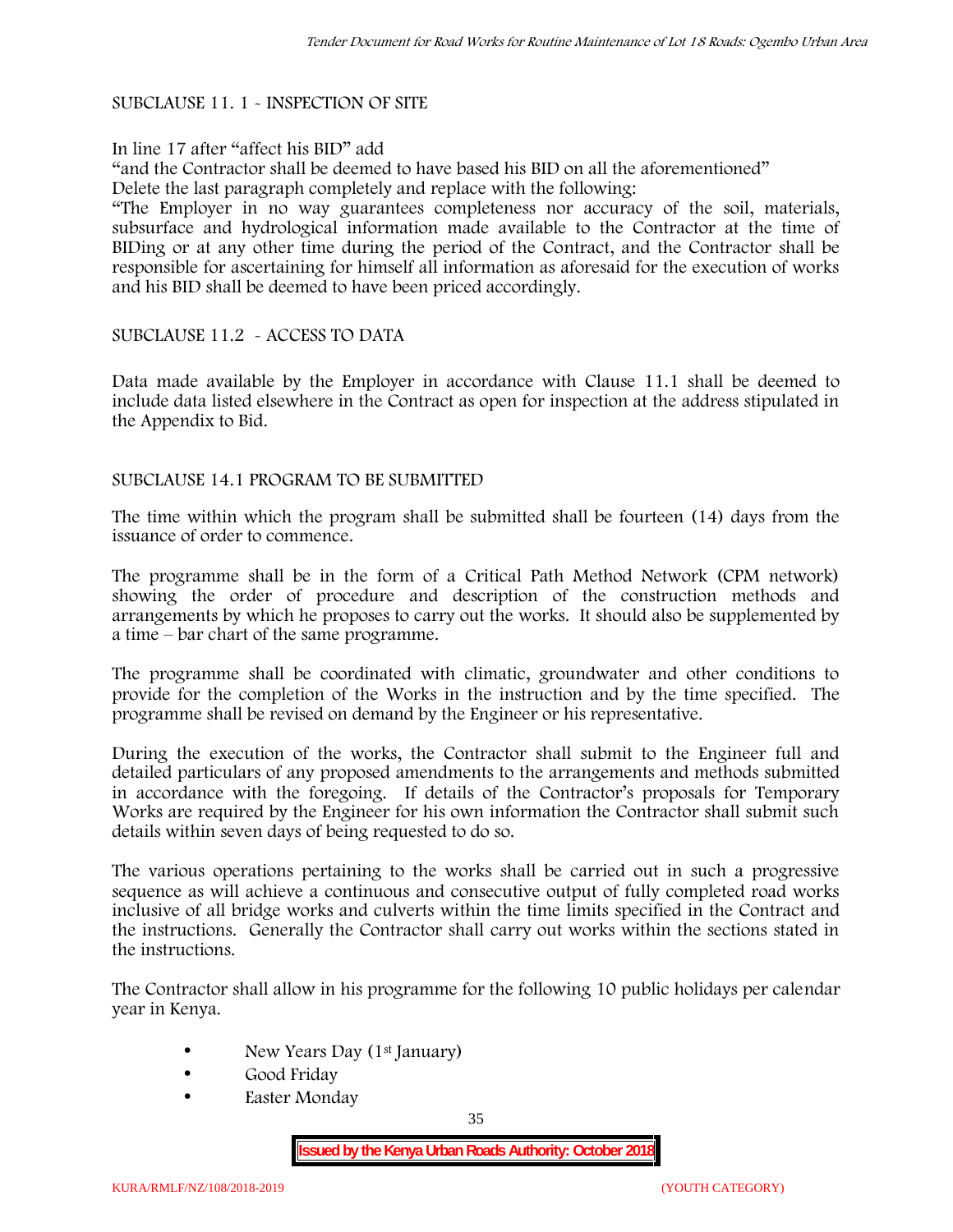SUBCLAUSE 11. 1 - INSPECTION OF SITE

In line 17 after "affect his BID" add

"and the Contractor shall be deemed to have based his BID on all the aforementioned"

Delete the last paragraph completely and replace with the following:

"The Employer in no way guarantees completeness nor accuracy of the soil, materials, subsurface and hydrological information made available to the Contractor at the time of BIDing or at any other time during the period of the Contract, and the Contractor shall be responsible for ascertaining for himself all information as aforesaid for the execution of works and his BID shall be deemed to have been priced accordingly.

SUBCLAUSE 11.2 - ACCESS TO DATA

Data made available by the Employer in accordance with Clause 11.1 shall be deemed to include data listed elsewhere in the Contract as open for inspection at the address stipulated in the Appendix to Bid.

SUBCLAUSE 14.1 PROGRAM TO BE SUBMITTED

The time within which the program shall be submitted shall be fourteen (14) days from the issuance of order to commence.

The programme shall be in the form of a Critical Path Method Network (CPM network) showing the order of procedure and description of the construction methods and arrangements by which he proposes to carry out the works. It should also be supplemented by a time – bar chart of the same programme.

The programme shall be coordinated with climatic, groundwater and other conditions to provide for the completion of the Works in the instruction and by the time specified. The programme shall be revised on demand by the Engineer or his representative.

During the execution of the works, the Contractor shall submit to the Engineer full and detailed particulars of any proposed amendments to the arrangements and methods submitted in accordance with the foregoing. If details of the Contractor's proposals for Temporary Works are required by the Engineer for his own information the Contractor shall submit such details within seven days of being requested to do so.

The various operations pertaining to the works shall be carried out in such a progressive sequence as will achieve a continuous and consecutive output of fully completed road works inclusive of all bridge works and culverts within the time limits specified in the Contract and the instructions. Generally the Contractor shall carry out works within the sections stated in the instructions.

The Contractor shall allow in his programme for the following 10 public holidays per calendar year in Kenya.

- New Years Day (1st January)
- Good Friday
- Easter Monday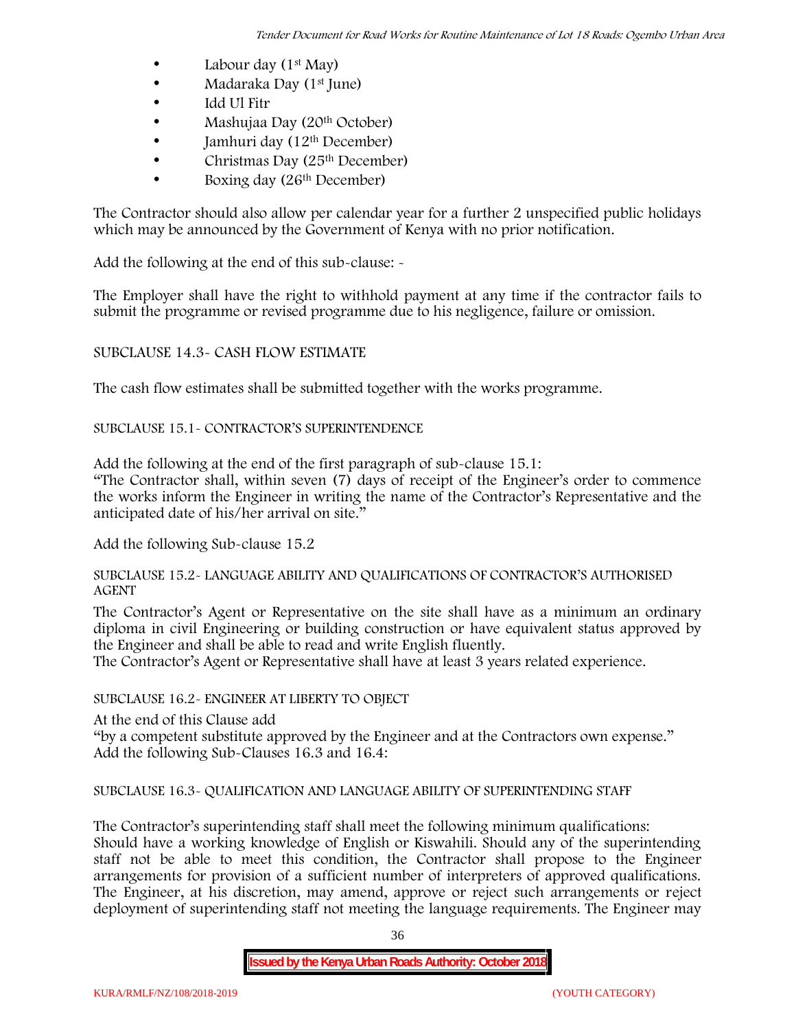- Labour day (1st May)
- Madaraka Day (1st June)
- Idd Ul Fitr
- Mashujaa Day (20th October)
- Jamhuri day (12th December)
- Christmas Day (25th December)
- Boxing day (26th December)

The Contractor should also allow per calendar year for a further 2 unspecified public holidays which may be announced by the Government of Kenya with no prior notification.

Add the following at the end of this sub-clause: -

The Employer shall have the right to withhold payment at any time if the contractor fails to submit the programme or revised programme due to his negligence, failure or omission.

SUBCLAUSE 14.3- CASH FLOW ESTIMATE

The cash flow estimates shall be submitted together with the works programme.

SUBCLAUSE 15.1- CONTRACTOR'S SUPERINTENDENCE

Add the following at the end of the first paragraph of sub-clause 15.1:
"The Contractor shall, within seven (7) days of receipt of the Engineer's order to commence the works inform the Engineer in writing the name of the Contractor's Representative and the anticipated date of his/her arrival on site."

Add the following Sub-clause 15.2

SUBCLAUSE 15.2- LANGUAGE ABILITY AND QUALIFICATIONS OF CONTRACTOR'S AUTHORISED AGENT

The Contractor's Agent or Representative on the site shall have as a minimum an ordinary diploma in civil Engineering or building construction or have equivalent status approved by the Engineer and shall be able to read and write English fluently.
The Contractor's Agent or Representative shall have at least 3 years related experience.

SUBCLAUSE 16.2- ENGINEER AT LIBERTY TO OBJECT

At the end of this Clause add
"by a competent substitute approved by the Engineer and at the Contractors own expense."
Add the following Sub-Clauses 16.3 and 16.4:

SUBCLAUSE 16.3- QUALIFICATION AND LANGUAGE ABILITY OF SUPERINTENDING STAFF

The Contractor's superintending staff shall meet the following minimum qualifications:
Should have a working knowledge of English or Kiswahili. Should any of the superintending staff not be able to meet this condition, the Contractor shall propose to the Engineer arrangements for provision of a sufficient number of interpreters of approved qualifications. The Engineer, at his discretion, may amend, approve or reject such arrangements or reject deployment of superintending staff not meeting the language requirements. The Engineer may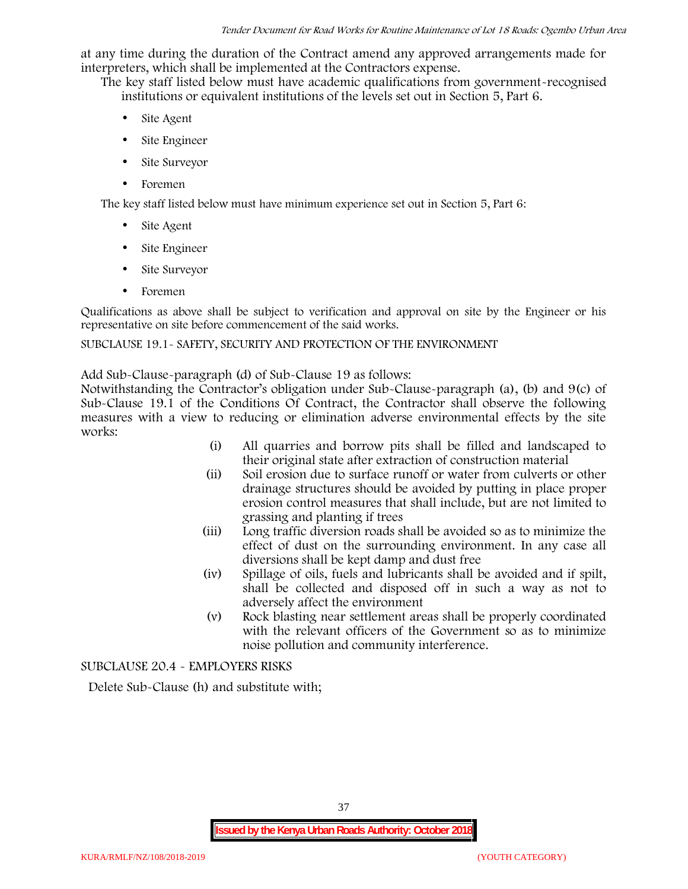at any time during the duration of the Contract amend any approved arrangements made for interpreters, which shall be implemented at the Contractors expense.

The key staff listed below must have academic qualifications from government-recognised institutions or equivalent institutions of the levels set out in Section 5, Part 6.

- Site Agent
- Site Engineer
- Site Surveyor
- Foremen

The key staff listed below must have minimum experience set out in Section 5, Part 6:

- Site Agent
- Site Engineer
- Site Surveyor
- Foremen

Qualifications as above shall be subject to verification and approval on site by the Engineer or his representative on site before commencement of the said works.

SUBCLAUSE 19.1- SAFETY, SECURITY AND PROTECTION OF THE ENVIRONMENT

Add Sub-Clause-paragraph (d) of Sub-Clause 19 as follows:

Notwithstanding the Contractor's obligation under Sub-Clause-paragraph (a), (b) and 9(c) of Sub-Clause 19.1 of the Conditions Of Contract, the Contractor shall observe the following measures with a view to reducing or elimination adverse environmental effects by the site works:

(i) All quarries and borrow pits shall be filled and landscaped to their original state after extraction of construction material

(ii) Soil erosion due to surface runoff or water from culverts or other drainage structures should be avoided by putting in place proper erosion control measures that shall include, but are not limited to grassing and planting if trees

(iii) Long traffic diversion roads shall be avoided so as to minimize the effect of dust on the surrounding environment. In any case all diversions shall be kept damp and dust free

(iv) Spillage of oils, fuels and lubricants shall be avoided and if spilt, shall be collected and disposed off in such a way as not to adversely affect the environment

(v) Rock blasting near settlement areas shall be properly coordinated with the relevant officers of the Government so as to minimize noise pollution and community interference.

SUBCLAUSE 20.4 - EMPLOYERS RISKS

Delete Sub-Clause (h) and substitute with;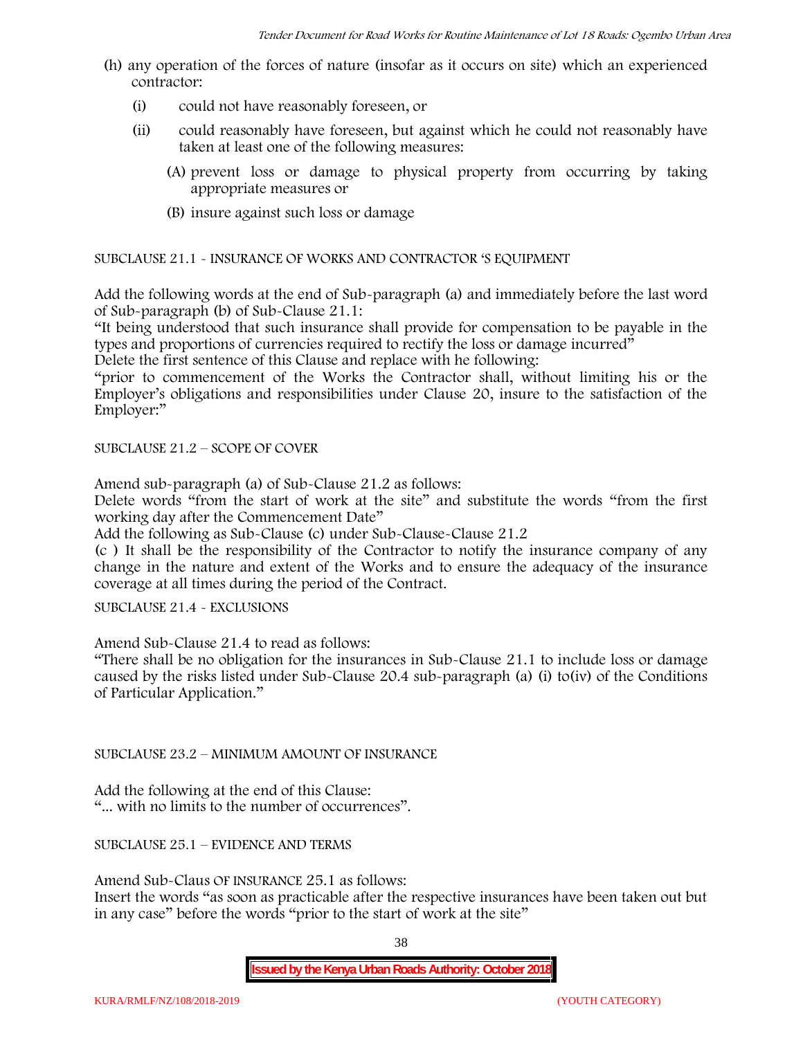(h) any operation of the forces of nature (insofar as it occurs on site) which an experienced contractor:

   (i) could not have reasonably foreseen, or

   (ii) could reasonably have foreseen, but against which he could not reasonably have taken at least one of the following measures:

      (A) prevent loss or damage to physical property from occurring by taking appropriate measures or

      (B) insure against such loss or damage

SUBCLAUSE 21.1 - INSURANCE OF WORKS AND CONTRACTOR 'S EQUIPMENT

Add the following words at the end of Sub-paragraph (a) and immediately before the last word of Sub-paragraph (b) of Sub-Clause 21.1:

"It being understood that such insurance shall provide for compensation to be payable in the types and proportions of currencies required to rectify the loss or damage incurred"

Delete the first sentence of this Clause and replace with he following:

"prior to commencement of the Works the Contractor shall, without limiting his or the Employer's obligations and responsibilities under Clause 20, insure to the satisfaction of the Employer:"

SUBCLAUSE 21.2 – SCOPE OF COVER

Amend sub-paragraph (a) of Sub-Clause 21.2 as follows:

Delete words "from the start of work at the site" and substitute the words "from the first working day after the Commencement Date"

Add the following as Sub-Clause (c) under Sub-Clause-Clause 21.2

(c ) It shall be the responsibility of the Contractor to notify the insurance company of any change in the nature and extent of the Works and to ensure the adequacy of the insurance coverage at all times during the period of the Contract.

SUBCLAUSE 21.4 - EXCLUSIONS

Amend Sub-Clause 21.4 to read as follows:

"There shall be no obligation for the insurances in Sub-Clause 21.1 to include loss or damage caused by the risks listed under Sub-Clause 20.4 sub-paragraph (a) (i) to(iv) of the Conditions of Particular Application."

SUBCLAUSE 23.2 – MINIMUM AMOUNT OF INSURANCE

Add the following at the end of this Clause:

"... with no limits to the number of occurrences".

SUBCLAUSE 25.1 – EVIDENCE AND TERMS

Amend Sub-Claus OF INSURANCE 25.1 as follows:

Insert the words "as soon as practicable after the respective insurances have been taken out but in any case" before the words "prior to the start of work at the site"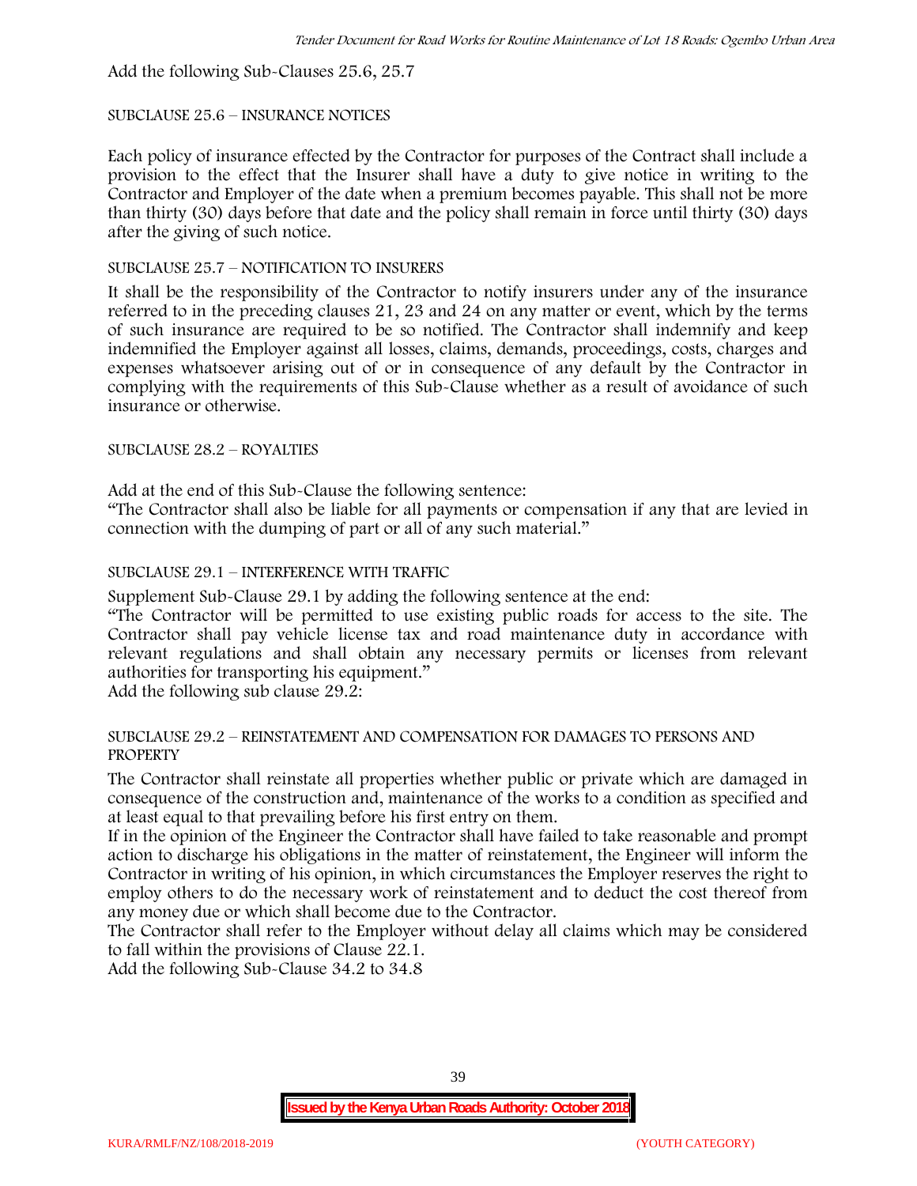Add the following Sub-Clauses 25.6, 25.7

SUBCLAUSE 25.6 – INSURANCE NOTICES

Each policy of insurance effected by the Contractor for purposes of the Contract shall include a provision to the effect that the Insurer shall have a duty to give notice in writing to the Contractor and Employer of the date when a premium becomes payable. This shall not be more than thirty (30) days before that date and the policy shall remain in force until thirty (30) days after the giving of such notice.

SUBCLAUSE 25.7 – NOTIFICATION TO INSURERS

It shall be the responsibility of the Contractor to notify insurers under any of the insurance referred to in the preceding clauses 21, 23 and 24 on any matter or event, which by the terms of such insurance are required to be so notified. The Contractor shall indemnify and keep indemnified the Employer against all losses, claims, demands, proceedings, costs, charges and expenses whatsoever arising out of or in consequence of any default by the Contractor in complying with the requirements of this Sub-Clause whether as a result of avoidance of such insurance or otherwise.

SUBCLAUSE 28.2 – ROYALTIES

Add at the end of this Sub-Clause the following sentence:
"The Contractor shall also be liable for all payments or compensation if any that are levied in connection with the dumping of part or all of any such material."

SUBCLAUSE 29.1 – INTERFERENCE WITH TRAFFIC

Supplement Sub-Clause 29.1 by adding the following sentence at the end:
"The Contractor will be permitted to use existing public roads for access to the site. The Contractor shall pay vehicle license tax and road maintenance duty in accordance with relevant regulations and shall obtain any necessary permits or licenses from relevant authorities for transporting his equipment."
Add the following sub clause 29.2:

SUBCLAUSE 29.2 – REINSTATEMENT AND COMPENSATION FOR DAMAGES TO PERSONS AND PROPERTY

The Contractor shall reinstate all properties whether public or private which are damaged in consequence of the construction and, maintenance of the works to a condition as specified and at least equal to that prevailing before his first entry on them.
If in the opinion of the Engineer the Contractor shall have failed to take reasonable and prompt action to discharge his obligations in the matter of reinstatement, the Engineer will inform the Contractor in writing of his opinion, in which circumstances the Employer reserves the right to employ others to do the necessary work of reinstatement and to deduct the cost thereof from any money due or which shall become due to the Contractor.
The Contractor shall refer to the Employer without delay all claims which may be considered to fall within the provisions of Clause 22.1.
Add the following Sub-Clause 34.2 to 34.8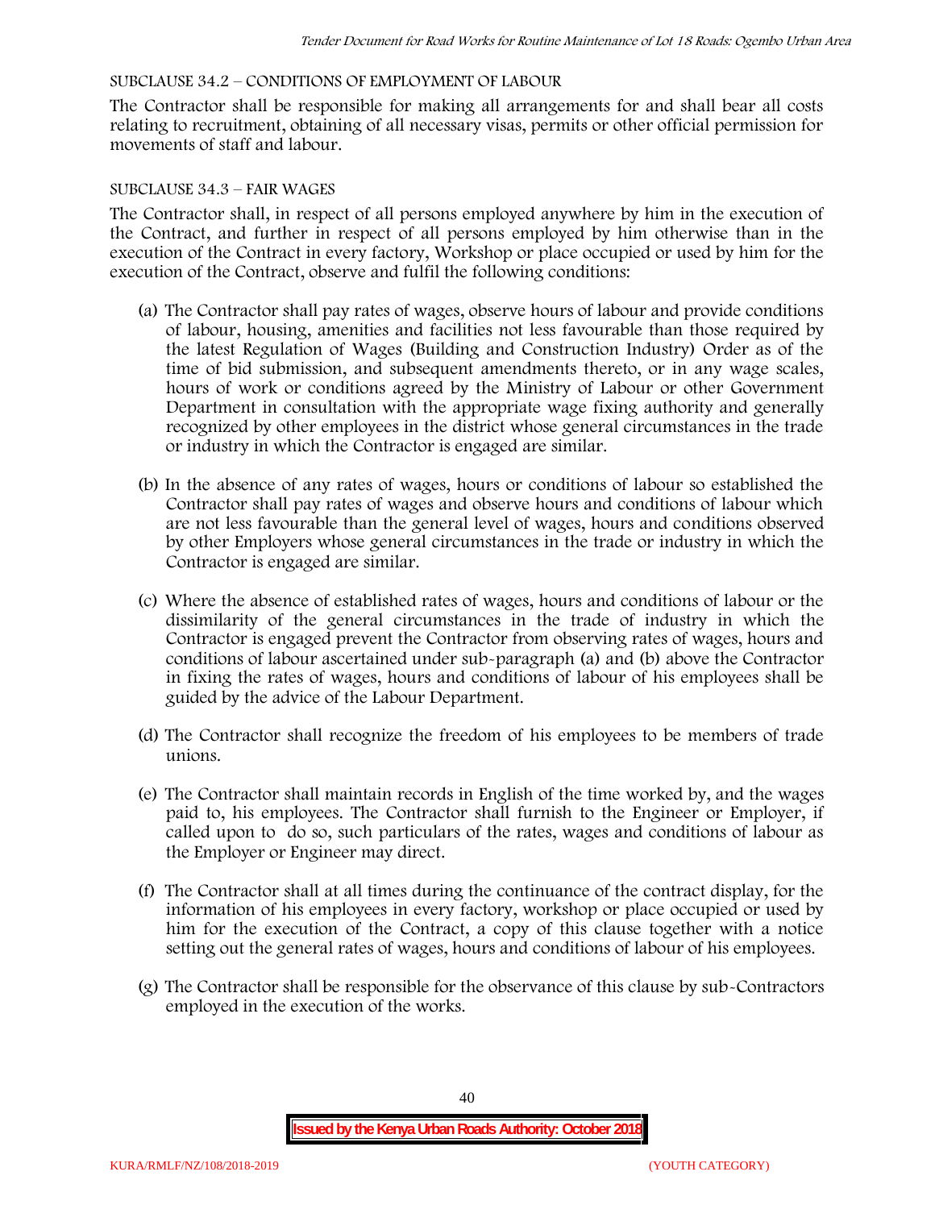SUBCLAUSE 34.2 – CONDITIONS OF EMPLOYMENT OF LABOUR

The Contractor shall be responsible for making all arrangements for and shall bear all costs relating to recruitment, obtaining of all necessary visas, permits or other official permission for movements of staff and labour.

SUBCLAUSE 34.3 – FAIR WAGES

The Contractor shall, in respect of all persons employed anywhere by him in the execution of the Contract, and further in respect of all persons employed by him otherwise than in the execution of the Contract in every factory, Workshop or place occupied or used by him for the execution of the Contract, observe and fulfil the following conditions:

(a) The Contractor shall pay rates of wages, observe hours of labour and provide conditions of labour, housing, amenities and facilities not less favourable than those required by the latest Regulation of Wages (Building and Construction Industry) Order as of the time of bid submission, and subsequent amendments thereto, or in any wage scales, hours of work or conditions agreed by the Ministry of Labour or other Government Department in consultation with the appropriate wage fixing authority and generally recognized by other employees in the district whose general circumstances in the trade or industry in which the Contractor is engaged are similar.

(b) In the absence of any rates of wages, hours or conditions of labour so established the Contractor shall pay rates of wages and observe hours and conditions of labour which are not less favourable than the general level of wages, hours and conditions observed by other Employers whose general circumstances in the trade or industry in which the Contractor is engaged are similar.

(c) Where the absence of established rates of wages, hours and conditions of labour or the dissimilarity of the general circumstances in the trade of industry in which the Contractor is engaged prevent the Contractor from observing rates of wages, hours and conditions of labour ascertained under sub-paragraph (a) and (b) above the Contractor in fixing the rates of wages, hours and conditions of labour of his employees shall be guided by the advice of the Labour Department.

(d) The Contractor shall recognize the freedom of his employees to be members of trade unions.

(e) The Contractor shall maintain records in English of the time worked by, and the wages paid to, his employees. The Contractor shall furnish to the Engineer or Employer, if called upon to do so, such particulars of the rates, wages and conditions of labour as the Employer or Engineer may direct.

(f) The Contractor shall at all times during the continuance of the contract display, for the information of his employees in every factory, workshop or place occupied or used by him for the execution of the Contract, a copy of this clause together with a notice setting out the general rates of wages, hours and conditions of labour of his employees.

(g) The Contractor shall be responsible for the observance of this clause by sub-Contractors employed in the execution of the works.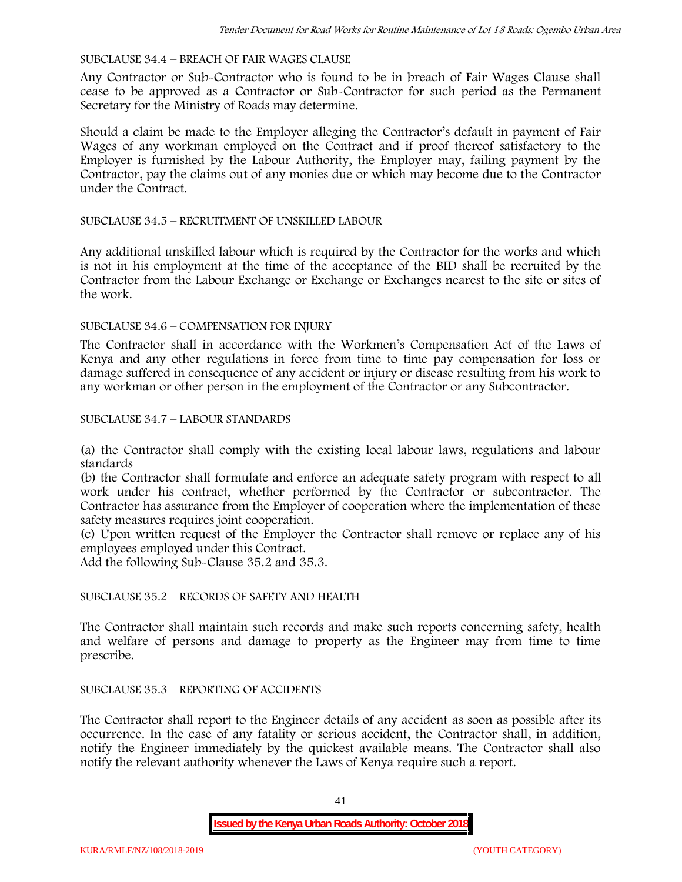SUBCLAUSE 34.4 – BREACH OF FAIR WAGES CLAUSE

Any Contractor or Sub-Contractor who is found to be in breach of Fair Wages Clause shall cease to be approved as a Contractor or Sub-Contractor for such period as the Permanent Secretary for the Ministry of Roads may determine.

Should a claim be made to the Employer alleging the Contractor's default in payment of Fair Wages of any workman employed on the Contract and if proof thereof satisfactory to the Employer is furnished by the Labour Authority, the Employer may, failing payment by the Contractor, pay the claims out of any monies due or which may become due to the Contractor under the Contract.

SUBCLAUSE 34.5 – RECRUITMENT OF UNSKILLED LABOUR

Any additional unskilled labour which is required by the Contractor for the works and which is not in his employment at the time of the acceptance of the BID shall be recruited by the Contractor from the Labour Exchange or Exchange or Exchanges nearest to the site or sites of the work.

SUBCLAUSE 34.6 – COMPENSATION FOR INJURY

The Contractor shall in accordance with the Workmen's Compensation Act of the Laws of Kenya and any other regulations in force from time to time pay compensation for loss or damage suffered in consequence of any accident or injury or disease resulting from his work to any workman or other person in the employment of the Contractor or any Subcontractor.

SUBCLAUSE 34.7 – LABOUR STANDARDS

(a) the Contractor shall comply with the existing local labour laws, regulations and labour standards
(b) the Contractor shall formulate and enforce an adequate safety program with respect to all work under his contract, whether performed by the Contractor or subcontractor. The Contractor has assurance from the Employer of cooperation where the implementation of these safety measures requires joint cooperation.
(c) Upon written request of the Employer the Contractor shall remove or replace any of his employees employed under this Contract.
Add the following Sub-Clause 35.2 and 35.3.

SUBCLAUSE 35.2 – RECORDS OF SAFETY AND HEALTH

The Contractor shall maintain such records and make such reports concerning safety, health and welfare of persons and damage to property as the Engineer may from time to time prescribe.

SUBCLAUSE 35.3 – REPORTING OF ACCIDENTS

The Contractor shall report to the Engineer details of any accident as soon as possible after its occurrence. In the case of any fatality or serious accident, the Contractor shall, in addition, notify the Engineer immediately by the quickest available means. The Contractor shall also notify the relevant authority whenever the Laws of Kenya require such a report.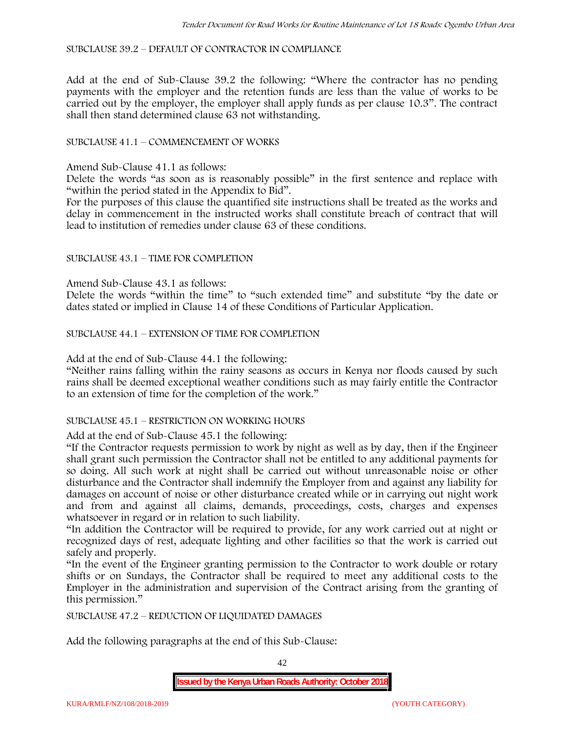SUBCLAUSE 39.2 – DEFAULT OF CONTRACTOR IN COMPLIANCE

Add at the end of Sub-Clause 39.2 the following: "Where the contractor has no pending payments with the employer and the retention funds are less than the value of works to be carried out by the employer, the employer shall apply funds as per clause 10.3". The contract shall then stand determined clause 63 not withstanding.

SUBCLAUSE 41.1 – COMMENCEMENT OF WORKS

Amend Sub-Clause 41.1 as follows:
Delete the words "as soon as is reasonably possible" in the first sentence and replace with "within the period stated in the Appendix to Bid".
For the purposes of this clause the quantified site instructions shall be treated as the works and delay in commencement in the instructed works shall constitute breach of contract that will lead to institution of remedies under clause 63 of these conditions.

SUBCLAUSE 43.1 – TIME FOR COMPLETION

Amend Sub-Clause 43.1 as follows:
Delete the words "within the time" to "such extended time" and substitute "by the date or dates stated or implied in Clause 14 of these Conditions of Particular Application.

SUBCLAUSE 44.1 – EXTENSION OF TIME FOR COMPLETION

Add at the end of Sub-Clause 44.1 the following:
"Neither rains falling within the rainy seasons as occurs in Kenya nor floods caused by such rains shall be deemed exceptional weather conditions such as may fairly entitle the Contractor to an extension of time for the completion of the work."

SUBCLAUSE 45.1 – RESTRICTION ON WORKING HOURS

Add at the end of Sub-Clause 45.1 the following:
"If the Contractor requests permission to work by night as well as by day, then if the Engineer shall grant such permission the Contractor shall not be entitled to any additional payments for so doing. All such work at night shall be carried out without unreasonable noise or other disturbance and the Contractor shall indemnify the Employer from and against any liability for damages on account of noise or other disturbance created while or in carrying out night work and from and against all claims, demands, proceedings, costs, charges and expenses whatsoever in regard or in relation to such liability.
"In addition the Contractor will be required to provide, for any work carried out at night or recognized days of rest, adequate lighting and other facilities so that the work is carried out safely and properly.
"In the event of the Engineer granting permission to the Contractor to work double or rotary shifts or on Sundays, the Contractor shall be required to meet any additional costs to the Employer in the administration and supervision of the Contract arising from the granting of this permission."

SUBCLAUSE 47.2 – REDUCTION OF LIQUIDATED DAMAGES

Add the following paragraphs at the end of this Sub-Clause: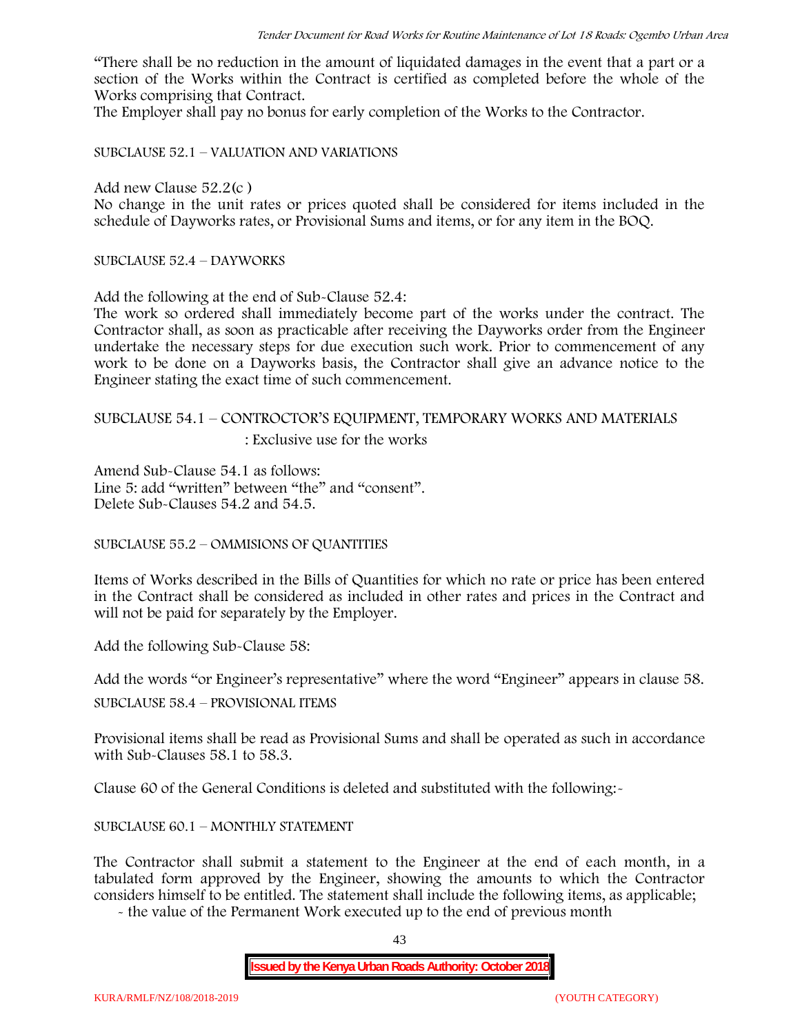"There shall be no reduction in the amount of liquidated damages in the event that a part or a section of the Works within the Contract is certified as completed before the whole of the Works comprising that Contract.

The Employer shall pay no bonus for early completion of the Works to the Contractor.

SUBCLAUSE 52.1 – VALUATION AND VARIATIONS

Add new Clause 52.2(c )

No change in the unit rates or prices quoted shall be considered for items included in the schedule of Dayworks rates, or Provisional Sums and items, or for any item in the BOQ.

SUBCLAUSE 52.4 – DAYWORKS

Add the following at the end of Sub-Clause 52.4:

The work so ordered shall immediately become part of the works under the contract. The Contractor shall, as soon as practicable after receiving the Dayworks order from the Engineer undertake the necessary steps for due execution such work. Prior to commencement of any work to be done on a Dayworks basis, the Contractor shall give an advance notice to the Engineer stating the exact time of such commencement.

SUBCLAUSE 54.1 – CONTROCTOR'S EQUIPMENT, TEMPORARY WORKS AND MATERIALS

: Exclusive use for the works

Amend Sub-Clause 54.1 as follows:

Line 5: add "written" between "the" and "consent".

Delete Sub-Clauses 54.2 and 54.5.

SUBCLAUSE 55.2 – OMMISIONS OF QUANTITIES

Items of Works described in the Bills of Quantities for which no rate or price has been entered in the Contract shall be considered as included in other rates and prices in the Contract and will not be paid for separately by the Employer.

Add the following Sub-Clause 58:

Add the words "or Engineer's representative" where the word "Engineer" appears in clause 58.

SUBCLAUSE 58.4 – PROVISIONAL ITEMS

Provisional items shall be read as Provisional Sums and shall be operated as such in accordance with Sub-Clauses 58.1 to 58.3.

Clause 60 of the General Conditions is deleted and substituted with the following:-

SUBCLAUSE 60.1 – MONTHLY STATEMENT

The Contractor shall submit a statement to the Engineer at the end of each month, in a tabulated form approved by the Engineer, showing the amounts to which the Contractor considers himself to be entitled. The statement shall include the following items, as applicable;

- the value of the Permanent Work executed up to the end of previous month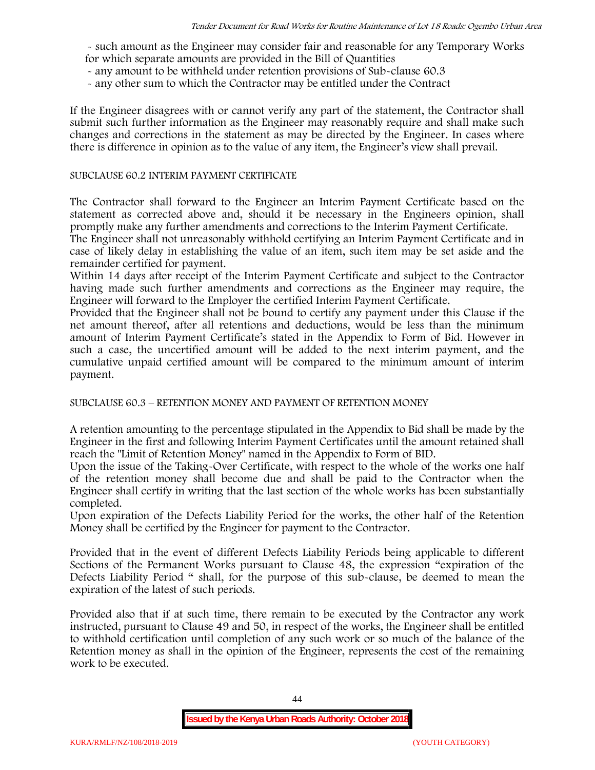- such amount as the Engineer may consider fair and reasonable for any Temporary Works for which separate amounts are provided in the Bill of Quantities
- any amount to be withheld under retention provisions of Sub-clause 60.3
- any other sum to which the Contractor may be entitled under the Contract

If the Engineer disagrees with or cannot verify any part of the statement, the Contractor shall submit such further information as the Engineer may reasonably require and shall make such changes and corrections in the statement as may be directed by the Engineer. In cases where there is difference in opinion as to the value of any item, the Engineer's view shall prevail.

SUBCLAUSE 60.2 INTERIM PAYMENT CERTIFICATE

The Contractor shall forward to the Engineer an Interim Payment Certificate based on the statement as corrected above and, should it be necessary in the Engineers opinion, shall promptly make any further amendments and corrections to the Interim Payment Certificate.

The Engineer shall not unreasonably withhold certifying an Interim Payment Certificate and in case of likely delay in establishing the value of an item, such item may be set aside and the remainder certified for payment.

Within 14 days after receipt of the Interim Payment Certificate and subject to the Contractor having made such further amendments and corrections as the Engineer may require, the Engineer will forward to the Employer the certified Interim Payment Certificate.

Provided that the Engineer shall not be bound to certify any payment under this Clause if the net amount thereof, after all retentions and deductions, would be less than the minimum amount of Interim Payment Certificate's stated in the Appendix to Form of Bid. However in such a case, the uncertified amount will be added to the next interim payment, and the cumulative unpaid certified amount will be compared to the minimum amount of interim payment.

SUBCLAUSE 60.3 – RETENTION MONEY AND PAYMENT OF RETENTION MONEY

A retention amounting to the percentage stipulated in the Appendix to Bid shall be made by the Engineer in the first and following Interim Payment Certificates until the amount retained shall reach the "Limit of Retention Money" named in the Appendix to Form of BID.

Upon the issue of the Taking-Over Certificate, with respect to the whole of the works one half of the retention money shall become due and shall be paid to the Contractor when the Engineer shall certify in writing that the last section of the whole works has been substantially completed.

Upon expiration of the Defects Liability Period for the works, the other half of the Retention Money shall be certified by the Engineer for payment to the Contractor.

Provided that in the event of different Defects Liability Periods being applicable to different Sections of the Permanent Works pursuant to Clause 48, the expression "expiration of the Defects Liability Period " shall, for the purpose of this sub-clause, be deemed to mean the expiration of the latest of such periods.

Provided also that if at such time, there remain to be executed by the Contractor any work instructed, pursuant to Clause 49 and 50, in respect of the works, the Engineer shall be entitled to withhold certification until completion of any such work or so much of the balance of the Retention money as shall in the opinion of the Engineer, represents the cost of the remaining work to be executed.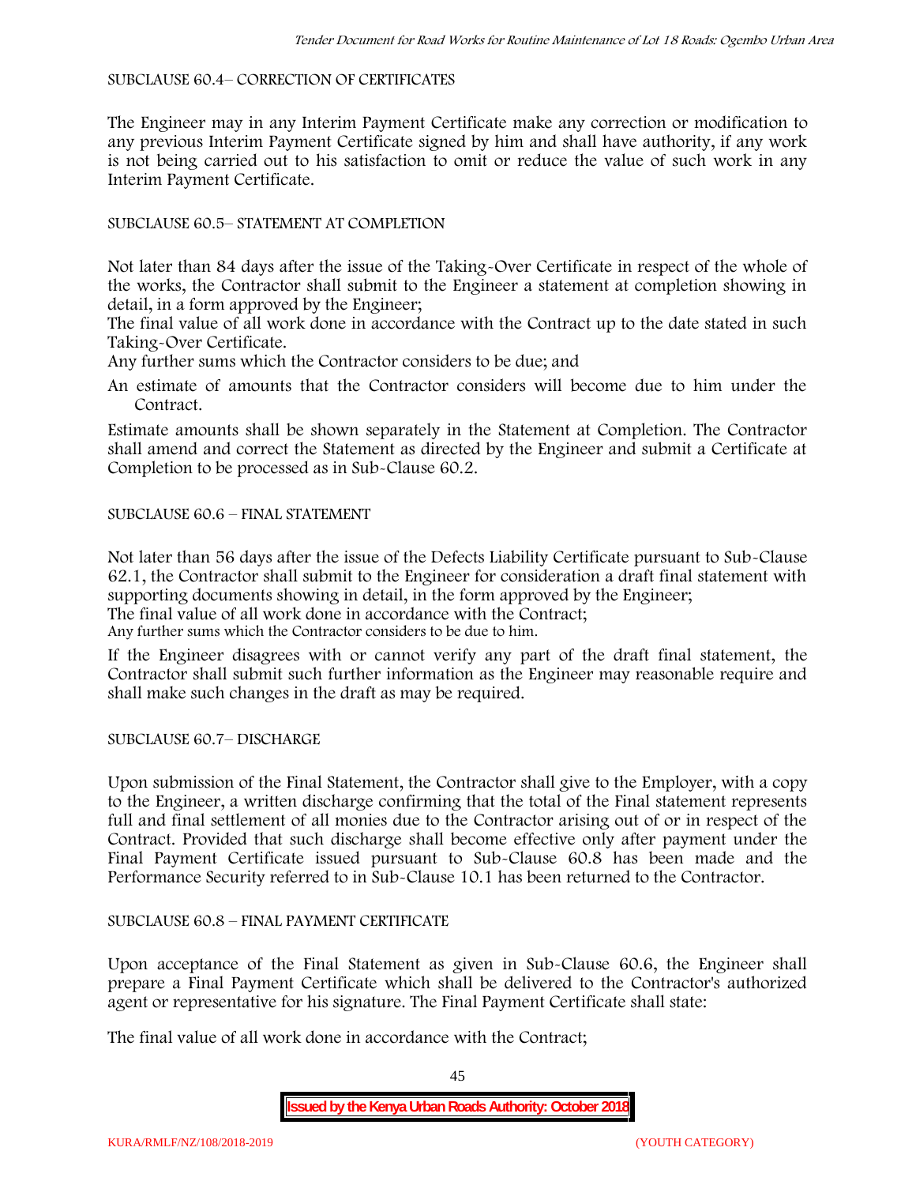SUBCLAUSE 60.4– CORRECTION OF CERTIFICATES

The Engineer may in any Interim Payment Certificate make any correction or modification to any previous Interim Payment Certificate signed by him and shall have authority, if any work is not being carried out to his satisfaction to omit or reduce the value of such work in any Interim Payment Certificate.

SUBCLAUSE 60.5– STATEMENT AT COMPLETION

Not later than 84 days after the issue of the Taking-Over Certificate in respect of the whole of the works, the Contractor shall submit to the Engineer a statement at completion showing in detail, in a form approved by the Engineer;

The final value of all work done in accordance with the Contract up to the date stated in such Taking-Over Certificate.

Any further sums which the Contractor considers to be due; and

An estimate of amounts that the Contractor considers will become due to him under the Contract.

Estimate amounts shall be shown separately in the Statement at Completion. The Contractor shall amend and correct the Statement as directed by the Engineer and submit a Certificate at Completion to be processed as in Sub-Clause 60.2.

SUBCLAUSE 60.6 – FINAL STATEMENT

Not later than 56 days after the issue of the Defects Liability Certificate pursuant to Sub-Clause 62.1, the Contractor shall submit to the Engineer for consideration a draft final statement with supporting documents showing in detail, in the form approved by the Engineer;

The final value of all work done in accordance with the Contract;

Any further sums which the Contractor considers to be due to him.

If the Engineer disagrees with or cannot verify any part of the draft final statement, the Contractor shall submit such further information as the Engineer may reasonable require and shall make such changes in the draft as may be required.

SUBCLAUSE 60.7– DISCHARGE

Upon submission of the Final Statement, the Contractor shall give to the Employer, with a copy to the Engineer, a written discharge confirming that the total of the Final statement represents full and final settlement of all monies due to the Contractor arising out of or in respect of the Contract. Provided that such discharge shall become effective only after payment under the Final Payment Certificate issued pursuant to Sub-Clause 60.8 has been made and the Performance Security referred to in Sub-Clause 10.1 has been returned to the Contractor.

SUBCLAUSE 60.8 – FINAL PAYMENT CERTIFICATE

Upon acceptance of the Final Statement as given in Sub-Clause 60.6, the Engineer shall prepare a Final Payment Certificate which shall be delivered to the Contractor's authorized agent or representative for his signature. The Final Payment Certificate shall state:

The final value of all work done in accordance with the Contract;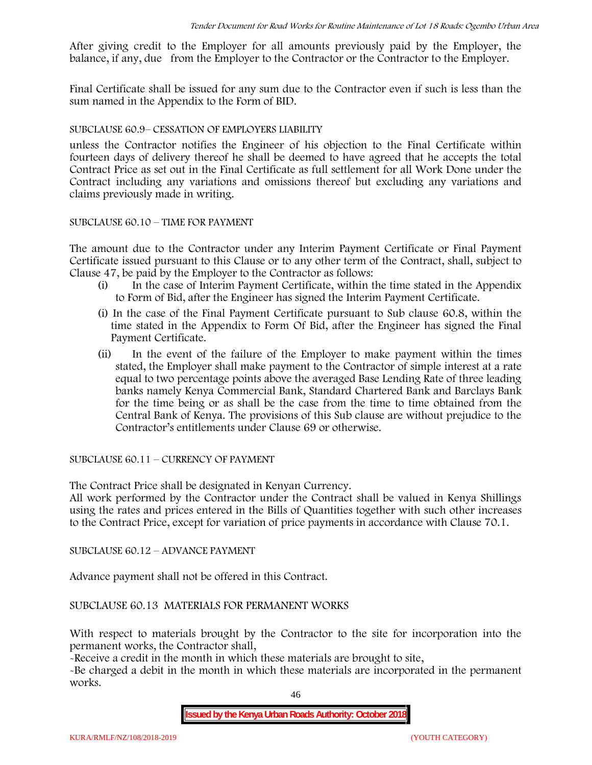After giving credit to the Employer for all amounts previously paid by the Employer, the balance, if any, due from the Employer to the Contractor or the Contractor to the Employer.

Final Certificate shall be issued for any sum due to the Contractor even if such is less than the sum named in the Appendix to the Form of BID.

SUBCLAUSE 60.9– CESSATION OF EMPLOYERS LIABILITY

unless the Contractor notifies the Engineer of his objection to the Final Certificate within fourteen days of delivery thereof he shall be deemed to have agreed that he accepts the total Contract Price as set out in the Final Certificate as full settlement for all Work Done under the Contract including any variations and omissions thereof but excluding any variations and claims previously made in writing.

SUBCLAUSE 60.10 – TIME FOR PAYMENT

The amount due to the Contractor under any Interim Payment Certificate or Final Payment Certificate issued pursuant to this Clause or to any other term of the Contract, shall, subject to Clause 47, be paid by the Employer to the Contractor as follows:

(i) In the case of Interim Payment Certificate, within the time stated in the Appendix to Form of Bid, after the Engineer has signed the Interim Payment Certificate.

(i) In the case of the Final Payment Certificate pursuant to Sub clause 60.8, within the time stated in the Appendix to Form Of Bid, after the Engineer has signed the Final Payment Certificate.

(ii) In the event of the failure of the Employer to make payment within the times stated, the Employer shall make payment to the Contractor of simple interest at a rate equal to two percentage points above the averaged Base Lending Rate of three leading banks namely Kenya Commercial Bank, Standard Chartered Bank and Barclays Bank for the time being or as shall be the case from the time to time obtained from the Central Bank of Kenya. The provisions of this Sub clause are without prejudice to the Contractor's entitlements under Clause 69 or otherwise.

SUBCLAUSE 60.11 – CURRENCY OF PAYMENT

The Contract Price shall be designated in Kenyan Currency.
All work performed by the Contractor under the Contract shall be valued in Kenya Shillings using the rates and prices entered in the Bills of Quantities together with such other increases to the Contract Price, except for variation of price payments in accordance with Clause 70.1.

SUBCLAUSE 60.12 – ADVANCE PAYMENT

Advance payment shall not be offered in this Contract.

SUBCLAUSE 60.13 MATERIALS FOR PERMANENT WORKS

With respect to materials brought by the Contractor to the site for incorporation into the permanent works, the Contractor shall,

-Receive a credit in the month in which these materials are brought to site,

-Be charged a debit in the month in which these materials are incorporated in the permanent works.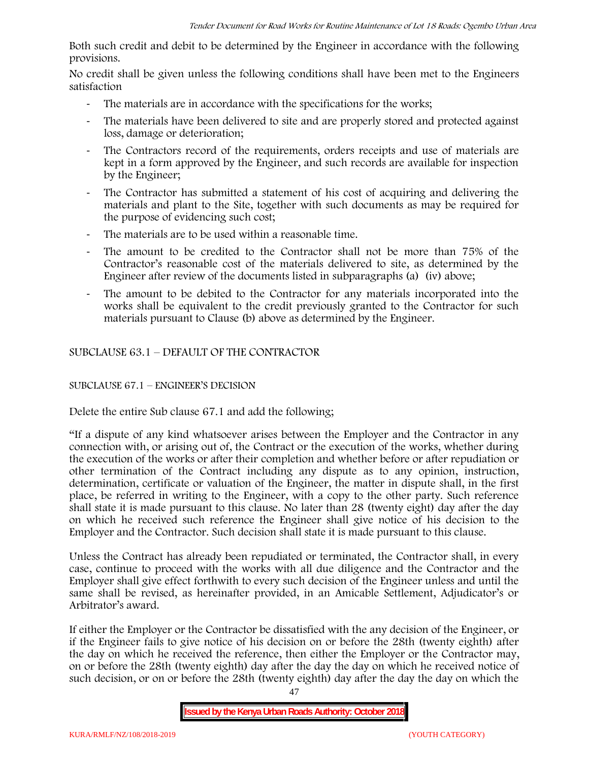Both such credit and debit to be determined by the Engineer in accordance with the following provisions.

No credit shall be given unless the following conditions shall have been met to the Engineers satisfaction

- The materials are in accordance with the specifications for the works;
- The materials have been delivered to site and are properly stored and protected against loss, damage or deterioration;
- The Contractors record of the requirements, orders receipts and use of materials are kept in a form approved by the Engineer, and such records are available for inspection by the Engineer;
- The Contractor has submitted a statement of his cost of acquiring and delivering the materials and plant to the Site, together with such documents as may be required for the purpose of evidencing such cost;
- The materials are to be used within a reasonable time.
- The amount to be credited to the Contractor shall not be more than 75% of the Contractor's reasonable cost of the materials delivered to site, as determined by the Engineer after review of the documents listed in subparagraphs (a) (iv) above;
- The amount to be debited to the Contractor for any materials incorporated into the works shall be equivalent to the credit previously granted to the Contractor for such materials pursuant to Clause (b) above as determined by the Engineer.

## SUBCLAUSE 63.1 – DEFAULT OF THE CONTRACTOR

## SUBCLAUSE 67.1 – ENGINEER'S DECISION

Delete the entire Sub clause 67.1 and add the following;

"If a dispute of any kind whatsoever arises between the Employer and the Contractor in any connection with, or arising out of, the Contract or the execution of the works, whether during the execution of the works or after their completion and whether before or after repudiation or other termination of the Contract including any dispute as to any opinion, instruction, determination, certificate or valuation of the Engineer, the matter in dispute shall, in the first place, be referred in writing to the Engineer, with a copy to the other party. Such reference shall state it is made pursuant to this clause. No later than 28 (twenty eight) day after the day on which he received such reference the Engineer shall give notice of his decision to the Employer and the Contractor. Such decision shall state it is made pursuant to this clause.

Unless the Contract has already been repudiated or terminated, the Contractor shall, in every case, continue to proceed with the works with all due diligence and the Contractor and the Employer shall give effect forthwith to every such decision of the Engineer unless and until the same shall be revised, as hereinafter provided, in an Amicable Settlement, Adjudicator's or Arbitrator's award.

If either the Employer or the Contractor be dissatisfied with the any decision of the Engineer, or if the Engineer fails to give notice of his decision on or before the 28th (twenty eighth) after the day on which he received the reference, then either the Employer or the Contractor may, on or before the 28th (twenty eighth) day after the day the day on which he received notice of such decision, or on or before the 28th (twenty eighth) day after the day the day on which the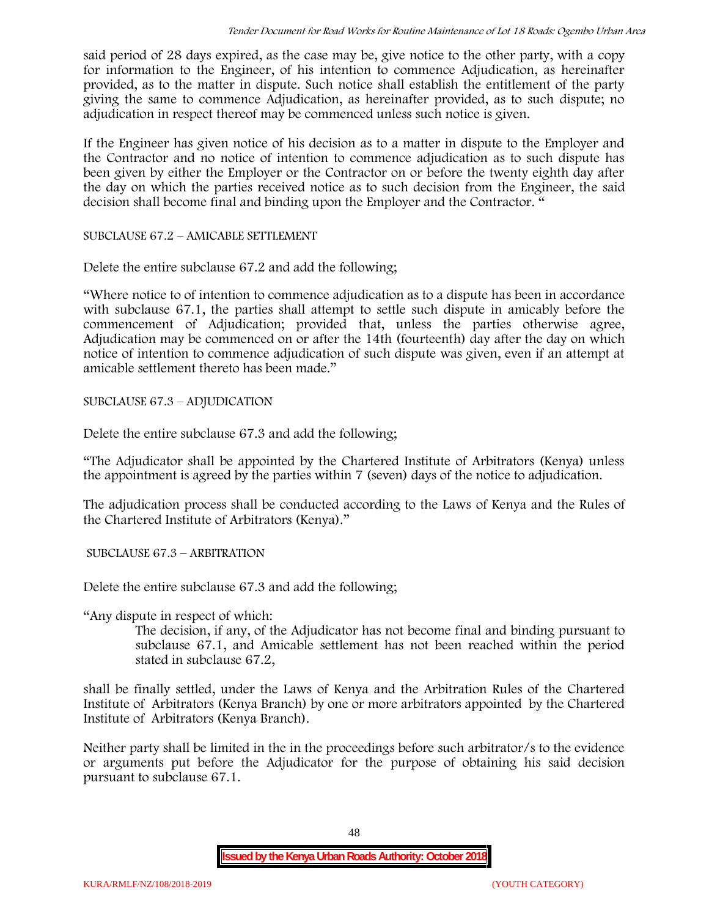said period of 28 days expired, as the case may be, give notice to the other party, with a copy for information to the Engineer, of his intention to commence Adjudication, as hereinafter provided, as to the matter in dispute. Such notice shall establish the entitlement of the party giving the same to commence Adjudication, as hereinafter provided, as to such dispute; no adjudication in respect thereof may be commenced unless such notice is given.

If the Engineer has given notice of his decision as to a matter in dispute to the Employer and the Contractor and no notice of intention to commence adjudication as to such dispute has been given by either the Employer or the Contractor on or before the twenty eighth day after the day on which the parties received notice as to such decision from the Engineer, the said decision shall become final and binding upon the Employer and the Contractor. "

SUBCLAUSE 67.2 – AMICABLE SETTLEMENT

Delete the entire subclause 67.2 and add the following;

"Where notice to of intention to commence adjudication as to a dispute has been in accordance with subclause 67.1, the parties shall attempt to settle such dispute in amicably before the commencement of Adjudication; provided that, unless the parties otherwise agree, Adjudication may be commenced on or after the 14th (fourteenth) day after the day on which notice of intention to commence adjudication of such dispute was given, even if an attempt at amicable settlement thereto has been made."

SUBCLAUSE 67.3 – ADJUDICATION

Delete the entire subclause 67.3 and add the following;

"The Adjudicator shall be appointed by the Chartered Institute of Arbitrators (Kenya) unless the appointment is agreed by the parties within 7 (seven) days of the notice to adjudication.

The adjudication process shall be conducted according to the Laws of Kenya and the Rules of the Chartered Institute of Arbitrators (Kenya)."

SUBCLAUSE 67.3 – ARBITRATION

Delete the entire subclause 67.3 and add the following;

"Any dispute in respect of which:

> The decision, if any, of the Adjudicator has not become final and binding pursuant to subclause 67.1, and Amicable settlement has not been reached within the period stated in subclause 67.2,

shall be finally settled, under the Laws of Kenya and the Arbitration Rules of the Chartered Institute of Arbitrators (Kenya Branch) by one or more arbitrators appointed by the Chartered Institute of Arbitrators (Kenya Branch).

Neither party shall be limited in the in the proceedings before such arbitrator/s to the evidence or arguments put before the Adjudicator for the purpose of obtaining his said decision pursuant to subclause 67.1.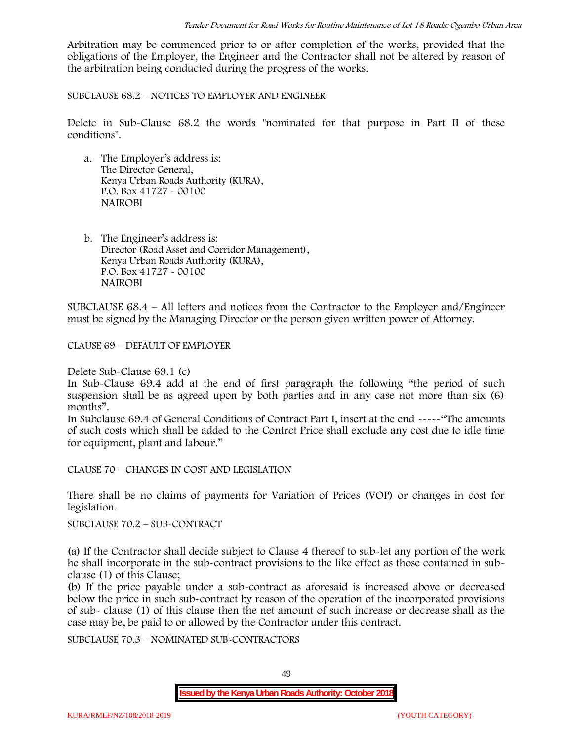Arbitration may be commenced prior to or after completion of the works, provided that the obligations of the Employer, the Engineer and the Contractor shall not be altered by reason of the arbitration being conducted during the progress of the works.

SUBCLAUSE 68.2 – NOTICES TO EMPLOYER AND ENGINEER

Delete in Sub-Clause 68.2 the words "nominated for that purpose in Part II of these conditions".

a. The Employer's address is:
   The Director General,
   Kenya Urban Roads Authority (KURA),
   P.O. Box 41727 - 00100
   NAIROBI

b. The Engineer's address is:
   Director (Road Asset and Corridor Management),
   Kenya Urban Roads Authority (KURA),
   P.O. Box 41727 - 00100
   NAIROBI

SUBCLAUSE 68.4 – All letters and notices from the Contractor to the Employer and/Engineer must be signed by the Managing Director or the person given written power of Attorney.

CLAUSE 69 – DEFAULT OF EMPLOYER

Delete Sub-Clause 69.1 (c)

In Sub-Clause 69.4 add at the end of first paragraph the following "the period of such suspension shall be as agreed upon by both parties and in any case not more than six (6) months".

In Subclause 69.4 of General Conditions of Contract Part I, insert at the end -----"The amounts of such costs which shall be added to the Contrct Price shall exclude any cost due to idle time for equipment, plant and labour."

CLAUSE 70 – CHANGES IN COST AND LEGISLATION

There shall be no claims of payments for Variation of Prices (VOP) or changes in cost for legislation.

SUBCLAUSE 70.2 – SUB-CONTRACT

(a) If the Contractor shall decide subject to Clause 4 thereof to sub-let any portion of the work he shall incorporate in the sub-contract provisions to the like effect as those contained in sub-clause (1) of this Clause;

(b) If the price payable under a sub-contract as aforesaid is increased above or decreased below the price in such sub-contract by reason of the operation of the incorporated provisions of sub- clause (1) of this clause then the net amount of such increase or decrease shall as the case may be, be paid to or allowed by the Contractor under this contract.

SUBCLAUSE 70.3 – NOMINATED SUB-CONTRACTORS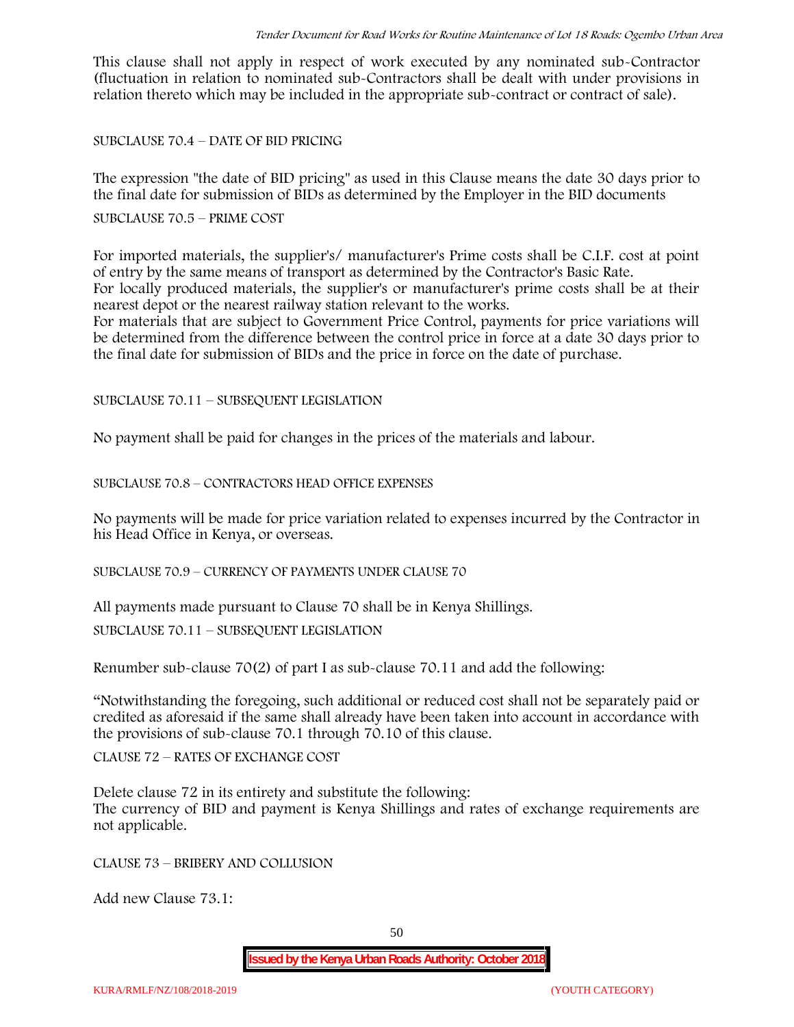This clause shall not apply in respect of work executed by any nominated sub-Contractor (fluctuation in relation to nominated sub-Contractors shall be dealt with under provisions in relation thereto which may be included in the appropriate sub-contract or contract of sale).

SUBCLAUSE 70.4 – DATE OF BID PRICING

The expression "the date of BID pricing" as used in this Clause means the date 30 days prior to the final date for submission of BIDs as determined by the Employer in the BID documents

SUBCLAUSE 70.5 – PRIME COST

For imported materials, the supplier's/ manufacturer's Prime costs shall be C.I.F. cost at point of entry by the same means of transport as determined by the Contractor's Basic Rate.
For locally produced materials, the supplier's or manufacturer's prime costs shall be at their nearest depot or the nearest railway station relevant to the works.
For materials that are subject to Government Price Control, payments for price variations will be determined from the difference between the control price in force at a date 30 days prior to the final date for submission of BIDs and the price in force on the date of purchase.

SUBCLAUSE 70.11 – SUBSEQUENT LEGISLATION

No payment shall be paid for changes in the prices of the materials and labour.

SUBCLAUSE 70.8 – CONTRACTORS HEAD OFFICE EXPENSES

No payments will be made for price variation related to expenses incurred by the Contractor in his Head Office in Kenya, or overseas.

SUBCLAUSE 70.9 – CURRENCY OF PAYMENTS UNDER CLAUSE 70

All payments made pursuant to Clause 70 shall be in Kenya Shillings.

SUBCLAUSE 70.11 – SUBSEQUENT LEGISLATION

Renumber sub-clause 70(2) of part I as sub-clause 70.11 and add the following:

"Notwithstanding the foregoing, such additional or reduced cost shall not be separately paid or credited as aforesaid if the same shall already have been taken into account in accordance with the provisions of sub-clause 70.1 through 70.10 of this clause.

CLAUSE 72 – RATES OF EXCHANGE COST

Delete clause 72 in its entirety and substitute the following:
The currency of BID and payment is Kenya Shillings and rates of exchange requirements are not applicable.

CLAUSE 73 – BRIBERY AND COLLUSION

Add new Clause 73.1: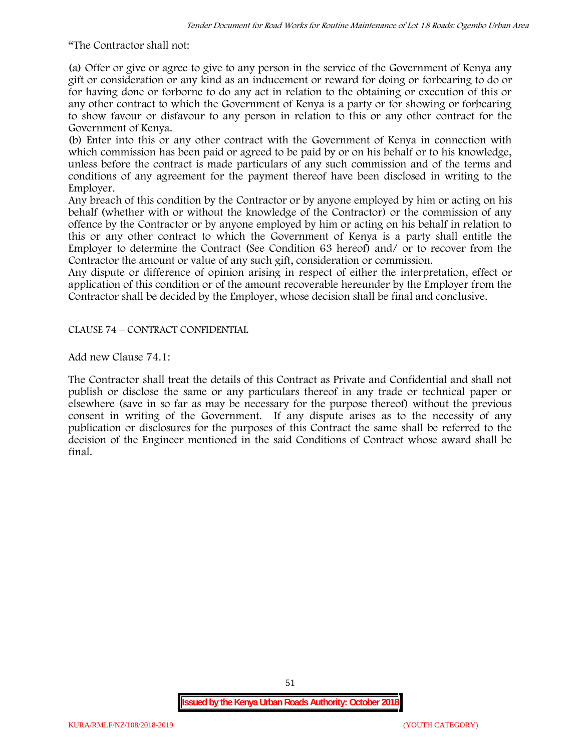"The Contractor shall not:

(a) Offer or give or agree to give to any person in the service of the Government of Kenya any gift or consideration or any kind as an inducement or reward for doing or forbearing to do or for having done or forborne to do any act in relation to the obtaining or execution of this or any other contract to which the Government of Kenya is a party or for showing or forbearing to show favour or disfavour to any person in relation to this or any other contract for the Government of Kenya.

(b) Enter into this or any other contract with the Government of Kenya in connection with which commission has been paid or agreed to be paid by or on his behalf or to his knowledge, unless before the contract is made particulars of any such commission and of the terms and conditions of any agreement for the payment thereof have been disclosed in writing to the Employer.

Any breach of this condition by the Contractor or by anyone employed by him or acting on his behalf (whether with or without the knowledge of the Contractor) or the commission of any offence by the Contractor or by anyone employed by him or acting on his behalf in relation to this or any other contract to which the Government of Kenya is a party shall entitle the Employer to determine the Contract (See Condition 63 hereof) and/ or to recover from the Contractor the amount or value of any such gift, consideration or commission.

Any dispute or difference of opinion arising in respect of either the interpretation, effect or application of this condition or of the amount recoverable hereunder by the Employer from the Contractor shall be decided by the Employer, whose decision shall be final and conclusive.

CLAUSE 74 – CONTRACT CONFIDENTIAL

Add new Clause 74.1:

The Contractor shall treat the details of this Contract as Private and Confidential and shall not publish or disclose the same or any particulars thereof in any trade or technical paper or elsewhere (save in so far as may be necessary for the purpose thereof) without the previous consent in writing of the Government. If any dispute arises as to the necessity of any publication or disclosures for the purposes of this Contract the same shall be referred to the decision of the Engineer mentioned in the said Conditions of Contract whose award shall be final.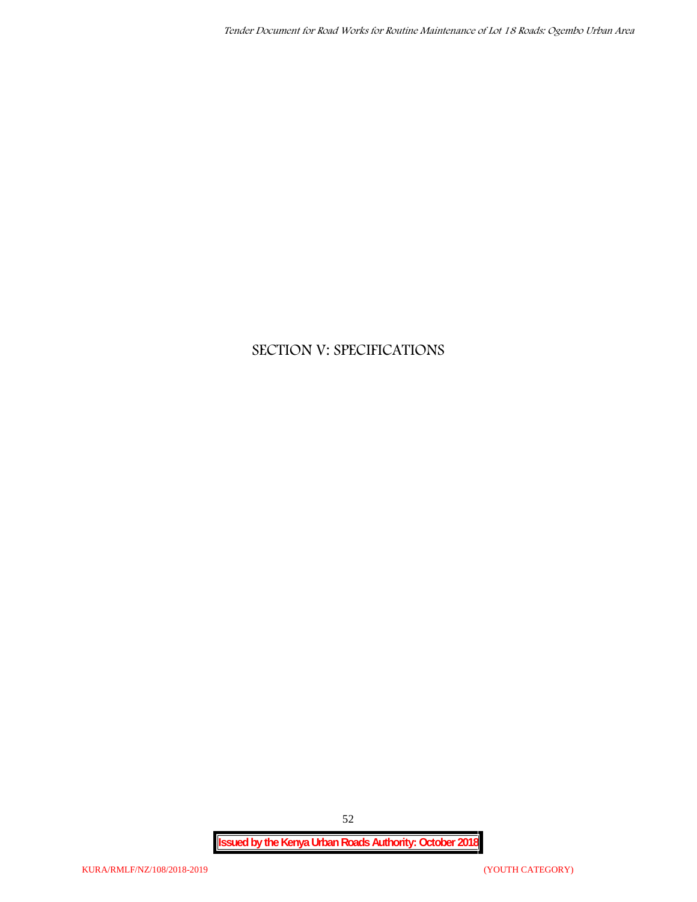# SECTION V: SPECIFICATIONS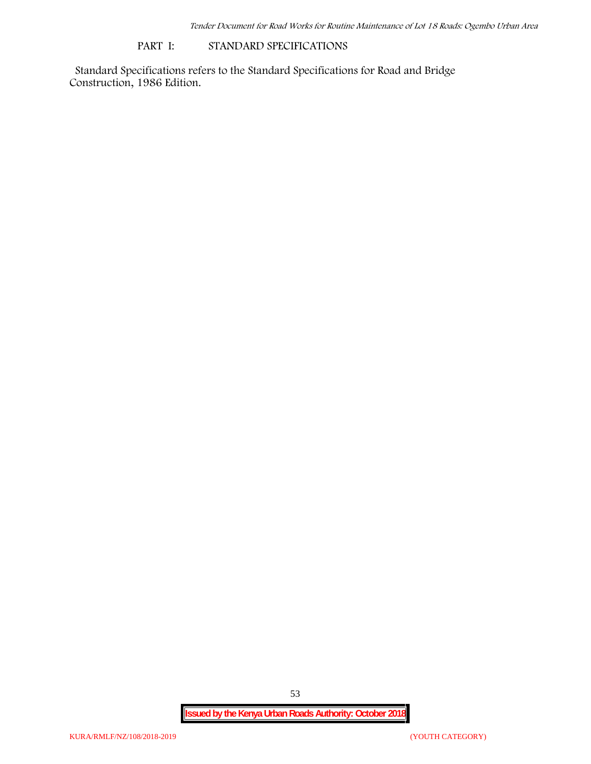## PART I: STANDARD SPECIFICATIONS

Standard Specifications refers to the Standard Specifications for Road and Bridge Construction, 1986 Edition.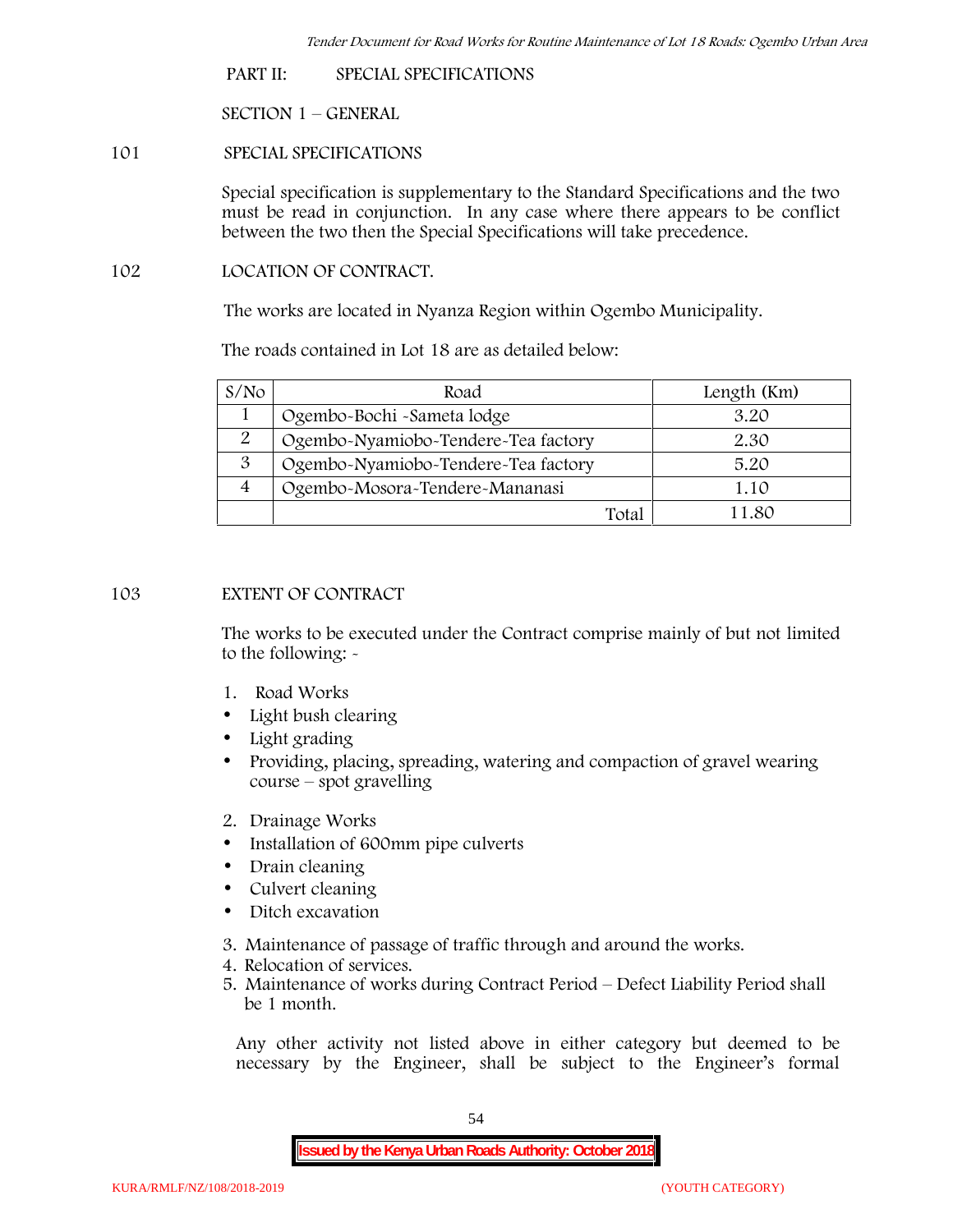## PART II: SPECIAL SPECIFICATIONS

### SECTION 1 – GENERAL

#### 101 SPECIAL SPECIFICATIONS

Special specification is supplementary to the Standard Specifications and the two must be read in conjunction. In any case where there appears to be conflict between the two then the Special Specifications will take precedence.

#### 102 LOCATION OF CONTRACT.

The works are located in Nyanza Region within Ogembo Municipality.

The roads contained in Lot 18 are as detailed below:

| S/No | Road | Length (Km) |
|---|---|---|
| 1 | Ogembo-Bochi -Sameta lodge | 3.20 |
| 2 | Ogembo-Nyamiobo-Tendere-Tea factory | 2.30 |
| 3 | Ogembo-Nyamiobo-Tendere-Tea factory | 5.20 |
| 4 | Ogembo-Mosora-Tendere-Mananasi | 1.10 |
| | Total | 11.80 |

#### 103 EXTENT OF CONTRACT

The works to be executed under the Contract comprise mainly of but not limited to the following: -

1. Road Works
   - Light bush clearing
   - Light grading
   - Providing, placing, spreading, watering and compaction of gravel wearing course – spot gravelling
2. Drainage Works
   - Installation of 600mm pipe culverts
   - Drain cleaning
   - Culvert cleaning
   - Ditch excavation
3. Maintenance of passage of traffic through and around the works.
4. Relocation of services.
5. Maintenance of works during Contract Period – Defect Liability Period shall be 1 month.

Any other activity not listed above in either category but deemed to be necessary by the Engineer, shall be subject to the Engineer's formal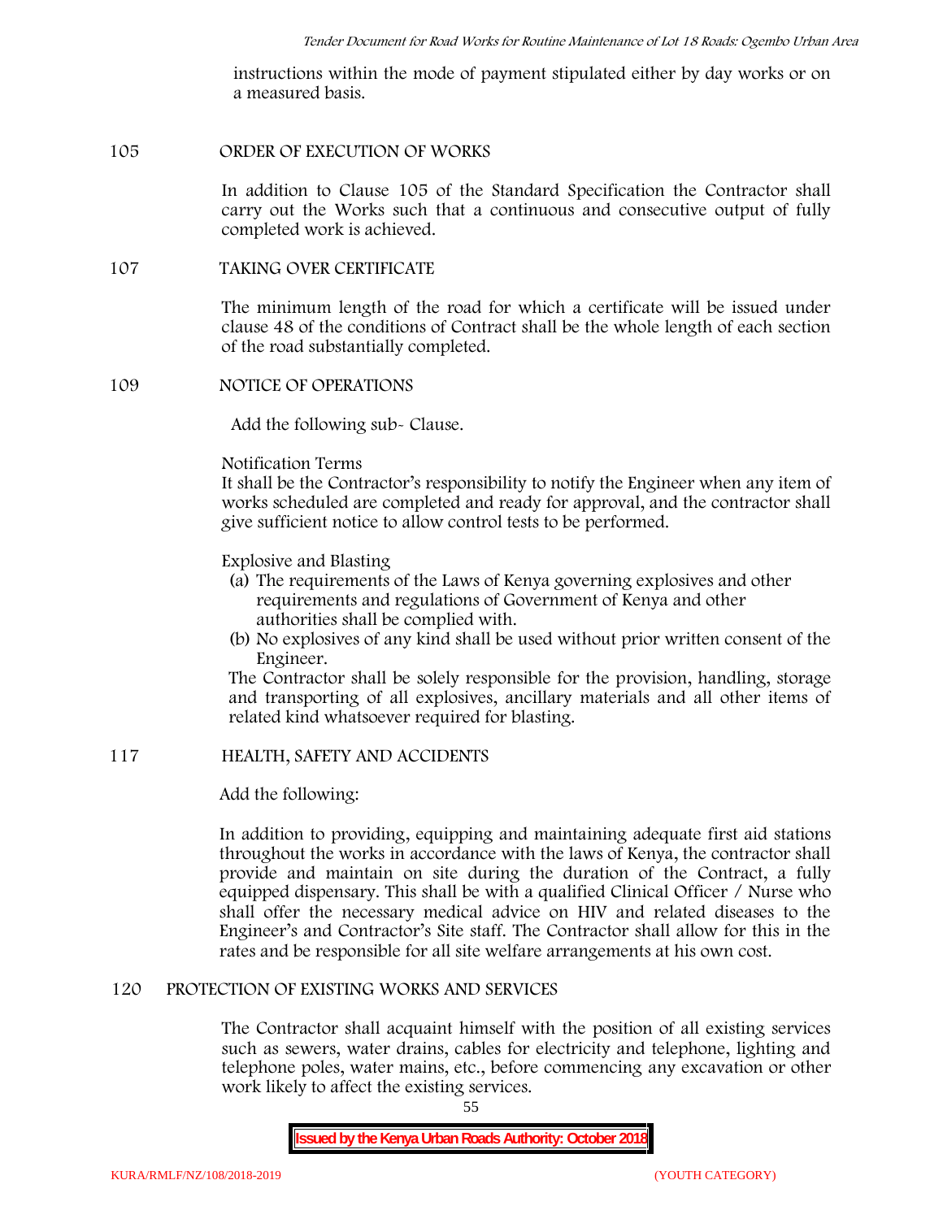instructions within the mode of payment stipulated either by day works or on a measured basis.

## 105 ORDER OF EXECUTION OF WORKS

In addition to Clause 105 of the Standard Specification the Contractor shall carry out the Works such that a continuous and consecutive output of fully completed work is achieved.

## 107 TAKING OVER CERTIFICATE

The minimum length of the road for which a certificate will be issued under clause 48 of the conditions of Contract shall be the whole length of each section of the road substantially completed.

## 109 NOTICE OF OPERATIONS

Add the following sub- Clause.

Notification Terms
It shall be the Contractor's responsibility to notify the Engineer when any item of works scheduled are completed and ready for approval, and the contractor shall give sufficient notice to allow control tests to be performed.

Explosive and Blasting

(a) The requirements of the Laws of Kenya governing explosives and other requirements and regulations of Government of Kenya and other authorities shall be complied with.
(b) No explosives of any kind shall be used without prior written consent of the Engineer.

The Contractor shall be solely responsible for the provision, handling, storage and transporting of all explosives, ancillary materials and all other items of related kind whatsoever required for blasting.

## 117 HEALTH, SAFETY AND ACCIDENTS

Add the following:

In addition to providing, equipping and maintaining adequate first aid stations throughout the works in accordance with the laws of Kenya, the contractor shall provide and maintain on site during the duration of the Contract, a fully equipped dispensary. This shall be with a qualified Clinical Officer / Nurse who shall offer the necessary medical advice on HIV and related diseases to the Engineer's and Contractor's Site staff. The Contractor shall allow for this in the rates and be responsible for all site welfare arrangements at his own cost.

## 120 PROTECTION OF EXISTING WORKS AND SERVICES

The Contractor shall acquaint himself with the position of all existing services such as sewers, water drains, cables for electricity and telephone, lighting and telephone poles, water mains, etc., before commencing any excavation or other work likely to affect the existing services.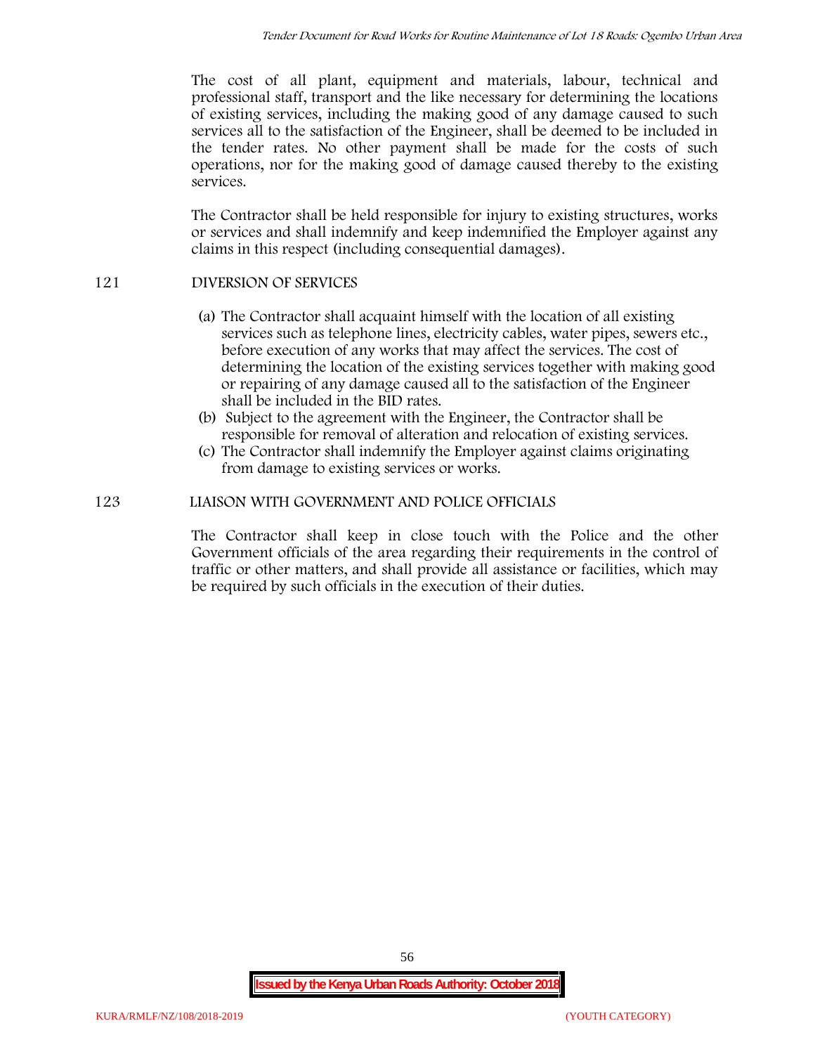The cost of all plant, equipment and materials, labour, technical and professional staff, transport and the like necessary for determining the locations of existing services, including the making good of any damage caused to such services all to the satisfaction of the Engineer, shall be deemed to be included in the tender rates. No other payment shall be made for the costs of such operations, nor for the making good of damage caused thereby to the existing services.

The Contractor shall be held responsible for injury to existing structures, works or services and shall indemnify and keep indemnified the Employer against any claims in this respect (including consequential damages).

## 121 DIVERSION OF SERVICES

(a) The Contractor shall acquaint himself with the location of all existing services such as telephone lines, electricity cables, water pipes, sewers etc., before execution of any works that may affect the services. The cost of determining the location of the existing services together with making good or repairing of any damage caused all to the satisfaction of the Engineer shall be included in the BID rates.

(b) Subject to the agreement with the Engineer, the Contractor shall be responsible for removal of alteration and relocation of existing services.

(c) The Contractor shall indemnify the Employer against claims originating from damage to existing services or works.

## 123 LIAISON WITH GOVERNMENT AND POLICE OFFICIALS

The Contractor shall keep in close touch with the Police and the other Government officials of the area regarding their requirements in the control of traffic or other matters, and shall provide all assistance or facilities, which may be required by such officials in the execution of their duties.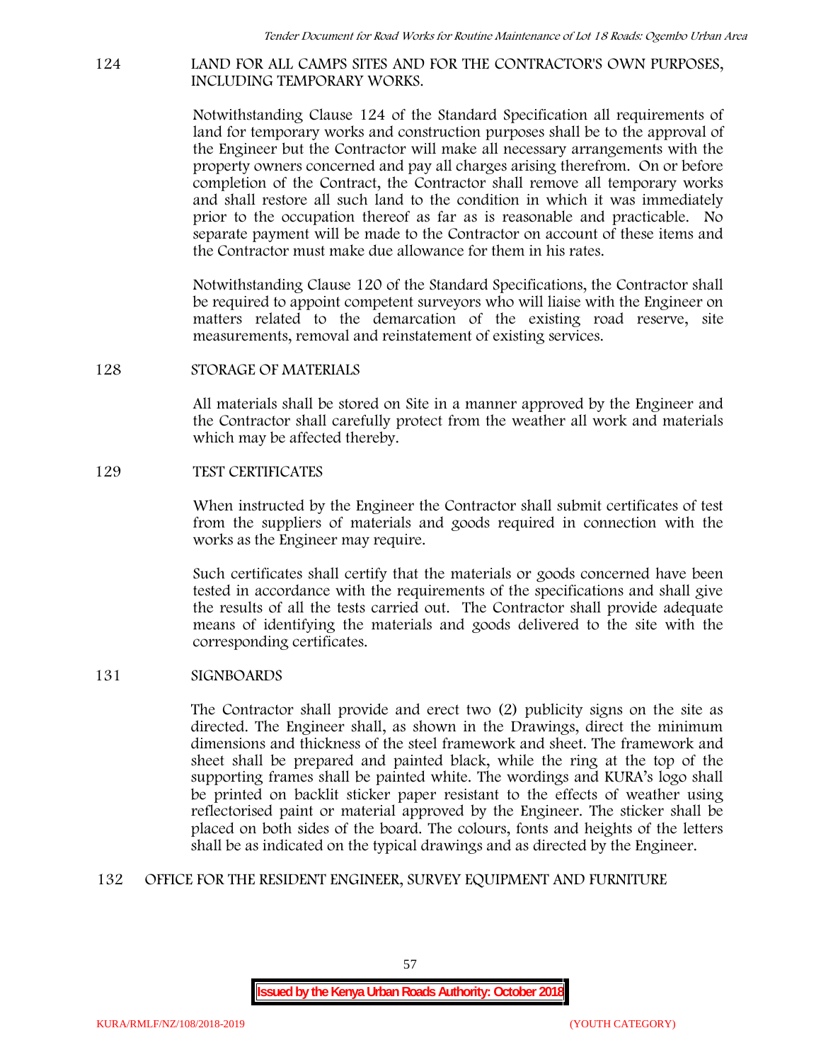## 124 LAND FOR ALL CAMPS SITES AND FOR THE CONTRACTOR'S OWN PURPOSES, INCLUDING TEMPORARY WORKS.

Notwithstanding Clause 124 of the Standard Specification all requirements of land for temporary works and construction purposes shall be to the approval of the Engineer but the Contractor will make all necessary arrangements with the property owners concerned and pay all charges arising therefrom. On or before completion of the Contract, the Contractor shall remove all temporary works and shall restore all such land to the condition in which it was immediately prior to the occupation thereof as far as is reasonable and practicable. No separate payment will be made to the Contractor on account of these items and the Contractor must make due allowance for them in his rates.

Notwithstanding Clause 120 of the Standard Specifications, the Contractor shall be required to appoint competent surveyors who will liaise with the Engineer on matters related to the demarcation of the existing road reserve, site measurements, removal and reinstatement of existing services.

## 128 STORAGE OF MATERIALS

All materials shall be stored on Site in a manner approved by the Engineer and the Contractor shall carefully protect from the weather all work and materials which may be affected thereby.

## 129 TEST CERTIFICATES

When instructed by the Engineer the Contractor shall submit certificates of test from the suppliers of materials and goods required in connection with the works as the Engineer may require.

Such certificates shall certify that the materials or goods concerned have been tested in accordance with the requirements of the specifications and shall give the results of all the tests carried out. The Contractor shall provide adequate means of identifying the materials and goods delivered to the site with the corresponding certificates.

## 131 SIGNBOARDS

The Contractor shall provide and erect two (2) publicity signs on the site as directed. The Engineer shall, as shown in the Drawings, direct the minimum dimensions and thickness of the steel framework and sheet. The framework and sheet shall be prepared and painted black, while the ring at the top of the supporting frames shall be painted white. The wordings and KURA's logo shall be printed on backlit sticker paper resistant to the effects of weather using reflectorised paint or material approved by the Engineer. The sticker shall be placed on both sides of the board. The colours, fonts and heights of the letters shall be as indicated on the typical drawings and as directed by the Engineer.

## 132 OFFICE FOR THE RESIDENT ENGINEER, SURVEY EQUIPMENT AND FURNITURE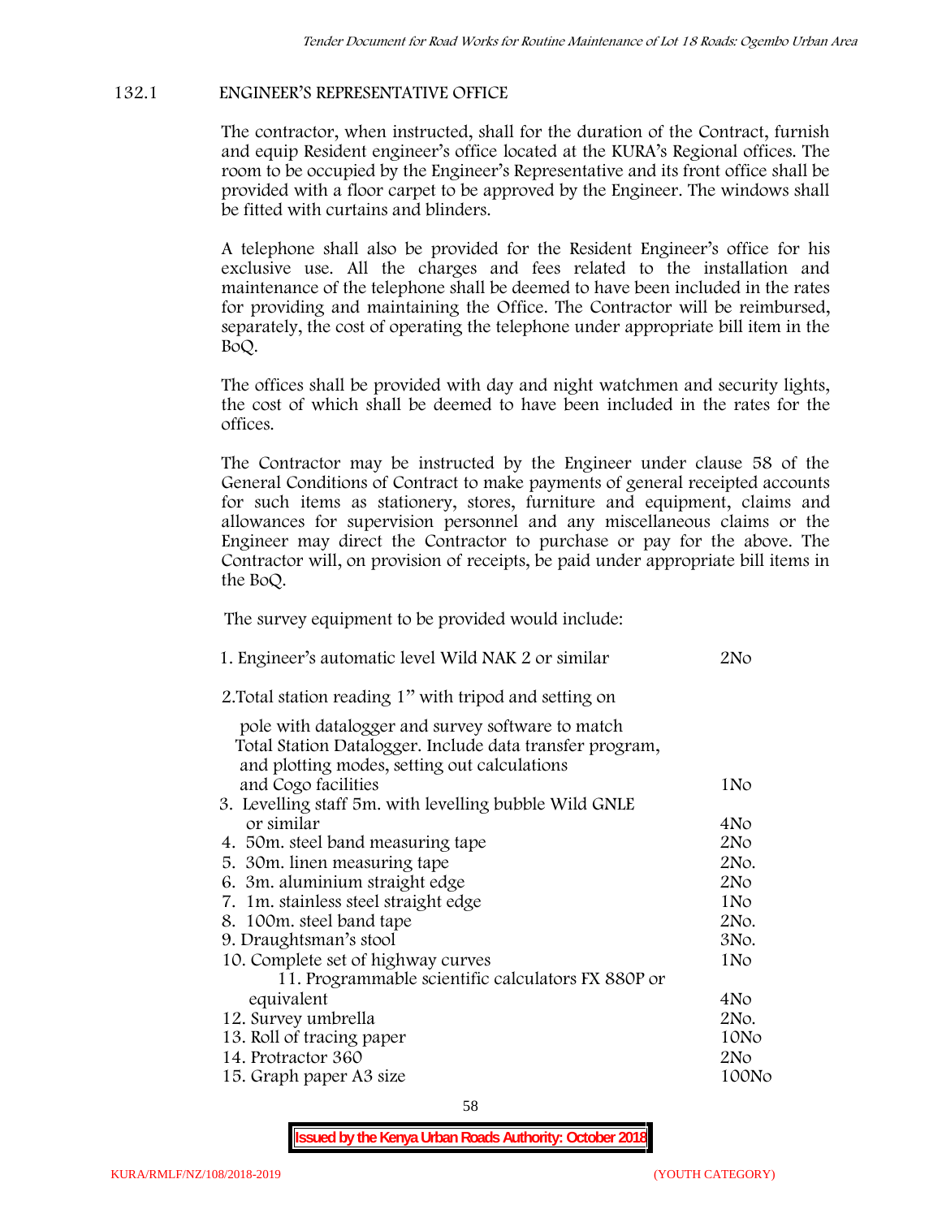## 132.1 ENGINEER'S REPRESENTATIVE OFFICE

The contractor, when instructed, shall for the duration of the Contract, furnish and equip Resident engineer's office located at the KURA's Regional offices. The room to be occupied by the Engineer's Representative and its front office shall be provided with a floor carpet to be approved by the Engineer. The windows shall be fitted with curtains and blinders.

A telephone shall also be provided for the Resident Engineer's office for his exclusive use. All the charges and fees related to the installation and maintenance of the telephone shall be deemed to have been included in the rates for providing and maintaining the Office. The Contractor will be reimbursed, separately, the cost of operating the telephone under appropriate bill item in the BoQ.

The offices shall be provided with day and night watchmen and security lights, the cost of which shall be deemed to have been included in the rates for the offices.

The Contractor may be instructed by the Engineer under clause 58 of the General Conditions of Contract to make payments of general receipted accounts for such items as stationery, stores, furniture and equipment, claims and allowances for supervision personnel and any miscellaneous claims or the Engineer may direct the Contractor to purchase or pay for the above. The Contractor will, on provision of receipts, be paid under appropriate bill items in the BoQ.

The survey equipment to be provided would include:

| Item | Quantity |
|---|---|
| 1. Engineer's automatic level Wild NAK 2 or similar | 2No |
| 2. Total station reading 1" with tripod and setting on pole with datalogger and survey software to match Total Station Datalogger. Include data transfer program, and plotting modes, setting out calculations and Cogo facilities | 1No |
| 3. Levelling staff 5m. with levelling bubble Wild GNLE or similar | 4No |
| 4. 50m. steel band measuring tape | 2No |
| 5. 30m. linen measuring tape | 2No. |
| 6. 3m. aluminium straight edge | 2No |
| 7. 1m. stainless steel straight edge | 1No |
| 8. 100m. steel band tape | 2No. |
| 9. Draughtsman's stool | 3No. |
| 10. Complete set of highway curves | 1No |
| 11. Programmable scientific calculators FX 880P or equivalent | 4No |
| 12. Survey umbrella | 2No. |
| 13. Roll of tracing paper | 10No |
| 14. Protractor 360 | 2No |
| 15. Graph paper A3 size | 100No |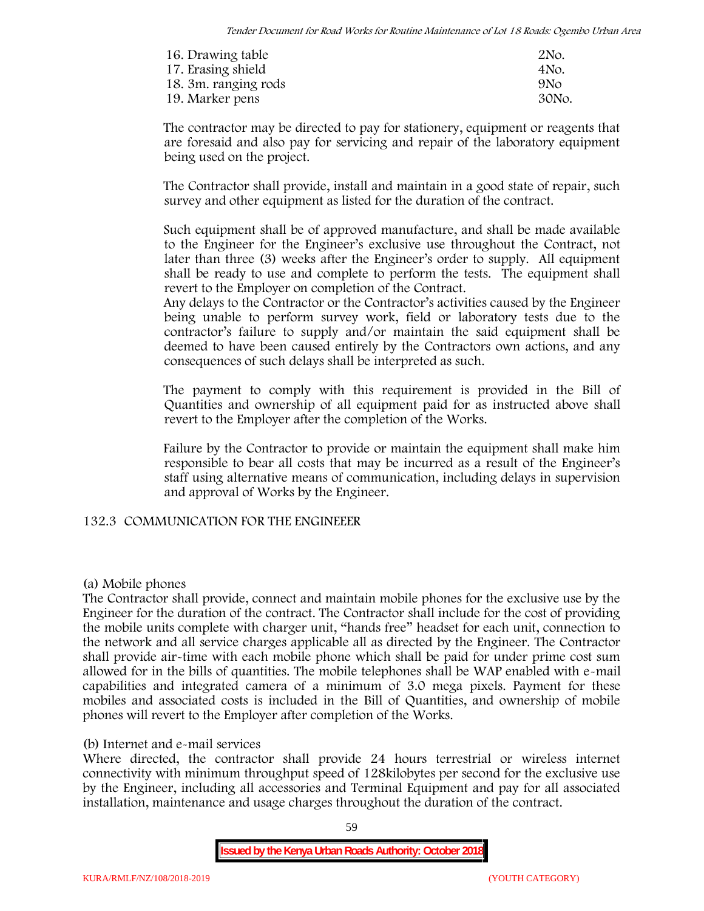| | |
|---|---|
| 16. Drawing table | 2No. |
| 17. Erasing shield | 4No. |
| 18. 3m. ranging rods | 9No |
| 19. Marker pens | 30No. |

The contractor may be directed to pay for stationery, equipment or reagents that are foresaid and also pay for servicing and repair of the laboratory equipment being used on the project.

The Contractor shall provide, install and maintain in a good state of repair, such survey and other equipment as listed for the duration of the contract.

Such equipment shall be of approved manufacture, and shall be made available to the Engineer for the Engineer's exclusive use throughout the Contract, not later than three (3) weeks after the Engineer's order to supply. All equipment shall be ready to use and complete to perform the tests. The equipment shall revert to the Employer on completion of the Contract.
Any delays to the Contractor or the Contractor's activities caused by the Engineer being unable to perform survey work, field or laboratory tests due to the contractor's failure to supply and/or maintain the said equipment shall be deemed to have been caused entirely by the Contractors own actions, and any consequences of such delays shall be interpreted as such.

The payment to comply with this requirement is provided in the Bill of Quantities and ownership of all equipment paid for as instructed above shall revert to the Employer after the completion of the Works.

Failure by the Contractor to provide or maintain the equipment shall make him responsible to bear all costs that may be incurred as a result of the Engineer's staff using alternative means of communication, including delays in supervision and approval of Works by the Engineer.

## 132.3 COMMUNICATION FOR THE ENGINEEER

(a) Mobile phones
The Contractor shall provide, connect and maintain mobile phones for the exclusive use by the Engineer for the duration of the contract. The Contractor shall include for the cost of providing the mobile units complete with charger unit, "hands free" headset for each unit, connection to the network and all service charges applicable all as directed by the Engineer. The Contractor shall provide air-time with each mobile phone which shall be paid for under prime cost sum allowed for in the bills of quantities. The mobile telephones shall be WAP enabled with e-mail capabilities and integrated camera of a minimum of 3.0 mega pixels. Payment for these mobiles and associated costs is included in the Bill of Quantities, and ownership of mobile phones will revert to the Employer after completion of the Works.

(b) Internet and e-mail services
Where directed, the contractor shall provide 24 hours terrestrial or wireless internet connectivity with minimum throughput speed of 128kilobytes per second for the exclusive use by the Engineer, including all accessories and Terminal Equipment and pay for all associated installation, maintenance and usage charges throughout the duration of the contract.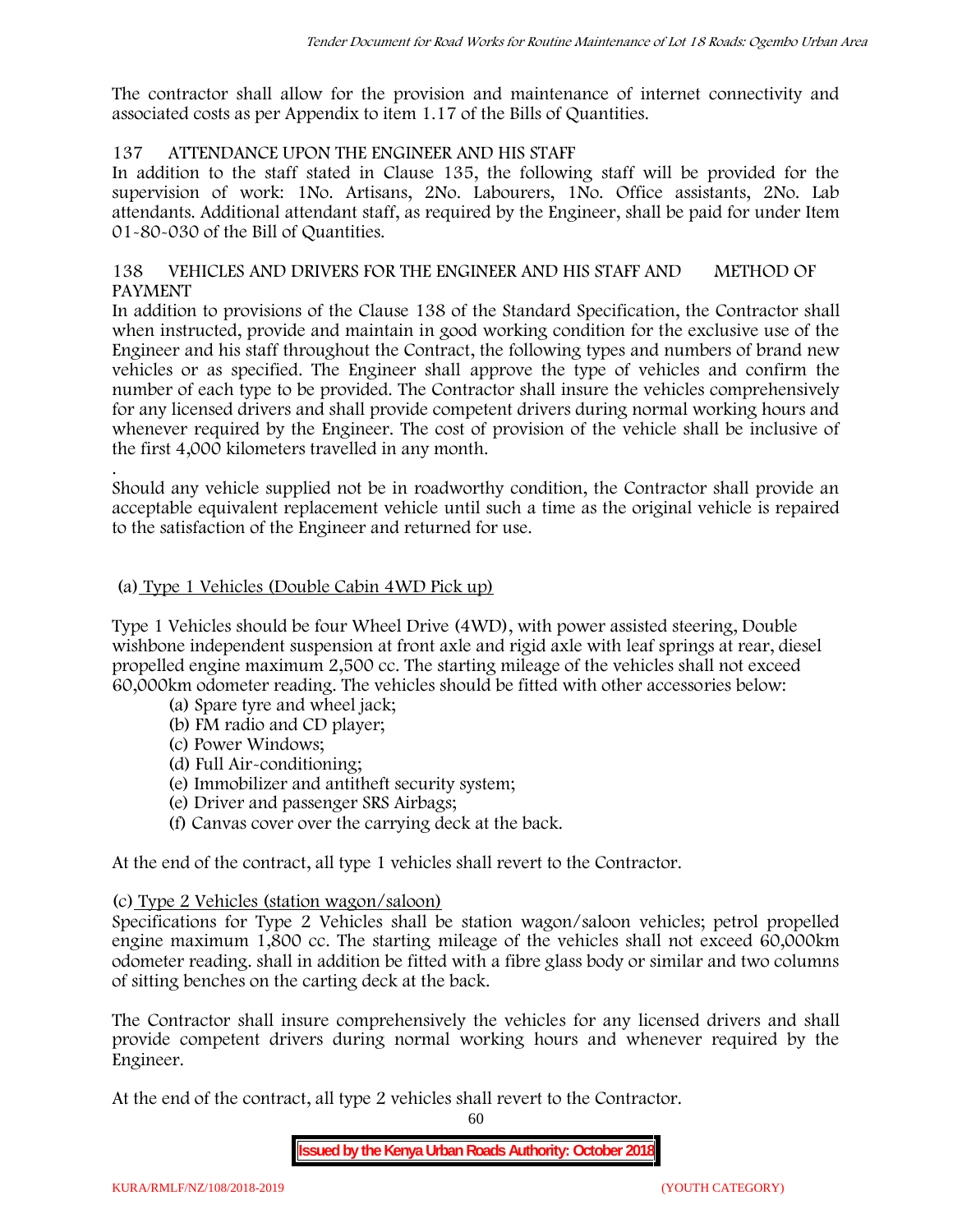The contractor shall allow for the provision and maintenance of internet connectivity and associated costs as per Appendix to item 1.17 of the Bills of Quantities.

## 137 ATTENDANCE UPON THE ENGINEER AND HIS STAFF

In addition to the staff stated in Clause 135, the following staff will be provided for the supervision of work: 1No. Artisans, 2No. Labourers, 1No. Office assistants, 2No. Lab attendants. Additional attendant staff, as required by the Engineer, shall be paid for under Item 01-80-030 of the Bill of Quantities.

## 138 VEHICLES AND DRIVERS FOR THE ENGINEER AND HIS STAFF AND METHOD OF PAYMENT

In addition to provisions of the Clause 138 of the Standard Specification, the Contractor shall when instructed, provide and maintain in good working condition for the exclusive use of the Engineer and his staff throughout the Contract, the following types and numbers of brand new vehicles or as specified. The Engineer shall approve the type of vehicles and confirm the number of each type to be provided. The Contractor shall insure the vehicles comprehensively for any licensed drivers and shall provide competent drivers during normal working hours and whenever required by the Engineer. The cost of provision of the vehicle shall be inclusive of the first 4,000 kilometers travelled in any month.

.

Should any vehicle supplied not be in roadworthy condition, the Contractor shall provide an acceptable equivalent replacement vehicle until such a time as the original vehicle is repaired to the satisfaction of the Engineer and returned for use.

(a) <u>Type 1 Vehicles (Double Cabin 4WD Pick up)</u>

Type 1 Vehicles should be four Wheel Drive (4WD), with power assisted steering, Double wishbone independent suspension at front axle and rigid axle with leaf springs at rear, diesel propelled engine maximum 2,500 cc. The starting mileage of the vehicles shall not exceed 60,000km odometer reading. The vehicles should be fitted with other accessories below:

- (a) Spare tyre and wheel jack;
- (b) FM radio and CD player;
- (c) Power Windows;
- (d) Full Air-conditioning;
- (e) Immobilizer and antitheft security system;
- (e) Driver and passenger SRS Airbags;
- (f) Canvas cover over the carrying deck at the back.

At the end of the contract, all type 1 vehicles shall revert to the Contractor.

(c) <u>Type 2 Vehicles (station wagon/saloon)</u>

Specifications for Type 2 Vehicles shall be station wagon/saloon vehicles; petrol propelled engine maximum 1,800 cc. The starting mileage of the vehicles shall not exceed 60,000km odometer reading. shall in addition be fitted with a fibre glass body or similar and two columns of sitting benches on the carting deck at the back.

The Contractor shall insure comprehensively the vehicles for any licensed drivers and shall provide competent drivers during normal working hours and whenever required by the Engineer.

At the end of the contract, all type 2 vehicles shall revert to the Contractor.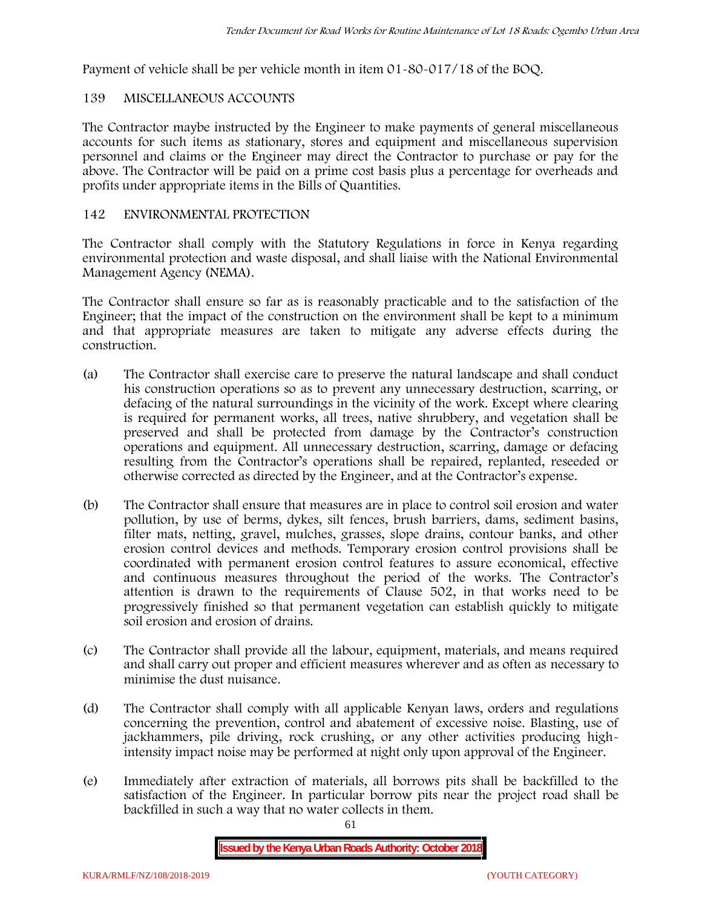Payment of vehicle shall be per vehicle month in item 01-80-017/18 of the BOQ.

## 139 MISCELLANEOUS ACCOUNTS

The Contractor maybe instructed by the Engineer to make payments of general miscellaneous accounts for such items as stationary, stores and equipment and miscellaneous supervision personnel and claims or the Engineer may direct the Contractor to purchase or pay for the above. The Contractor will be paid on a prime cost basis plus a percentage for overheads and profits under appropriate items in the Bills of Quantities.

## 142 ENVIRONMENTAL PROTECTION

The Contractor shall comply with the Statutory Regulations in force in Kenya regarding environmental protection and waste disposal, and shall liaise with the National Environmental Management Agency (NEMA).

The Contractor shall ensure so far as is reasonably practicable and to the satisfaction of the Engineer; that the impact of the construction on the environment shall be kept to a minimum and that appropriate measures are taken to mitigate any adverse effects during the construction.

(a) The Contractor shall exercise care to preserve the natural landscape and shall conduct his construction operations so as to prevent any unnecessary destruction, scarring, or defacing of the natural surroundings in the vicinity of the work. Except where clearing is required for permanent works, all trees, native shrubbery, and vegetation shall be preserved and shall be protected from damage by the Contractor's construction operations and equipment. All unnecessary destruction, scarring, damage or defacing resulting from the Contractor's operations shall be repaired, replanted, reseeded or otherwise corrected as directed by the Engineer, and at the Contractor's expense.

(b) The Contractor shall ensure that measures are in place to control soil erosion and water pollution, by use of berms, dykes, silt fences, brush barriers, dams, sediment basins, filter mats, netting, gravel, mulches, grasses, slope drains, contour banks, and other erosion control devices and methods. Temporary erosion control provisions shall be coordinated with permanent erosion control features to assure economical, effective and continuous measures throughout the period of the works. The Contractor's attention is drawn to the requirements of Clause 502, in that works need to be progressively finished so that permanent vegetation can establish quickly to mitigate soil erosion and erosion of drains.

(c) The Contractor shall provide all the labour, equipment, materials, and means required and shall carry out proper and efficient measures wherever and as often as necessary to minimise the dust nuisance.

(d) The Contractor shall comply with all applicable Kenyan laws, orders and regulations concerning the prevention, control and abatement of excessive noise. Blasting, use of jackhammers, pile driving, rock crushing, or any other activities producing high-intensity impact noise may be performed at night only upon approval of the Engineer.

(e) Immediately after extraction of materials, all borrows pits shall be backfilled to the satisfaction of the Engineer. In particular borrow pits near the project road shall be backfilled in such a way that no water collects in them.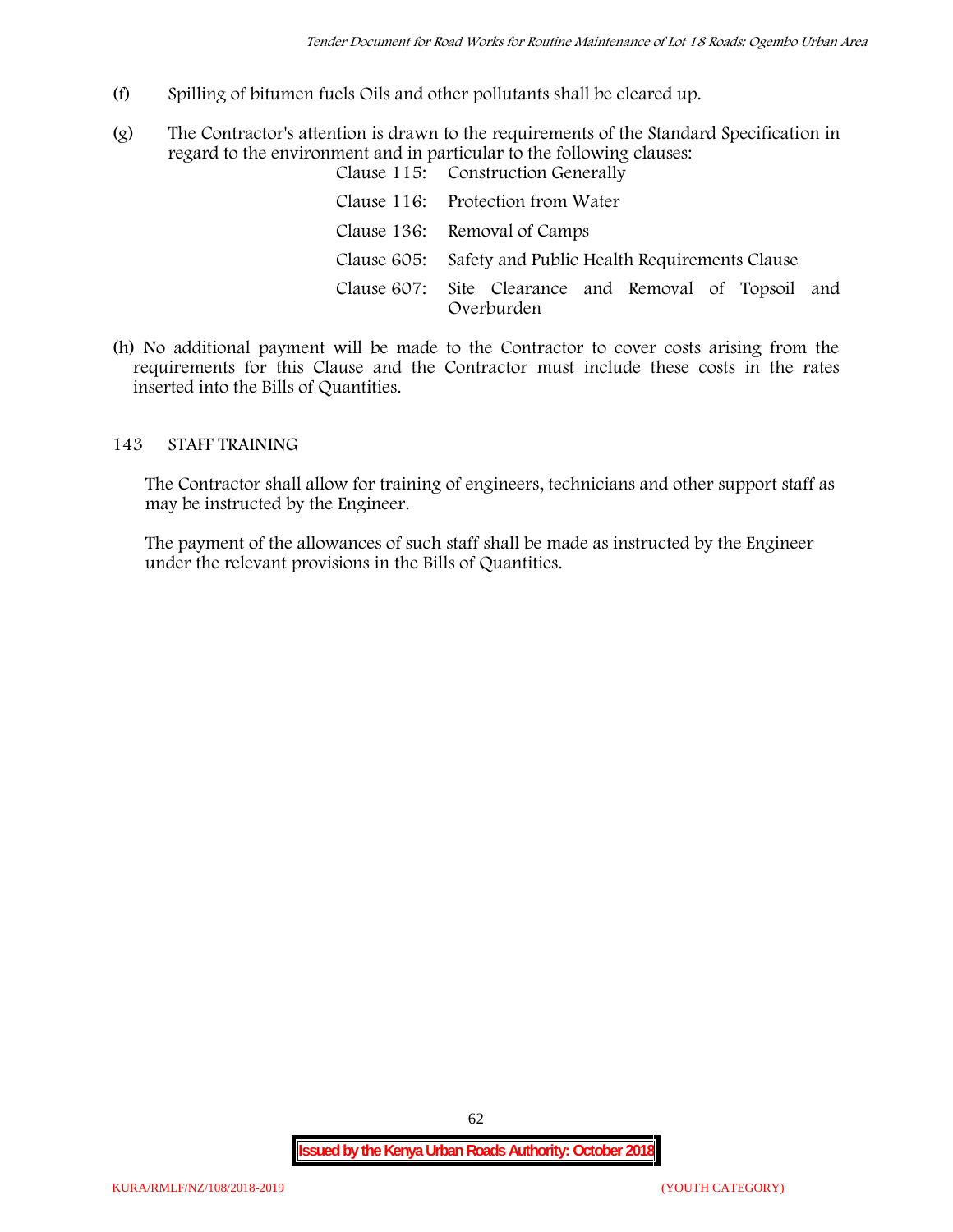(f) Spilling of bitumen fuels Oils and other pollutants shall be cleared up.

(g) The Contractor's attention is drawn to the requirements of the Standard Specification in regard to the environment and in particular to the following clauses:

| | |
|---|---|
| Clause 115: | Construction Generally |
| Clause 116: | Protection from Water |
| Clause 136: | Removal of Camps |
| Clause 605: | Safety and Public Health Requirements Clause |
| Clause 607: | Site Clearance and Removal of Topsoil and Overburden |

(h) No additional payment will be made to the Contractor to cover costs arising from the requirements for this Clause and the Contractor must include these costs in the rates inserted into the Bills of Quantities.

## 143 STAFF TRAINING

The Contractor shall allow for training of engineers, technicians and other support staff as may be instructed by the Engineer.

The payment of the allowances of such staff shall be made as instructed by the Engineer under the relevant provisions in the Bills of Quantities.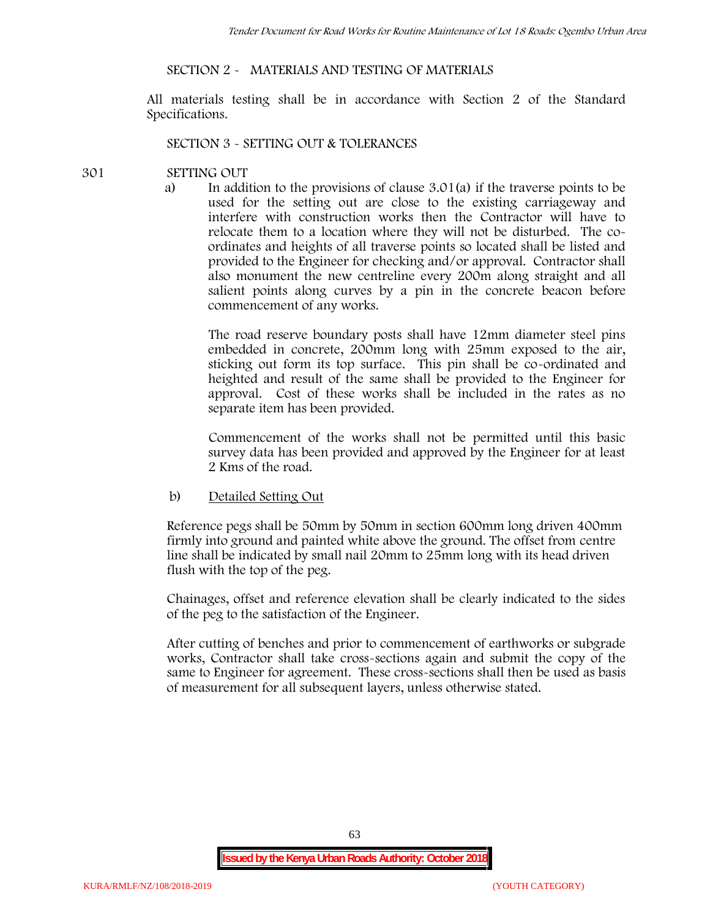## SECTION 2 - MATERIALS AND TESTING OF MATERIALS

All materials testing shall be in accordance with Section 2 of the Standard Specifications.

## SECTION 3 - SETTING OUT & TOLERANCES

### 301 SETTING OUT

a) In addition to the provisions of clause 3.01(a) if the traverse points to be used for the setting out are close to the existing carriageway and interfere with construction works then the Contractor will have to relocate them to a location where they will not be disturbed. The co-ordinates and heights of all traverse points so located shall be listed and provided to the Engineer for checking and/or approval. Contractor shall also monument the new centreline every 200m along straight and all salient points along curves by a pin in the concrete beacon before commencement of any works.

The road reserve boundary posts shall have 12mm diameter steel pins embedded in concrete, 200mm long with 25mm exposed to the air, sticking out form its top surface. This pin shall be co-ordinated and heighted and result of the same shall be provided to the Engineer for approval. Cost of these works shall be included in the rates as no separate item has been provided.

Commencement of the works shall not be permitted until this basic survey data has been provided and approved by the Engineer for at least 2 Kms of the road.

b) <u>Detailed Setting Out</u>

Reference pegs shall be 50mm by 50mm in section 600mm long driven 400mm firmly into ground and painted white above the ground. The offset from centre line shall be indicated by small nail 20mm to 25mm long with its head driven flush with the top of the peg.

Chainages, offset and reference elevation shall be clearly indicated to the sides of the peg to the satisfaction of the Engineer.

After cutting of benches and prior to commencement of earthworks or subgrade works, Contractor shall take cross-sections again and submit the copy of the same to Engineer for agreement. These cross-sections shall then be used as basis of measurement for all subsequent layers, unless otherwise stated.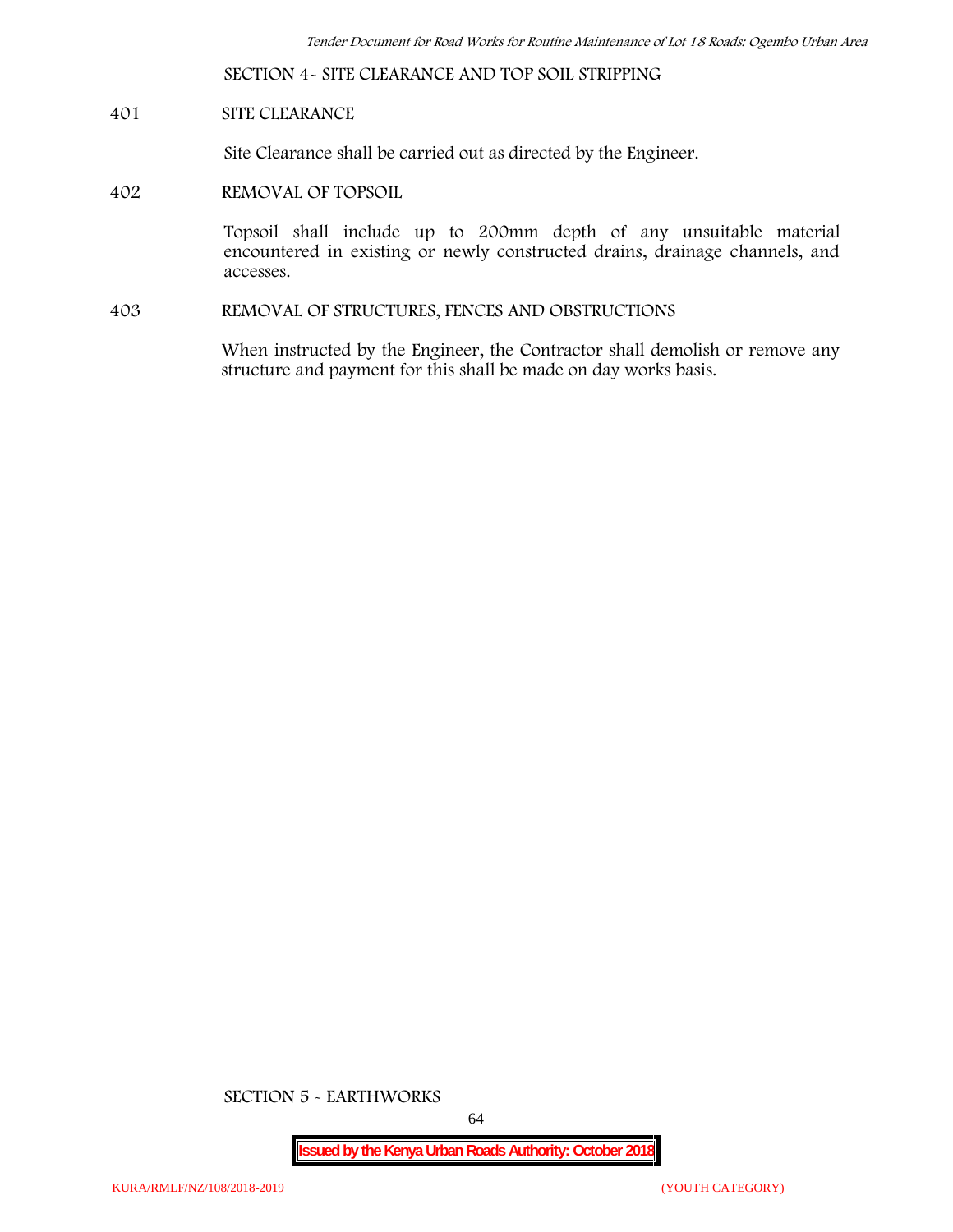## SECTION 4- SITE CLEARANCE AND TOP SOIL STRIPPING

### 401 SITE CLEARANCE

Site Clearance shall be carried out as directed by the Engineer.

### 402 REMOVAL OF TOPSOIL

Topsoil shall include up to 200mm depth of any unsuitable material encountered in existing or newly constructed drains, drainage channels, and accesses.

### 403 REMOVAL OF STRUCTURES, FENCES AND OBSTRUCTIONS

When instructed by the Engineer, the Contractor shall demolish or remove any structure and payment for this shall be made on day works basis.

## SECTION 5 - EARTHWORKS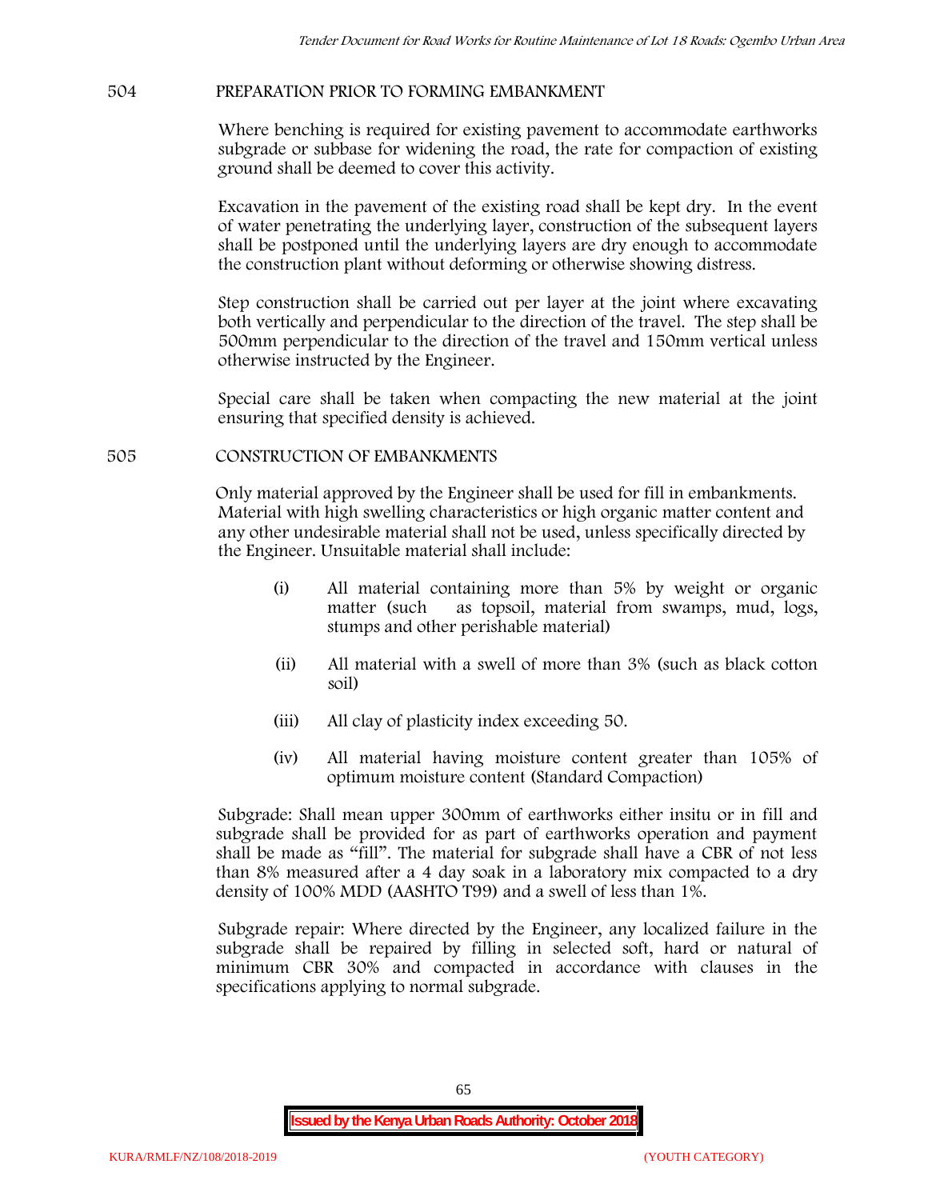## 504 PREPARATION PRIOR TO FORMING EMBANKMENT

Where benching is required for existing pavement to accommodate earthworks subgrade or subbase for widening the road, the rate for compaction of existing ground shall be deemed to cover this activity.

Excavation in the pavement of the existing road shall be kept dry. In the event of water penetrating the underlying layer, construction of the subsequent layers shall be postponed until the underlying layers are dry enough to accommodate the construction plant without deforming or otherwise showing distress.

Step construction shall be carried out per layer at the joint where excavating both vertically and perpendicular to the direction of the travel. The step shall be 500mm perpendicular to the direction of the travel and 150mm vertical unless otherwise instructed by the Engineer.

Special care shall be taken when compacting the new material at the joint ensuring that specified density is achieved.

## 505 CONSTRUCTION OF EMBANKMENTS

Only material approved by the Engineer shall be used for fill in embankments. Material with high swelling characteristics or high organic matter content and any other undesirable material shall not be used, unless specifically directed by the Engineer. Unsuitable material shall include:

(i) All material containing more than 5% by weight or organic matter (such as topsoil, material from swamps, mud, logs, stumps and other perishable material)

(ii) All material with a swell of more than 3% (such as black cotton soil)

(iii) All clay of plasticity index exceeding 50.

(iv) All material having moisture content greater than 105% of optimum moisture content (Standard Compaction)

Subgrade: Shall mean upper 300mm of earthworks either insitu or in fill and subgrade shall be provided for as part of earthworks operation and payment shall be made as "fill". The material for subgrade shall have a CBR of not less than 8% measured after a 4 day soak in a laboratory mix compacted to a dry density of 100% MDD (AASHTO T99) and a swell of less than 1%.

Subgrade repair: Where directed by the Engineer, any localized failure in the subgrade shall be repaired by filling in selected soft, hard or natural of minimum CBR 30% and compacted in accordance with clauses in the specifications applying to normal subgrade.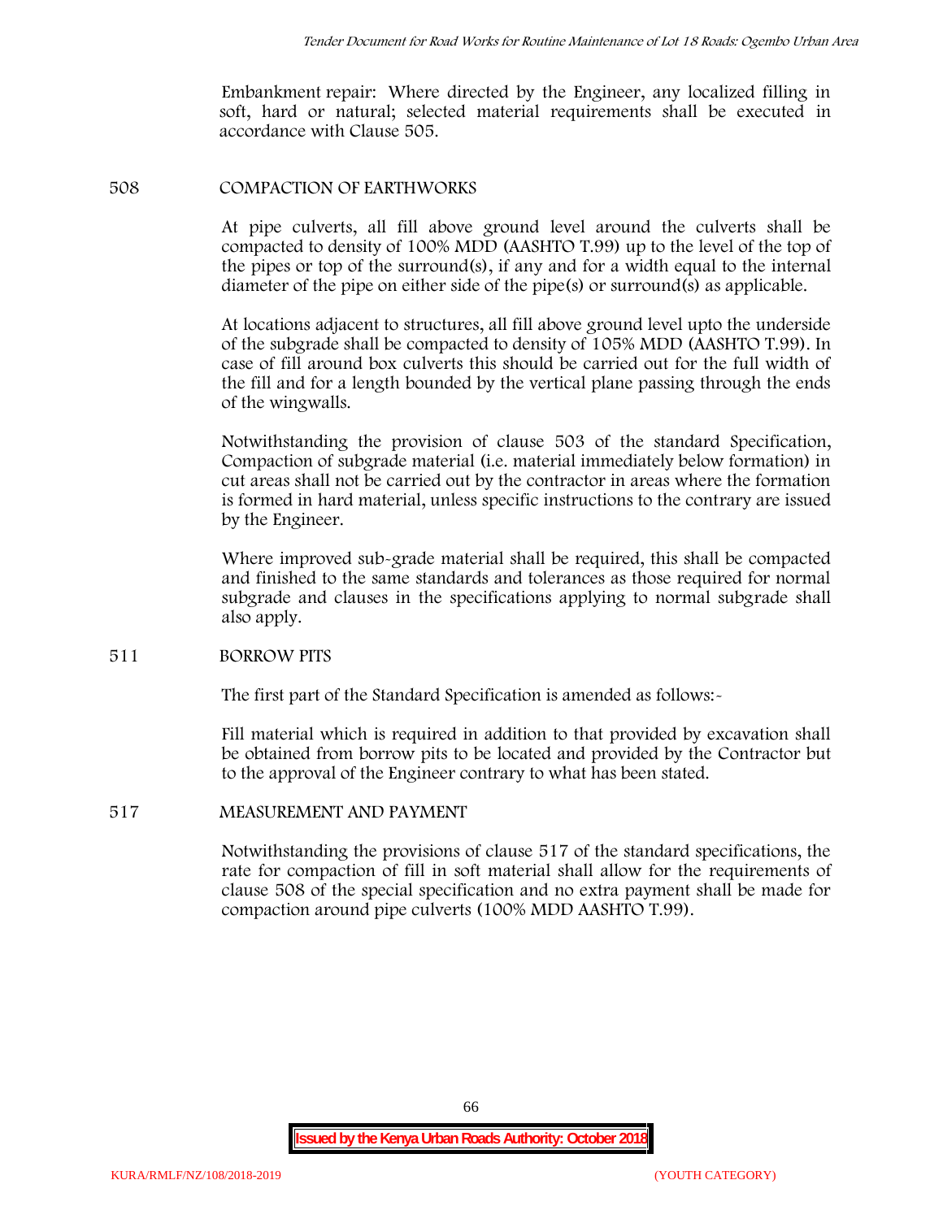Embankment repair: Where directed by the Engineer, any localized filling in soft, hard or natural; selected material requirements shall be executed in accordance with Clause 505.

## 508 COMPACTION OF EARTHWORKS

At pipe culverts, all fill above ground level around the culverts shall be compacted to density of 100% MDD (AASHTO T.99) up to the level of the top of the pipes or top of the surround(s), if any and for a width equal to the internal diameter of the pipe on either side of the pipe(s) or surround(s) as applicable.

At locations adjacent to structures, all fill above ground level upto the underside of the subgrade shall be compacted to density of 105% MDD (AASHTO T.99). In case of fill around box culverts this should be carried out for the full width of the fill and for a length bounded by the vertical plane passing through the ends of the wingwalls.

Notwithstanding the provision of clause 503 of the standard Specification, Compaction of subgrade material (i.e. material immediately below formation) in cut areas shall not be carried out by the contractor in areas where the formation is formed in hard material, unless specific instructions to the contrary are issued by the Engineer.

Where improved sub-grade material shall be required, this shall be compacted and finished to the same standards and tolerances as those required for normal subgrade and clauses in the specifications applying to normal subgrade shall also apply.

## 511 BORROW PITS

The first part of the Standard Specification is amended as follows:-

Fill material which is required in addition to that provided by excavation shall be obtained from borrow pits to be located and provided by the Contractor but to the approval of the Engineer contrary to what has been stated.

## 517 MEASUREMENT AND PAYMENT

Notwithstanding the provisions of clause 517 of the standard specifications, the rate for compaction of fill in soft material shall allow for the requirements of clause 508 of the special specification and no extra payment shall be made for compaction around pipe culverts (100% MDD AASHTO T.99).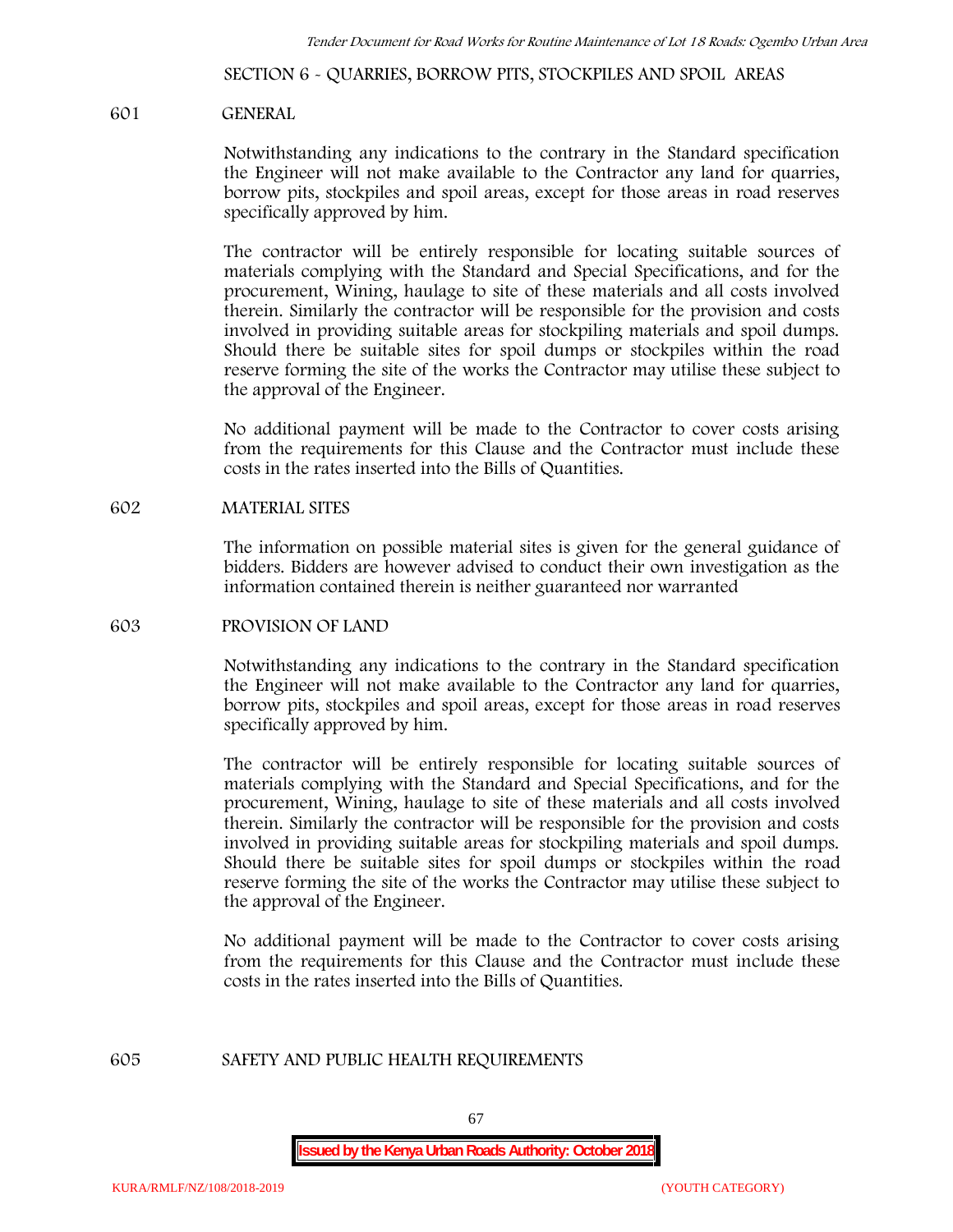## SECTION 6 - QUARRIES, BORROW PITS, STOCKPILES AND SPOIL AREAS

### 601 GENERAL

Notwithstanding any indications to the contrary in the Standard specification the Engineer will not make available to the Contractor any land for quarries, borrow pits, stockpiles and spoil areas, except for those areas in road reserves specifically approved by him.

The contractor will be entirely responsible for locating suitable sources of materials complying with the Standard and Special Specifications, and for the procurement, Wining, haulage to site of these materials and all costs involved therein. Similarly the contractor will be responsible for the provision and costs involved in providing suitable areas for stockpiling materials and spoil dumps. Should there be suitable sites for spoil dumps or stockpiles within the road reserve forming the site of the works the Contractor may utilise these subject to the approval of the Engineer.

No additional payment will be made to the Contractor to cover costs arising from the requirements for this Clause and the Contractor must include these costs in the rates inserted into the Bills of Quantities.

### 602 MATERIAL SITES

The information on possible material sites is given for the general guidance of bidders. Bidders are however advised to conduct their own investigation as the information contained therein is neither guaranteed nor warranted

### 603 PROVISION OF LAND

Notwithstanding any indications to the contrary in the Standard specification the Engineer will not make available to the Contractor any land for quarries, borrow pits, stockpiles and spoil areas, except for those areas in road reserves specifically approved by him.

The contractor will be entirely responsible for locating suitable sources of materials complying with the Standard and Special Specifications, and for the procurement, Wining, haulage to site of these materials and all costs involved therein. Similarly the contractor will be responsible for the provision and costs involved in providing suitable areas for stockpiling materials and spoil dumps. Should there be suitable sites for spoil dumps or stockpiles within the road reserve forming the site of the works the Contractor may utilise these subject to the approval of the Engineer.

No additional payment will be made to the Contractor to cover costs arising from the requirements for this Clause and the Contractor must include these costs in the rates inserted into the Bills of Quantities.

### 605 SAFETY AND PUBLIC HEALTH REQUIREMENTS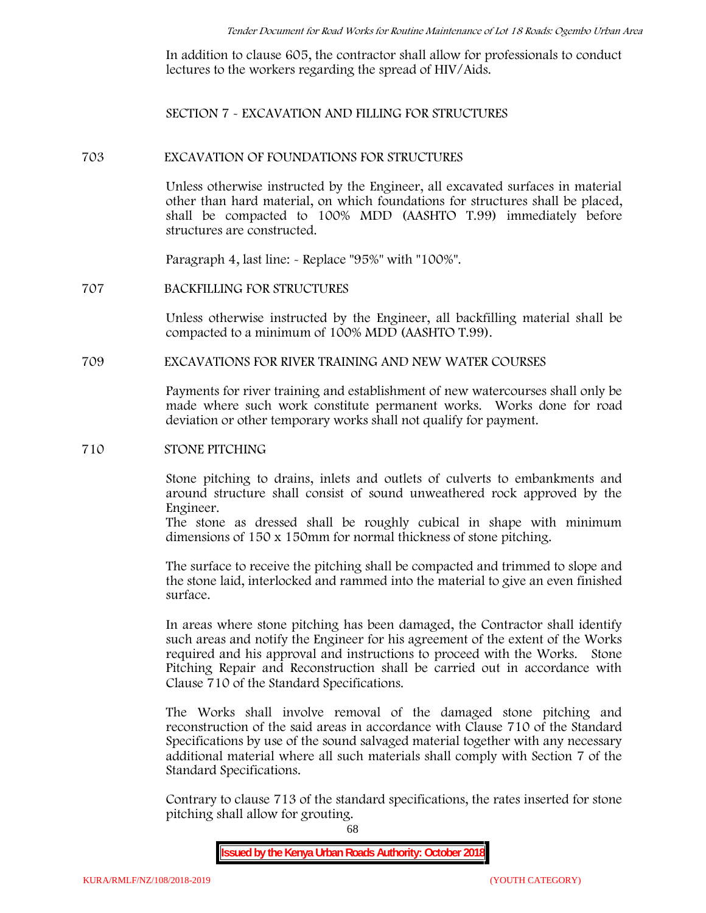In addition to clause 605, the contractor shall allow for professionals to conduct lectures to the workers regarding the spread of HIV/Aids.

## SECTION 7 - EXCAVATION AND FILLING FOR STRUCTURES

### 703 EXCAVATION OF FOUNDATIONS FOR STRUCTURES

Unless otherwise instructed by the Engineer, all excavated surfaces in material other than hard material, on which foundations for structures shall be placed, shall be compacted to 100% MDD (AASHTO T.99) immediately before structures are constructed.

Paragraph 4, last line: - Replace "95%" with "100%".

### 707 BACKFILLING FOR STRUCTURES

Unless otherwise instructed by the Engineer, all backfilling material shall be compacted to a minimum of 100% MDD (AASHTO T.99).

### 709 EXCAVATIONS FOR RIVER TRAINING AND NEW WATER COURSES

Payments for river training and establishment of new watercourses shall only be made where such work constitute permanent works. Works done for road deviation or other temporary works shall not qualify for payment.

### 710 STONE PITCHING

Stone pitching to drains, inlets and outlets of culverts to embankments and around structure shall consist of sound unweathered rock approved by the Engineer.
The stone as dressed shall be roughly cubical in shape with minimum dimensions of 150 x 150mm for normal thickness of stone pitching.

The surface to receive the pitching shall be compacted and trimmed to slope and the stone laid, interlocked and rammed into the material to give an even finished surface.

In areas where stone pitching has been damaged, the Contractor shall identify such areas and notify the Engineer for his agreement of the extent of the Works required and his approval and instructions to proceed with the Works. Stone Pitching Repair and Reconstruction shall be carried out in accordance with Clause 710 of the Standard Specifications.

The Works shall involve removal of the damaged stone pitching and reconstruction of the said areas in accordance with Clause 710 of the Standard Specifications by use of the sound salvaged material together with any necessary additional material where all such materials shall comply with Section 7 of the Standard Specifications.

Contrary to clause 713 of the standard specifications, the rates inserted for stone pitching shall allow for grouting.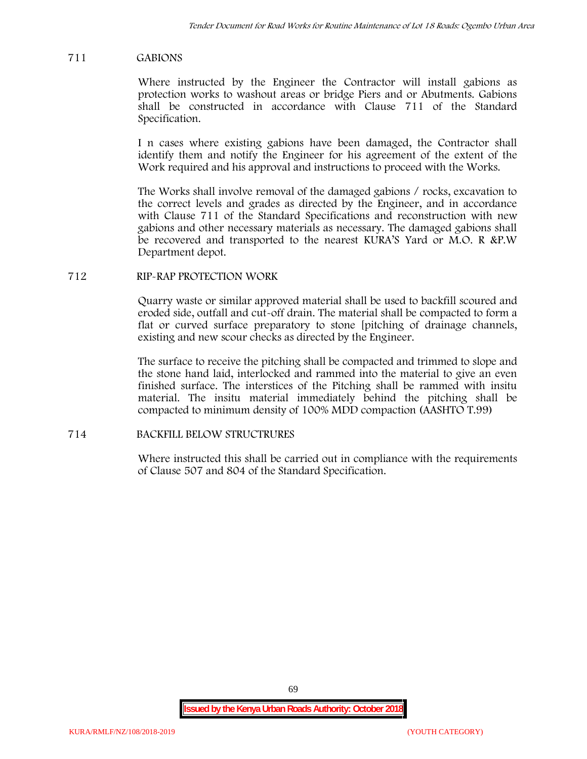## 711 GABIONS

Where instructed by the Engineer the Contractor will install gabions as protection works to washout areas or bridge Piers and or Abutments. Gabions shall be constructed in accordance with Clause 711 of the Standard Specification.

I n cases where existing gabions have been damaged, the Contractor shall identify them and notify the Engineer for his agreement of the extent of the Work required and his approval and instructions to proceed with the Works.

The Works shall involve removal of the damaged gabions / rocks, excavation to the correct levels and grades as directed by the Engineer, and in accordance with Clause 711 of the Standard Specifications and reconstruction with new gabions and other necessary materials as necessary. The damaged gabions shall be recovered and transported to the nearest KURA'S Yard or M.O. R &P.W Department depot.

## 712 RIP-RAP PROTECTION WORK

Quarry waste or similar approved material shall be used to backfill scoured and eroded side, outfall and cut-off drain. The material shall be compacted to form a flat or curved surface preparatory to stone [pitching of drainage channels, existing and new scour checks as directed by the Engineer.

The surface to receive the pitching shall be compacted and trimmed to slope and the stone hand laid, interlocked and rammed into the material to give an even finished surface. The interstices of the Pitching shall be rammed with insitu material. The insitu material immediately behind the pitching shall be compacted to minimum density of 100% MDD compaction (AASHTO T.99)

## 714 BACKFILL BELOW STRUCTRURES

Where instructed this shall be carried out in compliance with the requirements of Clause 507 and 804 of the Standard Specification.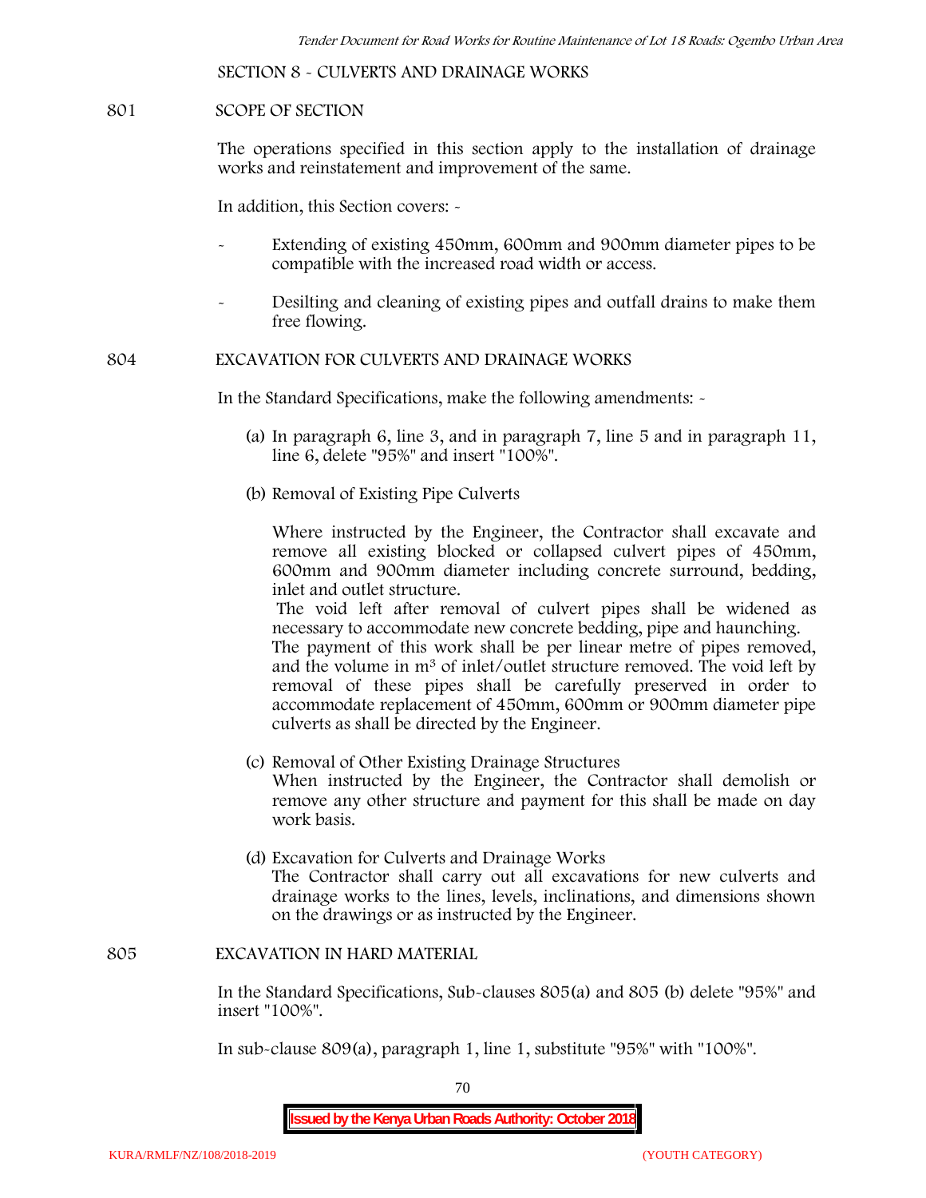## SECTION 8 - CULVERTS AND DRAINAGE WORKS

### 801 SCOPE OF SECTION

The operations specified in this section apply to the installation of drainage works and reinstatement and improvement of the same.

In addition, this Section covers: -

- Extending of existing 450mm, 600mm and 900mm diameter pipes to be compatible with the increased road width or access.
- Desilting and cleaning of existing pipes and outfall drains to make them free flowing.

### 804 EXCAVATION FOR CULVERTS AND DRAINAGE WORKS

In the Standard Specifications, make the following amendments: -

(a) In paragraph 6, line 3, and in paragraph 7, line 5 and in paragraph 11, line 6, delete "95%" and insert "100%".

(b) Removal of Existing Pipe Culverts

Where instructed by the Engineer, the Contractor shall excavate and remove all existing blocked or collapsed culvert pipes of 450mm, 600mm and 900mm diameter including concrete surround, bedding, inlet and outlet structure.

The void left after removal of culvert pipes shall be widened as necessary to accommodate new concrete bedding, pipe and haunching.

The payment of this work shall be per linear metre of pipes removed, and the volume in $m^3$ of inlet/outlet structure removed. The void left by removal of these pipes shall be carefully preserved in order to accommodate replacement of 450mm, 600mm or 900mm diameter pipe culverts as shall be directed by the Engineer.

(c) Removal of Other Existing Drainage Structures

When instructed by the Engineer, the Contractor shall demolish or remove any other structure and payment for this shall be made on day work basis.

(d) Excavation for Culverts and Drainage Works

The Contractor shall carry out all excavations for new culverts and drainage works to the lines, levels, inclinations, and dimensions shown on the drawings or as instructed by the Engineer.

### 805 EXCAVATION IN HARD MATERIAL

In the Standard Specifications, Sub-clauses 805(a) and 805 (b) delete "95%" and insert "100%".

In sub-clause 809(a), paragraph 1, line 1, substitute "95%" with "100%".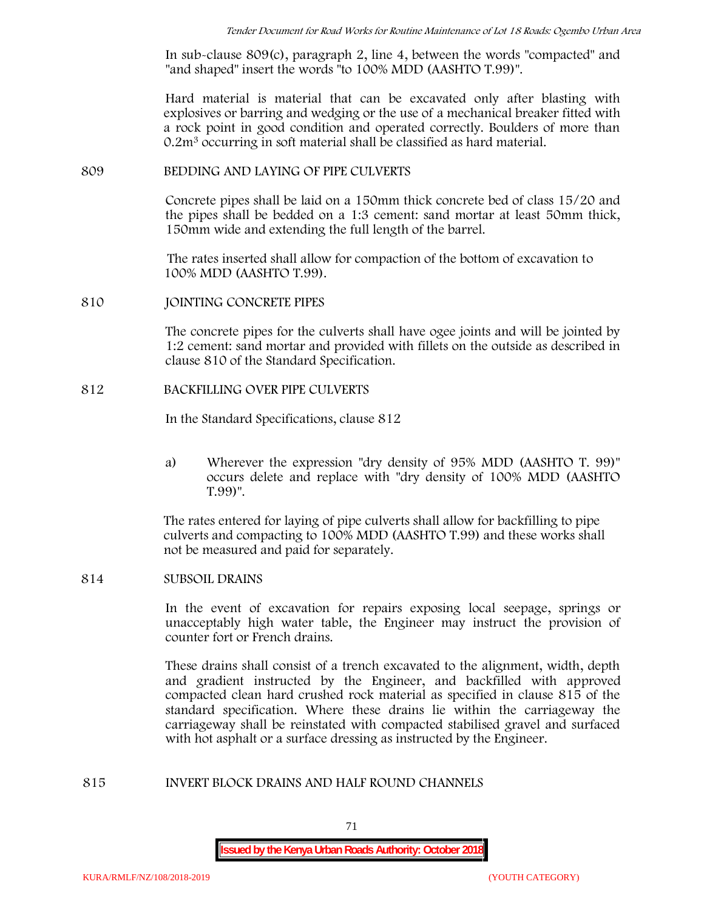In sub-clause 809(c), paragraph 2, line 4, between the words "compacted" and "and shaped" insert the words "to 100% MDD (AASHTO T.99)".

Hard material is material that can be excavated only after blasting with explosives or barring and wedging or the use of a mechanical breaker fitted with a rock point in good condition and operated correctly. Boulders of more than $0.2m^3$ occurring in soft material shall be classified as hard material.

## 809 BEDDING AND LAYING OF PIPE CULVERTS

Concrete pipes shall be laid on a 150mm thick concrete bed of class 15/20 and the pipes shall be bedded on a 1:3 cement: sand mortar at least 50mm thick, 150mm wide and extending the full length of the barrel.

The rates inserted shall allow for compaction of the bottom of excavation to 100% MDD (AASHTO T.99).

## 810 JOINTING CONCRETE PIPES

The concrete pipes for the culverts shall have ogee joints and will be jointed by 1:2 cement: sand mortar and provided with fillets on the outside as described in clause 810 of the Standard Specification.

## 812 BACKFILLING OVER PIPE CULVERTS

In the Standard Specifications, clause 812

a) Wherever the expression "dry density of 95% MDD (AASHTO T. 99)" occurs delete and replace with "dry density of 100% MDD (AASHTO T.99)".

The rates entered for laying of pipe culverts shall allow for backfilling to pipe culverts and compacting to 100% MDD (AASHTO T.99) and these works shall not be measured and paid for separately.

## 814 SUBSOIL DRAINS

In the event of excavation for repairs exposing local seepage, springs or unacceptably high water table, the Engineer may instruct the provision of counter fort or French drains.

These drains shall consist of a trench excavated to the alignment, width, depth and gradient instructed by the Engineer, and backfilled with approved compacted clean hard crushed rock material as specified in clause 815 of the standard specification. Where these drains lie within the carriageway the carriageway shall be reinstated with compacted stabilised gravel and surfaced with hot asphalt or a surface dressing as instructed by the Engineer.

## 815 INVERT BLOCK DRAINS AND HALF ROUND CHANNELS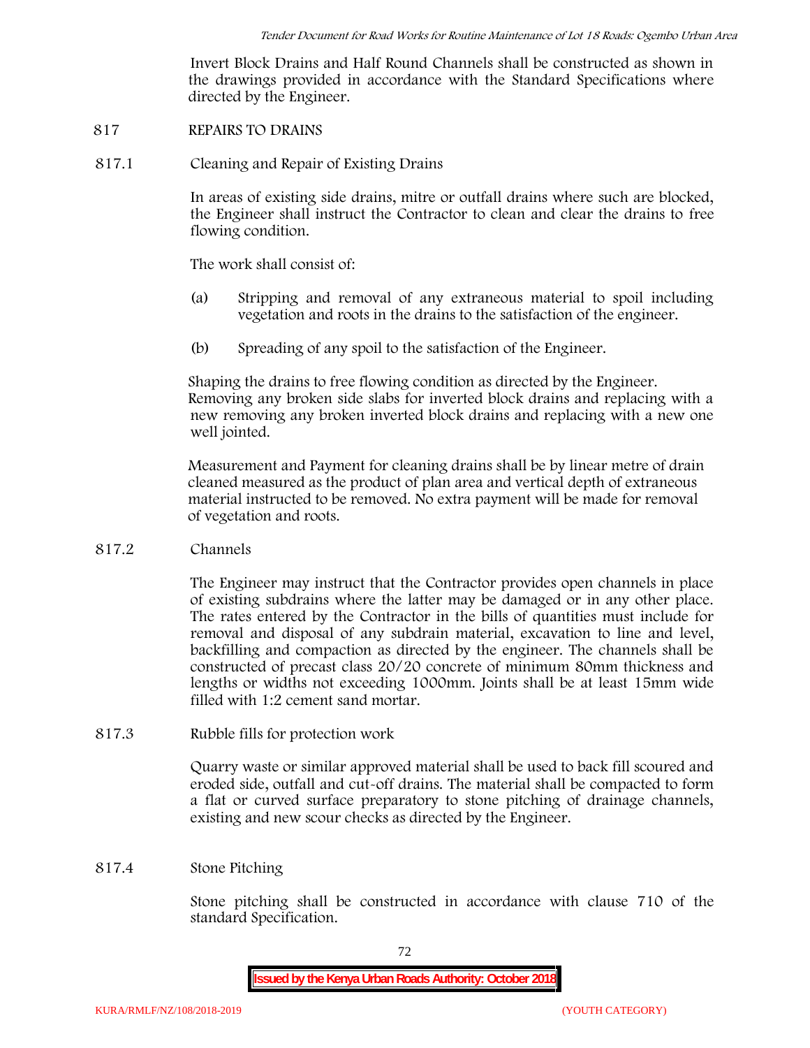Invert Block Drains and Half Round Channels shall be constructed as shown in the drawings provided in accordance with the Standard Specifications where directed by the Engineer.

## 817 REPAIRS TO DRAINS

### 817.1 Cleaning and Repair of Existing Drains

In areas of existing side drains, mitre or outfall drains where such are blocked, the Engineer shall instruct the Contractor to clean and clear the drains to free flowing condition.

The work shall consist of:

(a) Stripping and removal of any extraneous material to spoil including vegetation and roots in the drains to the satisfaction of the engineer.

(b) Spreading of any spoil to the satisfaction of the Engineer.

Shaping the drains to free flowing condition as directed by the Engineer. Removing any broken side slabs for inverted block drains and replacing with a new removing any broken inverted block drains and replacing with a new one well jointed.

Measurement and Payment for cleaning drains shall be by linear metre of drain cleaned measured as the product of plan area and vertical depth of extraneous material instructed to be removed. No extra payment will be made for removal of vegetation and roots.

### 817.2 Channels

The Engineer may instruct that the Contractor provides open channels in place of existing subdrains where the latter may be damaged or in any other place. The rates entered by the Contractor in the bills of quantities must include for removal and disposal of any subdrain material, excavation to line and level, backfilling and compaction as directed by the engineer. The channels shall be constructed of precast class 20/20 concrete of minimum 80mm thickness and lengths or widths not exceeding 1000mm. Joints shall be at least 15mm wide filled with 1:2 cement sand mortar.

### 817.3 Rubble fills for protection work

Quarry waste or similar approved material shall be used to back fill scoured and eroded side, outfall and cut-off drains. The material shall be compacted to form a flat or curved surface preparatory to stone pitching of drainage channels, existing and new scour checks as directed by the Engineer.

### 817.4 Stone Pitching

Stone pitching shall be constructed in accordance with clause 710 of the standard Specification.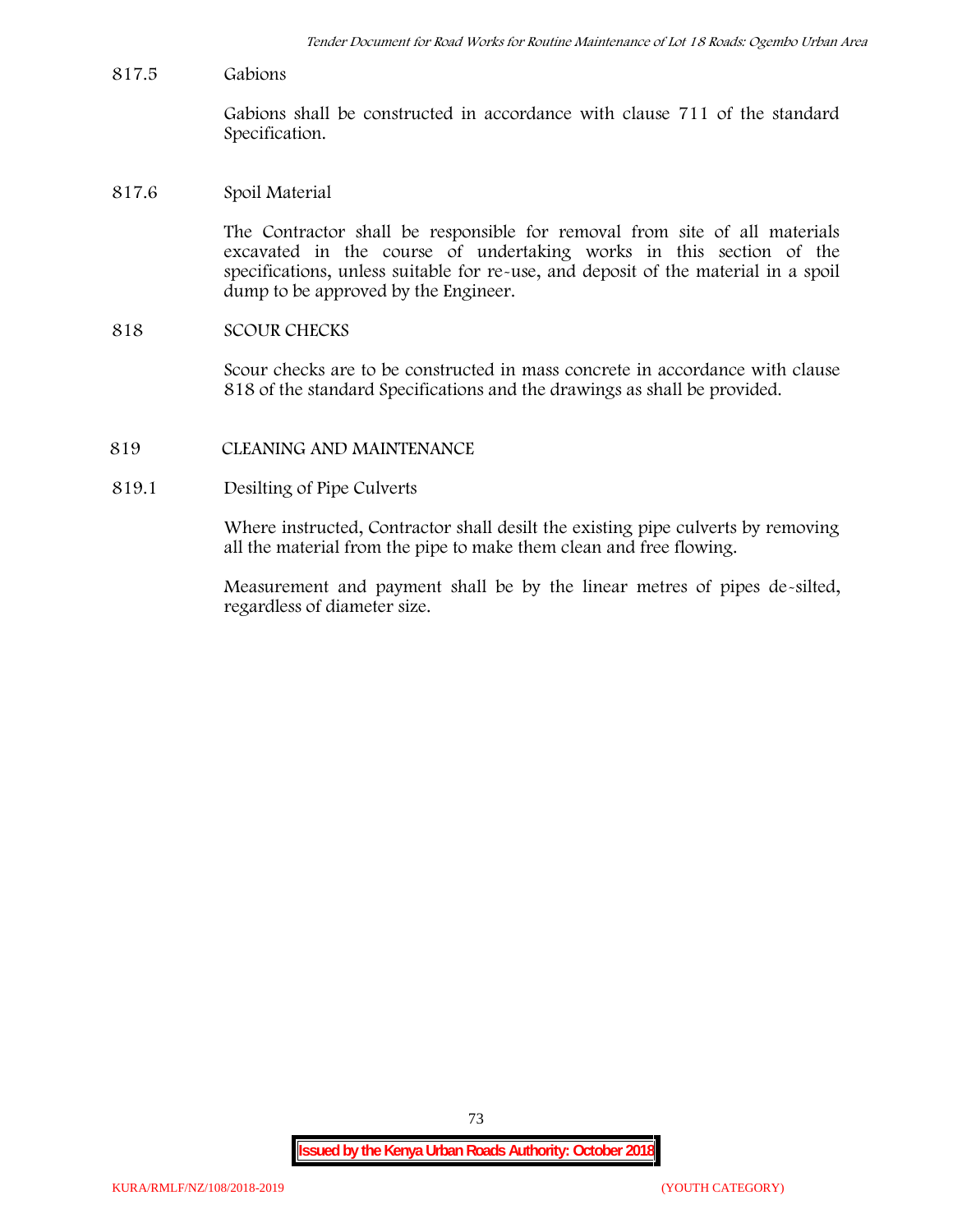817.5 Gabions

Gabions shall be constructed in accordance with clause 711 of the standard Specification.

817.6 Spoil Material

The Contractor shall be responsible for removal from site of all materials excavated in the course of undertaking works in this section of the specifications, unless suitable for re-use, and deposit of the material in a spoil dump to be approved by the Engineer.

818 SCOUR CHECKS

Scour checks are to be constructed in mass concrete in accordance with clause 818 of the standard Specifications and the drawings as shall be provided.

819 CLEANING AND MAINTENANCE

819.1 Desilting of Pipe Culverts

Where instructed, Contractor shall desilt the existing pipe culverts by removing all the material from the pipe to make them clean and free flowing.

Measurement and payment shall be by the linear metres of pipes de-silted, regardless of diameter size.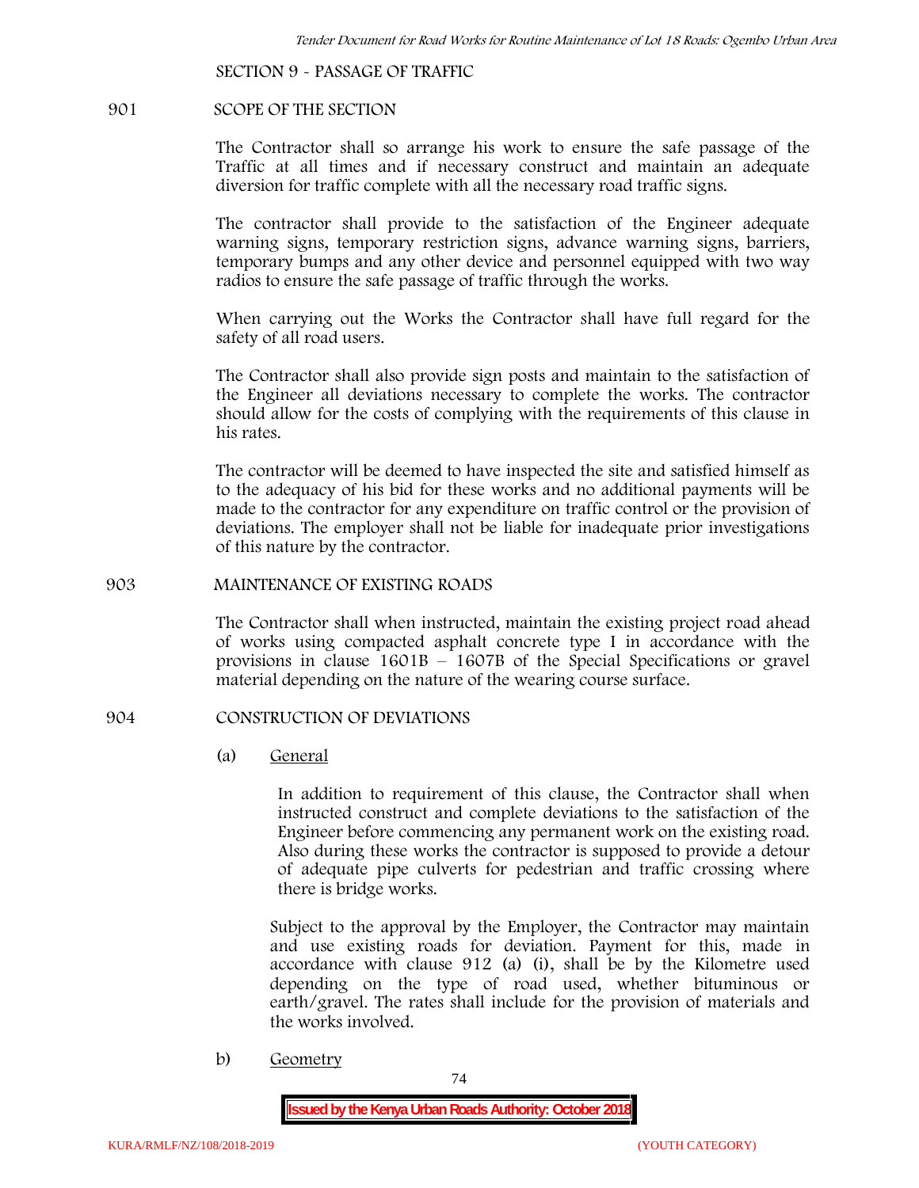SECTION 9 - PASSAGE OF TRAFFIC

901 SCOPE OF THE SECTION

The Contractor shall so arrange his work to ensure the safe passage of the Traffic at all times and if necessary construct and maintain an adequate diversion for traffic complete with all the necessary road traffic signs.

The contractor shall provide to the satisfaction of the Engineer adequate warning signs, temporary restriction signs, advance warning signs, barriers, temporary bumps and any other device and personnel equipped with two way radios to ensure the safe passage of traffic through the works.

When carrying out the Works the Contractor shall have full regard for the safety of all road users.

The Contractor shall also provide sign posts and maintain to the satisfaction of the Engineer all deviations necessary to complete the works. The contractor should allow for the costs of complying with the requirements of this clause in his rates.

The contractor will be deemed to have inspected the site and satisfied himself as to the adequacy of his bid for these works and no additional payments will be made to the contractor for any expenditure on traffic control or the provision of deviations. The employer shall not be liable for inadequate prior investigations of this nature by the contractor.

903 MAINTENANCE OF EXISTING ROADS

The Contractor shall when instructed, maintain the existing project road ahead of works using compacted asphalt concrete type I in accordance with the provisions in clause 1601B – 1607B of the Special Specifications or gravel material depending on the nature of the wearing course surface.

904 CONSTRUCTION OF DEVIATIONS

(a) General

In addition to requirement of this clause, the Contractor shall when instructed construct and complete deviations to the satisfaction of the Engineer before commencing any permanent work on the existing road. Also during these works the contractor is supposed to provide a detour of adequate pipe culverts for pedestrian and traffic crossing where there is bridge works.

Subject to the approval by the Employer, the Contractor may maintain and use existing roads for deviation. Payment for this, made in accordance with clause 912 (a) (i), shall be by the Kilometre used depending on the type of road used, whether bituminous or earth/gravel. The rates shall include for the provision of materials and the works involved.

b) Geometry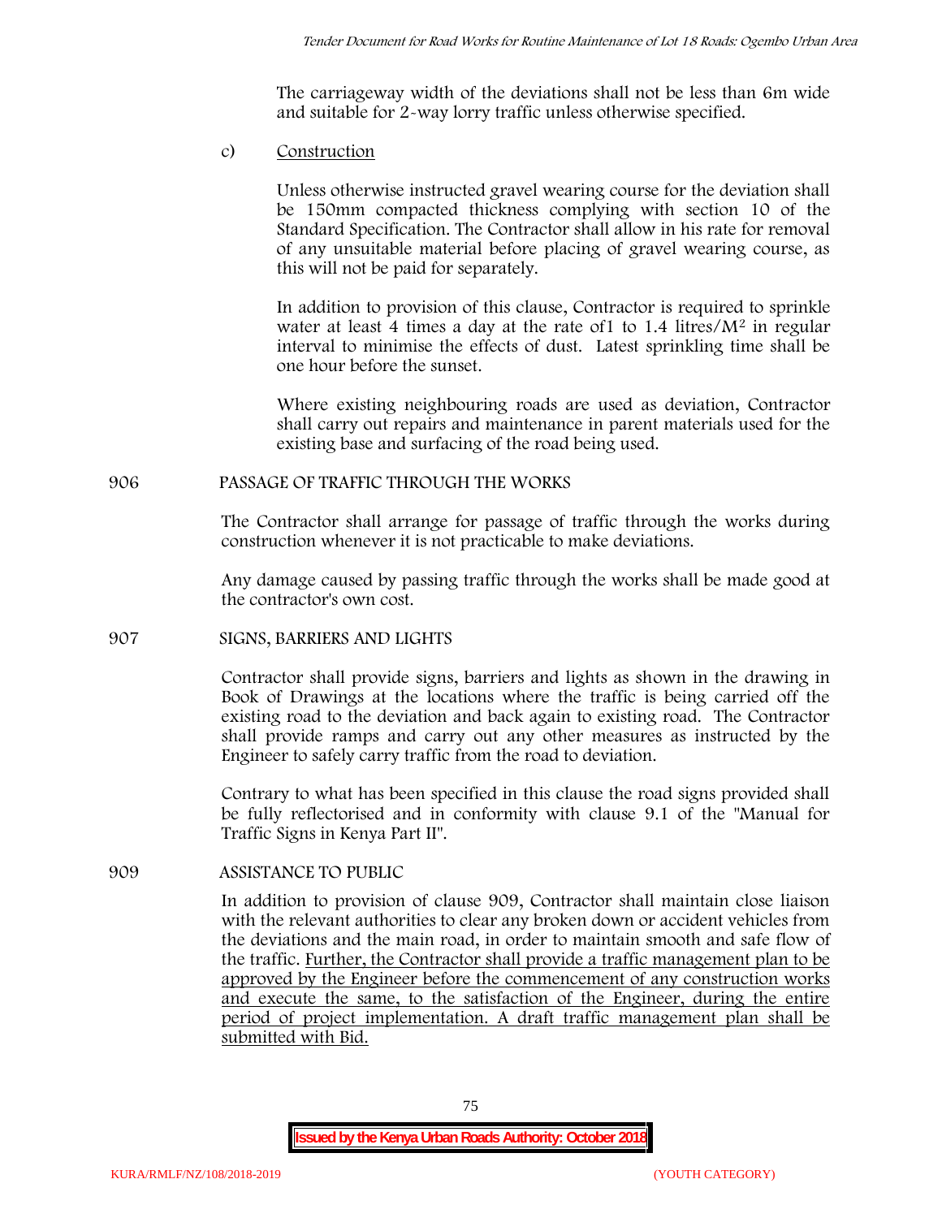The carriageway width of the deviations shall not be less than 6m wide and suitable for 2-way lorry traffic unless otherwise specified.

c) Construction

Unless otherwise instructed gravel wearing course for the deviation shall be 150mm compacted thickness complying with section 10 of the Standard Specification. The Contractor shall allow in his rate for removal of any unsuitable material before placing of gravel wearing course, as this will not be paid for separately.

In addition to provision of this clause, Contractor is required to sprinkle water at least 4 times a day at the rate of1 to 1.4 litres/$M^2$ in regular interval to minimise the effects of dust. Latest sprinkling time shall be one hour before the sunset.

Where existing neighbouring roads are used as deviation, Contractor shall carry out repairs and maintenance in parent materials used for the existing base and surfacing of the road being used.

## 906 PASSAGE OF TRAFFIC THROUGH THE WORKS

The Contractor shall arrange for passage of traffic through the works during construction whenever it is not practicable to make deviations.

Any damage caused by passing traffic through the works shall be made good at the contractor's own cost.

## 907 SIGNS, BARRIERS AND LIGHTS

Contractor shall provide signs, barriers and lights as shown in the drawing in Book of Drawings at the locations where the traffic is being carried off the existing road to the deviation and back again to existing road. The Contractor shall provide ramps and carry out any other measures as instructed by the Engineer to safely carry traffic from the road to deviation.

Contrary to what has been specified in this clause the road signs provided shall be fully reflectorised and in conformity with clause 9.1 of the "Manual for Traffic Signs in Kenya Part II".

## 909 ASSISTANCE TO PUBLIC

In addition to provision of clause 909, Contractor shall maintain close liaison with the relevant authorities to clear any broken down or accident vehicles from the deviations and the main road, in order to maintain smooth and safe flow of the traffic. <u>Further, the Contractor shall provide a traffic management plan to be approved by the Engineer before the commencement of any construction works and execute the same, to the satisfaction of the Engineer, during the entire period of project implementation. A draft traffic management plan shall be submitted with Bid.</u>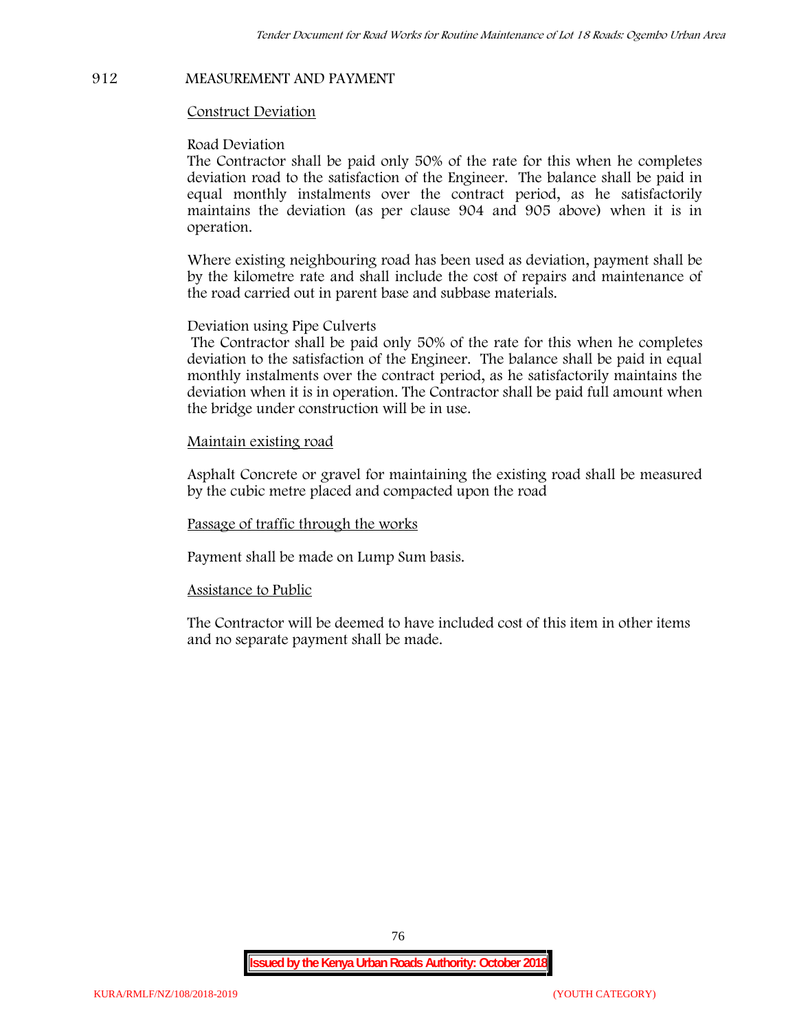## 912 MEASUREMENT AND PAYMENT

<u>Construct Deviation</u>

Road Deviation

The Contractor shall be paid only 50% of the rate for this when he completes deviation road to the satisfaction of the Engineer. The balance shall be paid in equal monthly instalments over the contract period, as he satisfactorily maintains the deviation (as per clause 904 and 905 above) when it is in operation.

Where existing neighbouring road has been used as deviation, payment shall be by the kilometre rate and shall include the cost of repairs and maintenance of the road carried out in parent base and subbase materials.

Deviation using Pipe Culverts

The Contractor shall be paid only 50% of the rate for this when he completes deviation to the satisfaction of the Engineer. The balance shall be paid in equal monthly instalments over the contract period, as he satisfactorily maintains the deviation when it is in operation. The Contractor shall be paid full amount when the bridge under construction will be in use.

<u>Maintain existing road</u>

Asphalt Concrete or gravel for maintaining the existing road shall be measured by the cubic metre placed and compacted upon the road

<u>Passage of traffic through the works</u>

Payment shall be made on Lump Sum basis.

<u>Assistance to Public</u>

The Contractor will be deemed to have included cost of this item in other items and no separate payment shall be made.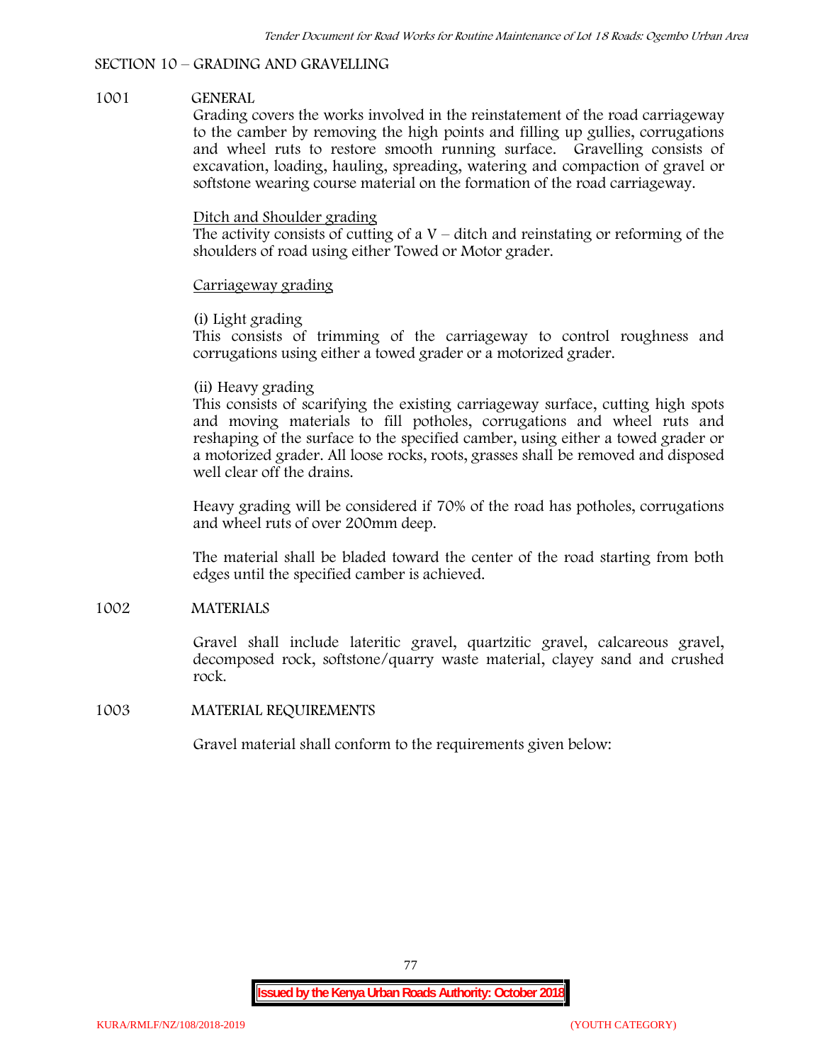## SECTION 10 – GRADING AND GRAVELLING

### 1001 GENERAL

Grading covers the works involved in the reinstatement of the road carriageway to the camber by removing the high points and filling up gullies, corrugations and wheel ruts to restore smooth running surface. Gravelling consists of excavation, loading, hauling, spreading, watering and compaction of gravel or softstone wearing course material on the formation of the road carriageway.

<u>Ditch and Shoulder grading</u>

The activity consists of cutting of a V – ditch and reinstating or reforming of the shoulders of road using either Towed or Motor grader.

<u>Carriageway grading</u>

(i) Light grading

This consists of trimming of the carriageway to control roughness and corrugations using either a towed grader or a motorized grader.

(ii) Heavy grading

This consists of scarifying the existing carriageway surface, cutting high spots and moving materials to fill potholes, corrugations and wheel ruts and reshaping of the surface to the specified camber, using either a towed grader or a motorized grader. All loose rocks, roots, grasses shall be removed and disposed well clear off the drains.

Heavy grading will be considered if 70% of the road has potholes, corrugations and wheel ruts of over 200mm deep.

The material shall be bladed toward the center of the road starting from both edges until the specified camber is achieved.

### 1002 MATERIALS

Gravel shall include lateritic gravel, quartzitic gravel, calcareous gravel, decomposed rock, softstone/quarry waste material, clayey sand and crushed rock.

### 1003 MATERIAL REQUIREMENTS

Gravel material shall conform to the requirements given below: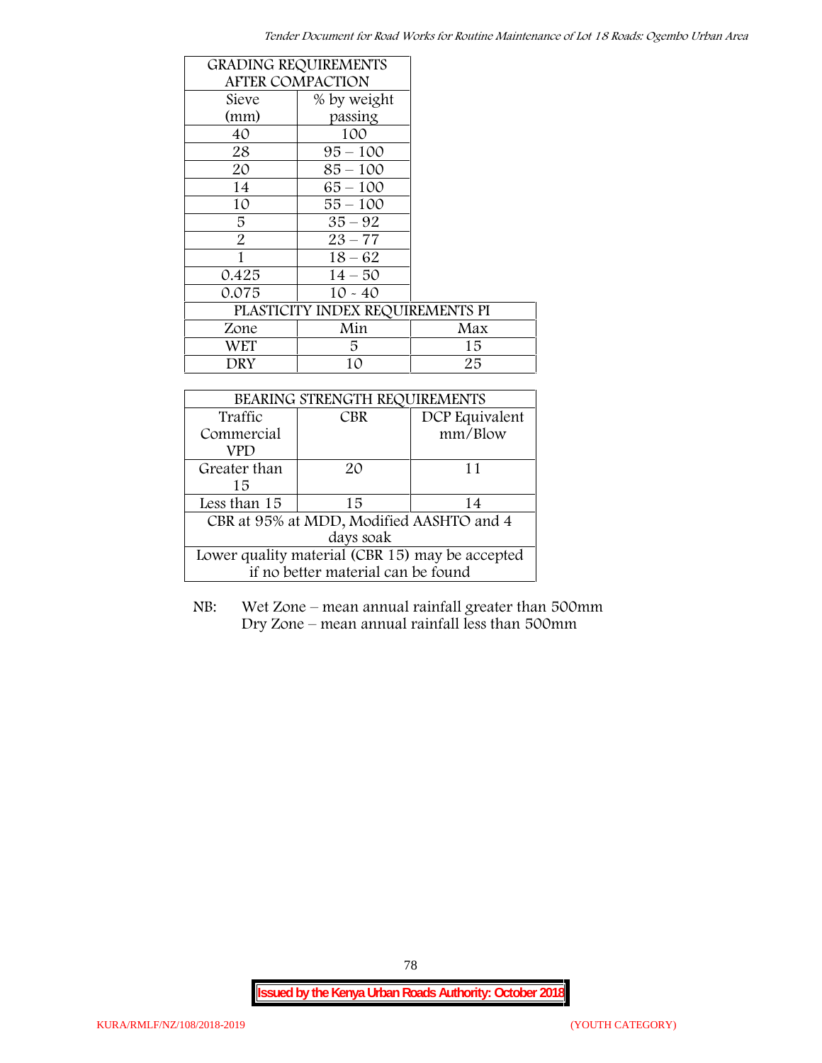| GRADING REQUIREMENTS AFTER COMPACTION | |
|---|---|
| Sieve (mm) | % by weight passing |
| 40 | 100 |
| 28 | 95 – 100 |
| 20 | 85 – 100 |
| 14 | 65 – 100 |
| 10 | 55 – 100 |
| 5 | 35 – 92 |
| 2 | 23 – 77 |
| 1 | 18 – 62 |
| 0.425 | 14 – 50 |
| 0.075 | 10 - 40 |

| PLASTICITY INDEX REQUIREMENTS PI | | |
|---|---|---|
| Zone | Min | Max |
| WET | 5 | 15 |
| DRY | 10 | 25 |

| BEARING STRENGTH REQUIREMENTS | | |
|---|---|---|
| Traffic Commercial VPD | CBR | DCP Equivalent mm/Blow |
| Greater than 15 | 20 | 11 |
| Less than 15 | 15 | 14 |
| CBR at 95% at MDD, Modified AASHTO and 4 days soak | | |
| Lower quality material (CBR 15) may be accepted if no better material can be found | | |

NB: Wet Zone – mean annual rainfall greater than 500mm
Dry Zone – mean annual rainfall less than 500mm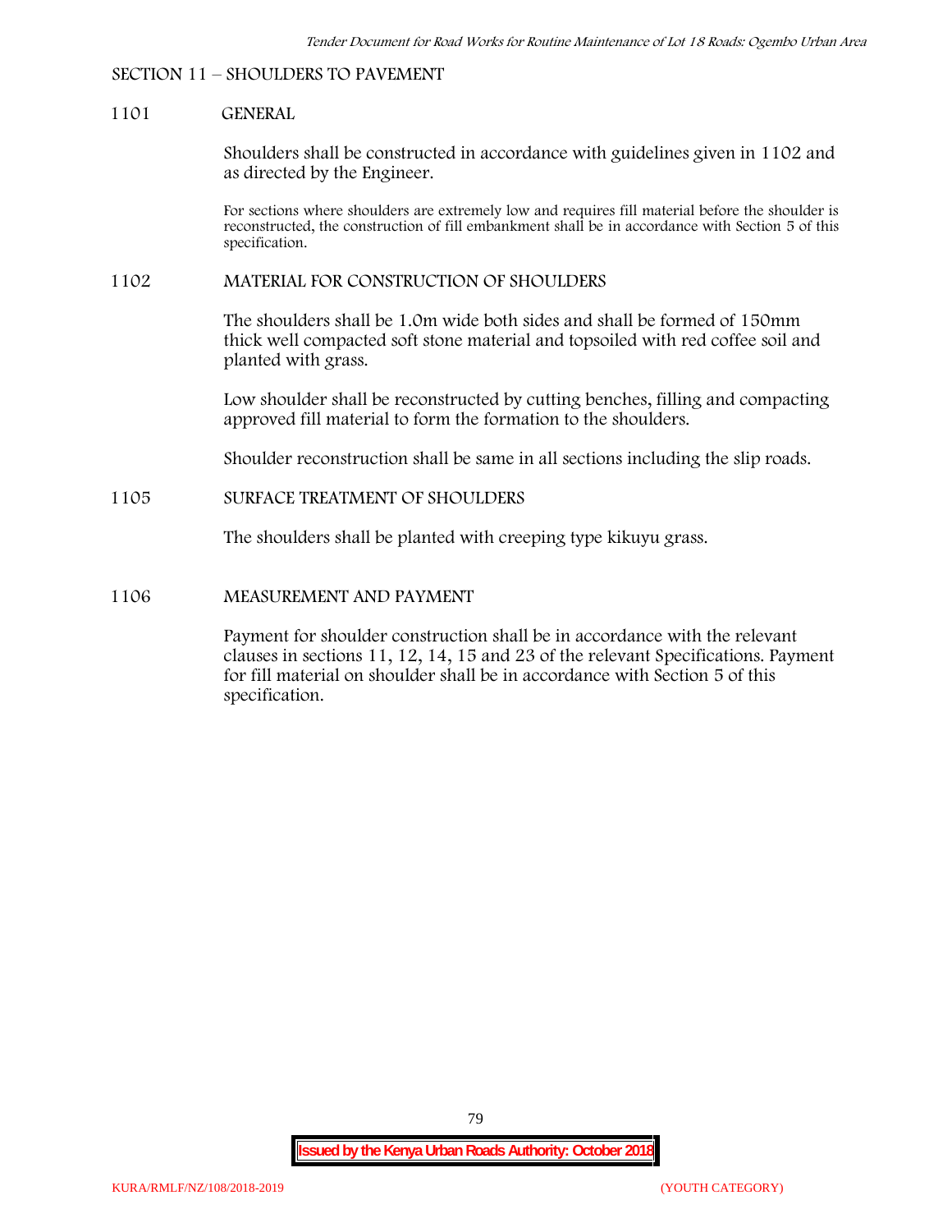## SECTION 11 – SHOULDERS TO PAVEMENT

### 1101 GENERAL

Shoulders shall be constructed in accordance with guidelines given in 1102 and as directed by the Engineer.

For sections where shoulders are extremely low and requires fill material before the shoulder is reconstructed, the construction of fill embankment shall be in accordance with Section 5 of this specification.

### 1102 MATERIAL FOR CONSTRUCTION OF SHOULDERS

The shoulders shall be 1.0m wide both sides and shall be formed of 150mm thick well compacted soft stone material and topsoiled with red coffee soil and planted with grass.

Low shoulder shall be reconstructed by cutting benches, filling and compacting approved fill material to form the formation to the shoulders.

Shoulder reconstruction shall be same in all sections including the slip roads.

### 1105 SURFACE TREATMENT OF SHOULDERS

The shoulders shall be planted with creeping type kikuyu grass.

### 1106 MEASUREMENT AND PAYMENT

Payment for shoulder construction shall be in accordance with the relevant clauses in sections 11, 12, 14, 15 and 23 of the relevant Specifications. Payment for fill material on shoulder shall be in accordance with Section 5 of this specification.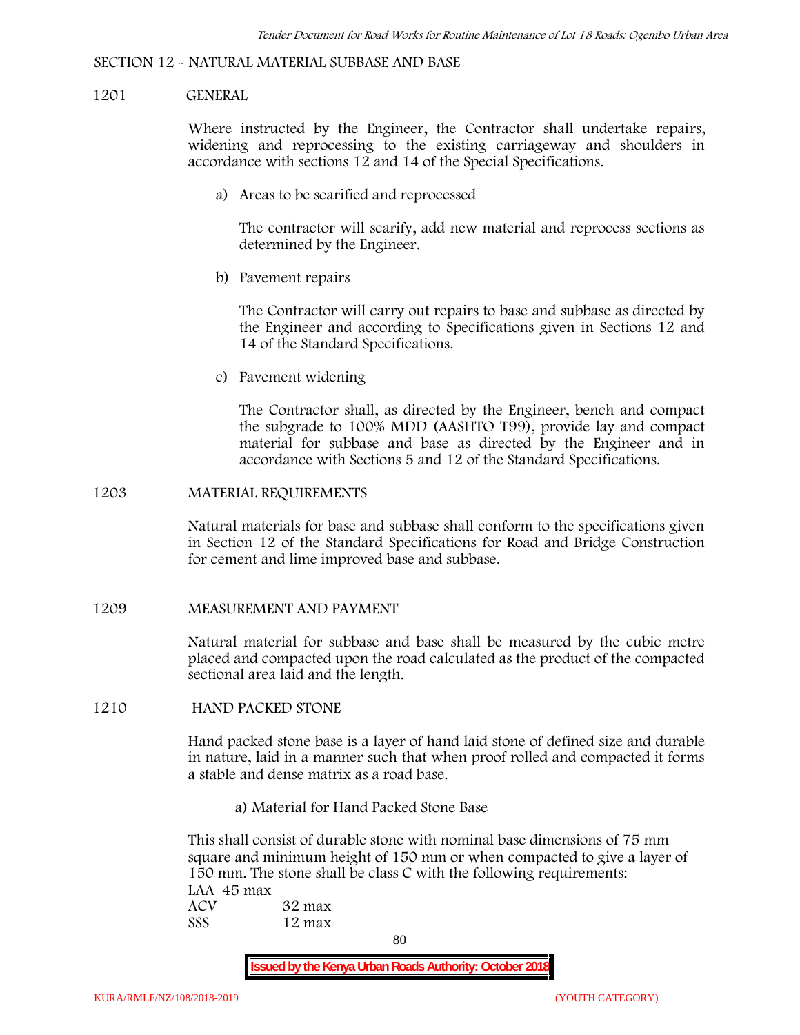## SECTION 12 - NATURAL MATERIAL SUBBASE AND BASE

### 1201 GENERAL

Where instructed by the Engineer, the Contractor shall undertake repairs, widening and reprocessing to the existing carriageway and shoulders in accordance with sections 12 and 14 of the Special Specifications.

a) Areas to be scarified and reprocessed

The contractor will scarify, add new material and reprocess sections as determined by the Engineer.

b) Pavement repairs

The Contractor will carry out repairs to base and subbase as directed by the Engineer and according to Specifications given in Sections 12 and 14 of the Standard Specifications.

c) Pavement widening

The Contractor shall, as directed by the Engineer, bench and compact the subgrade to 100% MDD (AASHTO T99), provide lay and compact material for subbase and base as directed by the Engineer and in accordance with Sections 5 and 12 of the Standard Specifications.

### 1203 MATERIAL REQUIREMENTS

Natural materials for base and subbase shall conform to the specifications given in Section 12 of the Standard Specifications for Road and Bridge Construction for cement and lime improved base and subbase.

### 1209 MEASUREMENT AND PAYMENT

Natural material for subbase and base shall be measured by the cubic metre placed and compacted upon the road calculated as the product of the compacted sectional area laid and the length.

### 1210 HAND PACKED STONE

Hand packed stone base is a layer of hand laid stone of defined size and durable in nature, laid in a manner such that when proof rolled and compacted it forms a stable and dense matrix as a road base.

a) Material for Hand Packed Stone Base

This shall consist of durable stone with nominal base dimensions of 75 mm square and minimum height of 150 mm or when compacted to give a layer of 150 mm. The stone shall be class C with the following requirements:

LAA 45 max
ACV 32 max
SSS 12 max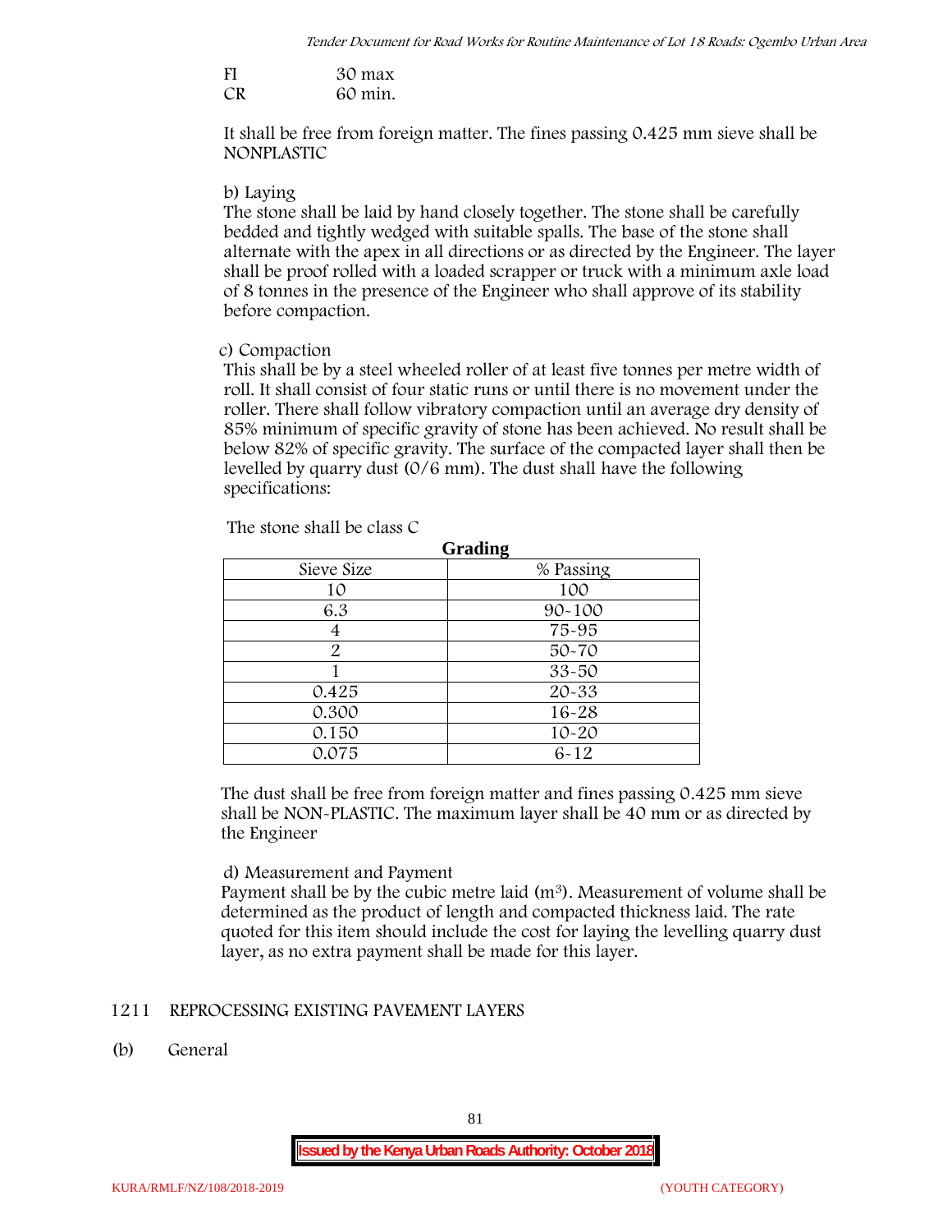FI 30 max
CR 60 min.

It shall be free from foreign matter. The fines passing 0.425 mm sieve shall be NONPLASTIC

b) Laying

The stone shall be laid by hand closely together. The stone shall be carefully bedded and tightly wedged with suitable spalls. The base of the stone shall alternate with the apex in all directions or as directed by the Engineer. The layer shall be proof rolled with a loaded scrapper or truck with a minimum axle load of 8 tonnes in the presence of the Engineer who shall approve of its stability before compaction.

c) Compaction

This shall be by a steel wheeled roller of at least five tonnes per metre width of roll. It shall consist of four static runs or until there is no movement under the roller. There shall follow vibratory compaction until an average dry density of 85% minimum of specific gravity of stone has been achieved. No result shall be below 82% of specific gravity. The surface of the compacted layer shall then be levelled by quarry dust (0/6 mm). The dust shall have the following specifications:

The stone shall be class C

**Grading**

| Sieve Size | % Passing |
|---|---|
| 10 | 100 |
| 6.3 | 90-100 |
| 4 | 75-95 |
| 2 | 50-70 |
| 1 | 33-50 |
| 0.425 | 20-33 |
| 0.300 | 16-28 |
| 0.150 | 10-20 |
| 0.075 | 6-12 |

The dust shall be free from foreign matter and fines passing 0.425 mm sieve shall be NON-PLASTIC. The maximum layer shall be 40 mm or as directed by the Engineer

d) Measurement and Payment

Payment shall be by the cubic metre laid ($m^3$). Measurement of volume shall be determined as the product of length and compacted thickness laid. The rate quoted for this item should include the cost for laying the levelling quarry dust layer, as no extra payment shall be made for this layer.

## 1211 REPROCESSING EXISTING PAVEMENT LAYERS

(b) General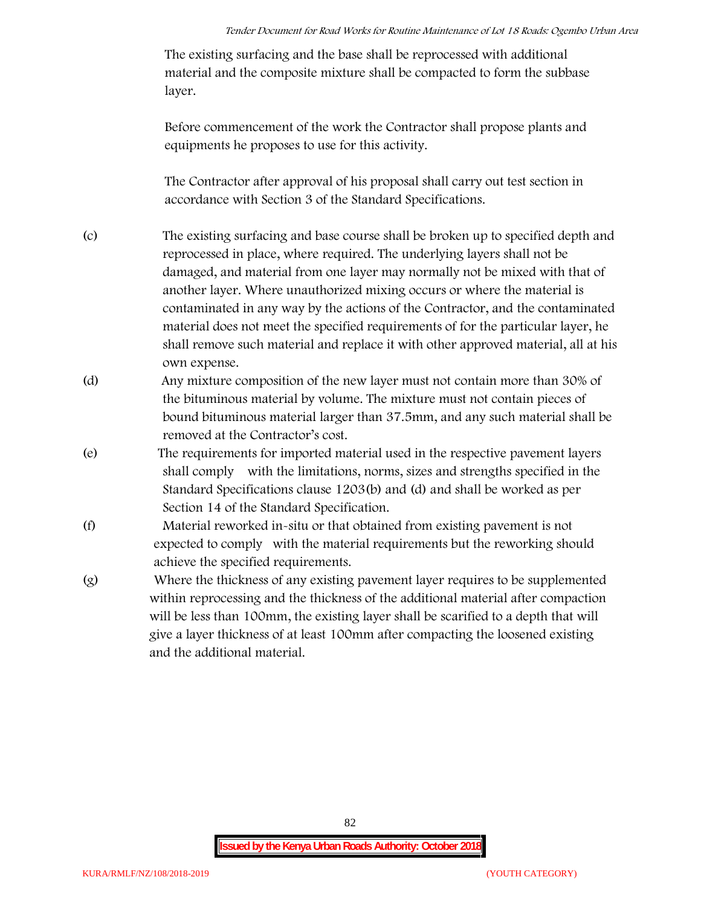The existing surfacing and the base shall be reprocessed with additional material and the composite mixture shall be compacted to form the subbase layer.

Before commencement of the work the Contractor shall propose plants and equipments he proposes to use for this activity.

The Contractor after approval of his proposal shall carry out test section in accordance with Section 3 of the Standard Specifications.

(c) The existing surfacing and base course shall be broken up to specified depth and reprocessed in place, where required. The underlying layers shall not be damaged, and material from one layer may normally not be mixed with that of another layer. Where unauthorized mixing occurs or where the material is contaminated in any way by the actions of the Contractor, and the contaminated material does not meet the specified requirements of for the particular layer, he shall remove such material and replace it with other approved material, all at his own expense.

(d) Any mixture composition of the new layer must not contain more than 30% of the bituminous material by volume. The mixture must not contain pieces of bound bituminous material larger than 37.5mm, and any such material shall be removed at the Contractor's cost.

(e) The requirements for imported material used in the respective pavement layers shall comply with the limitations, norms, sizes and strengths specified in the Standard Specifications clause 1203(b) and (d) and shall be worked as per Section 14 of the Standard Specification.

(f) Material reworked in-situ or that obtained from existing pavement is not expected to comply with the material requirements but the reworking should achieve the specified requirements.

(g) Where the thickness of any existing pavement layer requires to be supplemented within reprocessing and the thickness of the additional material after compaction will be less than 100mm, the existing layer shall be scarified to a depth that will give a layer thickness of at least 100mm after compacting the loosened existing and the additional material.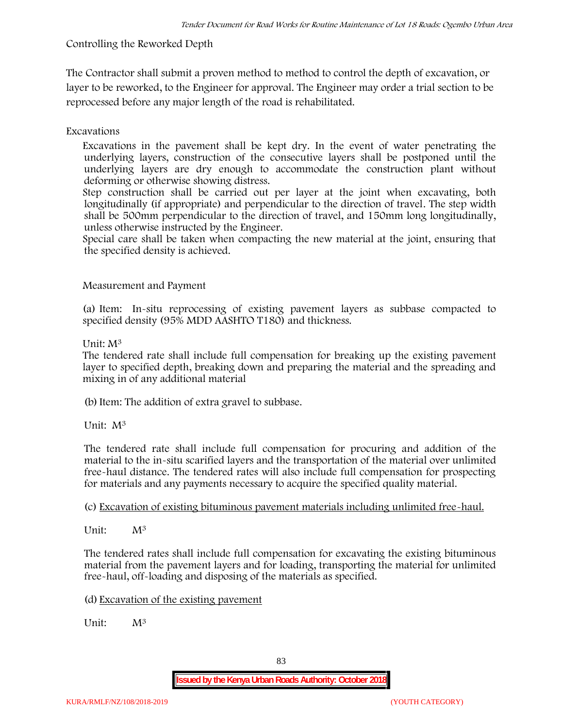Controlling the Reworked Depth

The Contractor shall submit a proven method to method to control the depth of excavation, or layer to be reworked, to the Engineer for approval. The Engineer may order a trial section to be reprocessed before any major length of the road is rehabilitated.

Excavations

Excavations in the pavement shall be kept dry. In the event of water penetrating the underlying layers, construction of the consecutive layers shall be postponed until the underlying layers are dry enough to accommodate the construction plant without deforming or otherwise showing distress.

Step construction shall be carried out per layer at the joint when excavating, both longitudinally (if appropriate) and perpendicular to the direction of travel. The step width shall be 500mm perpendicular to the direction of travel, and 150mm long longitudinally, unless otherwise instructed by the Engineer.

Special care shall be taken when compacting the new material at the joint, ensuring that the specified density is achieved.

Measurement and Payment

(a) Item: In-situ reprocessing of existing pavement layers as subbase compacted to specified density (95% MDD AASHTO T180) and thickness.

Unit: $M^3$

The tendered rate shall include full compensation for breaking up the existing pavement layer to specified depth, breaking down and preparing the material and the spreading and mixing in of any additional material

(b) Item: The addition of extra gravel to subbase.

Unit: $M^3$

The tendered rate shall include full compensation for procuring and addition of the material to the in-situ scarified layers and the transportation of the material over unlimited free-haul distance. The tendered rates will also include full compensation for prospecting for materials and any payments necessary to acquire the specified quality material.

(c) <u>Excavation of existing bituminous pavement materials including unlimited free-haul.</u>

Unit: $M^3$

The tendered rates shall include full compensation for excavating the existing bituminous material from the pavement layers and for loading, transporting the material for unlimited free-haul, off-loading and disposing of the materials as specified.

(d) <u>Excavation of the existing pavement</u>

Unit: $M^3$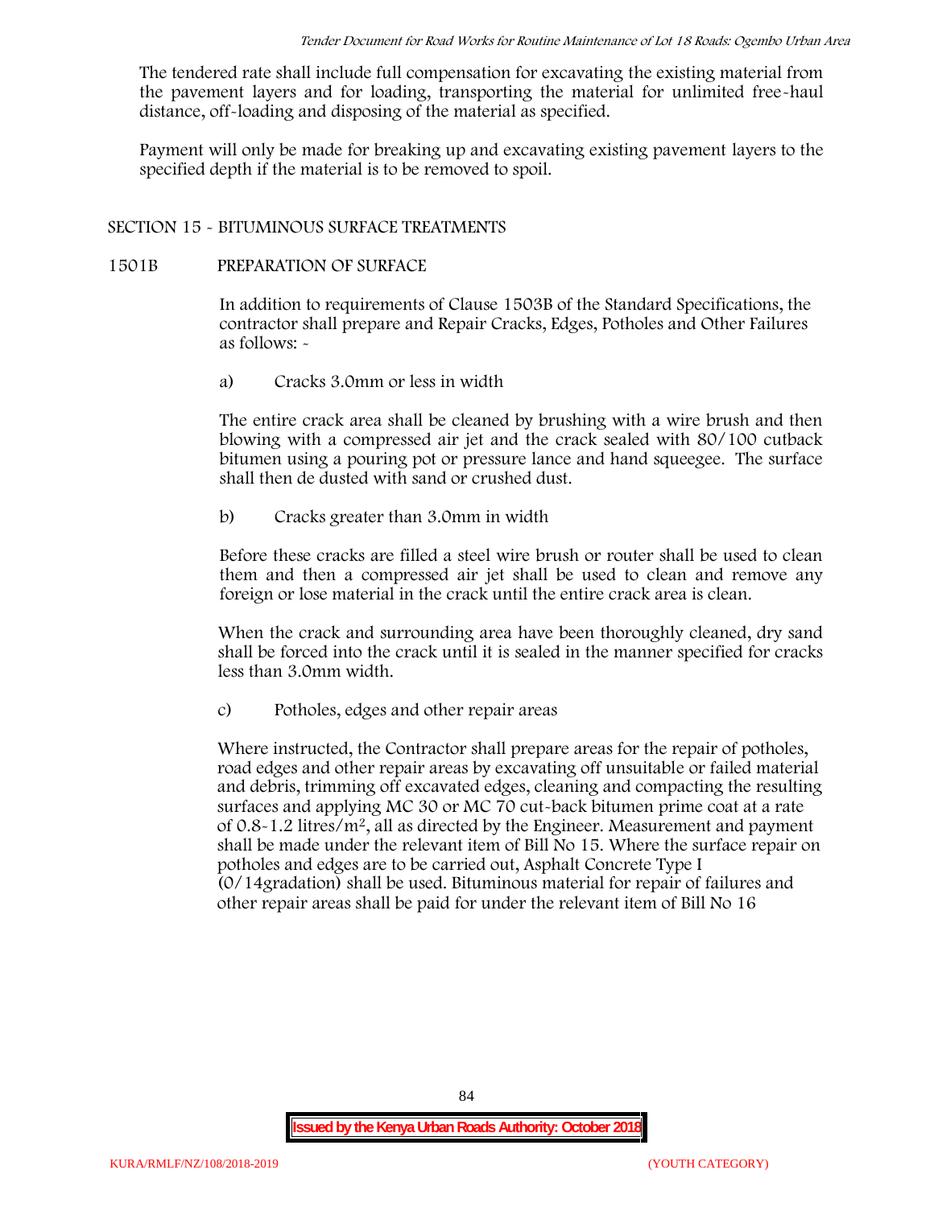The tendered rate shall include full compensation for excavating the existing material from the pavement layers and for loading, transporting the material for unlimited free-haul distance, off-loading and disposing of the material as specified.

Payment will only be made for breaking up and excavating existing pavement layers to the specified depth if the material is to be removed to spoil.

## SECTION 15 - BITUMINOUS SURFACE TREATMENTS

### 1501B PREPARATION OF SURFACE

In addition to requirements of Clause 1503B of the Standard Specifications, the contractor shall prepare and Repair Cracks, Edges, Potholes and Other Failures as follows: -

a) Cracks 3.0mm or less in width

The entire crack area shall be cleaned by brushing with a wire brush and then blowing with a compressed air jet and the crack sealed with 80/100 cutback bitumen using a pouring pot or pressure lance and hand squeegee. The surface shall then de dusted with sand or crushed dust.

b) Cracks greater than 3.0mm in width

Before these cracks are filled a steel wire brush or router shall be used to clean them and then a compressed air jet shall be used to clean and remove any foreign or lose material in the crack until the entire crack area is clean.

When the crack and surrounding area have been thoroughly cleaned, dry sand shall be forced into the crack until it is sealed in the manner specified for cracks less than 3.0mm width.

c) Potholes, edges and other repair areas

Where instructed, the Contractor shall prepare areas for the repair of potholes, road edges and other repair areas by excavating off unsuitable or failed material and debris, trimming off excavated edges, cleaning and compacting the resulting surfaces and applying MC 30 or MC 70 cut-back bitumen prime coat at a rate of 0.8-1.2 litres/$m^2$, all as directed by the Engineer. Measurement and payment shall be made under the relevant item of Bill No 15. Where the surface repair on potholes and edges are to be carried out, Asphalt Concrete Type I (0/14gradation) shall be used. Bituminous material for repair of failures and other repair areas shall be paid for under the relevant item of Bill No 16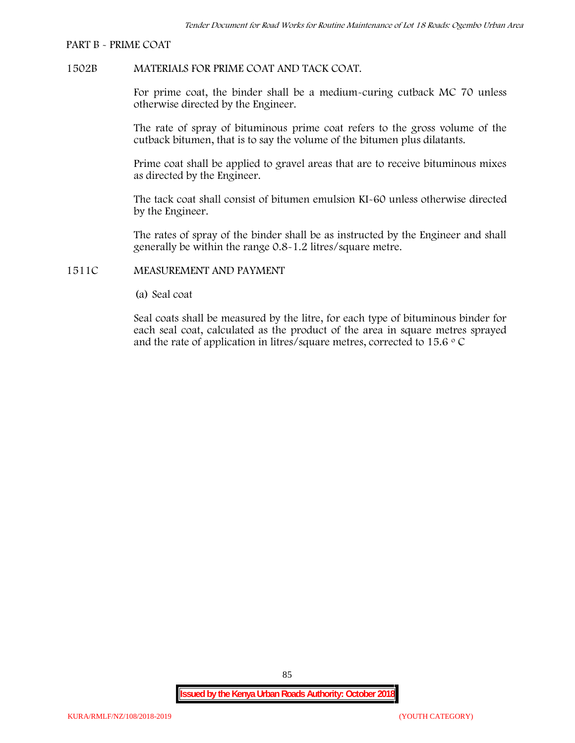PART B - PRIME COAT

1502B MATERIALS FOR PRIME COAT AND TACK COAT.

For prime coat, the binder shall be a medium-curing cutback MC 70 unless otherwise directed by the Engineer.

The rate of spray of bituminous prime coat refers to the gross volume of the cutback bitumen, that is to say the volume of the bitumen plus dilatants.

Prime coat shall be applied to gravel areas that are to receive bituminous mixes as directed by the Engineer.

The tack coat shall consist of bitumen emulsion KI-60 unless otherwise directed by the Engineer.

The rates of spray of the binder shall be as instructed by the Engineer and shall generally be within the range 0.8-1.2 litres/square metre.

1511C MEASUREMENT AND PAYMENT

(a) Seal coat

Seal coats shall be measured by the litre, for each type of bituminous binder for each seal coat, calculated as the product of the area in square metres sprayed and the rate of application in litres/square metres, corrected to 15.6 $^{o}$ C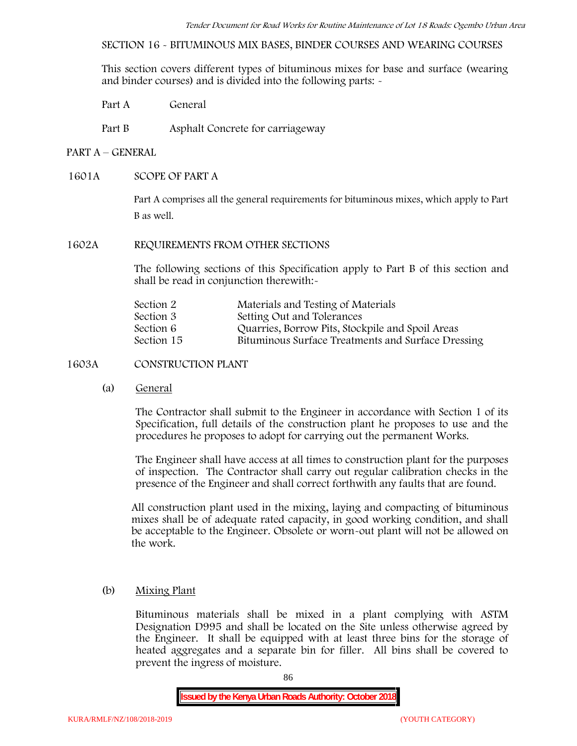SECTION 16 - BITUMINOUS MIX BASES, BINDER COURSES AND WEARING COURSES

This section covers different types of bituminous mixes for base and surface (wearing and binder courses) and is divided into the following parts: -

Part A General

Part B Asphalt Concrete for carriageway

## PART A – GENERAL

### 1601A SCOPE OF PART A

Part A comprises all the general requirements for bituminous mixes, which apply to Part B as well.

### 1602A REQUIREMENTS FROM OTHER SECTIONS

The following sections of this Specification apply to Part B of this section and shall be read in conjunction therewith:-

| | |
|---|---|
| Section 2 | Materials and Testing of Materials |
| Section 3 | Setting Out and Tolerances |
| Section 6 | Quarries, Borrow Pits, Stockpile and Spoil Areas |
| Section 15 | Bituminous Surface Treatments and Surface Dressing |

### 1603A CONSTRUCTION PLANT

(a) General

The Contractor shall submit to the Engineer in accordance with Section 1 of its Specification, full details of the construction plant he proposes to use and the procedures he proposes to adopt for carrying out the permanent Works.

The Engineer shall have access at all times to construction plant for the purposes of inspection. The Contractor shall carry out regular calibration checks in the presence of the Engineer and shall correct forthwith any faults that are found.

All construction plant used in the mixing, laying and compacting of bituminous mixes shall be of adequate rated capacity, in good working condition, and shall be acceptable to the Engineer. Obsolete or worn-out plant will not be allowed on the work.

(b) Mixing Plant

Bituminous materials shall be mixed in a plant complying with ASTM Designation D995 and shall be located on the Site unless otherwise agreed by the Engineer. It shall be equipped with at least three bins for the storage of heated aggregates and a separate bin for filler. All bins shall be covered to prevent the ingress of moisture.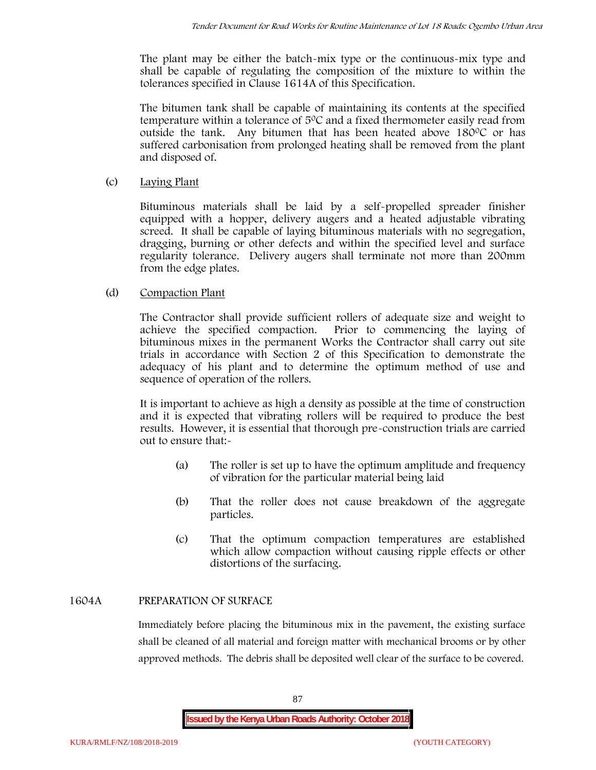The plant may be either the batch-mix type or the continuous-mix type and shall be capable of regulating the composition of the mixture to within the tolerances specified in Clause 1614A of this Specification.

The bitumen tank shall be capable of maintaining its contents at the specified temperature within a tolerance of $5^0C$ and a fixed thermometer easily read from outside the tank. Any bitumen that has been heated above $180^0C$ or has suffered carbonisation from prolonged heating shall be removed from the plant and disposed of.

(c) Laying Plant

Bituminous materials shall be laid by a self-propelled spreader finisher equipped with a hopper, delivery augers and a heated adjustable vibrating screed. It shall be capable of laying bituminous materials with no segregation, dragging, burning or other defects and within the specified level and surface regularity tolerance. Delivery augers shall terminate not more than 200mm from the edge plates.

(d) Compaction Plant

The Contractor shall provide sufficient rollers of adequate size and weight to achieve the specified compaction. Prior to commencing the laying of bituminous mixes in the permanent Works the Contractor shall carry out site trials in accordance with Section 2 of this Specification to demonstrate the adequacy of his plant and to determine the optimum method of use and sequence of operation of the rollers.

It is important to achieve as high a density as possible at the time of construction and it is expected that vibrating rollers will be required to produce the best results. However, it is essential that thorough pre-construction trials are carried out to ensure that:-

(a) The roller is set up to have the optimum amplitude and frequency of vibration for the particular material being laid

(b) That the roller does not cause breakdown of the aggregate particles.

(c) That the optimum compaction temperatures are established which allow compaction without causing ripple effects or other distortions of the surfacing.

## 1604A PREPARATION OF SURFACE

Immediately before placing the bituminous mix in the pavement, the existing surface shall be cleaned of all material and foreign matter with mechanical brooms or by other approved methods. The debris shall be deposited well clear of the surface to be covered.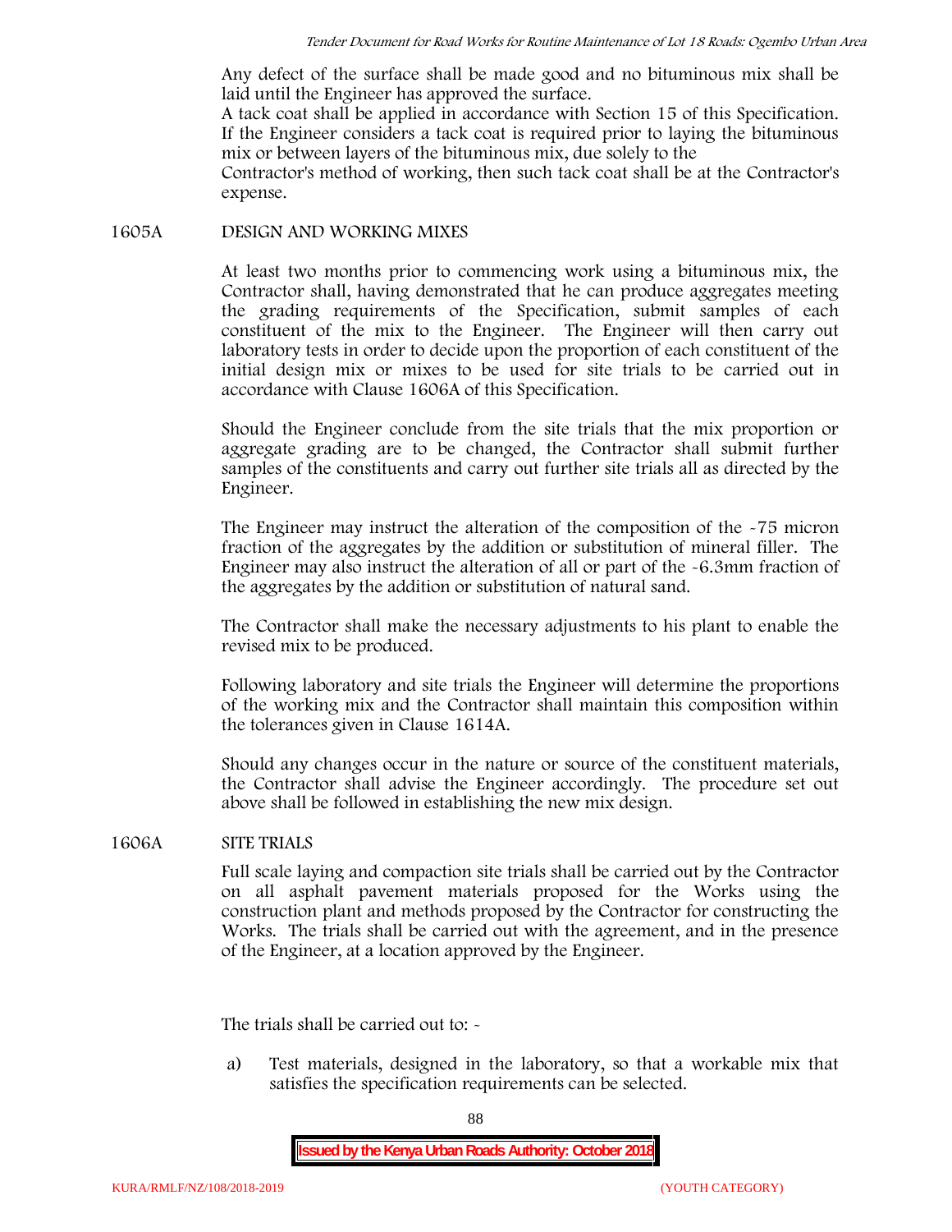Any defect of the surface shall be made good and no bituminous mix shall be laid until the Engineer has approved the surface.

A tack coat shall be applied in accordance with Section 15 of this Specification. If the Engineer considers a tack coat is required prior to laying the bituminous mix or between layers of the bituminous mix, due solely to the Contractor's method of working, then such tack coat shall be at the Contractor's expense.

## 1605A DESIGN AND WORKING MIXES

At least two months prior to commencing work using a bituminous mix, the Contractor shall, having demonstrated that he can produce aggregates meeting the grading requirements of the Specification, submit samples of each constituent of the mix to the Engineer. The Engineer will then carry out laboratory tests in order to decide upon the proportion of each constituent of the initial design mix or mixes to be used for site trials to be carried out in accordance with Clause 1606A of this Specification.

Should the Engineer conclude from the site trials that the mix proportion or aggregate grading are to be changed, the Contractor shall submit further samples of the constituents and carry out further site trials all as directed by the Engineer.

The Engineer may instruct the alteration of the composition of the -75 micron fraction of the aggregates by the addition or substitution of mineral filler. The Engineer may also instruct the alteration of all or part of the -6.3mm fraction of the aggregates by the addition or substitution of natural sand.

The Contractor shall make the necessary adjustments to his plant to enable the revised mix to be produced.

Following laboratory and site trials the Engineer will determine the proportions of the working mix and the Contractor shall maintain this composition within the tolerances given in Clause 1614A.

Should any changes occur in the nature or source of the constituent materials, the Contractor shall advise the Engineer accordingly. The procedure set out above shall be followed in establishing the new mix design.

## 1606A SITE TRIALS

Full scale laying and compaction site trials shall be carried out by the Contractor on all asphalt pavement materials proposed for the Works using the construction plant and methods proposed by the Contractor for constructing the Works. The trials shall be carried out with the agreement, and in the presence of the Engineer, at a location approved by the Engineer.

The trials shall be carried out to: -

a) Test materials, designed in the laboratory, so that a workable mix that satisfies the specification requirements can be selected.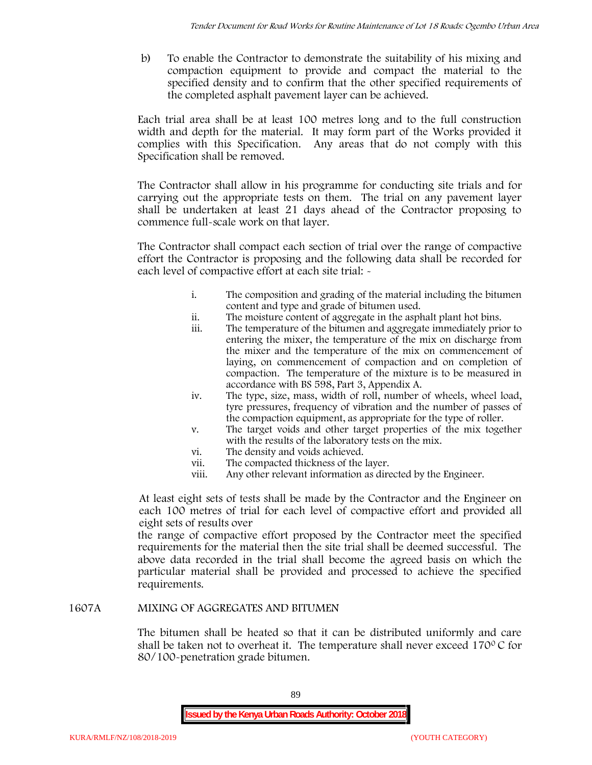b) To enable the Contractor to demonstrate the suitability of his mixing and compaction equipment to provide and compact the material to the specified density and to confirm that the other specified requirements of the completed asphalt pavement layer can be achieved.

Each trial area shall be at least 100 metres long and to the full construction width and depth for the material. It may form part of the Works provided it complies with this Specification. Any areas that do not comply with this Specification shall be removed.

The Contractor shall allow in his programme for conducting site trials and for carrying out the appropriate tests on them. The trial on any pavement layer shall be undertaken at least 21 days ahead of the Contractor proposing to commence full-scale work on that layer.

The Contractor shall compact each section of trial over the range of compactive effort the Contractor is proposing and the following data shall be recorded for each level of compactive effort at each site trial: -

i. The composition and grading of the material including the bitumen content and type and grade of bitumen used.
ii. The moisture content of aggregate in the asphalt plant hot bins.
iii. The temperature of the bitumen and aggregate immediately prior to entering the mixer, the temperature of the mix on discharge from the mixer and the temperature of the mix on commencement of laying, on commencement of compaction and on completion of compaction. The temperature of the mixture is to be measured in accordance with BS 598, Part 3, Appendix A.
iv. The type, size, mass, width of roll, number of wheels, wheel load, tyre pressures, frequency of vibration and the number of passes of the compaction equipment, as appropriate for the type of roller.
v. The target voids and other target properties of the mix together with the results of the laboratory tests on the mix.
vi. The density and voids achieved.
vii. The compacted thickness of the layer.
viii. Any other relevant information as directed by the Engineer.

At least eight sets of tests shall be made by the Contractor and the Engineer on each 100 metres of trial for each level of compactive effort and provided all eight sets of results over the range of compactive effort proposed by the Contractor meet the specified requirements for the material then the site trial shall be deemed successful. The above data recorded in the trial shall become the agreed basis on which the particular material shall be provided and processed to achieve the specified requirements.

## 1607A MIXING OF AGGREGATES AND BITUMEN

The bitumen shall be heated so that it can be distributed uniformly and care shall be taken not to overheat it. The temperature shall never exceed 170$^{0}$ C for 80/100-penetration grade bitumen.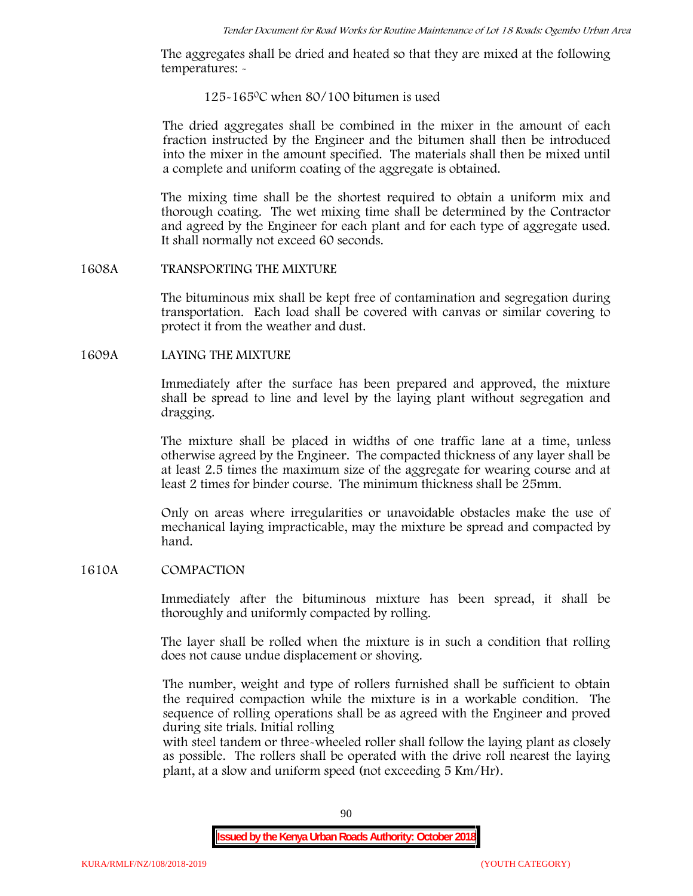The aggregates shall be dried and heated so that they are mixed at the following temperatures: -

125-165$^0$C when 80/100 bitumen is used

The dried aggregates shall be combined in the mixer in the amount of each fraction instructed by the Engineer and the bitumen shall then be introduced into the mixer in the amount specified. The materials shall then be mixed until a complete and uniform coating of the aggregate is obtained.

The mixing time shall be the shortest required to obtain a uniform mix and thorough coating. The wet mixing time shall be determined by the Contractor and agreed by the Engineer for each plant and for each type of aggregate used. It shall normally not exceed 60 seconds.

## 1608A TRANSPORTING THE MIXTURE

The bituminous mix shall be kept free of contamination and segregation during transportation. Each load shall be covered with canvas or similar covering to protect it from the weather and dust.

## 1609A LAYING THE MIXTURE

Immediately after the surface has been prepared and approved, the mixture shall be spread to line and level by the laying plant without segregation and dragging.

The mixture shall be placed in widths of one traffic lane at a time, unless otherwise agreed by the Engineer. The compacted thickness of any layer shall be at least 2.5 times the maximum size of the aggregate for wearing course and at least 2 times for binder course. The minimum thickness shall be 25mm.

Only on areas where irregularities or unavoidable obstacles make the use of mechanical laying impracticable, may the mixture be spread and compacted by hand.

## 1610A COMPACTION

Immediately after the bituminous mixture has been spread, it shall be thoroughly and uniformly compacted by rolling.

The layer shall be rolled when the mixture is in such a condition that rolling does not cause undue displacement or shoving.

The number, weight and type of rollers furnished shall be sufficient to obtain the required compaction while the mixture is in a workable condition. The sequence of rolling operations shall be as agreed with the Engineer and proved during site trials. Initial rolling with steel tandem or three-wheeled roller shall follow the laying plant as closely as possible. The rollers shall be operated with the drive roll nearest the laying plant, at a slow and uniform speed (not exceeding 5 Km/Hr).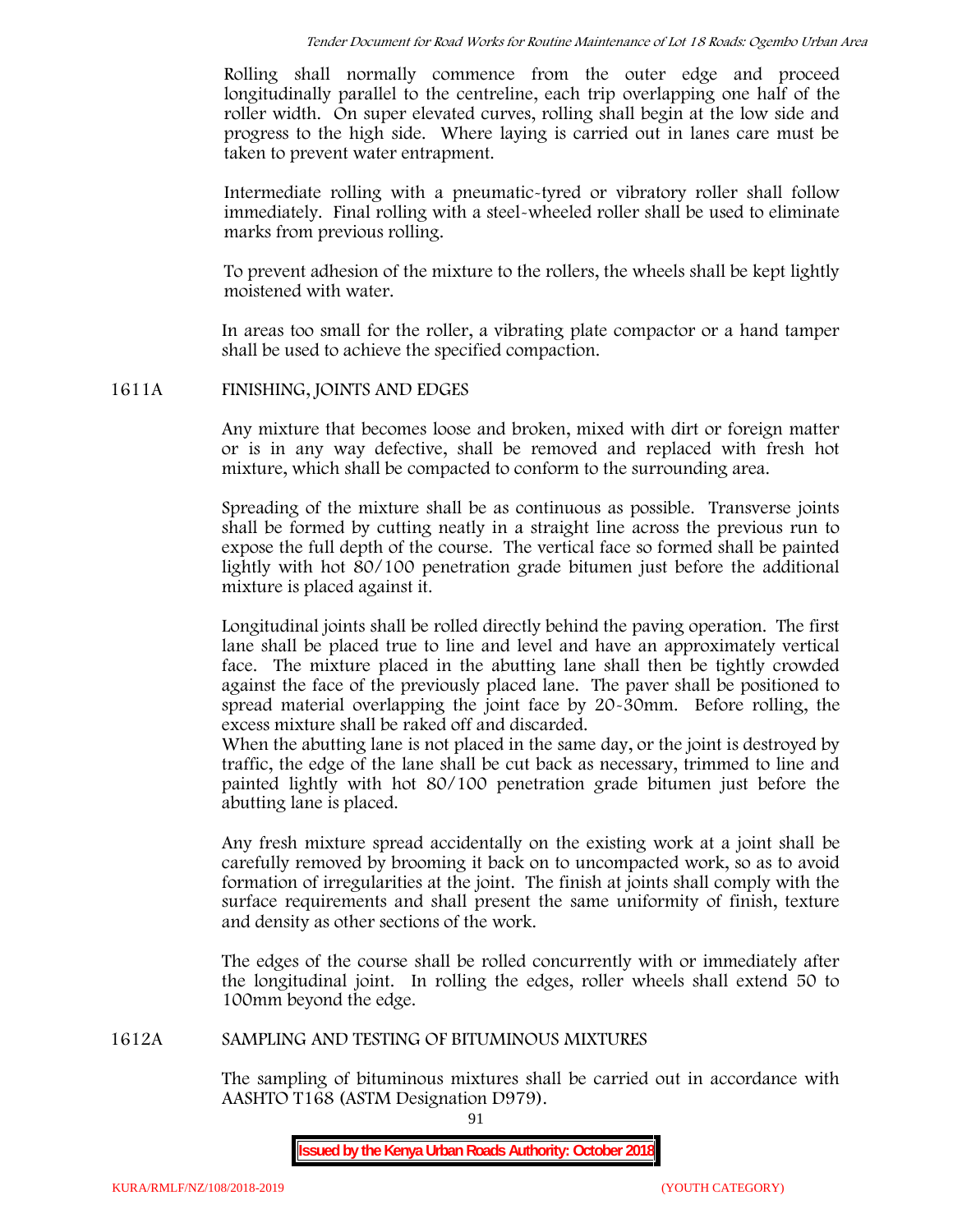Rolling shall normally commence from the outer edge and proceed longitudinally parallel to the centreline, each trip overlapping one half of the roller width. On super elevated curves, rolling shall begin at the low side and progress to the high side. Where laying is carried out in lanes care must be taken to prevent water entrapment.

Intermediate rolling with a pneumatic-tyred or vibratory roller shall follow immediately. Final rolling with a steel-wheeled roller shall be used to eliminate marks from previous rolling.

To prevent adhesion of the mixture to the rollers, the wheels shall be kept lightly moistened with water.

In areas too small for the roller, a vibrating plate compactor or a hand tamper shall be used to achieve the specified compaction.

## 1611A FINISHING, JOINTS AND EDGES

Any mixture that becomes loose and broken, mixed with dirt or foreign matter or is in any way defective, shall be removed and replaced with fresh hot mixture, which shall be compacted to conform to the surrounding area.

Spreading of the mixture shall be as continuous as possible. Transverse joints shall be formed by cutting neatly in a straight line across the previous run to expose the full depth of the course. The vertical face so formed shall be painted lightly with hot 80/100 penetration grade bitumen just before the additional mixture is placed against it.

Longitudinal joints shall be rolled directly behind the paving operation. The first lane shall be placed true to line and level and have an approximately vertical face. The mixture placed in the abutting lane shall then be tightly crowded against the face of the previously placed lane. The paver shall be positioned to spread material overlapping the joint face by 20-30mm. Before rolling, the excess mixture shall be raked off and discarded.

When the abutting lane is not placed in the same day, or the joint is destroyed by traffic, the edge of the lane shall be cut back as necessary, trimmed to line and painted lightly with hot 80/100 penetration grade bitumen just before the abutting lane is placed.

Any fresh mixture spread accidentally on the existing work at a joint shall be carefully removed by brooming it back on to uncompacted work, so as to avoid formation of irregularities at the joint. The finish at joints shall comply with the surface requirements and shall present the same uniformity of finish, texture and density as other sections of the work.

The edges of the course shall be rolled concurrently with or immediately after the longitudinal joint. In rolling the edges, roller wheels shall extend 50 to 100mm beyond the edge.

## 1612A SAMPLING AND TESTING OF BITUMINOUS MIXTURES

The sampling of bituminous mixtures shall be carried out in accordance with AASHTO T168 (ASTM Designation D979).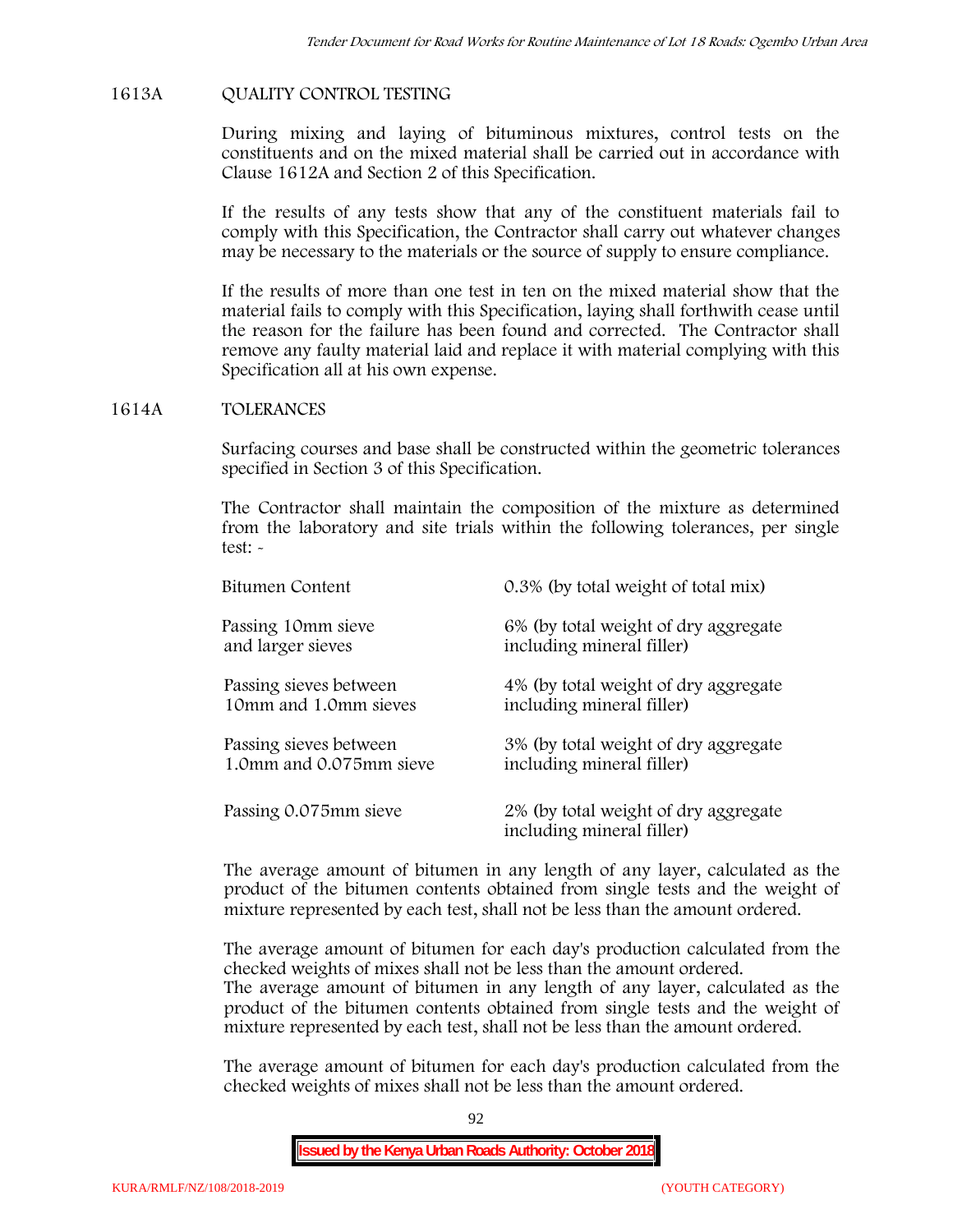## 1613A QUALITY CONTROL TESTING

During mixing and laying of bituminous mixtures, control tests on the constituents and on the mixed material shall be carried out in accordance with Clause 1612A and Section 2 of this Specification.

If the results of any tests show that any of the constituent materials fail to comply with this Specification, the Contractor shall carry out whatever changes may be necessary to the materials or the source of supply to ensure compliance.

If the results of more than one test in ten on the mixed material show that the material fails to comply with this Specification, laying shall forthwith cease until the reason for the failure has been found and corrected. The Contractor shall remove any faulty material laid and replace it with material complying with this Specification all at his own expense.

## 1614A TOLERANCES

Surfacing courses and base shall be constructed within the geometric tolerances specified in Section 3 of this Specification.

The Contractor shall maintain the composition of the mixture as determined from the laboratory and site trials within the following tolerances, per single test: -

| | |
|---|---|
| Bitumen Content | 0.3% (by total weight of total mix) |
| Passing 10mm sieve and larger sieves | 6% (by total weight of dry aggregate including mineral filler) |
| Passing sieves between 10mm and 1.0mm sieves | 4% (by total weight of dry aggregate including mineral filler) |
| Passing sieves between 1.0mm and 0.075mm sieve | 3% (by total weight of dry aggregate including mineral filler) |
| Passing 0.075mm sieve | 2% (by total weight of dry aggregate including mineral filler) |

The average amount of bitumen in any length of any layer, calculated as the product of the bitumen contents obtained from single tests and the weight of mixture represented by each test, shall not be less than the amount ordered.

The average amount of bitumen for each day's production calculated from the checked weights of mixes shall not be less than the amount ordered.
The average amount of bitumen in any length of any layer, calculated as the product of the bitumen contents obtained from single tests and the weight of mixture represented by each test, shall not be less than the amount ordered.

The average amount of bitumen for each day's production calculated from the checked weights of mixes shall not be less than the amount ordered.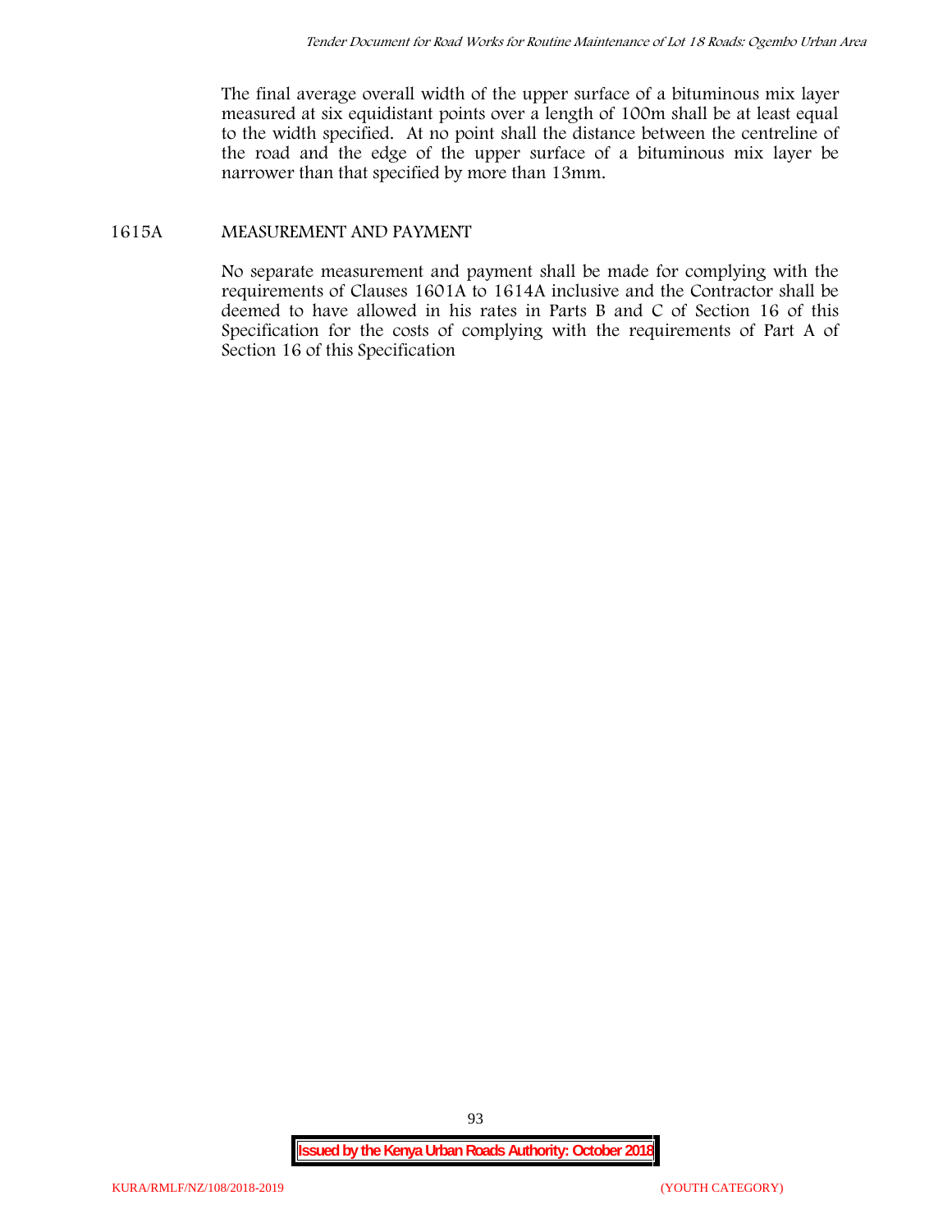The final average overall width of the upper surface of a bituminous mix layer measured at six equidistant points over a length of 100m shall be at least equal to the width specified. At no point shall the distance between the centreline of the road and the edge of the upper surface of a bituminous mix layer be narrower than that specified by more than 13mm.

## 1615A MEASUREMENT AND PAYMENT

No separate measurement and payment shall be made for complying with the requirements of Clauses 1601A to 1614A inclusive and the Contractor shall be deemed to have allowed in his rates in Parts B and C of Section 16 of this Specification for the costs of complying with the requirements of Part A of Section 16 of this Specification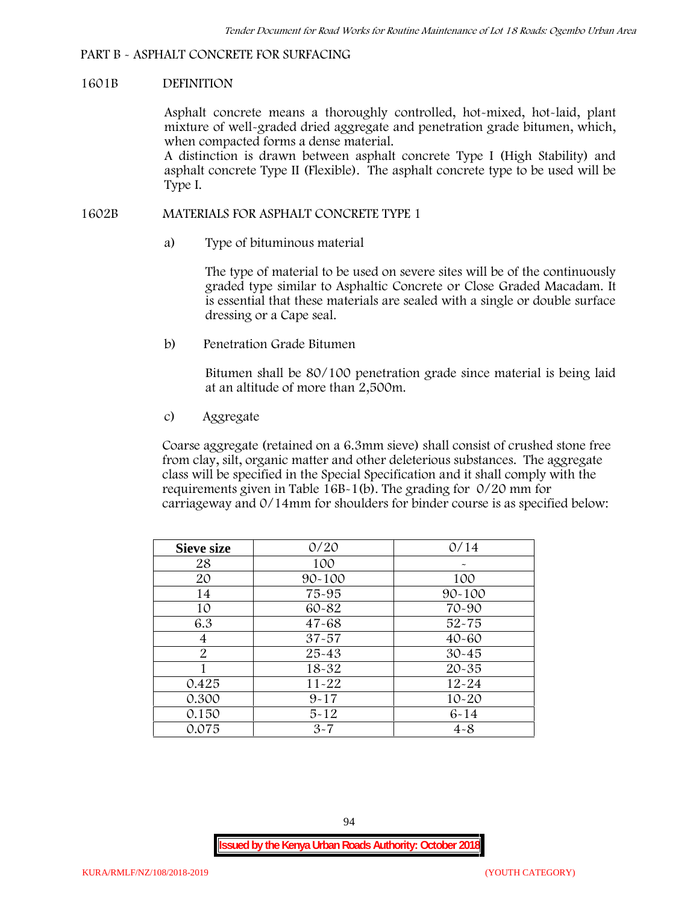## PART B - ASPHALT CONCRETE FOR SURFACING

### 1601B DEFINITION

Asphalt concrete means a thoroughly controlled, hot-mixed, hot-laid, plant mixture of well-graded dried aggregate and penetration grade bitumen, which, when compacted forms a dense material.

A distinction is drawn between asphalt concrete Type I (High Stability) and asphalt concrete Type II (Flexible). The asphalt concrete type to be used will be Type I.

### 1602B MATERIALS FOR ASPHALT CONCRETE TYPE 1

a) Type of bituminous material

The type of material to be used on severe sites will be of the continuously graded type similar to Asphaltic Concrete or Close Graded Macadam. It is essential that these materials are sealed with a single or double surface dressing or a Cape seal.

b) Penetration Grade Bitumen

Bitumen shall be 80/100 penetration grade since material is being laid at an altitude of more than 2,500m.

c) Aggregate

Coarse aggregate (retained on a 6.3mm sieve) shall consist of crushed stone free from clay, silt, organic matter and other deleterious substances. The aggregate class will be specified in the Special Specification and it shall comply with the requirements given in Table 16B-1(b). The grading for 0/20 mm for carriageway and 0/14mm for shoulders for binder course is as specified below:

| Sieve size | 0/20 | 0/14 |
|---|---|---|
| 28 | 100 | - |
| 20 | 90-100 | 100 |
| 14 | 75-95 | 90-100 |
| 10 | 60-82 | 70-90 |
| 6.3 | 47-68 | 52-75 |
| 4 | 37-57 | 40-60 |
| 2 | 25-43 | 30-45 |
| 1 | 18-32 | 20-35 |
| 0.425 | 11-22 | 12-24 |
| 0.300 | 9-17 | 10-20 |
| 0.150 | 5-12 | 6-14 |
| 0.075 | 3-7 | 4-8 |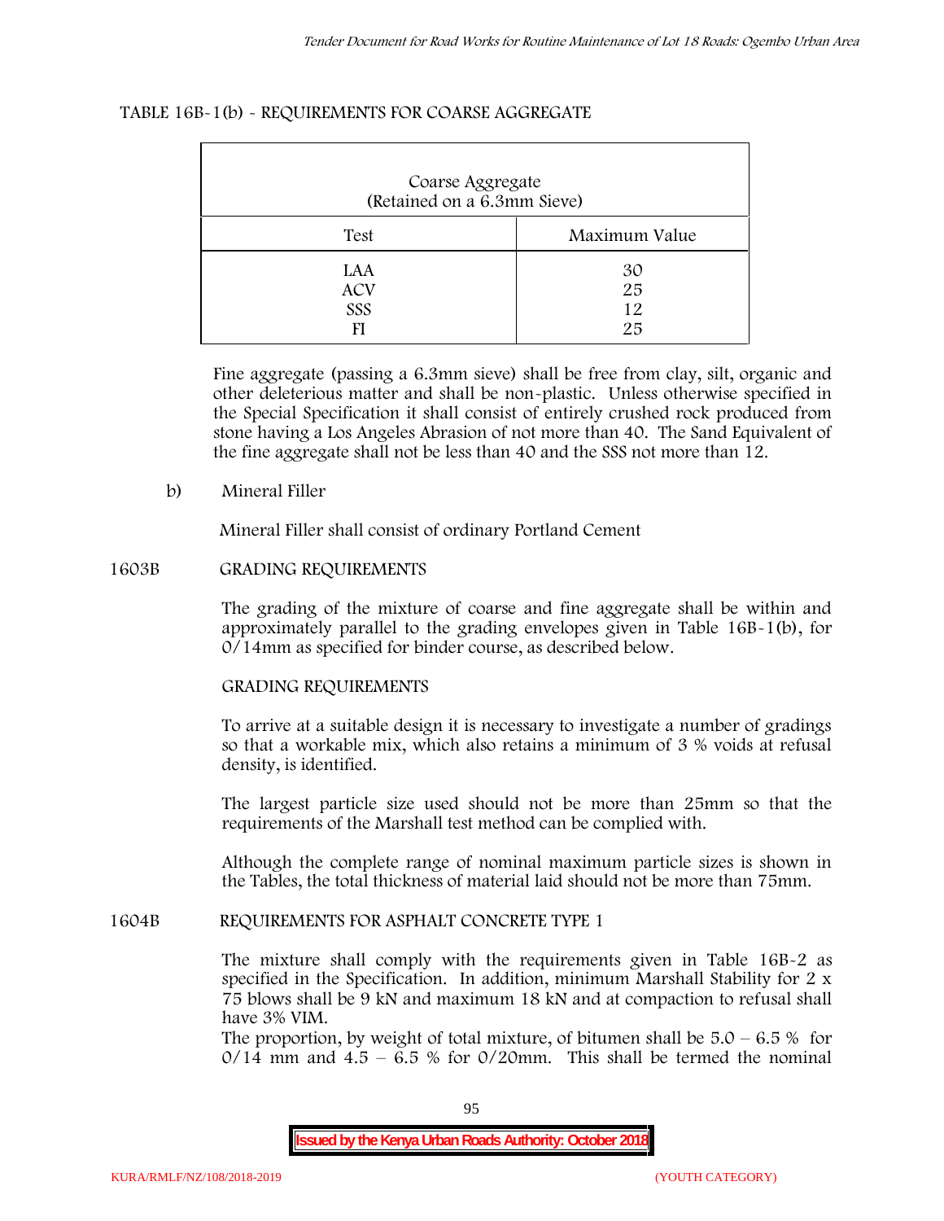TABLE 16B-1(b) - REQUIREMENTS FOR COARSE AGGREGATE

| Coarse Aggregate (Retained on a 6.3mm Sieve) | |
|---|---|
| Test | Maximum Value |
| LAA | 30 |
| ACV | 25 |
| SSS | 12 |
| FI | 25 |

Fine aggregate (passing a 6.3mm sieve) shall be free from clay, silt, organic and other deleterious matter and shall be non-plastic. Unless otherwise specified in the Special Specification it shall consist of entirely crushed rock produced from stone having a Los Angeles Abrasion of not more than 40. The Sand Equivalent of the fine aggregate shall not be less than 40 and the SSS not more than 12.

b) Mineral Filler

Mineral Filler shall consist of ordinary Portland Cement

## 1603B GRADING REQUIREMENTS

The grading of the mixture of coarse and fine aggregate shall be within and approximately parallel to the grading envelopes given in Table 16B-1(b), for 0/14mm as specified for binder course, as described below.

GRADING REQUIREMENTS

To arrive at a suitable design it is necessary to investigate a number of gradings so that a workable mix, which also retains a minimum of 3 % voids at refusal density, is identified.

The largest particle size used should not be more than 25mm so that the requirements of the Marshall test method can be complied with.

Although the complete range of nominal maximum particle sizes is shown in the Tables, the total thickness of material laid should not be more than 75mm.

## 1604B REQUIREMENTS FOR ASPHALT CONCRETE TYPE 1

The mixture shall comply with the requirements given in Table 16B-2 as specified in the Specification. In addition, minimum Marshall Stability for 2 x 75 blows shall be 9 kN and maximum 18 kN and at compaction to refusal shall have 3% VIM.

The proportion, by weight of total mixture, of bitumen shall be 5.0 – 6.5 % for 0/14 mm and 4.5 – 6.5 % for 0/20mm. This shall be termed the nominal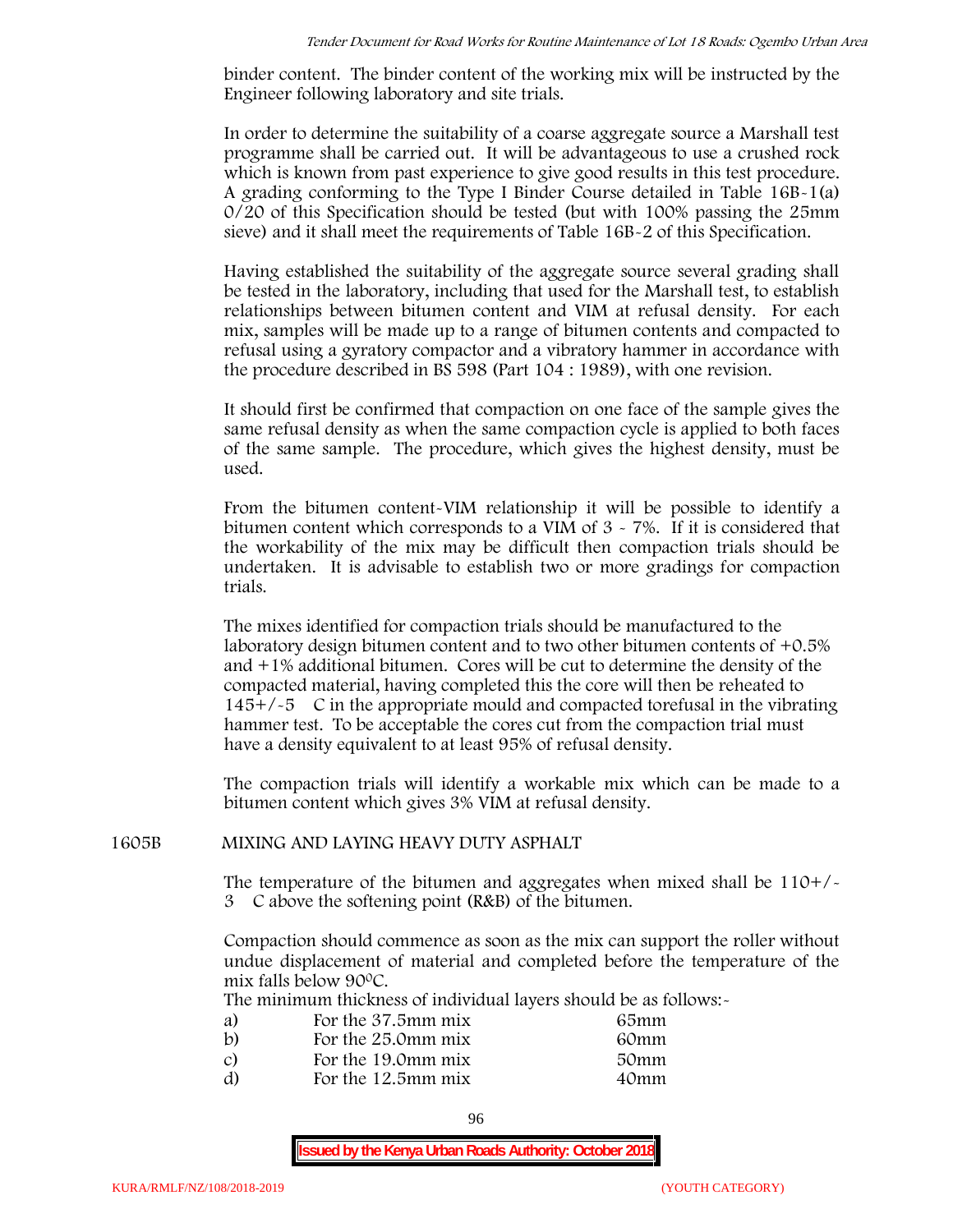binder content. The binder content of the working mix will be instructed by the Engineer following laboratory and site trials.

In order to determine the suitability of a coarse aggregate source a Marshall test programme shall be carried out. It will be advantageous to use a crushed rock which is known from past experience to give good results in this test procedure. A grading conforming to the Type I Binder Course detailed in Table 16B-1(a) 0/20 of this Specification should be tested (but with 100% passing the 25mm sieve) and it shall meet the requirements of Table 16B-2 of this Specification.

Having established the suitability of the aggregate source several grading shall be tested in the laboratory, including that used for the Marshall test, to establish relationships between bitumen content and VIM at refusal density. For each mix, samples will be made up to a range of bitumen contents and compacted to refusal using a gyratory compactor and a vibratory hammer in accordance with the procedure described in BS 598 (Part 104 : 1989), with one revision.

It should first be confirmed that compaction on one face of the sample gives the same refusal density as when the same compaction cycle is applied to both faces of the same sample. The procedure, which gives the highest density, must be used.

From the bitumen content-VIM relationship it will be possible to identify a bitumen content which corresponds to a VIM of 3 - 7%. If it is considered that the workability of the mix may be difficult then compaction trials should be undertaken. It is advisable to establish two or more gradings for compaction trials.

The mixes identified for compaction trials should be manufactured to the laboratory design bitumen content and to two other bitumen contents of +0.5% and +1% additional bitumen. Cores will be cut to determine the density of the compacted material, having completed this the core will then be reheated to 145+/-5 C in the appropriate mould and compacted torefusal in the vibrating hammer test. To be acceptable the cores cut from the compaction trial must have a density equivalent to at least 95% of refusal density.

The compaction trials will identify a workable mix which can be made to a bitumen content which gives 3% VIM at refusal density.

## 1605B MIXING AND LAYING HEAVY DUTY ASPHALT

The temperature of the bitumen and aggregates when mixed shall be 110+/-3 C above the softening point (R&B) of the bitumen.

Compaction should commence as soon as the mix can support the roller without undue displacement of material and completed before the temperature of the mix falls below 90°C.

The minimum thickness of individual layers should be as follows:-

| | | |
|---|---|---|
| a) | For the 37.5mm mix | 65mm |
| b) | For the 25.0mm mix | 60mm |
| c) | For the 19.0mm mix | 50mm |
| d) | For the 12.5mm mix | 40mm |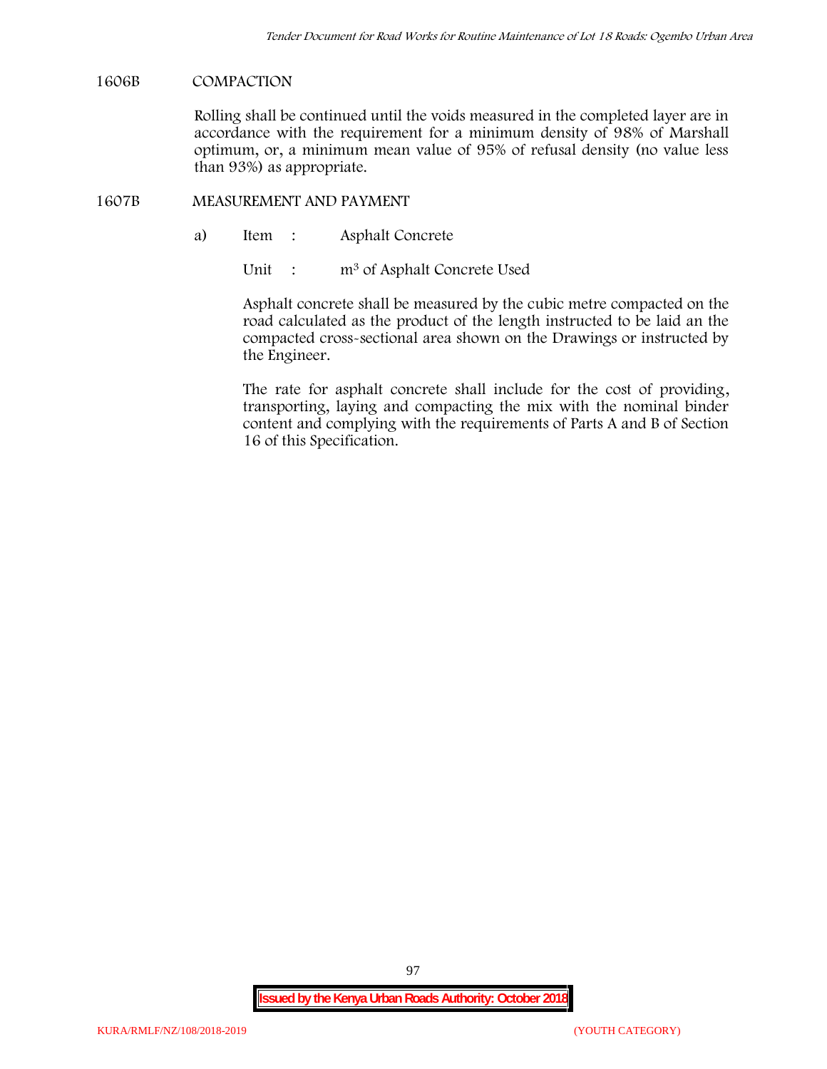### 1606B COMPACTION

Rolling shall be continued until the voids measured in the completed layer are in accordance with the requirement for a minimum density of 98% of Marshall optimum, or, a minimum mean value of 95% of refusal density (no value less than 93%) as appropriate.

### 1607B MEASUREMENT AND PAYMENT

a) Item : Asphalt Concrete

Unit : $m^3$ of Asphalt Concrete Used

Asphalt concrete shall be measured by the cubic metre compacted on the road calculated as the product of the length instructed to be laid an the compacted cross-sectional area shown on the Drawings or instructed by the Engineer.

The rate for asphalt concrete shall include for the cost of providing, transporting, laying and compacting the mix with the nominal binder content and complying with the requirements of Parts A and B of Section 16 of this Specification.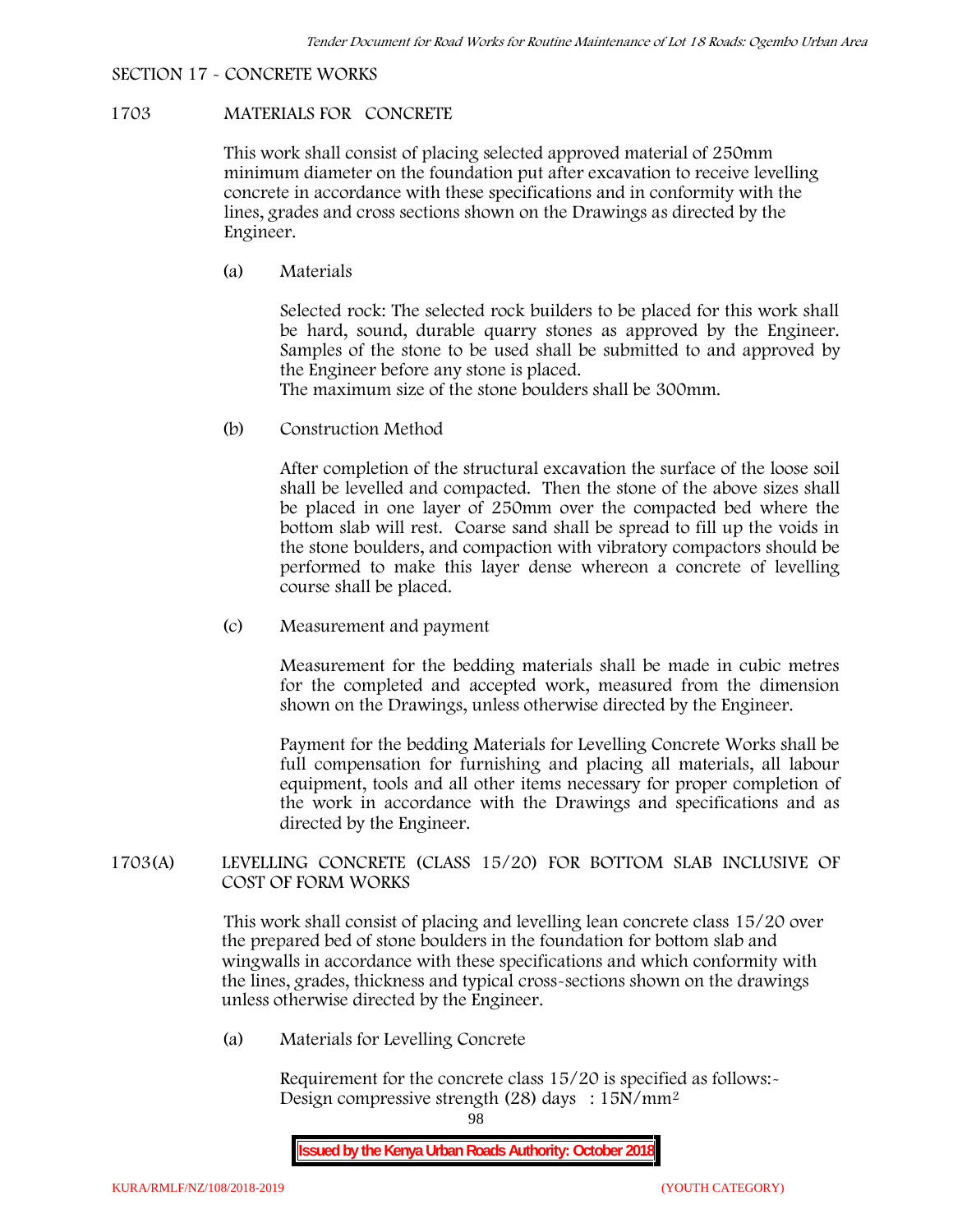SECTION 17 - CONCRETE WORKS

## 1703 MATERIALS FOR CONCRETE

This work shall consist of placing selected approved material of 250mm minimum diameter on the foundation put after excavation to receive levelling concrete in accordance with these specifications and in conformity with the lines, grades and cross sections shown on the Drawings as directed by the Engineer.

(a) Materials

Selected rock: The selected rock builders to be placed for this work shall be hard, sound, durable quarry stones as approved by the Engineer. Samples of the stone to be used shall be submitted to and approved by the Engineer before any stone is placed.
The maximum size of the stone boulders shall be 300mm.

(b) Construction Method

After completion of the structural excavation the surface of the loose soil shall be levelled and compacted. Then the stone of the above sizes shall be placed in one layer of 250mm over the compacted bed where the bottom slab will rest. Coarse sand shall be spread to fill up the voids in the stone boulders, and compaction with vibratory compactors should be performed to make this layer dense whereon a concrete of levelling course shall be placed.

(c) Measurement and payment

Measurement for the bedding materials shall be made in cubic metres for the completed and accepted work, measured from the dimension shown on the Drawings, unless otherwise directed by the Engineer.

Payment for the bedding Materials for Levelling Concrete Works shall be full compensation for furnishing and placing all materials, all labour equipment, tools and all other items necessary for proper completion of the work in accordance with the Drawings and specifications and as directed by the Engineer.

## 1703(A) LEVELLING CONCRETE (CLASS 15/20) FOR BOTTOM SLAB INCLUSIVE OF COST OF FORM WORKS

This work shall consist of placing and levelling lean concrete class 15/20 over the prepared bed of stone boulders in the foundation for bottom slab and wingwalls in accordance with these specifications and which conformity with the lines, grades, thickness and typical cross-sections shown on the drawings unless otherwise directed by the Engineer.

(a) Materials for Levelling Concrete

Requirement for the concrete class 15/20 is specified as follows:-
Design compressive strength (28) days : $15N/mm^2$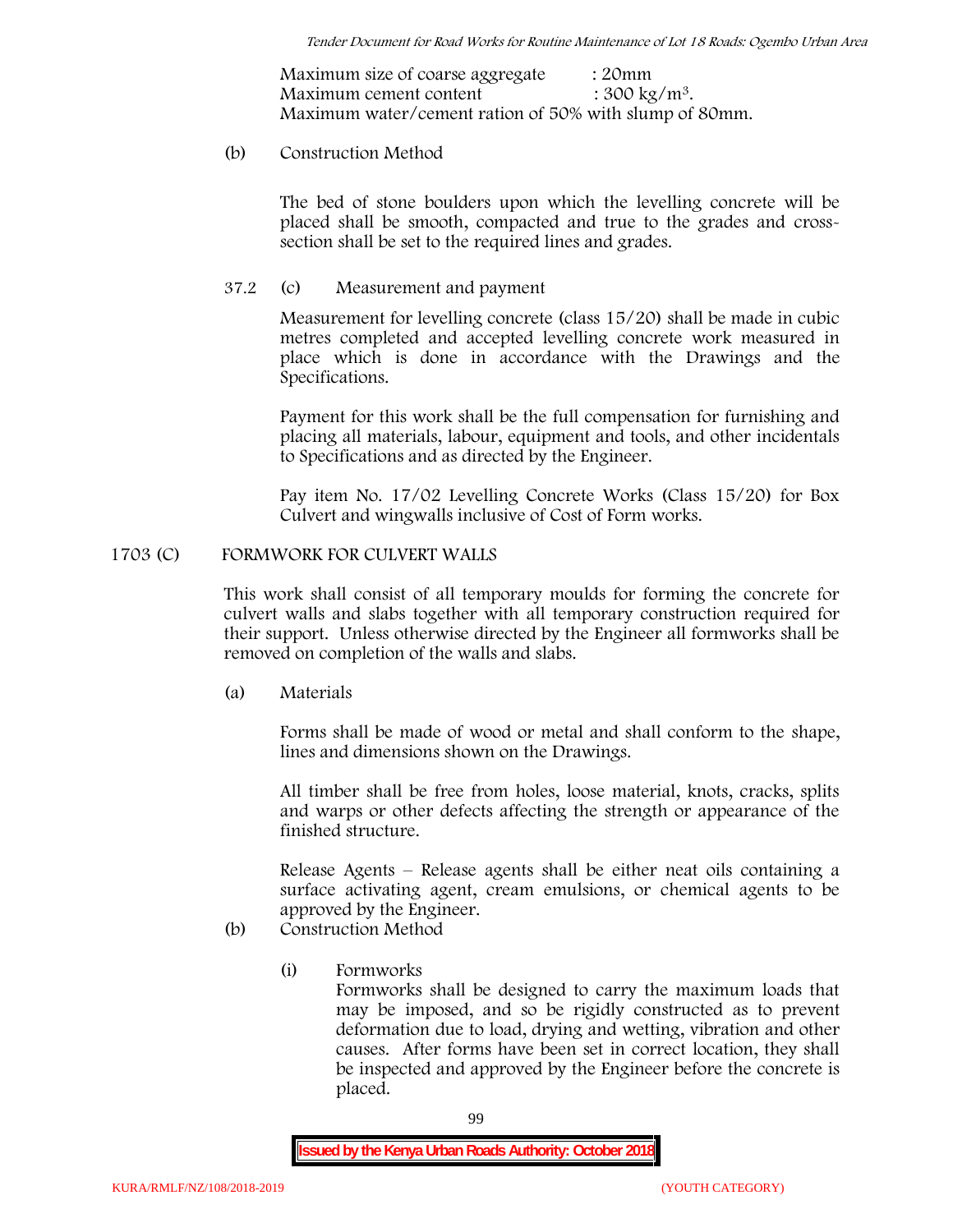Maximum size of coarse aggregate : 20mm
Maximum cement content : 300 kg/m$^3$.
Maximum water/cement ration of 50% with slump of 80mm.

(b) Construction Method

The bed of stone boulders upon which the levelling concrete will be placed shall be smooth, compacted and true to the grades and cross-section shall be set to the required lines and grades.

37.2 (c) Measurement and payment

Measurement for levelling concrete (class 15/20) shall be made in cubic metres completed and accepted levelling concrete work measured in place which is done in accordance with the Drawings and the Specifications.

Payment for this work shall be the full compensation for furnishing and placing all materials, labour, equipment and tools, and other incidentals to Specifications and as directed by the Engineer.

Pay item No. 17/02 Levelling Concrete Works (Class 15/20) for Box Culvert and wingwalls inclusive of Cost of Form works.

## 1703 (C) FORMWORK FOR CULVERT WALLS

This work shall consist of all temporary moulds for forming the concrete for culvert walls and slabs together with all temporary construction required for their support. Unless otherwise directed by the Engineer all formworks shall be removed on completion of the walls and slabs.

(a) Materials

Forms shall be made of wood or metal and shall conform to the shape, lines and dimensions shown on the Drawings.

All timber shall be free from holes, loose material, knots, cracks, splits and warps or other defects affecting the strength or appearance of the finished structure.

Release Agents – Release agents shall be either neat oils containing a surface activating agent, cream emulsions, or chemical agents to be approved by the Engineer.

(b) Construction Method

(i) Formworks
Formworks shall be designed to carry the maximum loads that may be imposed, and so be rigidly constructed as to prevent deformation due to load, drying and wetting, vibration and other causes. After forms have been set in correct location, they shall be inspected and approved by the Engineer before the concrete is placed.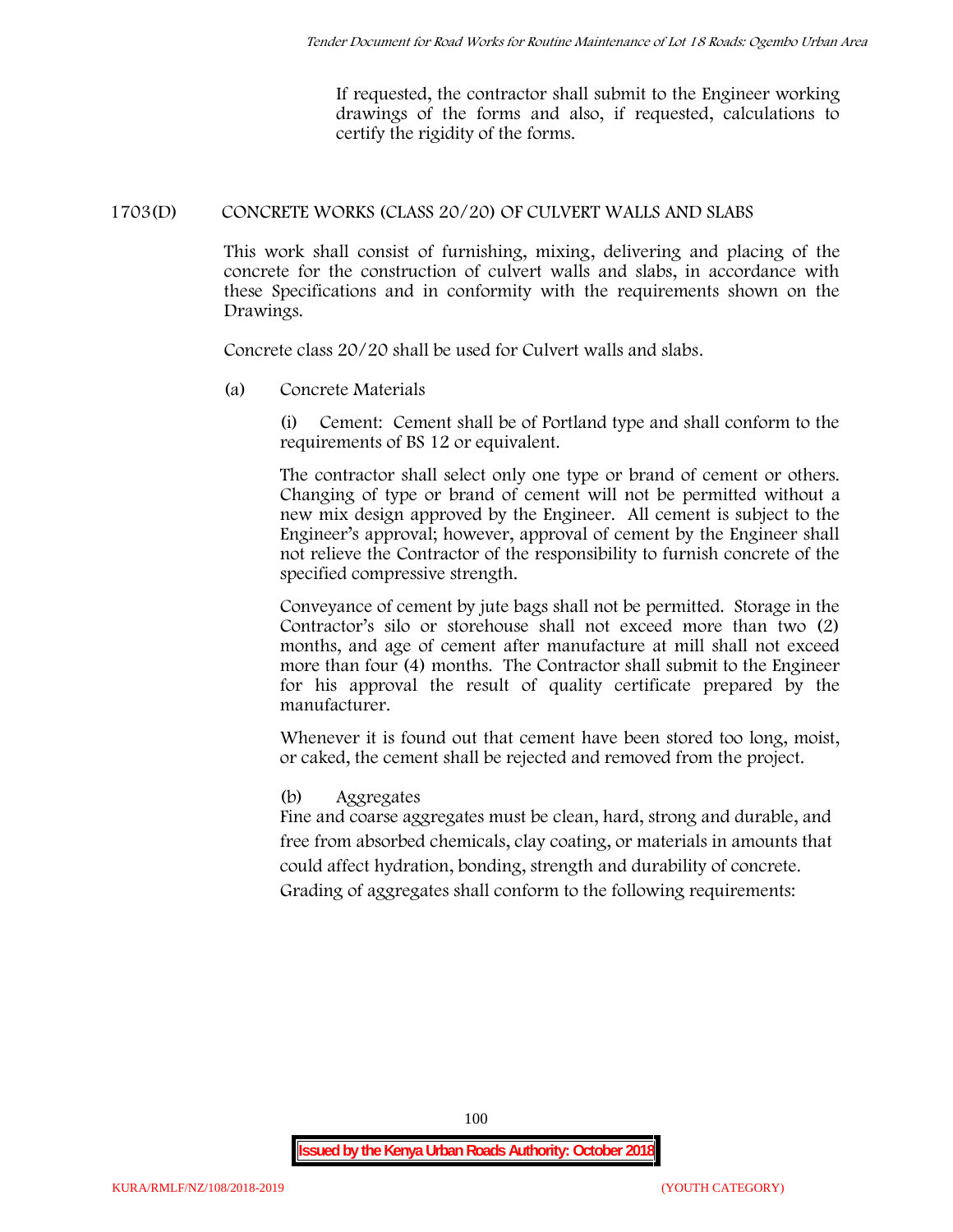If requested, the contractor shall submit to the Engineer working drawings of the forms and also, if requested, calculations to certify the rigidity of the forms.

## 1703(D) CONCRETE WORKS (CLASS 20/20) OF CULVERT WALLS AND SLABS

This work shall consist of furnishing, mixing, delivering and placing of the concrete for the construction of culvert walls and slabs, in accordance with these Specifications and in conformity with the requirements shown on the Drawings.

Concrete class 20/20 shall be used for Culvert walls and slabs.

(a) Concrete Materials

(i) Cement: Cement shall be of Portland type and shall conform to the requirements of BS 12 or equivalent.

The contractor shall select only one type or brand of cement or others. Changing of type or brand of cement will not be permitted without a new mix design approved by the Engineer. All cement is subject to the Engineer's approval; however, approval of cement by the Engineer shall not relieve the Contractor of the responsibility to furnish concrete of the specified compressive strength.

Conveyance of cement by jute bags shall not be permitted. Storage in the Contractor's silo or storehouse shall not exceed more than two (2) months, and age of cement after manufacture at mill shall not exceed more than four (4) months. The Contractor shall submit to the Engineer for his approval the result of quality certificate prepared by the manufacturer.

Whenever it is found out that cement have been stored too long, moist, or caked, the cement shall be rejected and removed from the project.

(b) Aggregates

Fine and coarse aggregates must be clean, hard, strong and durable, and free from absorbed chemicals, clay coating, or materials in amounts that could affect hydration, bonding, strength and durability of concrete. Grading of aggregates shall conform to the following requirements: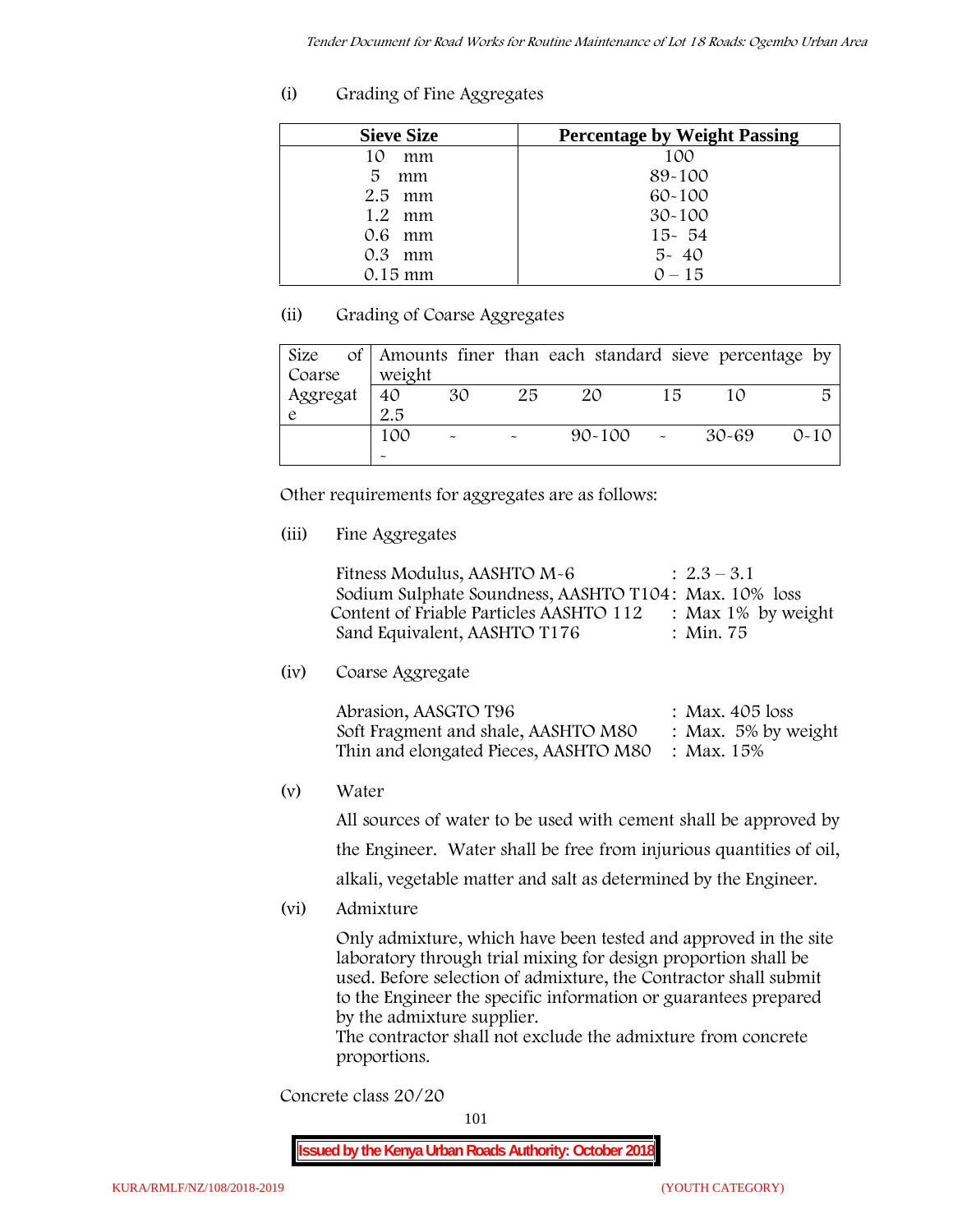(i) Grading of Fine Aggregates

| Sieve Size | Percentage by Weight Passing |
|---|---|
| 10 mm | 100 |
| 5 mm | 89-100 |
| 2.5 mm | 60-100 |
| 1.2 mm | 30-100 |
| 0.6 mm | 15- 54 |
| 0.3 mm | 5- 40 |
| 0.15 mm | 0 – 15 |

(ii) Grading of Coarse Aggregates

| Size of Coarse Aggregate | Amounts finer than each standard sieve percentage by weight | | | | | | |
|---|---|---|---|---|---|---|---|
| | 40 2.5 | 30 | 25 | 20 | 15 | 10 | 5 |
| | 100 - | - | - | 90-100 | - | 30-69 | 0-10 |

Other requirements for aggregates are as follows:

(iii) Fine Aggregates

Fitness Modulus, AASHTO M-6 : 2.3 – 3.1
Sodium Sulphate Soundness, AASHTO T104: Max. 10% loss
Content of Friable Particles AASHTO 112 : Max 1% by weight
Sand Equivalent, AASHTO T176 : Min. 75

(iv) Coarse Aggregate

Abrasion, AASGTO T96 : Max. 405 loss
Soft Fragment and shale, AASHTO M80 : Max. 5% by weight
Thin and elongated Pieces, AASHTO M80 : Max. 15%

(v) Water

All sources of water to be used with cement shall be approved by the Engineer. Water shall be free from injurious quantities of oil, alkali, vegetable matter and salt as determined by the Engineer.

(vi) Admixture

Only admixture, which have been tested and approved in the site laboratory through trial mixing for design proportion shall be used. Before selection of admixture, the Contractor shall submit to the Engineer the specific information or guarantees prepared by the admixture supplier.
The contractor shall not exclude the admixture from concrete proportions.

Concrete class 20/20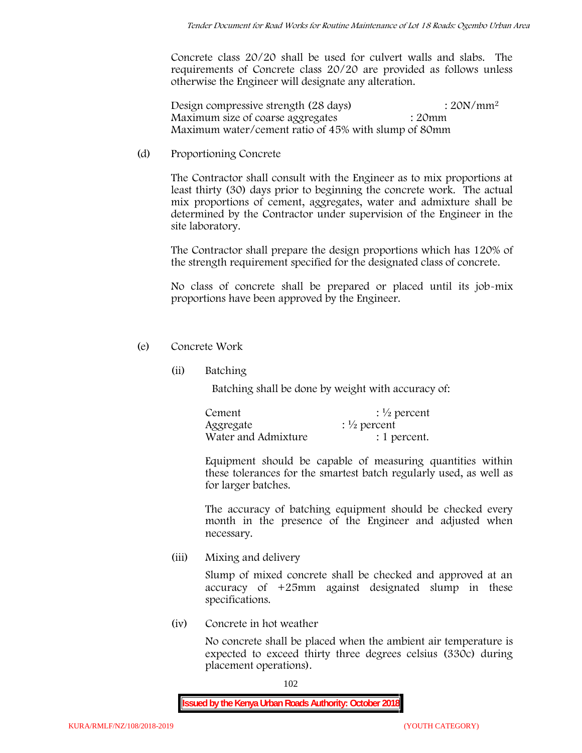Concrete class 20/20 shall be used for culvert walls and slabs. The requirements of Concrete class 20/20 are provided as follows unless otherwise the Engineer will designate any alteration.

Design compressive strength (28 days) : $20N/mm^2$
Maximum size of coarse aggregates : 20mm
Maximum water/cement ratio of 45% with slump of 80mm

(d) Proportioning Concrete

The Contractor shall consult with the Engineer as to mix proportions at least thirty (30) days prior to beginning the concrete work. The actual mix proportions of cement, aggregates, water and admixture shall be determined by the Contractor under supervision of the Engineer in the site laboratory.

The Contractor shall prepare the design proportions which has 120% of the strength requirement specified for the designated class of concrete.

No class of concrete shall be prepared or placed until its job-mix proportions have been approved by the Engineer.

(e) Concrete Work

(ii) Batching

Batching shall be done by weight with accuracy of:

Cement : ½ percent
Aggregate : ½ percent
Water and Admixture : 1 percent.

Equipment should be capable of measuring quantities within these tolerances for the smartest batch regularly used, as well as for larger batches.

The accuracy of batching equipment should be checked every month in the presence of the Engineer and adjusted when necessary.

(iii) Mixing and delivery

Slump of mixed concrete shall be checked and approved at an accuracy of +25mm against designated slump in these specifications.

(iv) Concrete in hot weather

No concrete shall be placed when the ambient air temperature is expected to exceed thirty three degrees celsius (330c) during placement operations).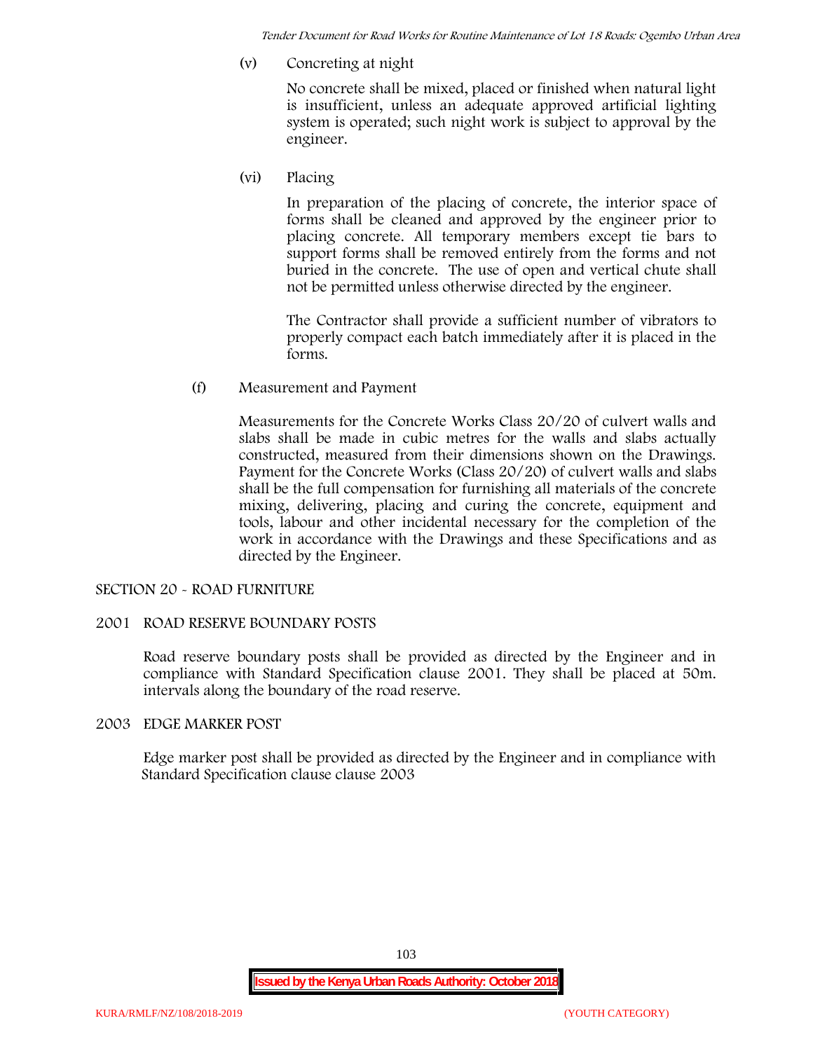(v) Concreting at night

No concrete shall be mixed, placed or finished when natural light is insufficient, unless an adequate approved artificial lighting system is operated; such night work is subject to approval by the engineer.

(vi) Placing

In preparation of the placing of concrete, the interior space of forms shall be cleaned and approved by the engineer prior to placing concrete. All temporary members except tie bars to support forms shall be removed entirely from the forms and not buried in the concrete. The use of open and vertical chute shall not be permitted unless otherwise directed by the engineer.

The Contractor shall provide a sufficient number of vibrators to properly compact each batch immediately after it is placed in the forms.

(f) Measurement and Payment

Measurements for the Concrete Works Class 20/20 of culvert walls and slabs shall be made in cubic metres for the walls and slabs actually constructed, measured from their dimensions shown on the Drawings. Payment for the Concrete Works (Class 20/20) of culvert walls and slabs shall be the full compensation for furnishing all materials of the concrete mixing, delivering, placing and curing the concrete, equipment and tools, labour and other incidental necessary for the completion of the work in accordance with the Drawings and these Specifications and as directed by the Engineer.

## SECTION 20 - ROAD FURNITURE

### 2001 ROAD RESERVE BOUNDARY POSTS

Road reserve boundary posts shall be provided as directed by the Engineer and in compliance with Standard Specification clause 2001. They shall be placed at 50m. intervals along the boundary of the road reserve.

### 2003 EDGE MARKER POST

Edge marker post shall be provided as directed by the Engineer and in compliance with Standard Specification clause clause 2003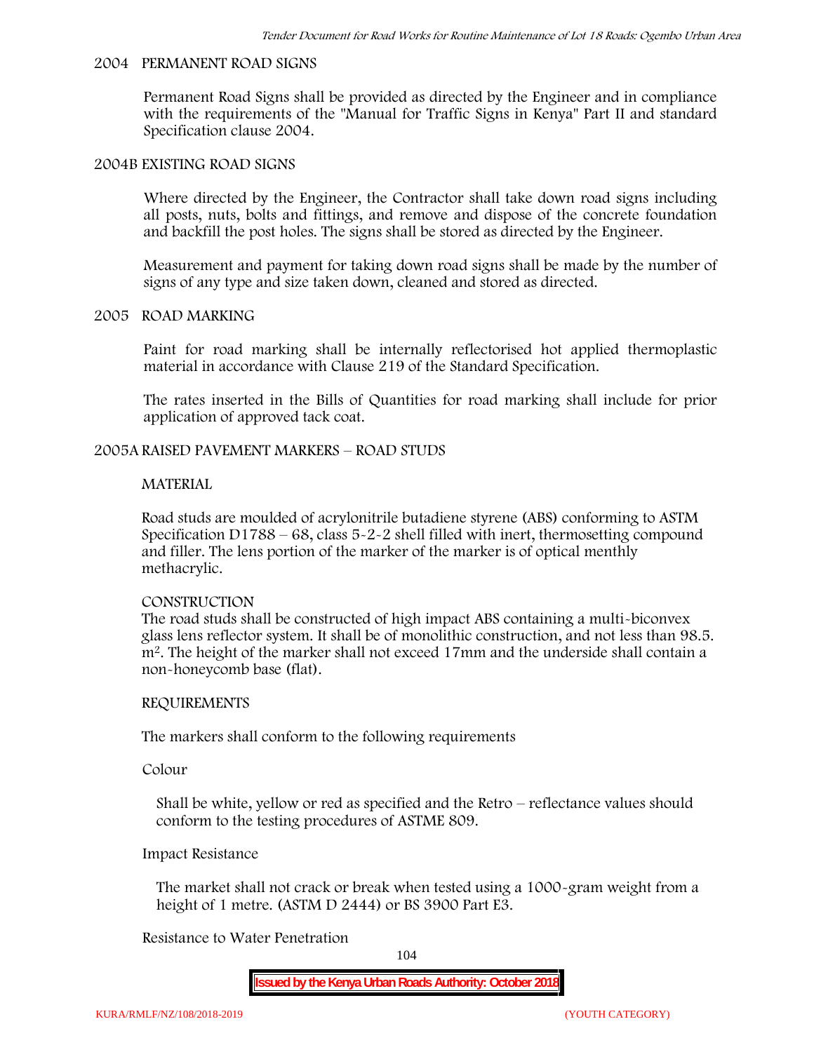## 2004 PERMANENT ROAD SIGNS

Permanent Road Signs shall be provided as directed by the Engineer and in compliance with the requirements of the "Manual for Traffic Signs in Kenya" Part II and standard Specification clause 2004.

## 2004B EXISTING ROAD SIGNS

Where directed by the Engineer, the Contractor shall take down road signs including all posts, nuts, bolts and fittings, and remove and dispose of the concrete foundation and backfill the post holes. The signs shall be stored as directed by the Engineer.

Measurement and payment for taking down road signs shall be made by the number of signs of any type and size taken down, cleaned and stored as directed.

## 2005 ROAD MARKING

Paint for road marking shall be internally reflectorised hot applied thermoplastic material in accordance with Clause 219 of the Standard Specification.

The rates inserted in the Bills of Quantities for road marking shall include for prior application of approved tack coat.

## 2005A RAISED PAVEMENT MARKERS – ROAD STUDS

### MATERIAL

Road studs are moulded of acrylonitrile butadiene styrene (ABS) conforming to ASTM Specification D1788 – 68, class 5-2-2 shell filled with inert, thermosetting compound and filler. The lens portion of the marker of the marker is of optical menthly methacrylic.

### CONSTRUCTION

The road studs shall be constructed of high impact ABS containing a multi-biconvex glass lens reflector system. It shall be of monolithic construction, and not less than 98.5. $m^2$. The height of the marker shall not exceed 17mm and the underside shall contain a non-honeycomb base (flat).

### REQUIREMENTS

The markers shall conform to the following requirements

Colour

Shall be white, yellow or red as specified and the Retro – reflectance values should conform to the testing procedures of ASTME 809.

Impact Resistance

The market shall not crack or break when tested using a 1000-gram weight from a height of 1 metre. (ASTM D 2444) or BS 3900 Part E3.

Resistance to Water Penetration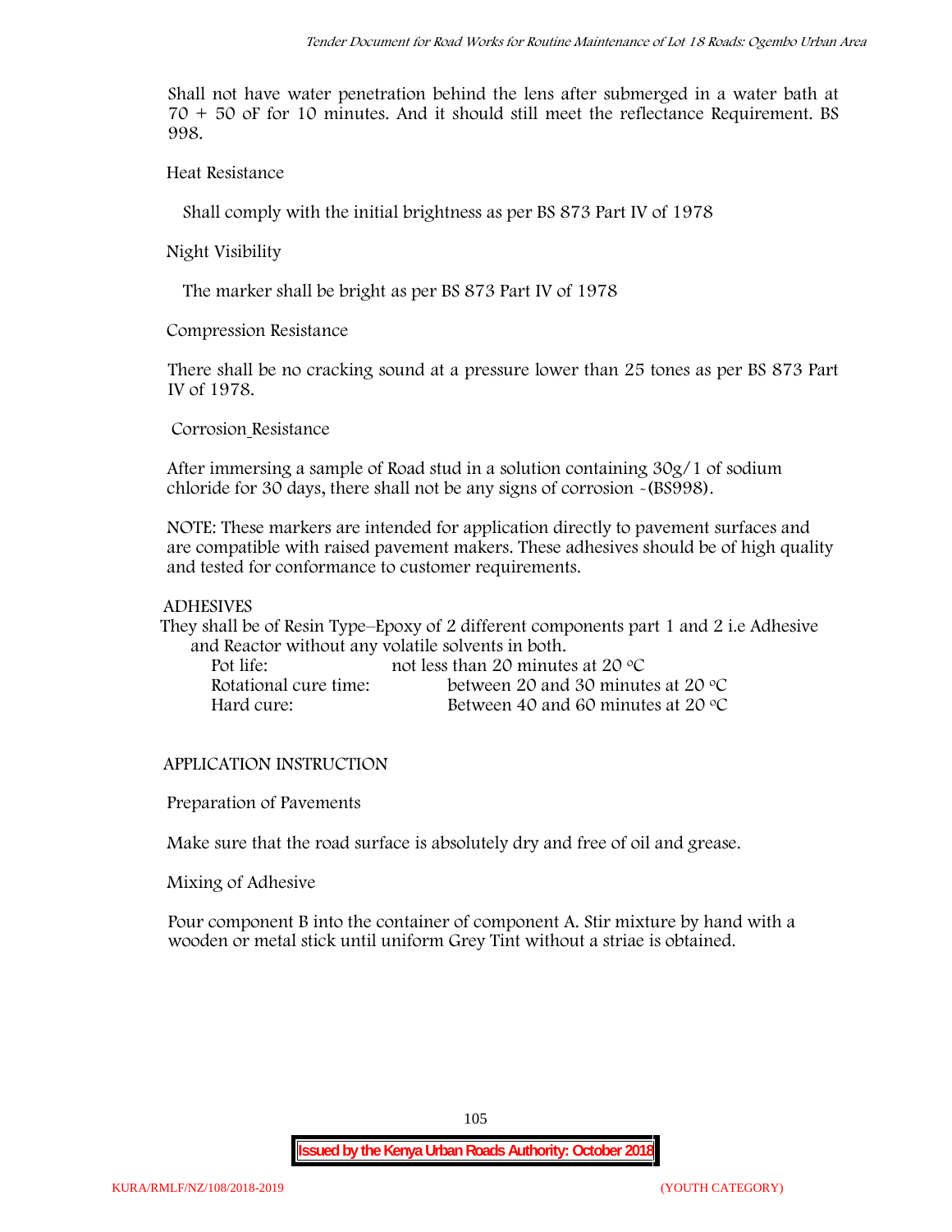Shall not have water penetration behind the lens after submerged in a water bath at 70 + 50 oF for 10 minutes. And it should still meet the reflectance Requirement. BS 998.

Heat Resistance

Shall comply with the initial brightness as per BS 873 Part IV of 1978

Night Visibility

The marker shall be bright as per BS 873 Part IV of 1978

Compression Resistance

There shall be no cracking sound at a pressure lower than 25 tones as per BS 873 Part IV of 1978.

Corrosion Resistance

After immersing a sample of Road stud in a solution containing 30g/1 of sodium chloride for 30 days, there shall not be any signs of corrosion -(BS998).

NOTE: These markers are intended for application directly to pavement surfaces and are compatible with raised pavement makers. These adhesives should be of high quality and tested for conformance to customer requirements.

ADHESIVES

They shall be of Resin Type–Epoxy of 2 different components part 1 and 2 i.e Adhesive and Reactor without any volatile solvents in both.

| | |
|---|---|
| Pot life: | not less than 20 minutes at 20 °C |
| Rotational cure time: | between 20 and 30 minutes at 20 °C |
| Hard cure: | Between 40 and 60 minutes at 20 °C |

APPLICATION INSTRUCTION

Preparation of Pavements

Make sure that the road surface is absolutely dry and free of oil and grease.

Mixing of Adhesive

Pour component B into the container of component A. Stir mixture by hand with a wooden or metal stick until uniform Grey Tint without a striae is obtained.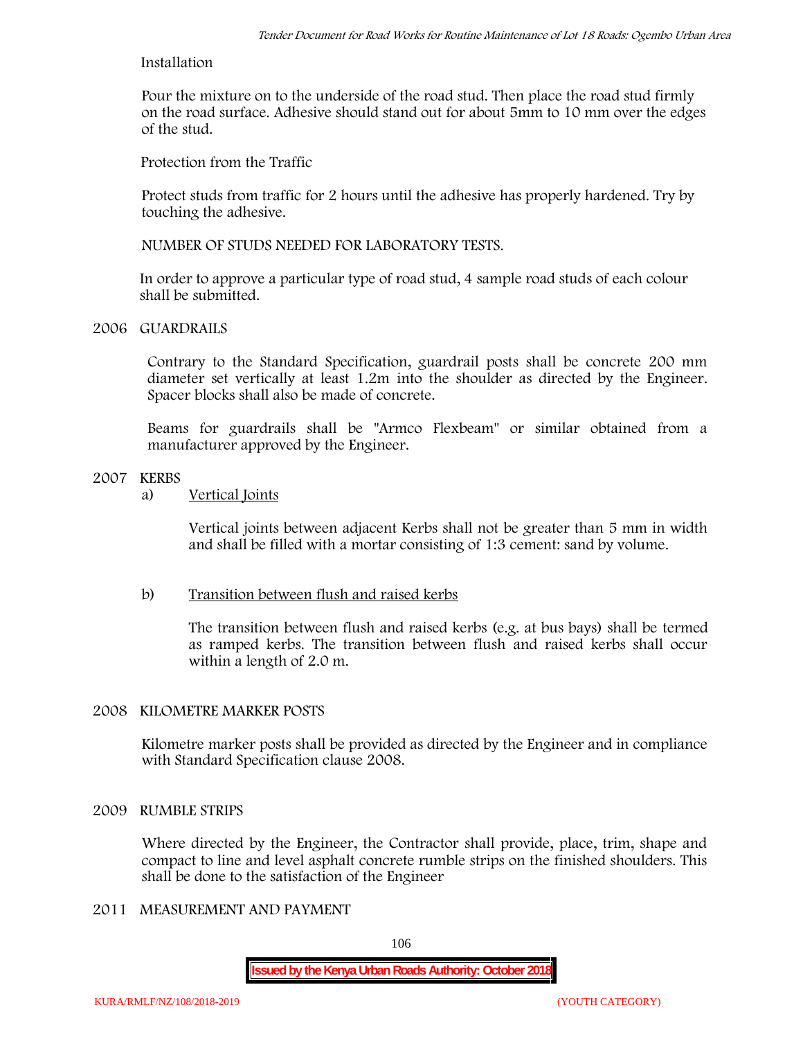Installation

Pour the mixture on to the underside of the road stud. Then place the road stud firmly on the road surface. Adhesive should stand out for about 5mm to 10 mm over the edges of the stud.

Protection from the Traffic

Protect studs from traffic for 2 hours until the adhesive has properly hardened. Try by touching the adhesive.

NUMBER OF STUDS NEEDED FOR LABORATORY TESTS.

In order to approve a particular type of road stud, 4 sample road studs of each colour shall be submitted.

## 2006 GUARDRAILS

Contrary to the Standard Specification, guardrail posts shall be concrete 200 mm diameter set vertically at least 1.2m into the shoulder as directed by the Engineer. Spacer blocks shall also be made of concrete.

Beams for guardrails shall be "Armco Flexbeam" or similar obtained from a manufacturer approved by the Engineer.

## 2007 KERBS

a) Vertical Joints

Vertical joints between adjacent Kerbs shall not be greater than 5 mm in width and shall be filled with a mortar consisting of 1:3 cement: sand by volume.

b) Transition between flush and raised kerbs

The transition between flush and raised kerbs (e.g. at bus bays) shall be termed as ramped kerbs. The transition between flush and raised kerbs shall occur within a length of 2.0 m.

## 2008 KILOMETRE MARKER POSTS

Kilometre marker posts shall be provided as directed by the Engineer and in compliance with Standard Specification clause 2008.

## 2009 RUMBLE STRIPS

Where directed by the Engineer, the Contractor shall provide, place, trim, shape and compact to line and level asphalt concrete rumble strips on the finished shoulders. This shall be done to the satisfaction of the Engineer

## 2011 MEASUREMENT AND PAYMENT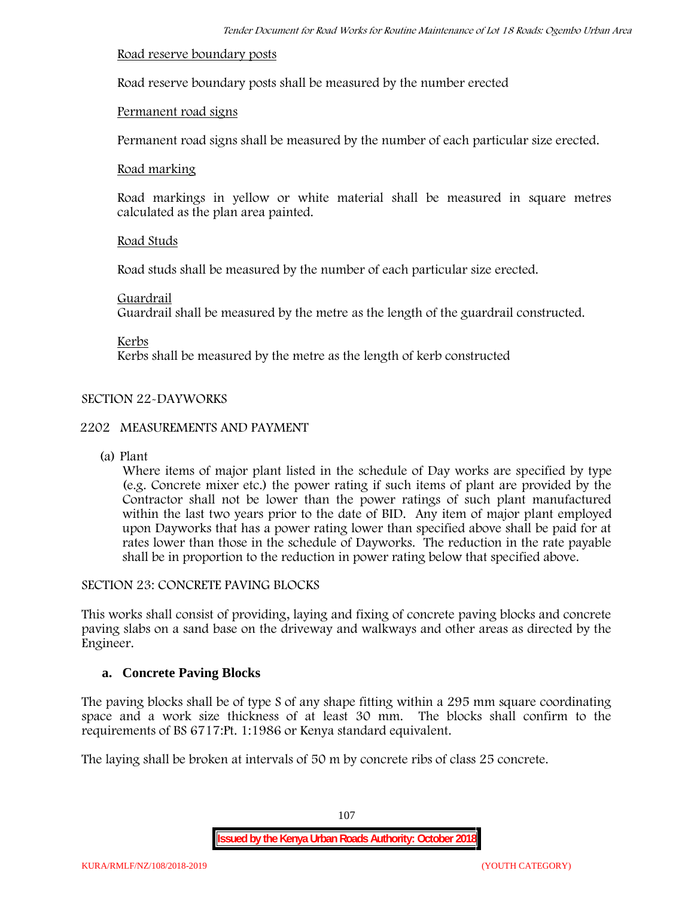Road reserve boundary posts

Road reserve boundary posts shall be measured by the number erected

Permanent road signs

Permanent road signs shall be measured by the number of each particular size erected.

Road marking

Road markings in yellow or white material shall be measured in square metres calculated as the plan area painted.

Road Studs

Road studs shall be measured by the number of each particular size erected.

Guardrail

Guardrail shall be measured by the metre as the length of the guardrail constructed.

Kerbs

Kerbs shall be measured by the metre as the length of kerb constructed

SECTION 22-DAYWORKS

2202 MEASUREMENTS AND PAYMENT

(a) Plant

Where items of major plant listed in the schedule of Day works are specified by type (e.g. Concrete mixer etc.) the power rating if such items of plant are provided by the Contractor shall not be lower than the power ratings of such plant manufactured within the last two years prior to the date of BID. Any item of major plant employed upon Dayworks that has a power rating lower than specified above shall be paid for at rates lower than those in the schedule of Dayworks. The reduction in the rate payable shall be in proportion to the reduction in power rating below that specified above.

SECTION 23: CONCRETE PAVING BLOCKS

This works shall consist of providing, laying and fixing of concrete paving blocks and concrete paving slabs on a sand base on the driveway and walkways and other areas as directed by the Engineer.

**a. Concrete Paving Blocks**

The paving blocks shall be of type S of any shape fitting within a 295 mm square coordinating space and a work size thickness of at least 30 mm. The blocks shall confirm to the requirements of BS 6717:Pt. 1:1986 or Kenya standard equivalent.

The laying shall be broken at intervals of 50 m by concrete ribs of class 25 concrete.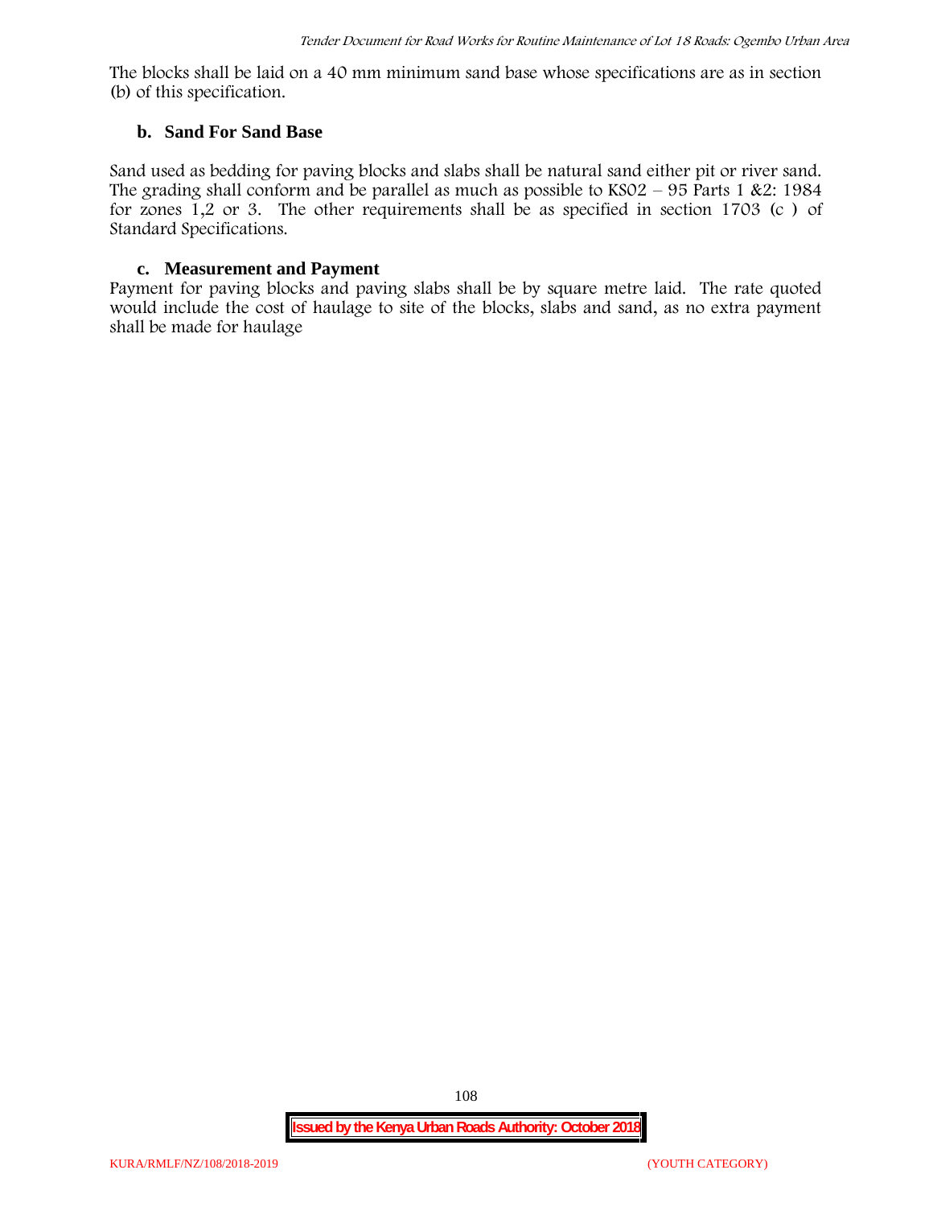The blocks shall be laid on a 40 mm minimum sand base whose specifications are as in section (b) of this specification.

### b. Sand For Sand Base

Sand used as bedding for paving blocks and slabs shall be natural sand either pit or river sand. The grading shall conform and be parallel as much as possible to KS02 – 95 Parts 1 &2: 1984 for zones 1,2 or 3. The other requirements shall be as specified in section 1703 (c ) of Standard Specifications.

### c. Measurement and Payment

Payment for paving blocks and paving slabs shall be by square metre laid. The rate quoted would include the cost of haulage to site of the blocks, slabs and sand, as no extra payment shall be made for haulage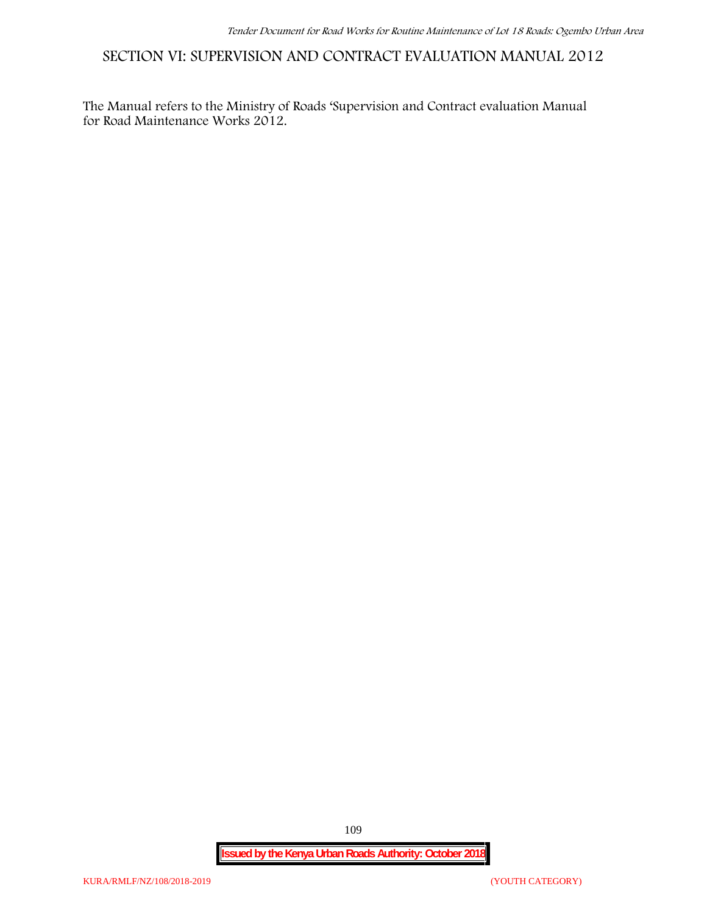# SECTION VI: SUPERVISION AND CONTRACT EVALUATION MANUAL 2012

The Manual refers to the Ministry of Roads 'Supervision and Contract evaluation Manual for Road Maintenance Works 2012.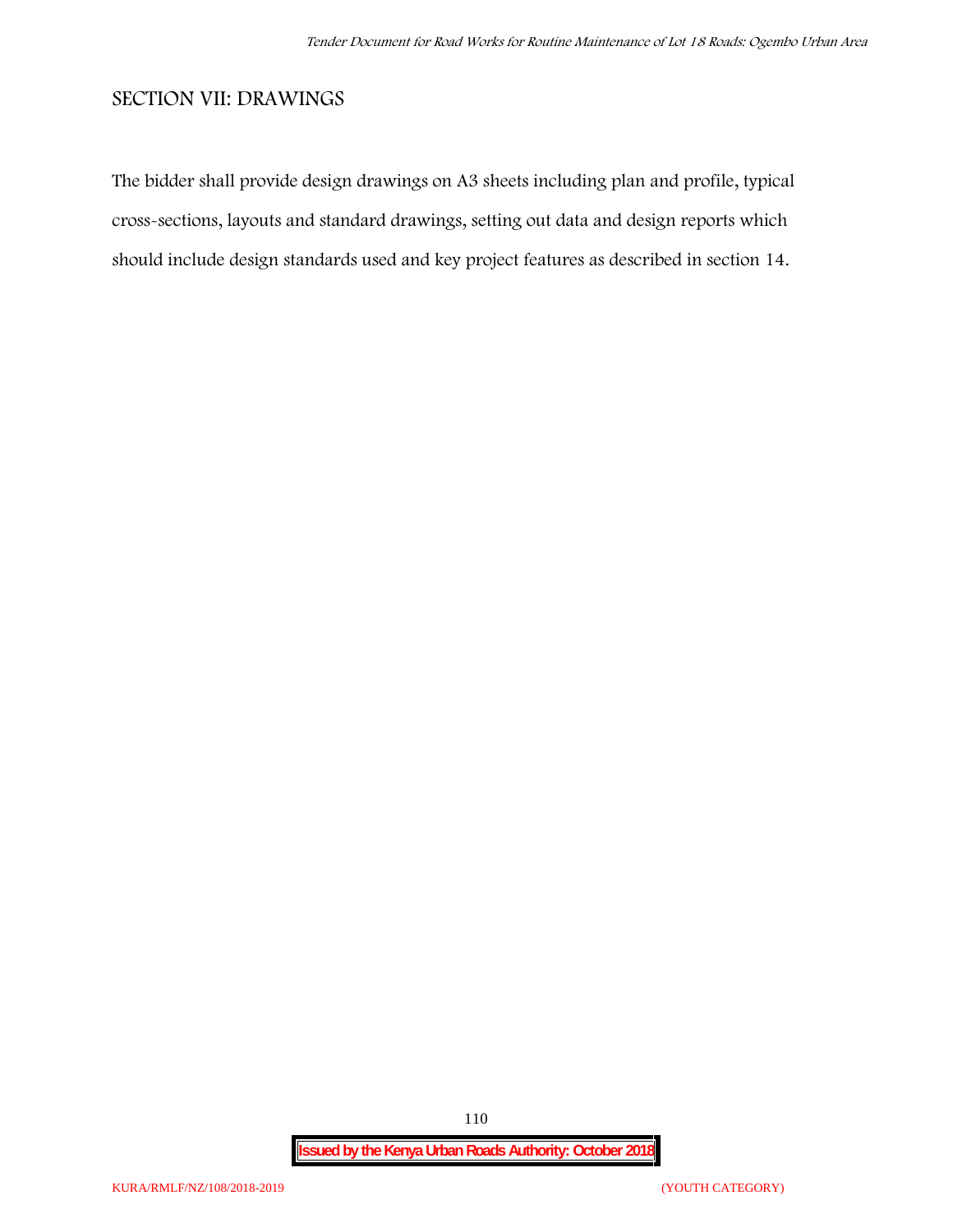## SECTION VII: DRAWINGS

The bidder shall provide design drawings on A3 sheets including plan and profile, typical cross-sections, layouts and standard drawings, setting out data and design reports which should include design standards used and key project features as described in section 14.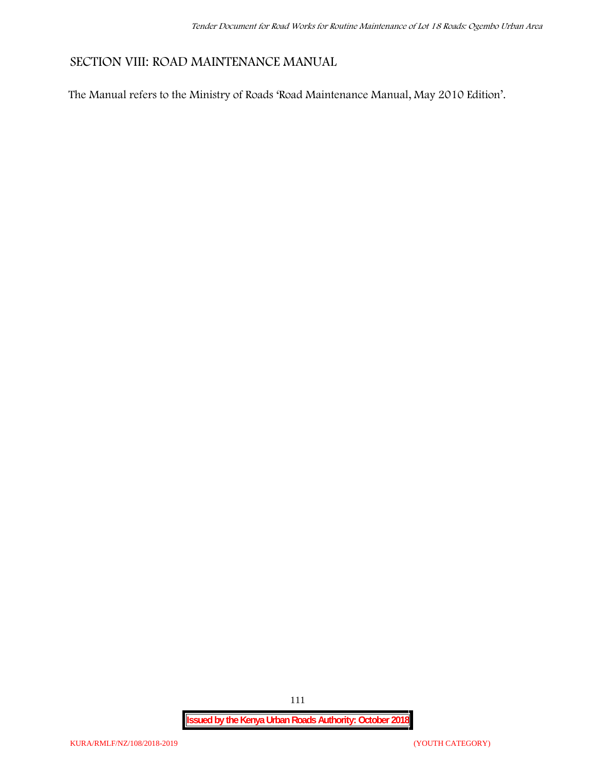# SECTION VIII: ROAD MAINTENANCE MANUAL

The Manual refers to the Ministry of Roads 'Road Maintenance Manual, May 2010 Edition'.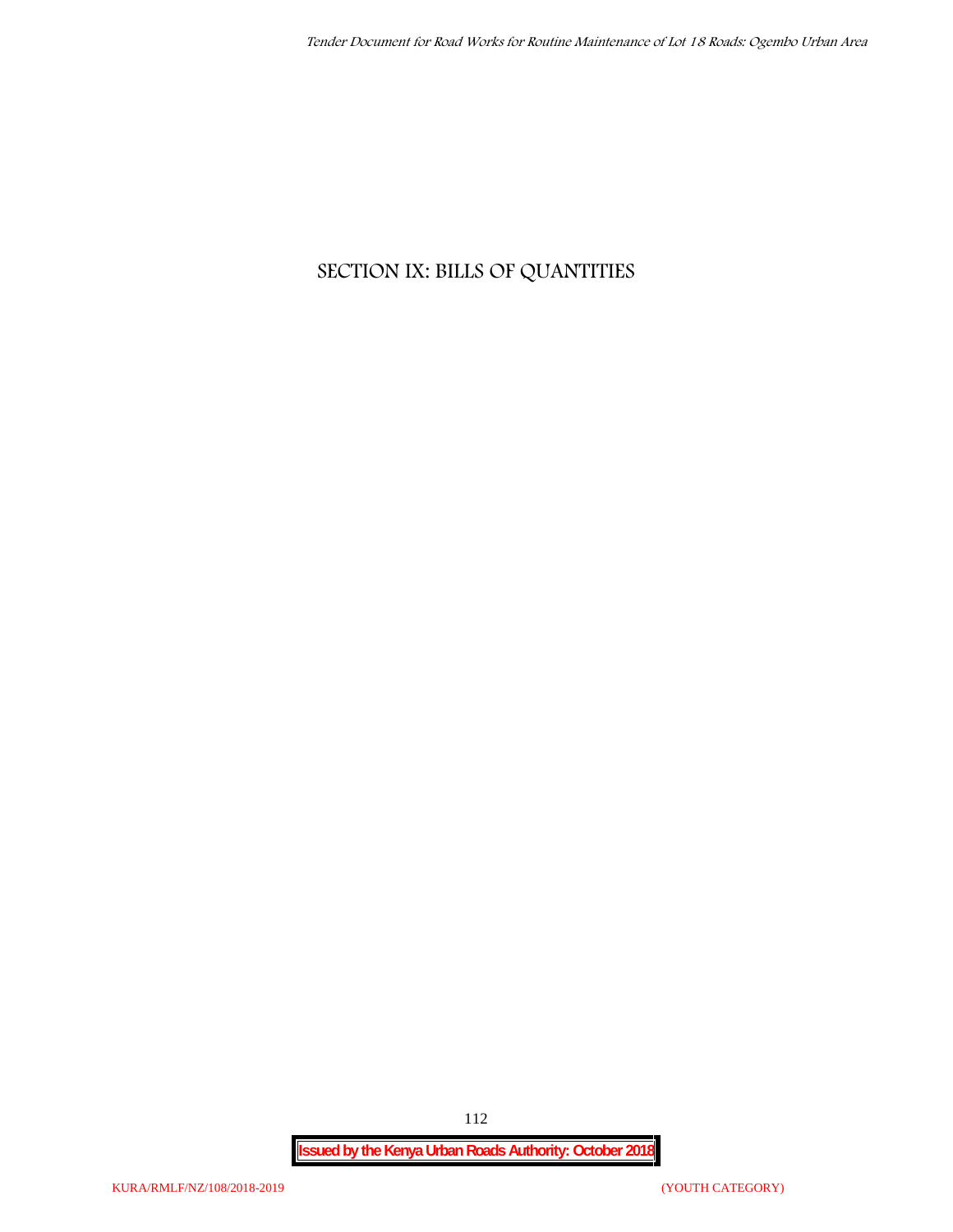# SECTION IX: BILLS OF QUANTITIES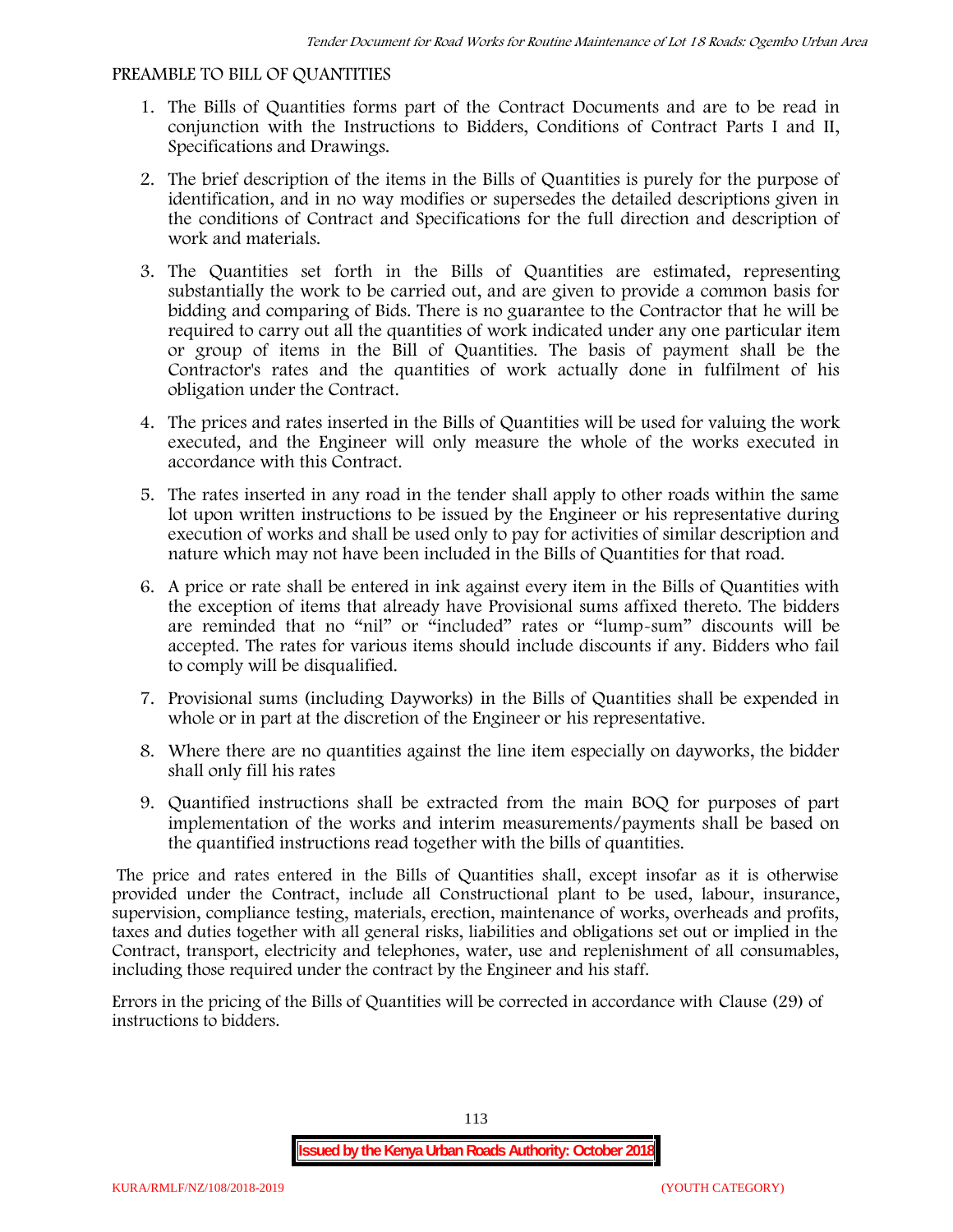## PREAMBLE TO BILL OF QUANTITIES

1. The Bills of Quantities forms part of the Contract Documents and are to be read in conjunction with the Instructions to Bidders, Conditions of Contract Parts I and II, Specifications and Drawings.
2. The brief description of the items in the Bills of Quantities is purely for the purpose of identification, and in no way modifies or supersedes the detailed descriptions given in the conditions of Contract and Specifications for the full direction and description of work and materials.
3. The Quantities set forth in the Bills of Quantities are estimated, representing substantially the work to be carried out, and are given to provide a common basis for bidding and comparing of Bids. There is no guarantee to the Contractor that he will be required to carry out all the quantities of work indicated under any one particular item or group of items in the Bill of Quantities. The basis of payment shall be the Contractor's rates and the quantities of work actually done in fulfilment of his obligation under the Contract.
4. The prices and rates inserted in the Bills of Quantities will be used for valuing the work executed, and the Engineer will only measure the whole of the works executed in accordance with this Contract.
5. The rates inserted in any road in the tender shall apply to other roads within the same lot upon written instructions to be issued by the Engineer or his representative during execution of works and shall be used only to pay for activities of similar description and nature which may not have been included in the Bills of Quantities for that road.
6. A price or rate shall be entered in ink against every item in the Bills of Quantities with the exception of items that already have Provisional sums affixed thereto. The bidders are reminded that no "nil" or "included" rates or "lump-sum" discounts will be accepted. The rates for various items should include discounts if any. Bidders who fail to comply will be disqualified.
7. Provisional sums (including Dayworks) in the Bills of Quantities shall be expended in whole or in part at the discretion of the Engineer or his representative.
8. Where there are no quantities against the line item especially on dayworks, the bidder shall only fill his rates
9. Quantified instructions shall be extracted from the main BOQ for purposes of part implementation of the works and interim measurements/payments shall be based on the quantified instructions read together with the bills of quantities.

The price and rates entered in the Bills of Quantities shall, except insofar as it is otherwise provided under the Contract, include all Constructional plant to be used, labour, insurance, supervision, compliance testing, materials, erection, maintenance of works, overheads and profits, taxes and duties together with all general risks, liabilities and obligations set out or implied in the Contract, transport, electricity and telephones, water, use and replenishment of all consumables, including those required under the contract by the Engineer and his staff.

Errors in the pricing of the Bills of Quantities will be corrected in accordance with Clause (29) of instructions to bidders.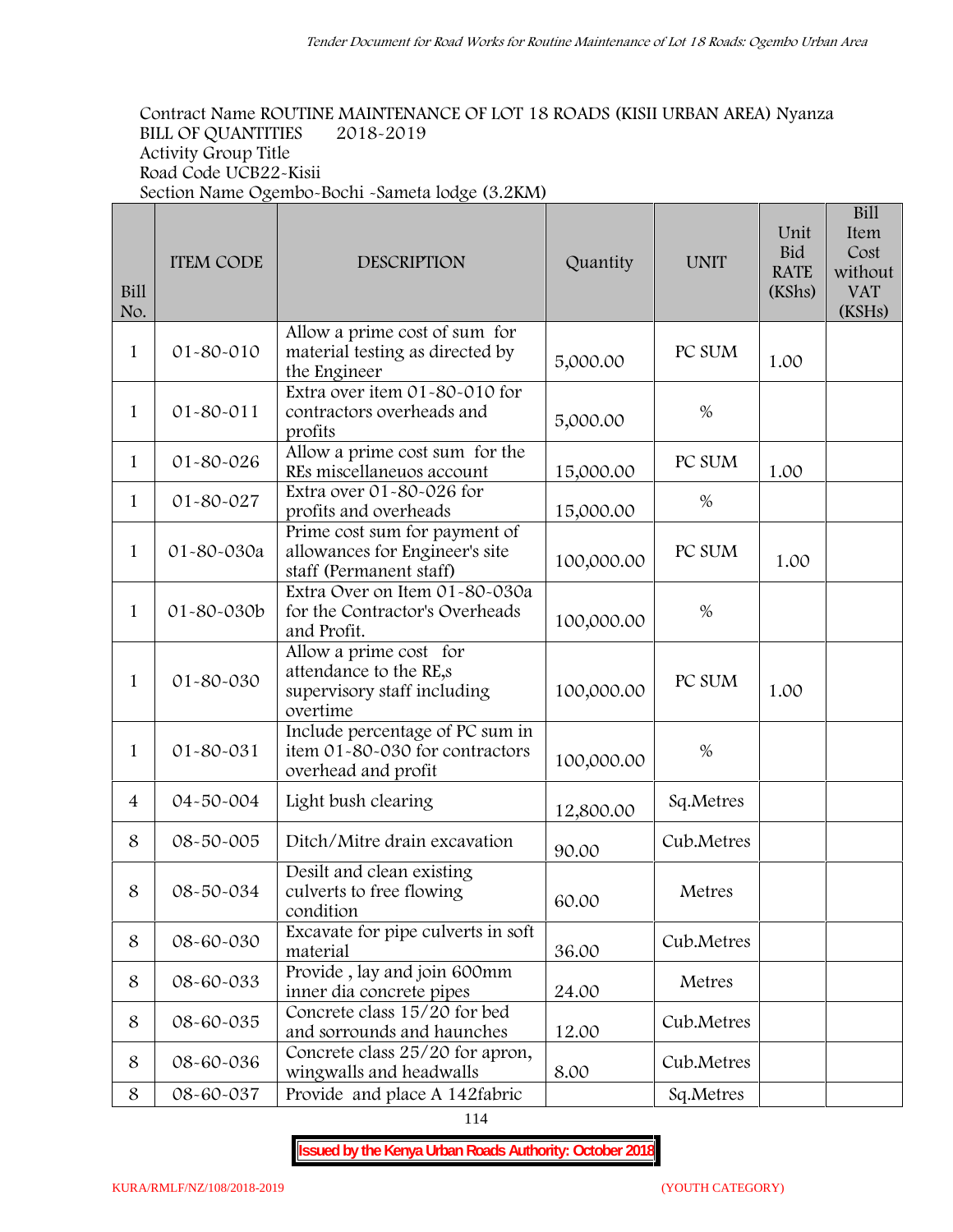Contract Name ROUTINE MAINTENANCE OF LOT 18 ROADS (KISII URBAN AREA) Nyanza
BILL OF QUANTITIES 2018-2019
Activity Group Title
Road Code UCB22-Kisii
Section Name Ogembo-Bochi -Sameta lodge (3.2KM)

| Bill No. | ITEM CODE | DESCRIPTION | Quantity | UNIT | Unit Bid RATE (KShs) | Bill Item Cost without VAT (KSHs) |
|---|---|---|---|---|---|---|
| 1 | 01-80-010 | Allow a prime cost of sum for material testing as directed by the Engineer | 5,000.00 | PC SUM | 1.00 | |
| 1 | 01-80-011 | Extra over item 01-80-010 for contractors overheads and profits | 5,000.00 | % | | |
| 1 | 01-80-026 | Allow a prime cost sum for the REs miscellaneuos account | 15,000.00 | PC SUM | 1.00 | |
| 1 | 01-80-027 | Extra over 01-80-026 for profits and overheads | 15,000.00 | % | | |
| 1 | 01-80-030a | Prime cost sum for payment of allowances for Engineer's site staff (Permanent staff) | 100,000.00 | PC SUM | 1.00 | |
| 1 | 01-80-030b | Extra Over on Item 01-80-030a for the Contractor's Overheads and Profit. | 100,000.00 | % | | |
| 1 | 01-80-030 | Allow a prime cost for attendance to the RE,s supervisory staff including overtime | 100,000.00 | PC SUM | 1.00 | |
| 1 | 01-80-031 | Include percentage of PC sum in item 01-80-030 for contractors overhead and profit | 100,000.00 | % | | |
| 4 | 04-50-004 | Light bush clearing | 12,800.00 | Sq.Metres | | |
| 8 | 08-50-005 | Ditch/Mitre drain excavation | 90.00 | Cub.Metres | | |
| 8 | 08-50-034 | Desilt and clean existing culverts to free flowing condition | 60.00 | Metres | | |
| 8 | 08-60-030 | Excavate for pipe culverts in soft material | 36.00 | Cub.Metres | | |
| 8 | 08-60-033 | Provide , lay and join 600mm inner dia concrete pipes | 24.00 | Metres | | |
| 8 | 08-60-035 | Concrete class 15/20 for bed and sorrounds and haunches | 12.00 | Cub.Metres | | |
| 8 | 08-60-036 | Concrete class 25/20 for apron, wingwalls and headwalls | 8.00 | Cub.Metres | | |
| 8 | 08-60-037 | Provide and place A 142fabric | | Sq.Metres | | |

**Issued by the Kenya Urban Roads Authority: October 2018**

KURA/RMLF/NZ/108/2018-2019 (YOUTH CATEGORY)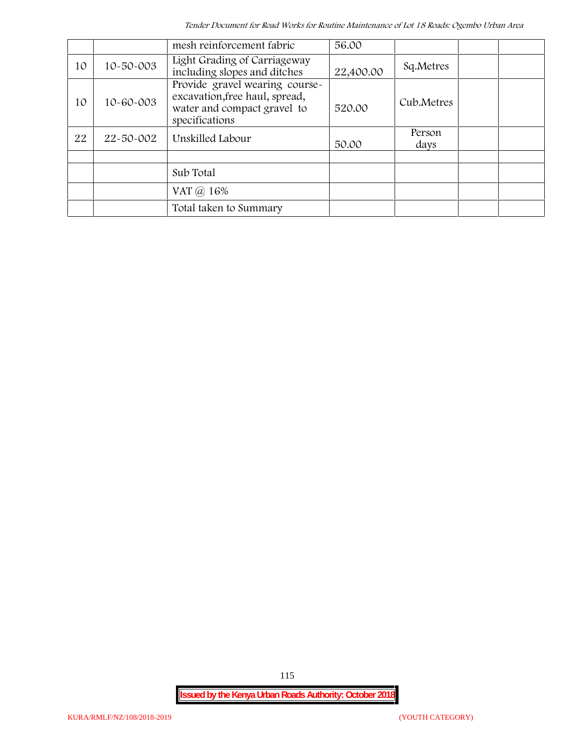| | | mesh reinforcement fabric | 56.00 | | | |
|---|---|---|---|---|---|---|
| 10 | 10-50-003 | Light Grading of Carriageway including slopes and ditches | 22,400.00 | Sq.Metres | | |
| 10 | 10-60-003 | Provide gravel wearing course-excavation,free haul, spread, water and compact gravel to specifications | 520.00 | Cub.Metres | | |
| 22 | 22-50-002 | Unskilled Labour | 50.00 | Person days | | |
| | | | | | | |
| | | Sub Total | | | | |
| | | VAT @ 16% | | | | |
| | | Total taken to Summary | | | | |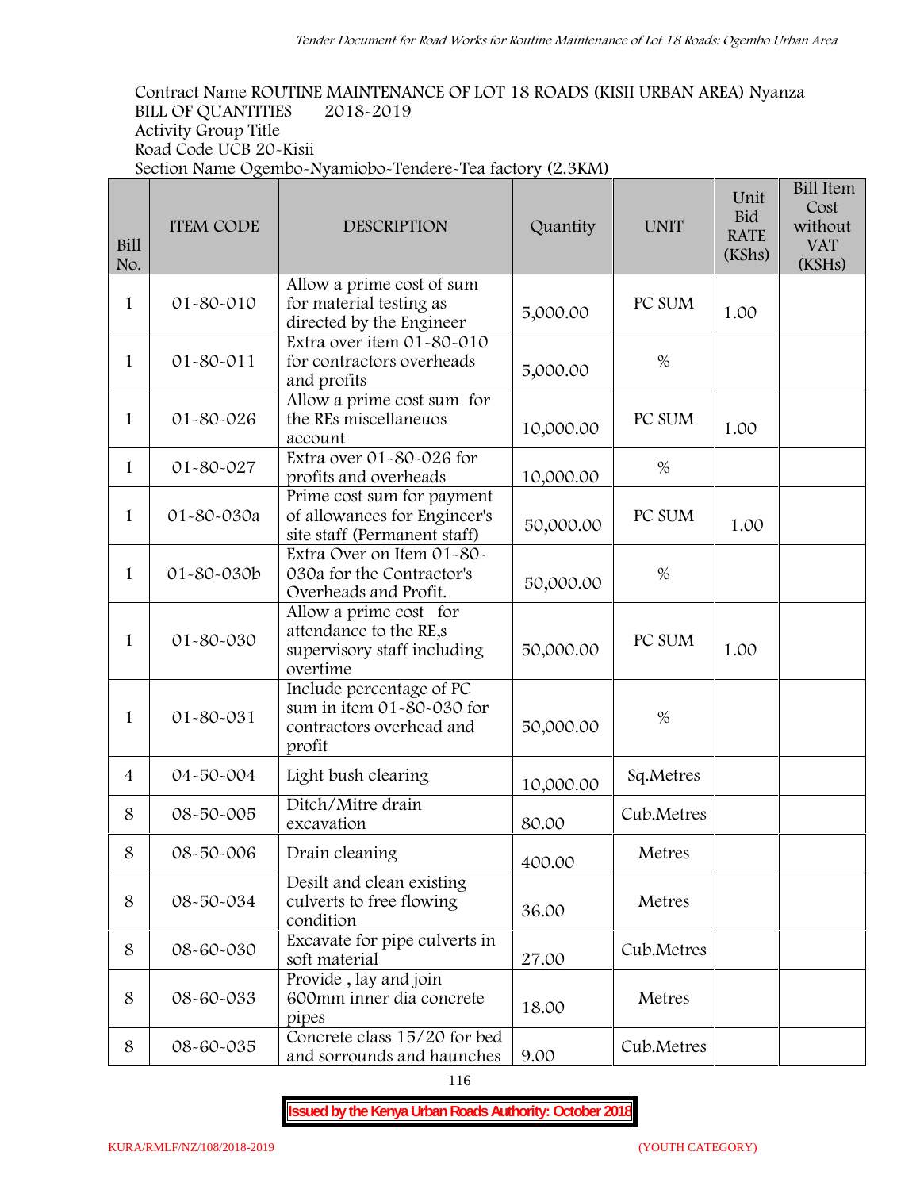Contract Name ROUTINE MAINTENANCE OF LOT 18 ROADS (KISII URBAN AREA) Nyanza
BILL OF QUANTITIES 2018-2019
Activity Group Title
Road Code UCB 20-Kisii
Section Name Ogembo-Nyamiobo-Tendere-Tea factory (2.3KM)

| Bill No. | ITEM CODE | DESCRIPTION | Quantity | UNIT | Unit Bid RATE (KShs) | Bill Item Cost without VAT (KSHs) |
|---|---|---|---|---|---|---|
| 1 | 01-80-010 | Allow a prime cost of sum for material testing as directed by the Engineer | 5,000.00 | PC SUM | 1.00 | |
| 1 | 01-80-011 | Extra over item 01-80-010 for contractors overheads and profits | 5,000.00 | % | | |
| 1 | 01-80-026 | Allow a prime cost sum for the REs miscellaneuos account | 10,000.00 | PC SUM | 1.00 | |
| 1 | 01-80-027 | Extra over 01-80-026 for profits and overheads | 10,000.00 | % | | |
| 1 | 01-80-030a | Prime cost sum for payment of allowances for Engineer's site staff (Permanent staff) | 50,000.00 | PC SUM | 1.00 | |
| 1 | 01-80-030b | Extra Over on Item 01-80-030a for the Contractor's Overheads and Profit. | 50,000.00 | % | | |
| 1 | 01-80-030 | Allow a prime cost for attendance to the RE,s supervisory staff including overtime | 50,000.00 | PC SUM | 1.00 | |
| 1 | 01-80-031 | Include percentage of PC sum in item 01-80-030 for contractors overhead and profit | 50,000.00 | % | | |
| 4 | 04-50-004 | Light bush clearing | 10,000.00 | Sq.Metres | | |
| 8 | 08-50-005 | Ditch/Mitre drain excavation | 80.00 | Cub.Metres | | |
| 8 | 08-50-006 | Drain cleaning | 400.00 | Metres | | |
| 8 | 08-50-034 | Desilt and clean existing culverts to free flowing condition | 36.00 | Metres | | |
| 8 | 08-60-030 | Excavate for pipe culverts in soft material | 27.00 | Cub.Metres | | |
| 8 | 08-60-033 | Provide , lay and join 600mm inner dia concrete pipes | 18.00 | Metres | | |
| 8 | 08-60-035 | Concrete class 15/20 for bed and sorrounds and haunches | 9.00 | Cub.Metres | | |

**Issued by the Kenya Urban Roads Authority: October 2018**

KURA/RMLF/NZ/108/2018-2019 (YOUTH CATEGORY)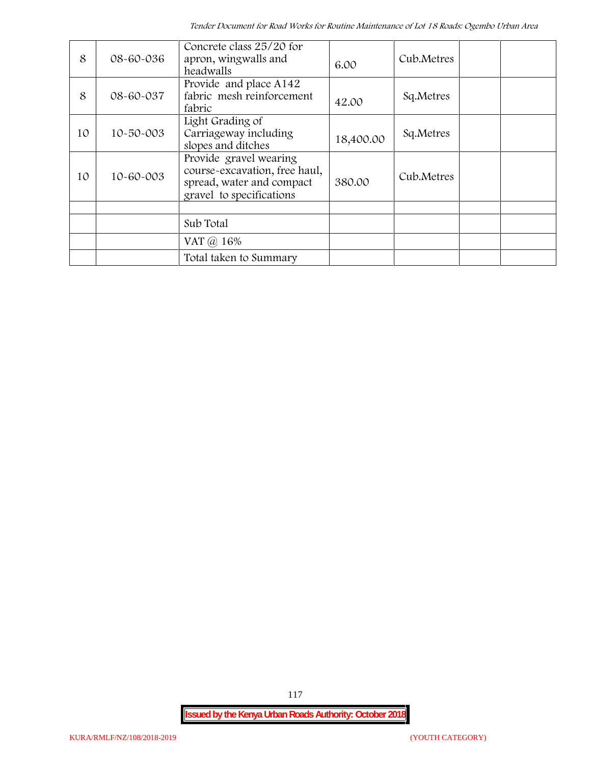| 8 | 08-60-036 | Concrete class 25/20 for apron, wingwalls and headwalls | 6.00 | Cub.Metres | | |
|---|---|---|---|---|---|---|
| 8 | 08-60-037 | Provide and place A142 fabric mesh reinforcement fabric | 42.00 | Sq.Metres | | |
| 10 | 10-50-003 | Light Grading of Carriageway including slopes and ditches | 18,400.00 | Sq.Metres | | |
| 10 | 10-60-003 | Provide gravel wearing course-excavation, free haul, spread, water and compact gravel to specifications | 380.00 | Cub.Metres | | |
| | | | | | | |
| | | Sub Total | | | | |
| | | VAT @ 16% | | | | |
| | | Total taken to Summary | | | | |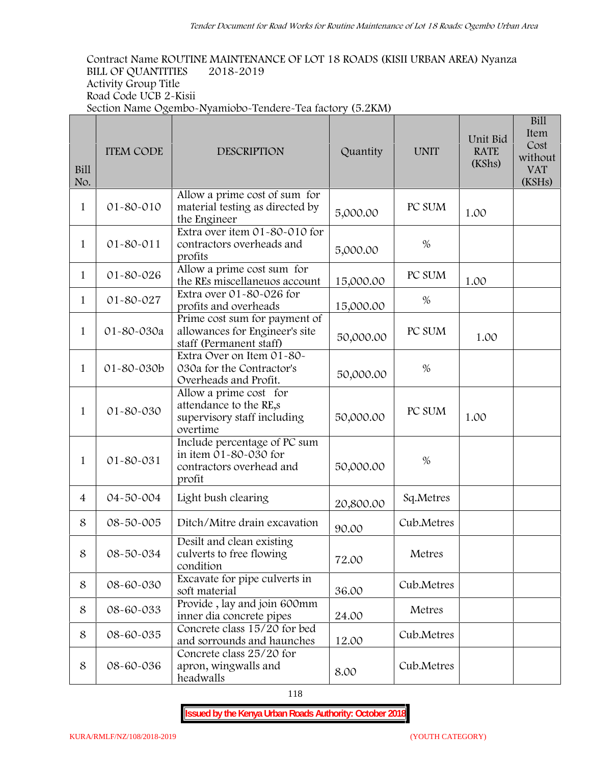Contract Name ROUTINE MAINTENANCE OF LOT 18 ROADS (KISII URBAN AREA) Nyanza
BILL OF QUANTITIES 2018-2019
Activity Group Title
Road Code UCB 2-Kisii
Section Name Ogembo-Nyamiobo-Tendere-Tea factory (5.2KM)

| Bill No. | ITEM CODE | DESCRIPTION | Quantity | UNIT | Unit Bid RATE (KShs) | Bill Item Cost without VAT (KSHs) |
|---|---|---|---|---|---|---|
| 1 | 01-80-010 | Allow a prime cost of sum for material testing as directed by the Engineer | 5,000.00 | PC SUM | 1.00 | |
| 1 | 01-80-011 | Extra over item 01-80-010 for contractors overheads and profits | 5,000.00 | % | | |
| 1 | 01-80-026 | Allow a prime cost sum for the REs miscellaneuos account | 15,000.00 | PC SUM | 1.00 | |
| 1 | 01-80-027 | Extra over 01-80-026 for profits and overheads | 15,000.00 | % | | |
| 1 | 01-80-030a | Prime cost sum for payment of allowances for Engineer's site staff (Permanent staff) | 50,000.00 | PC SUM | 1.00 | |
| 1 | 01-80-030b | Extra Over on Item 01-80-030a for the Contractor's Overheads and Profit. | 50,000.00 | % | | |
| 1 | 01-80-030 | Allow a prime cost for attendance to the RE,s supervisory staff including overtime | 50,000.00 | PC SUM | 1.00 | |
| 1 | 01-80-031 | Include percentage of PC sum in item 01-80-030 for contractors overhead and profit | 50,000.00 | % | | |
| 4 | 04-50-004 | Light bush clearing | 20,800.00 | Sq.Metres | | |
| 8 | 08-50-005 | Ditch/Mitre drain excavation | 90.00 | Cub.Metres | | |
| 8 | 08-50-034 | Desilt and clean existing culverts to free flowing condition | 72.00 | Metres | | |
| 8 | 08-60-030 | Excavate for pipe culverts in soft material | 36.00 | Cub.Metres | | |
| 8 | 08-60-033 | Provide , lay and join 600mm inner dia concrete pipes | 24.00 | Metres | | |
| 8 | 08-60-035 | Concrete class 15/20 for bed and sorrounds and haunches | 12.00 | Cub.Metres | | |
| 8 | 08-60-036 | Concrete class 25/20 for apron, wingwalls and headwalls | 8.00 | Cub.Metres | | |

**Issued by the Kenya Urban Roads Authority: October 2018**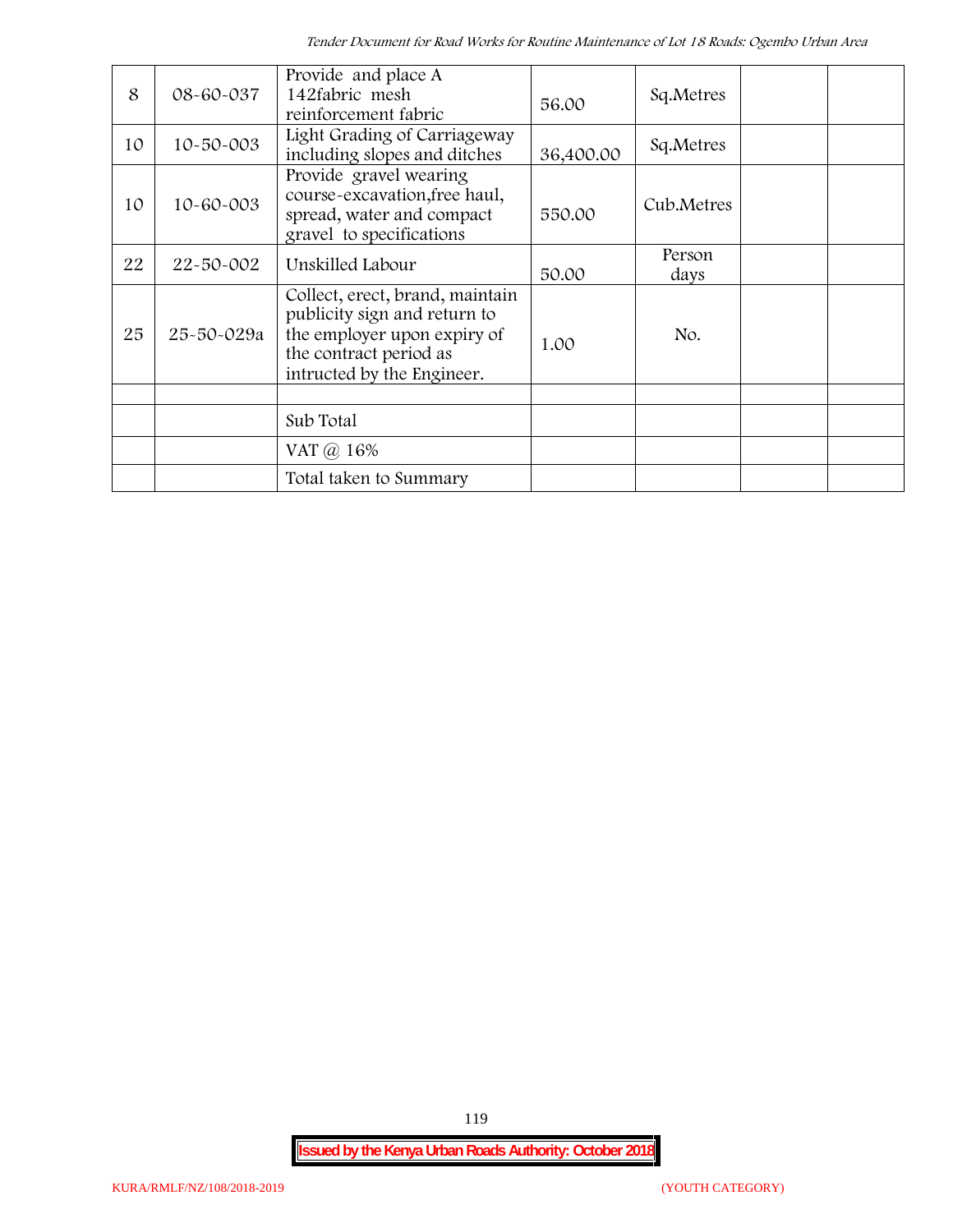| 8 | 08-60-037 | Provide and place A 142fabric mesh reinforcement fabric | 56.00 | Sq.Metres | | |
|---|---|---|---|---|---|---|
| 10 | 10-50-003 | Light Grading of Carriageway including slopes and ditches | 36,400.00 | Sq.Metres | | |
| 10 | 10-60-003 | Provide gravel wearing course-excavation,free haul, spread, water and compact gravel to specifications | 550.00 | Cub.Metres | | |
| 22 | 22-50-002 | Unskilled Labour | 50.00 | Person days | | |
| 25 | 25-50-029a | Collect, erect, brand, maintain publicity sign and return to the employer upon expiry of the contract period as intructed by the Engineer. | 1.00 | No. | | |
| | | | | | | |
| | | Sub Total | | | | |
| | | VAT @ 16% | | | | |
| | | Total taken to Summary | | | | |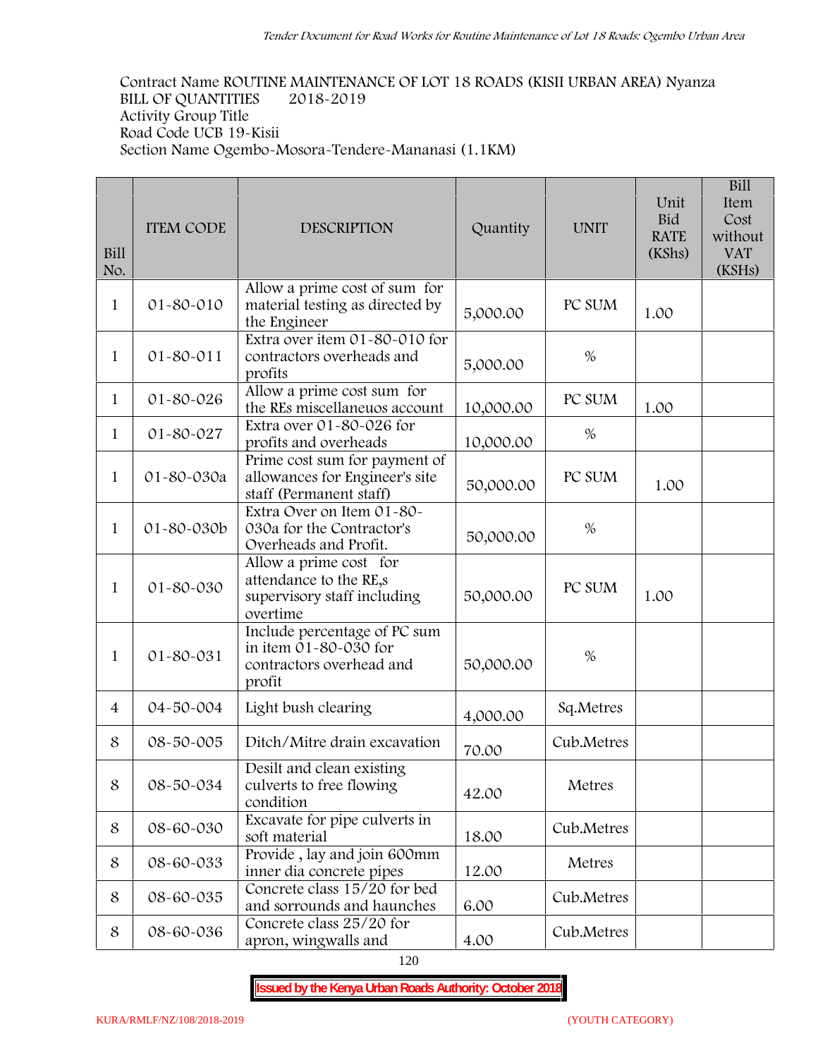Contract Name ROUTINE MAINTENANCE OF LOT 18 ROADS (KISII URBAN AREA) Nyanza
BILL OF QUANTITIES 2018-2019
Activity Group Title
Road Code UCB 19-Kisii
Section Name Ogembo-Mosora-Tendere-Mananasi (1.1KM)

| Bill No. | ITEM CODE | DESCRIPTION | Quantity | UNIT | Unit Bid RATE (KShs) | Bill Item Cost without VAT (KSHs) |
|---|---|---|---|---|---|---|
| 1 | 01-80-010 | Allow a prime cost of sum for material testing as directed by the Engineer | 5,000.00 | PC SUM | 1.00 | |
| 1 | 01-80-011 | Extra over item 01-80-010 for contractors overheads and profits | 5,000.00 | % | | |
| 1 | 01-80-026 | Allow a prime cost sum for the REs miscellaneuos account | 10,000.00 | PC SUM | 1.00 | |
| 1 | 01-80-027 | Extra over 01-80-026 for profits and overheads | 10,000.00 | % | | |
| 1 | 01-80-030a | Prime cost sum for payment of allowances for Engineer's site staff (Permanent staff) | 50,000.00 | PC SUM | 1.00 | |
| 1 | 01-80-030b | Extra Over on Item 01-80-030a for the Contractor's Overheads and Profit. | 50,000.00 | % | | |
| 1 | 01-80-030 | Allow a prime cost for attendance to the RE,s supervisory staff including overtime | 50,000.00 | PC SUM | 1.00 | |
| 1 | 01-80-031 | Include percentage of PC sum in item 01-80-030 for contractors overhead and profit | 50,000.00 | % | | |
| 4 | 04-50-004 | Light bush clearing | 4,000.00 | Sq.Metres | | |
| 8 | 08-50-005 | Ditch/Mitre drain excavation | 70.00 | Cub.Metres | | |
| 8 | 08-50-034 | Desilt and clean existing culverts to free flowing condition | 42.00 | Metres | | |
| 8 | 08-60-030 | Excavate for pipe culverts in soft material | 18.00 | Cub.Metres | | |
| 8 | 08-60-033 | Provide , lay and join 600mm inner dia concrete pipes | 12.00 | Metres | | |
| 8 | 08-60-035 | Concrete class 15/20 for bed and sorrounds and haunches | 6.00 | Cub.Metres | | |
| 8 | 08-60-036 | Concrete class 25/20 for apron, wingwalls and | 4.00 | Cub.Metres | | |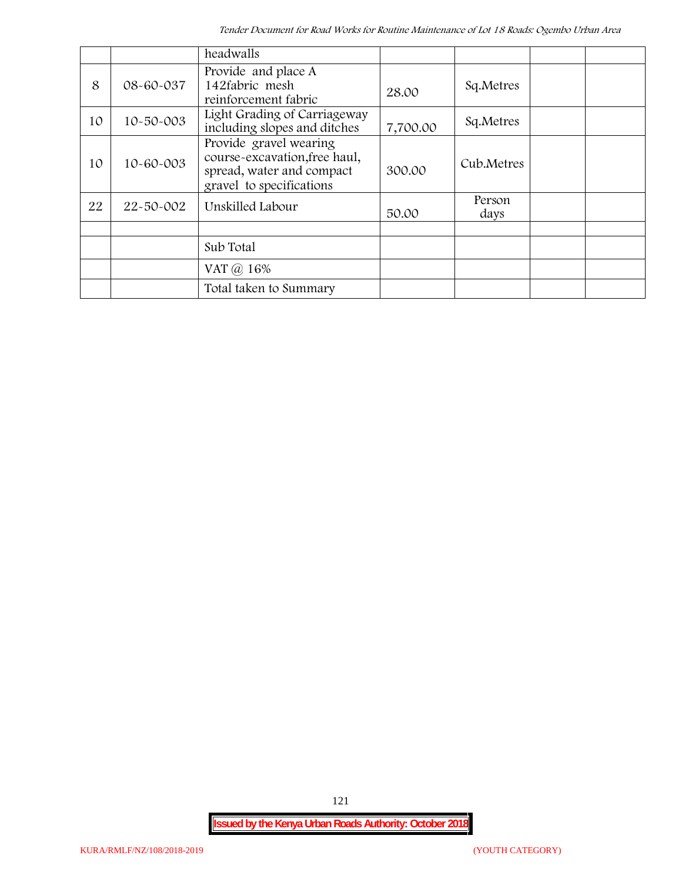| | | headwalls | | | | |
|---|---|---|---|---|---|---|
| 8 | 08-60-037 | Provide and place A 142fabric mesh reinforcement fabric | 28.00 | Sq.Metres | | |
| 10 | 10-50-003 | Light Grading of Carriageway including slopes and ditches | 7,700.00 | Sq.Metres | | |
| 10 | 10-60-003 | Provide gravel wearing course-excavation,free haul, spread, water and compact gravel to specifications | 300.00 | Cub.Metres | | |
| 22 | 22-50-002 | Unskilled Labour | 50.00 | Person days | | |
| | | | | | | |
| | | Sub Total | | | | |
| | | VAT @ 16% | | | | |
| | | Total taken to Summary | | | | |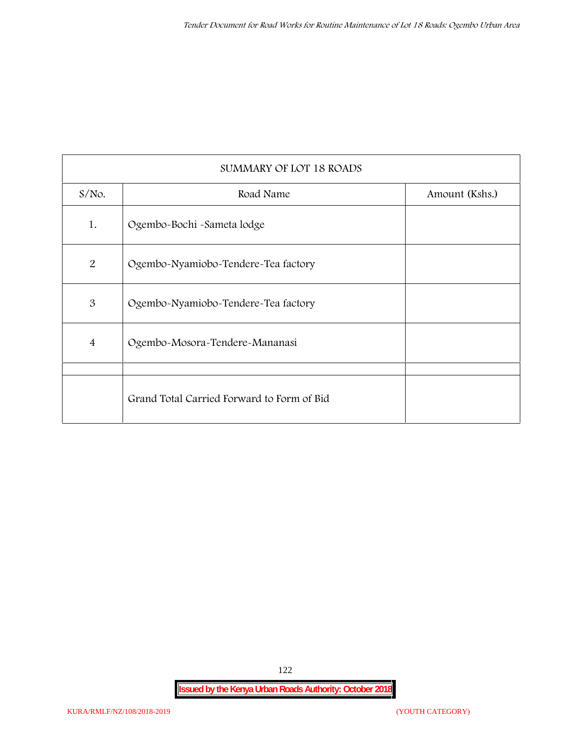| SUMMARY OF LOT 18 ROADS | | |
|---|---|---|
| S/No. | Road Name | Amount (Kshs.) |
| 1. | Ogembo-Bochi -Sameta lodge | |
| 2 | Ogembo-Nyamiobo-Tendere-Tea factory | |
| 3 | Ogembo-Nyamiobo-Tendere-Tea factory | |
| 4 | Ogembo-Mosora-Tendere-Mananasi | |
| | | |
| | Grand Total Carried Forward to Form of Bid | |

**Issued by the Kenya Urban Roads Authority: October 2018**

KURA/RMLF/NZ/108/2018-2019 (YOUTH CATEGORY)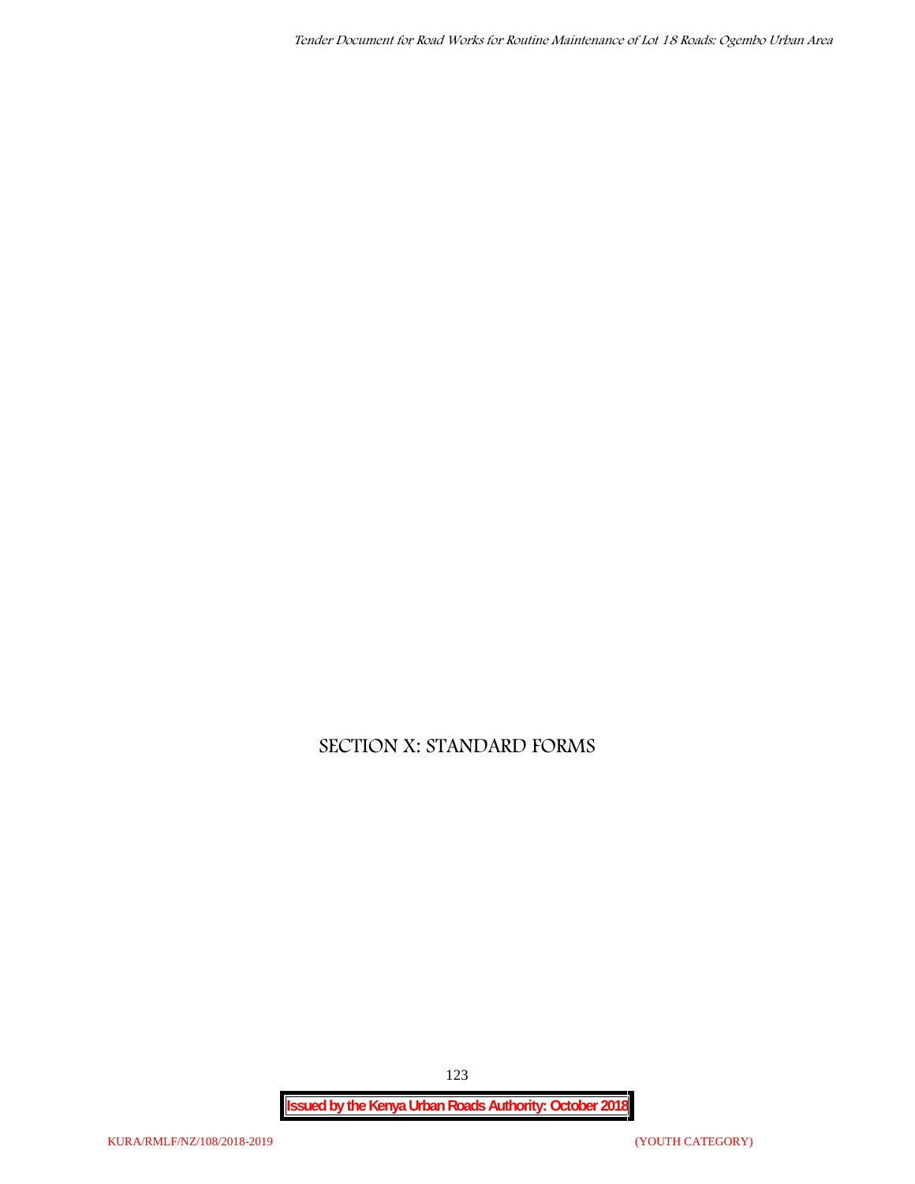# SECTION X: STANDARD FORMS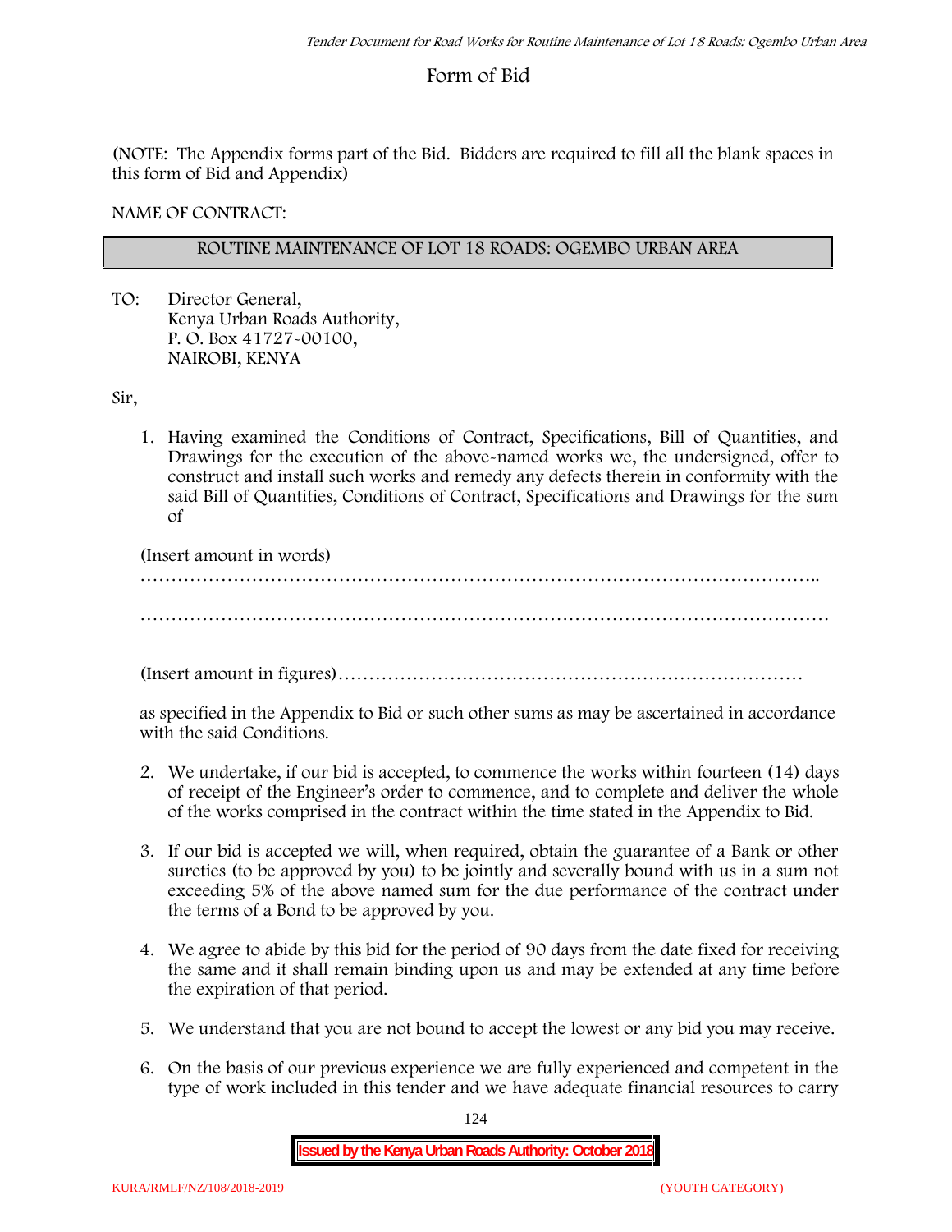# Form of Bid

(NOTE: The Appendix forms part of the Bid. Bidders are required to fill all the blank spaces in this form of Bid and Appendix)

NAME OF CONTRACT:

| ROUTINE MAINTENANCE OF LOT 18 ROADS: OGEMBO URBAN AREA |
|---|

TO: Director General,
Kenya Urban Roads Authority,
P. O. Box 41727-00100,
NAIROBI, KENYA

Sir,

1. Having examined the Conditions of Contract, Specifications, Bill of Quantities, and Drawings for the execution of the above-named works we, the undersigned, offer to construct and install such works and remedy any defects therein in conformity with the said Bill of Quantities, Conditions of Contract, Specifications and Drawings for the sum of

   (Insert amount in words)

   …………………………………………………………………………………………………..

   ……………………………………………………………………………………………………

   (Insert amount in figures)…………………………………………………………………

   as specified in the Appendix to Bid or such other sums as may be ascertained in accordance with the said Conditions.

2. We undertake, if our bid is accepted, to commence the works within fourteen (14) days of receipt of the Engineer's order to commence, and to complete and deliver the whole of the works comprised in the contract within the time stated in the Appendix to Bid.

3. If our bid is accepted we will, when required, obtain the guarantee of a Bank or other sureties (to be approved by you) to be jointly and severally bound with us in a sum not exceeding 5% of the above named sum for the due performance of the contract under the terms of a Bond to be approved by you.

4. We agree to abide by this bid for the period of 90 days from the date fixed for receiving the same and it shall remain binding upon us and may be extended at any time before the expiration of that period.

5. We understand that you are not bound to accept the lowest or any bid you may receive.

6. On the basis of our previous experience we are fully experienced and competent in the type of work included in this tender and we have adequate financial resources to carry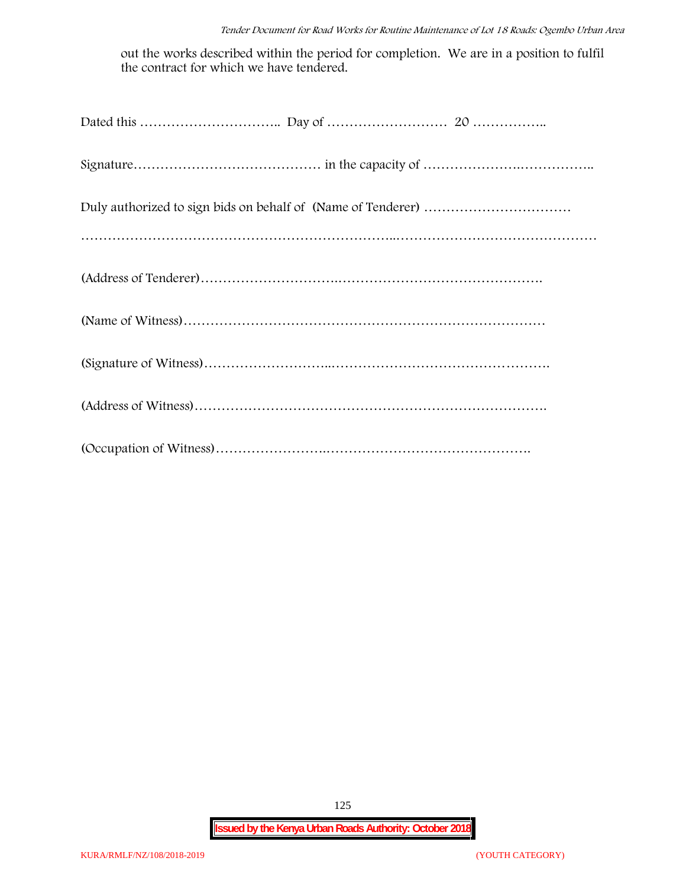out the works described within the period for completion. We are in a position to fulfil the contract for which we have tendered.

Dated this ………………………….. Day of ……………………… 20 ……………..

Signature…………………………………… in the capacity of …………………..……………..

Duly authorized to sign bids on behalf of (Name of Tenderer) ……………………………

……………………………………………………………..………………………………………

(Address of Tenderer)………………………..……………………………………….

(Name of Witness)………………………………………………………………………

(Signature of Witness)………………………..………………………………………….

(Address of Witness)…………………………………………………………………….

(Occupation of Witness)……………………..……………………………………….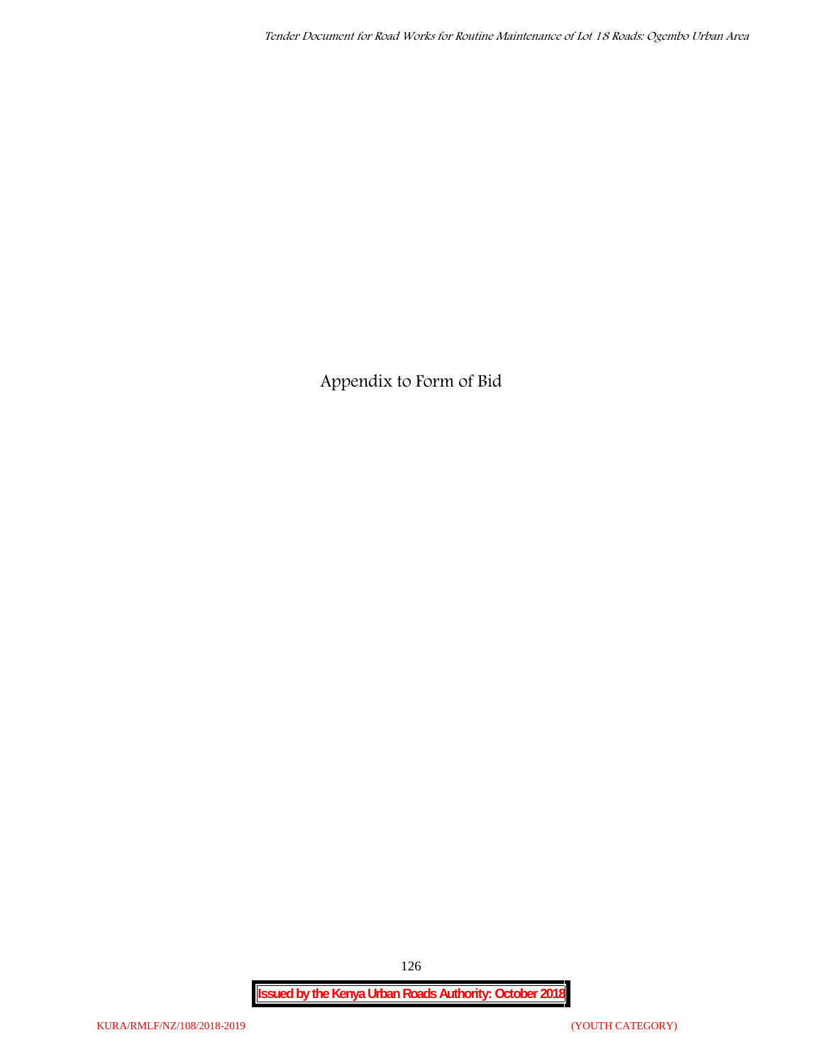# Appendix to Form of Bid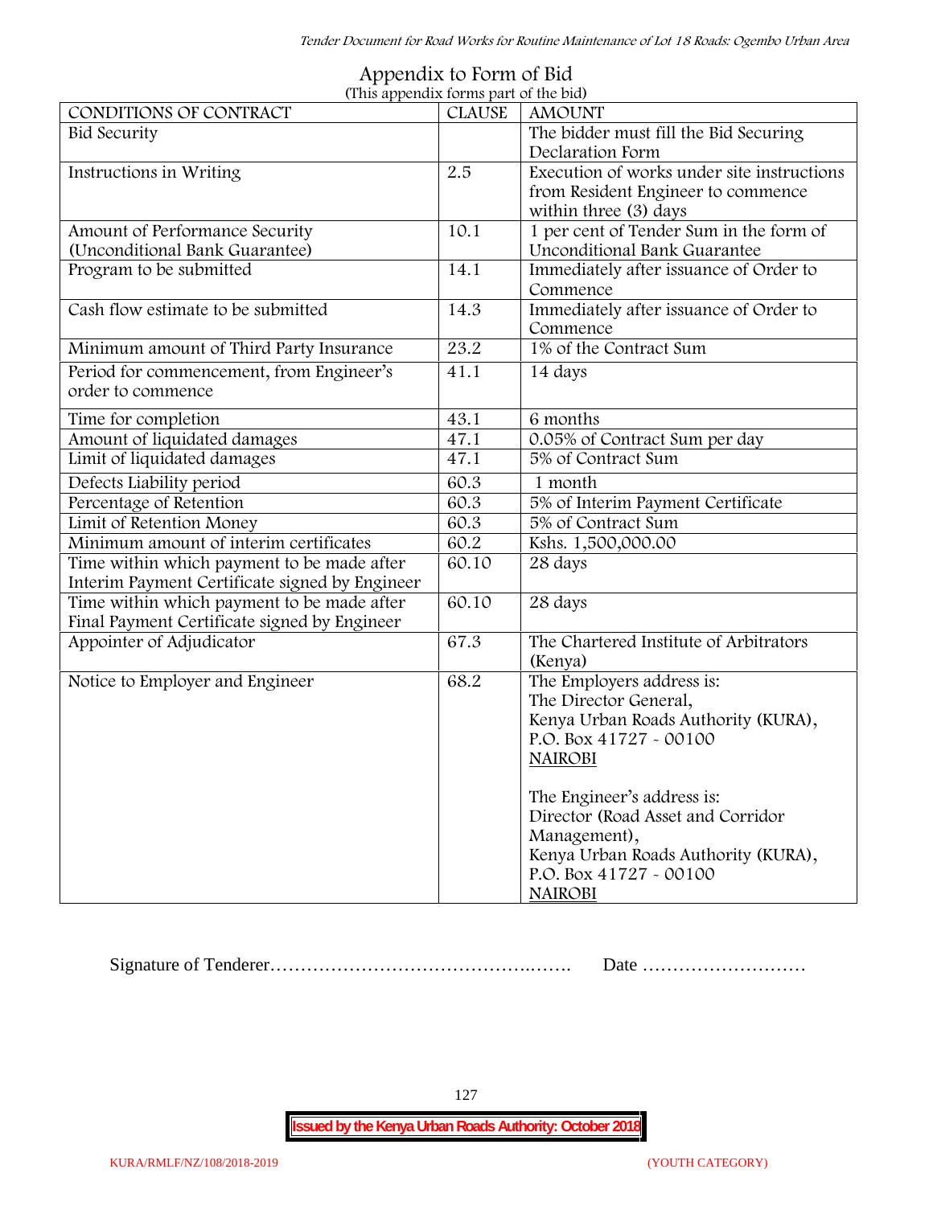# Appendix to Form of Bid

(This appendix forms part of the bid)

| CONDITIONS OF CONTRACT | CLAUSE | AMOUNT |
|---|---|---|
| Bid Security | | The bidder must fill the Bid Securing Declaration Form |
| Instructions in Writing | 2.5 | Execution of works under site instructions from Resident Engineer to commence within three (3) days |
| Amount of Performance Security (Unconditional Bank Guarantee) | 10.1 | 1 per cent of Tender Sum in the form of Unconditional Bank Guarantee |
| Program to be submitted | 14.1 | Immediately after issuance of Order to Commence |
| Cash flow estimate to be submitted | 14.3 | Immediately after issuance of Order to Commence |
| Minimum amount of Third Party Insurance | 23.2 | 1% of the Contract Sum |
| Period for commencement, from Engineer's order to commence | 41.1 | 14 days |
| Time for completion | 43.1 | 6 months |
| Amount of liquidated damages | 47.1 | 0.05% of Contract Sum per day |
| Limit of liquidated damages | 47.1 | 5% of Contract Sum |
| Defects Liability period | 60.3 | 1 month |
| Percentage of Retention | 60.3 | 5% of Interim Payment Certificate |
| Limit of Retention Money | 60.3 | 5% of Contract Sum |
| Minimum amount of interim certificates | 60.2 | Kshs. 1,500,000.00 |
| Time within which payment to be made after Interim Payment Certificate signed by Engineer | 60.10 | 28 days |
| Time within which payment to be made after Final Payment Certificate signed by Engineer | 60.10 | 28 days |
| Appointer of Adjudicator | 67.3 | The Chartered Institute of Arbitrators (Kenya) |
| Notice to Employer and Engineer | 68.2 | The Employers address is:<br>The Director General,<br>Kenya Urban Roads Authority (KURA),<br>P.O. Box 41727 - 00100<br>NAIROBI<br><br>The Engineer's address is:<br>Director (Road Asset and Corridor Management),<br>Kenya Urban Roads Authority (KURA),<br>P.O. Box 41727 - 00100<br>NAIROBI |

Signature of Tenderer………………………………………..……. Date ………………………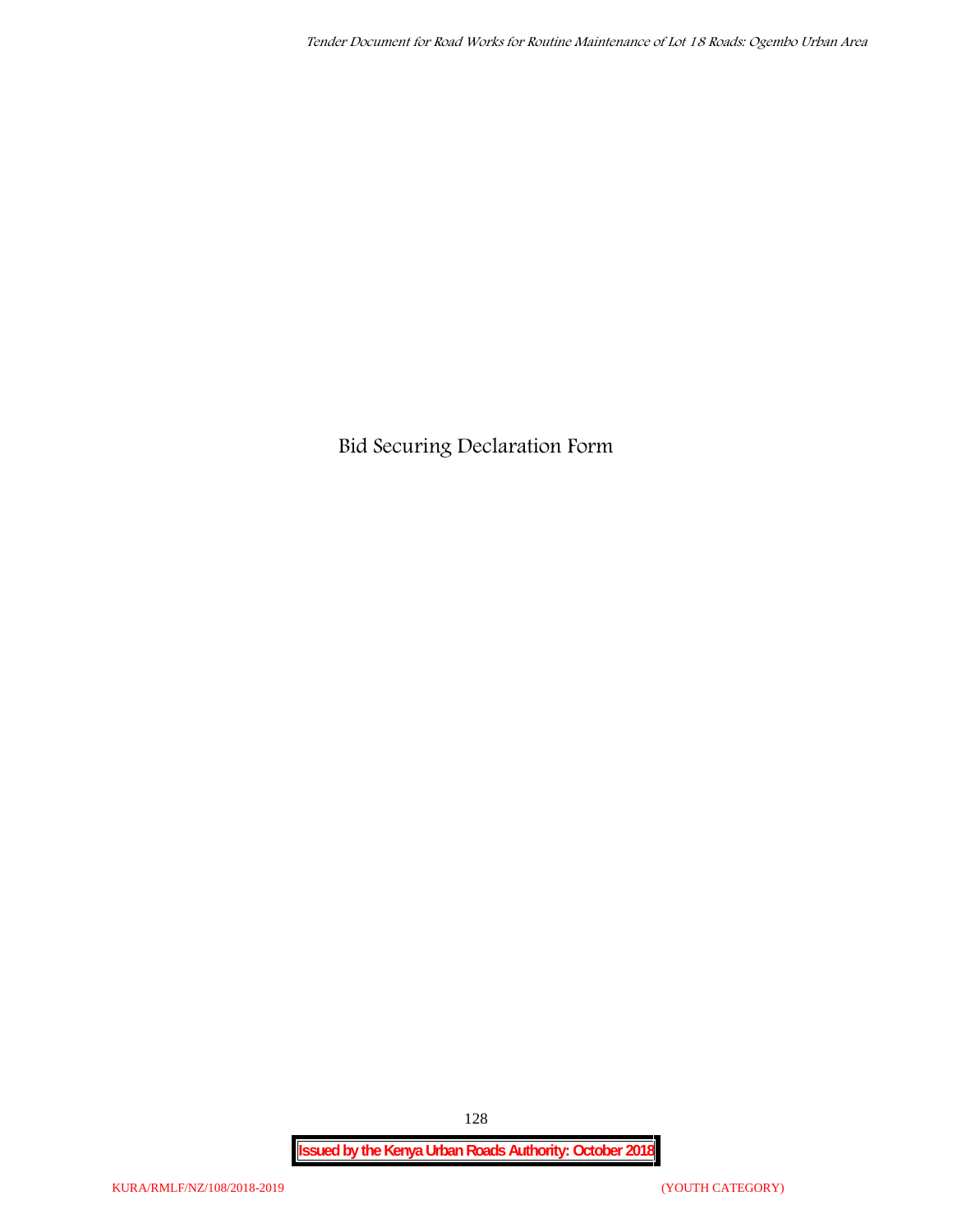# Bid Securing Declaration Form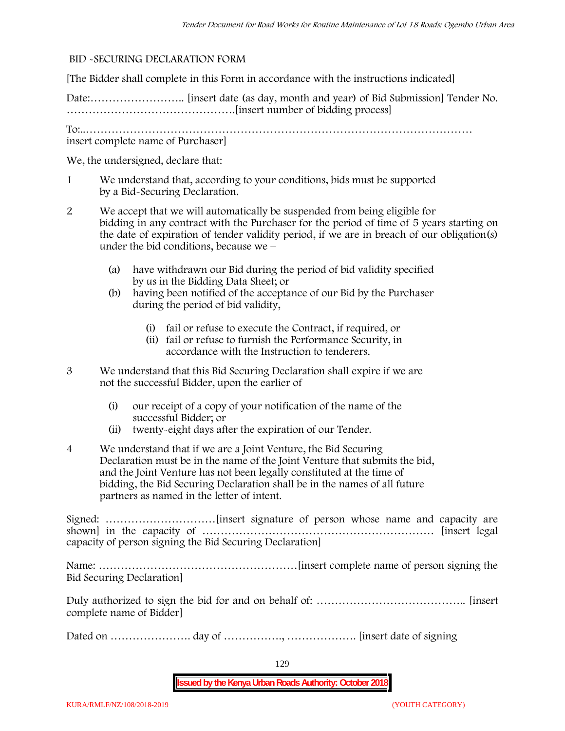BID -SECURING DECLARATION FORM

[The Bidder shall complete in this Form in accordance with the instructions indicated]

Date:…………………….. [insert date (as day, month and year) of Bid Submission] Tender No. ……………………………………….[insert number of bidding process]

To:..…………………………………………………………………………………………
insert complete name of Purchaser]

We, the undersigned, declare that:

1 We understand that, according to your conditions, bids must be supported by a Bid-Securing Declaration.

2 We accept that we will automatically be suspended from being eligible for bidding in any contract with the Purchaser for the period of time of 5 years starting on the date of expiration of tender validity period, if we are in breach of our obligation(s) under the bid conditions, because we –

   (a) have withdrawn our Bid during the period of bid validity specified by us in the Bidding Data Sheet; or
   (b) having been notified of the acceptance of our Bid by the Purchaser during the period of bid validity,

      (i) fail or refuse to execute the Contract, if required, or
      (ii) fail or refuse to furnish the Performance Security, in accordance with the Instruction to tenderers.

3 We understand that this Bid Securing Declaration shall expire if we are not the successful Bidder, upon the earlier of

   (i) our receipt of a copy of your notification of the name of the successful Bidder; or
   (ii) twenty-eight days after the expiration of our Tender.

4 We understand that if we are a Joint Venture, the Bid Securing Declaration must be in the name of the Joint Venture that submits the bid, and the Joint Venture has not been legally constituted at the time of bidding, the Bid Securing Declaration shall be in the names of all future partners as named in the letter of intent.

Signed: …………………………[insert signature of person whose name and capacity are shown] in the capacity of ……………………………………………………… [insert legal capacity of person signing the Bid Securing Declaration]

Name: ………………………………………………[insert complete name of person signing the Bid Securing Declaration]

Duly authorized to sign the bid for and on behalf of: ………………………………….. [insert complete name of Bidder]

Dated on …………………. day of ……………., ………………. [insert date of signing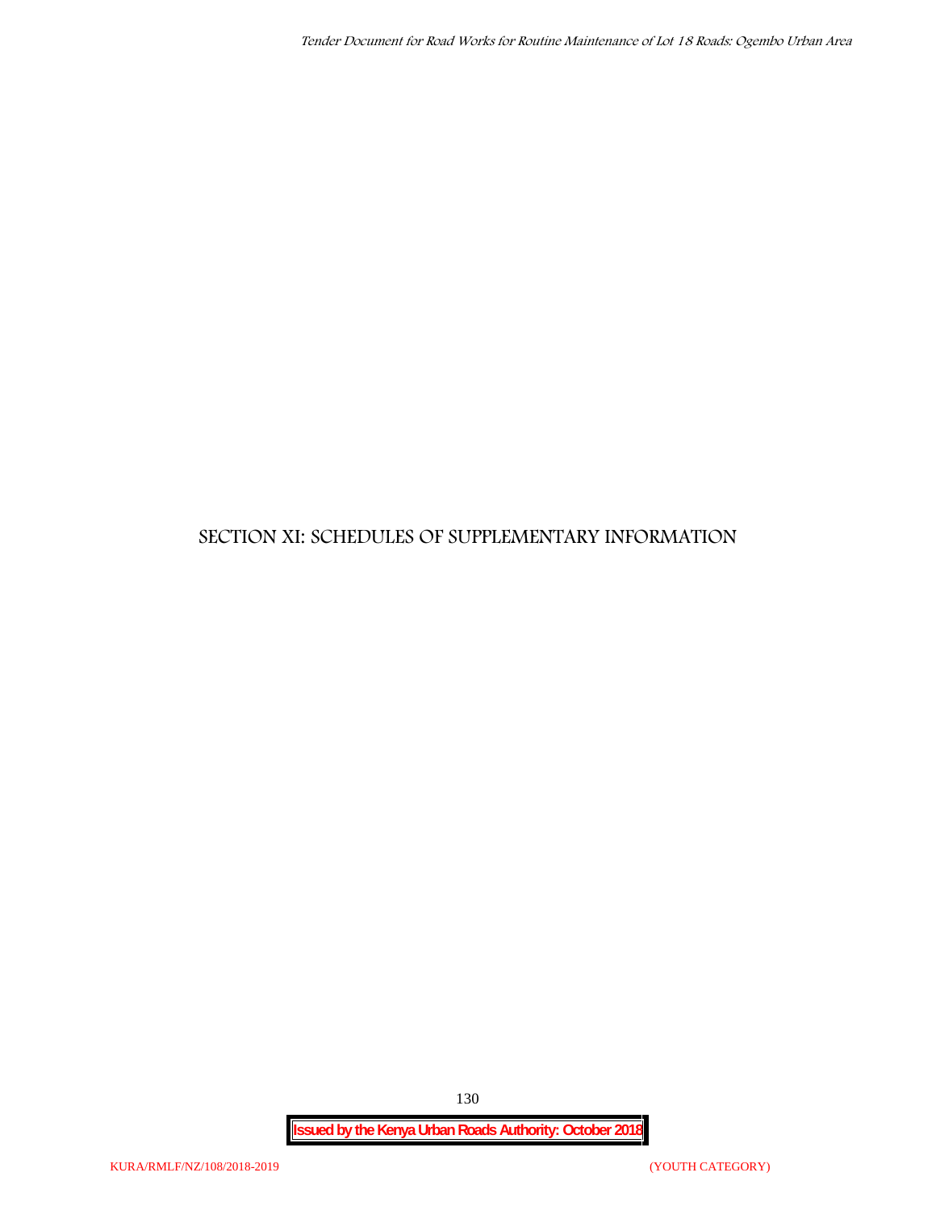# SECTION XI: SCHEDULES OF SUPPLEMENTARY INFORMATION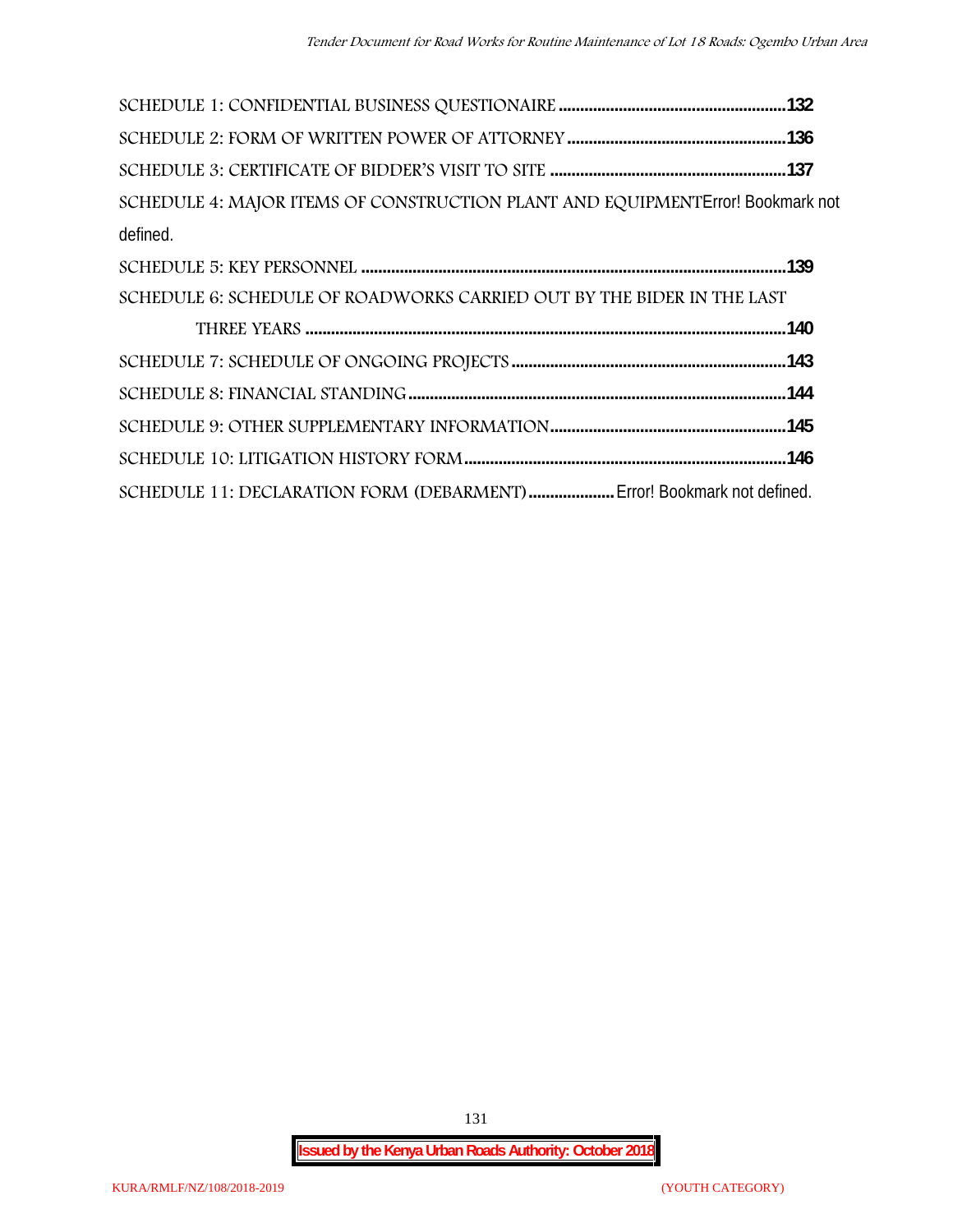SCHEDULE 1: CONFIDENTIAL BUSINESS QUESTIONAIRE .....................................................132

SCHEDULE 2: FORM OF WRITTEN POWER OF ATTORNEY ...................................................136

SCHEDULE 3: CERTIFICATE OF BIDDER'S VISIT TO SITE .......................................................137

SCHEDULE 4: MAJOR ITEMS OF CONSTRUCTION PLANT AND EQUIPMENTError! Bookmark not defined.

SCHEDULE 5: KEY PERSONNEL ...................................................................................................139

SCHEDULE 6: SCHEDULE OF ROADWORKS CARRIED OUT BY THE BIDER IN THE LAST THREE YEARS ................................................................................................................140

SCHEDULE 7: SCHEDULE OF ONGOING PROJECTS ................................................................143

SCHEDULE 8: FINANCIAL STANDING........................................................................................144

SCHEDULE 9: OTHER SUPPLEMENTARY INFORMATION.......................................................145

SCHEDULE 10: LITIGATION HISTORY FORM...........................................................................146

SCHEDULE 11: DECLARATION FORM (DEBARMENT)....................Error! Bookmark not defined.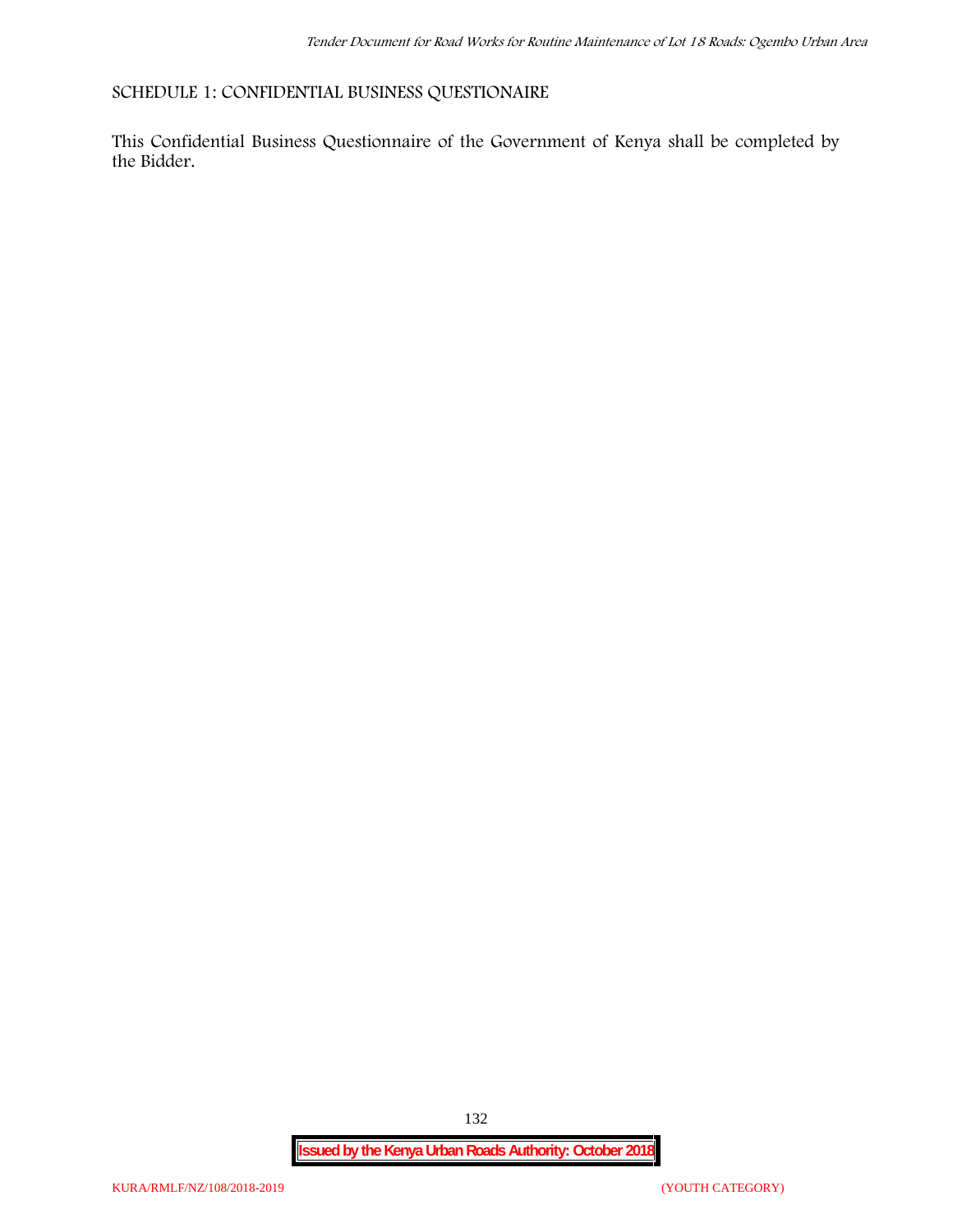SCHEDULE 1: CONFIDENTIAL BUSINESS QUESTIONAIRE

This Confidential Business Questionnaire of the Government of Kenya shall be completed by the Bidder.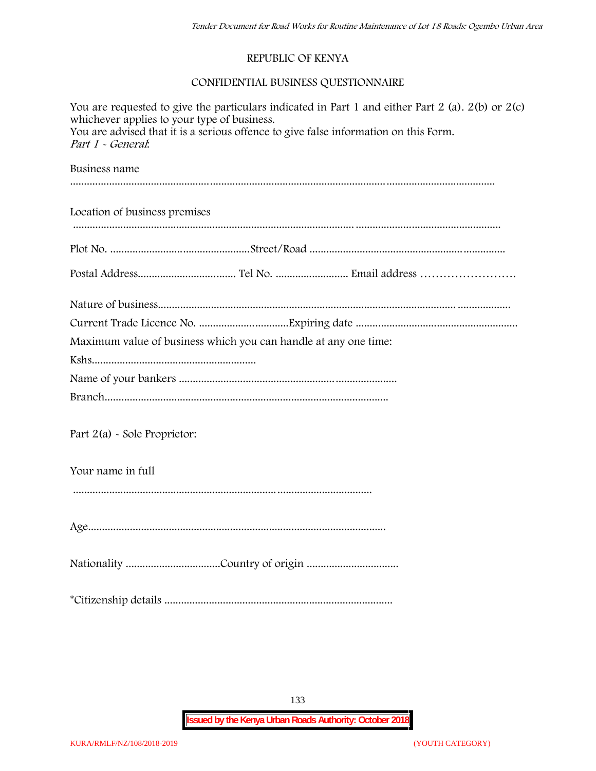REPUBLIC OF KENYA

CONFIDENTIAL BUSINESS QUESTIONNAIRE

You are requested to give the particulars indicated in Part 1 and either Part 2 (a). 2(b) or 2(c) whichever applies to your type of business.
You are advised that it is a serious offence to give false information on this Form.
*Part 1 - General*:

Business name

..........................................................................................................................................................

Location of business premises

..........................................................................................................................................................

Plot No. ..................................................Street/Road .................................................................

Postal Address.................................. Tel No. .......................... Email address ........................

Nature of business...........................................................................................................................

Current Trade Licence No. ...............................Expiring date ......................................................

Maximum value of business which you can handle at any one time:

Kshs...........................................................

Name of your bankers ...........................................................................

Branch.....................................................................................................

Part 2(a) - Sole Proprietor:

Your name in full

..........................................................................................................

Age..........................................................................................................

Nationality .................................Country of origin ................................

*Citizenship details .................................................................................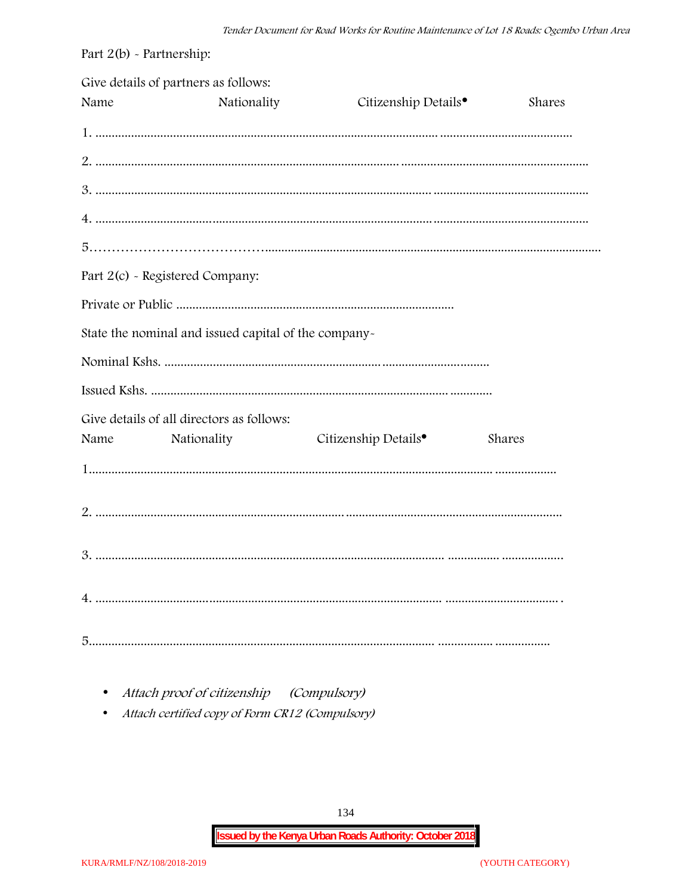Part 2(b) - Partnership:

Give details of partners as follows:

Name Nationality Citizenship Details• Shares

1. ..........................................................................................................................................................

2. ..........................................................................................................................................................

3. ..........................................................................................................................................................

4. ..........................................................................................................................................................

5. ..........................................................................................................................................................

Part 2(c) - Registered Company:

Private or Public .....................................................................................

State the nominal and issued capital of the company-

Nominal Kshs. ..................................................................................................

Issued Kshs. ..........................................................................................................

Give details of all directors as follows:

Name Nationality Citizenship Details• Shares

1. ..........................................................................................................................................

2. ..........................................................................................................................................

3. ..........................................................................................................................................

4. ..........................................................................................................................................

5. ..........................................................................................................................................

- *Attach proof of citizenship (Compulsory)*
- *Attach certified copy of Form CR12 (Compulsory)*

**Issued by the Kenya Urban Roads Authority: October 2018**

KURA/RMLF/NZ/108/2018-2019 (YOUTH CATEGORY)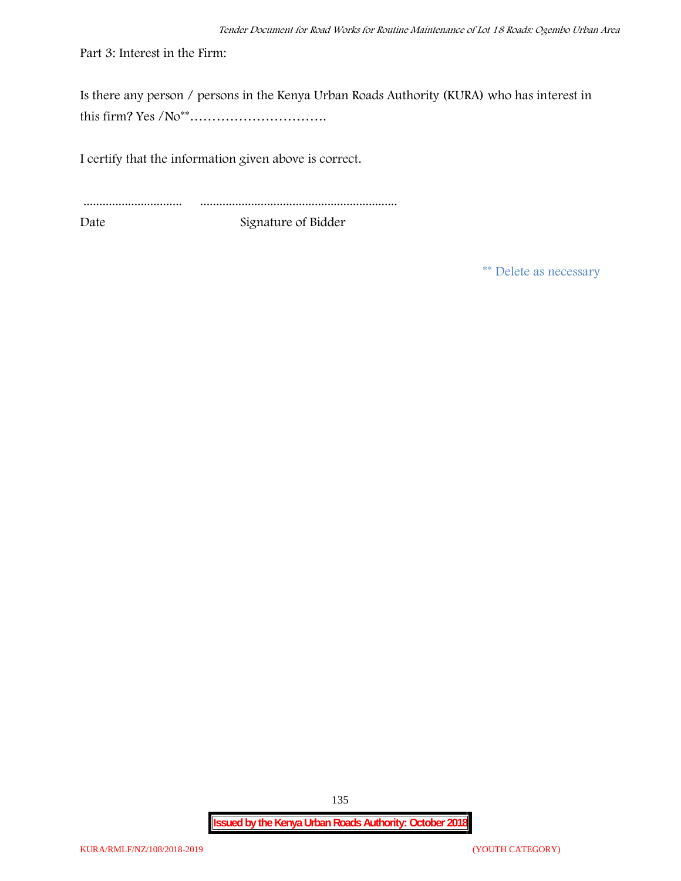Part 3: Interest in the Firm:

Is there any person / persons in the Kenya Urban Roads Authority (KURA) who has interest in this firm? Yes /No** ………………………….

I certify that the information given above is correct.

............................... .............................................................

Date Signature of Bidder

** Delete as necessary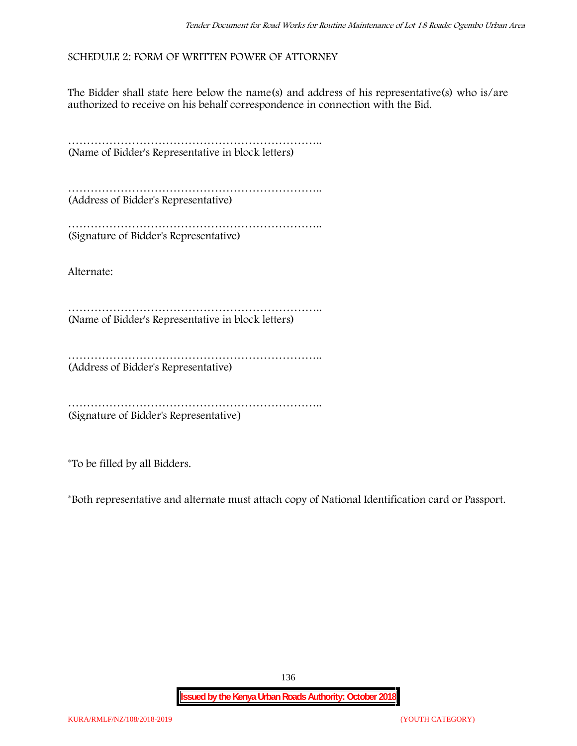SCHEDULE 2: FORM OF WRITTEN POWER OF ATTORNEY

The Bidder shall state here below the name(s) and address of his representative(s) who is/are authorized to receive on his behalf correspondence in connection with the Bid.

…………………………………………………………..
(Name of Bidder's Representative in block letters)

…………………………………………………………..
(Address of Bidder's Representative)

…………………………………………………………..
(Signature of Bidder's Representative)

Alternate:

…………………………………………………………..
(Name of Bidder's Representative in block letters)

…………………………………………………………..
(Address of Bidder's Representative)

…………………………………………………………..
(Signature of Bidder's Representative)

*To be filled by all Bidders.

*Both representative and alternate must attach copy of National Identification card or Passport.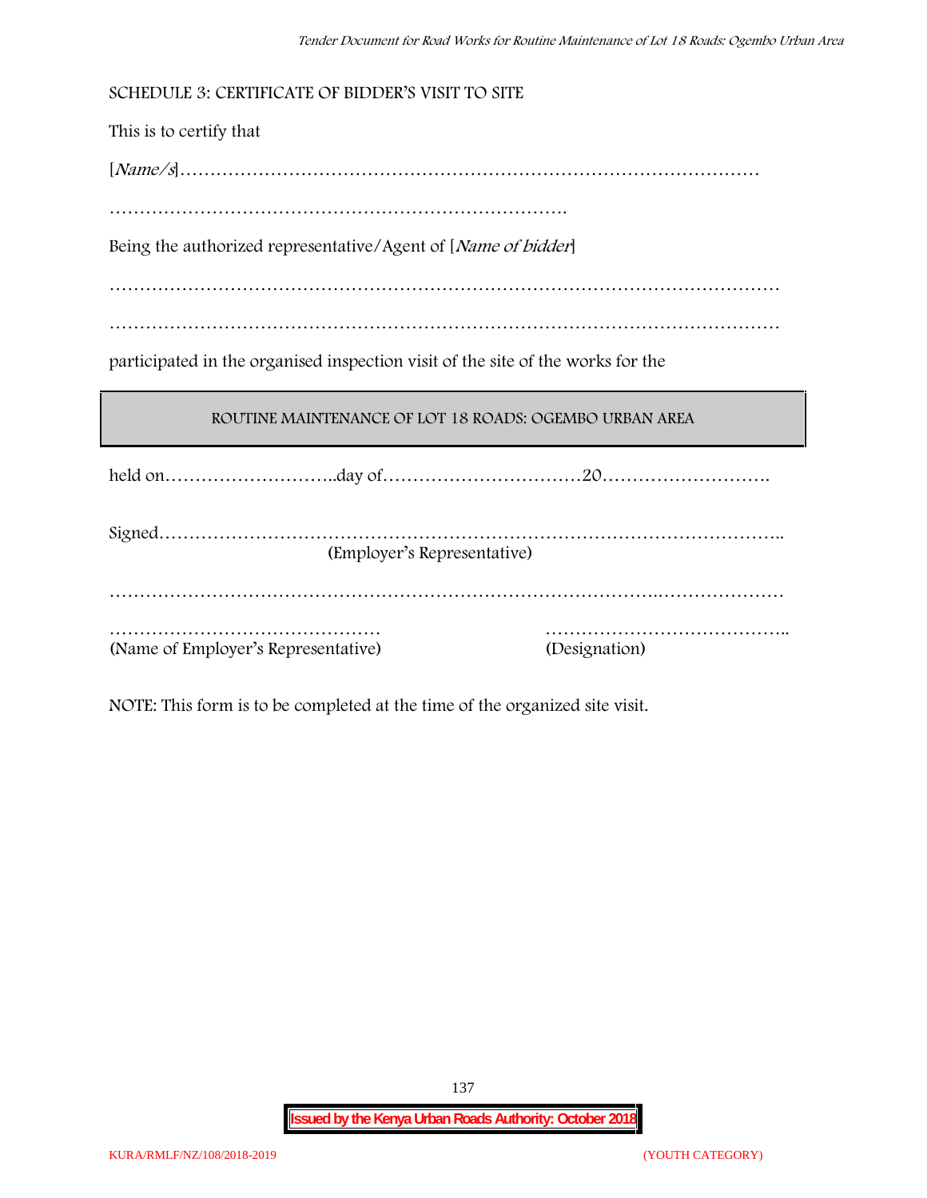## SCHEDULE 3: CERTIFICATE OF BIDDER'S VISIT TO SITE

This is to certify that

[*Name/s*]……………………………………………………………………………………

………………………………………………………………….

Being the authorized representative/Agent of [*Name of bidder*]

…………………………………………………………………………………………………

…………………………………………………………………………………………………

participated in the organised inspection visit of the site of the works for the

| ROUTINE MAINTENANCE OF LOT 18 ROADS: OGEMBO URBAN AREA |
|---|

held on………………………..day of……………………………20……………………….

Signed…………………………………………………………………………………………..
(Employer's Representative)

……………………………………………………………………………….…………………

……………………………………… (Name of Employer's Representative)

………………………………….. (Designation)

NOTE: This form is to be completed at the time of the organized site visit.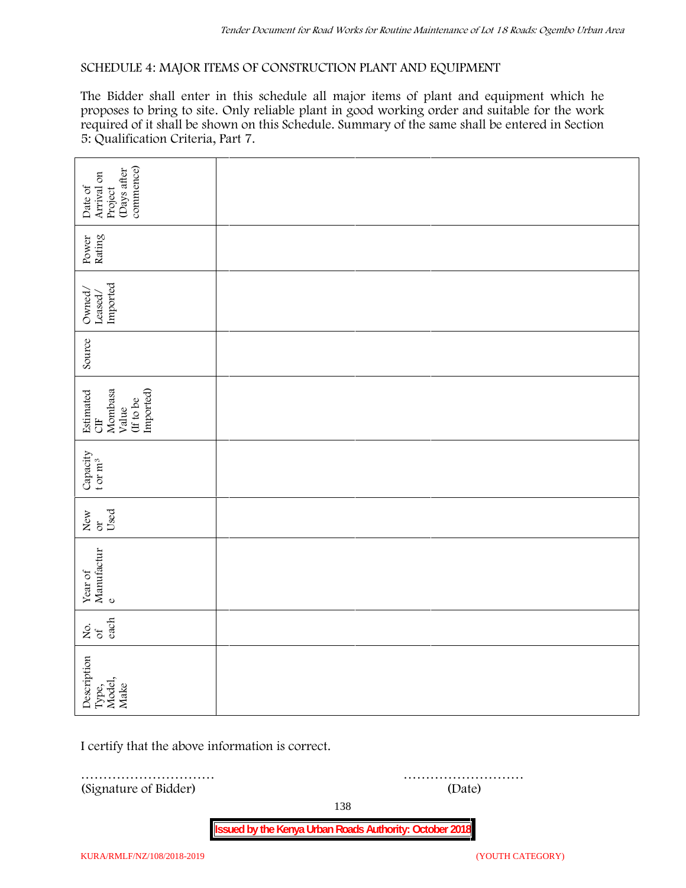SCHEDULE 4: MAJOR ITEMS OF CONSTRUCTION PLANT AND EQUIPMENT

The Bidder shall enter in this schedule all major items of plant and equipment which he proposes to bring to site. Only reliable plant in good working order and suitable for the work required of it shall be shown on this Schedule. Summary of the same shall be entered in Section 5: Qualification Criteria, Part 7.

| Description Type, Model, Make | No. of each | Year of Manufacture | New or Used | Capacity t or $m^3$ | Estimated CIF Mombasa Value (If to be Imported) | Source | Owned/ Leased/ Imported | Power Rating | Date of Arrival on Project (Days after commence) |
|---|---|---|---|---|---|---|---|---|---|
| | | | | | | | | | |
| | | | | | | | | | |
| | | | | | | | | | |

I certify that the above information is correct.

…………………………
(Signature of Bidder)

………………………
(Date)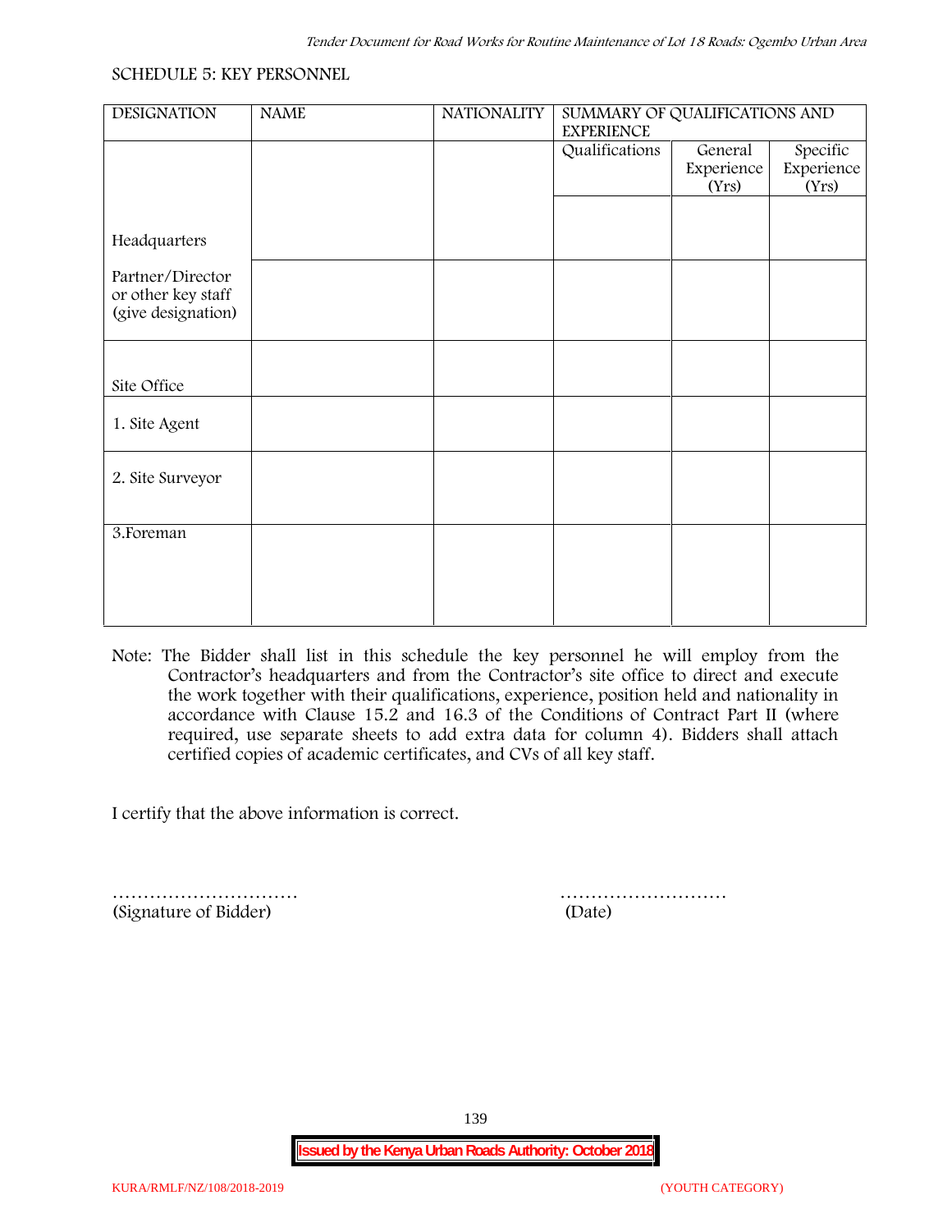SCHEDULE 5: KEY PERSONNEL

| DESIGNATION | NAME | NATIONALITY | SUMMARY OF QUALIFICATIONS AND EXPERIENCE | | |
|---|---|---|---|---|---|
| | | | Qualifications | General Experience (Yrs) | Specific Experience (Yrs) |
| Headquarters | | | | | |
| Partner/Director or other key staff (give designation) | | | | | |
| Site Office | | | | | |
| 1. Site Agent | | | | | |
| 2. Site Surveyor | | | | | |
| 3.Foreman | | | | | |

Note: The Bidder shall list in this schedule the key personnel he will employ from the Contractor's headquarters and from the Contractor's site office to direct and execute the work together with their qualifications, experience, position held and nationality in accordance with Clause 15.2 and 16.3 of the Conditions of Contract Part II (where required, use separate sheets to add extra data for column 4). Bidders shall attach certified copies of academic certificates, and CVs of all key staff.

I certify that the above information is correct.

………………………… (Signature of Bidder)

……………………… (Date)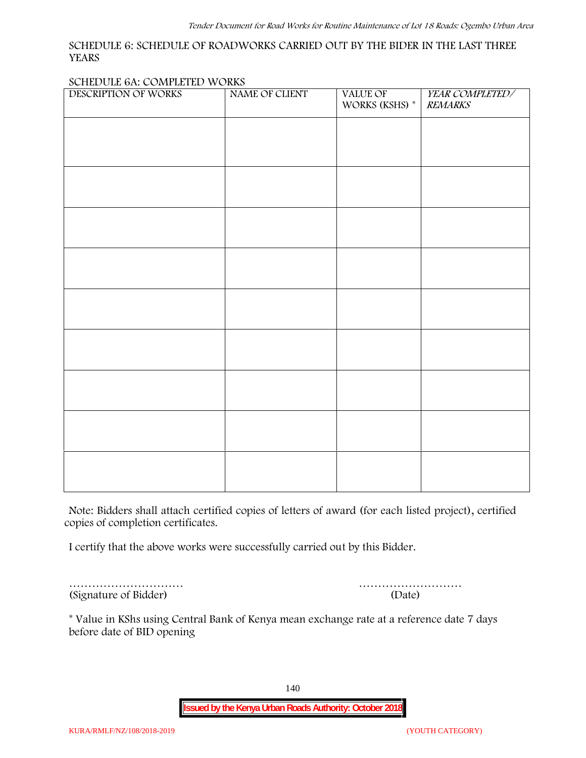SCHEDULE 6: SCHEDULE OF ROADWORKS CARRIED OUT BY THE BIDER IN THE LAST THREE YEARS

SCHEDULE 6A: COMPLETED WORKS

| DESCRIPTION OF WORKS | NAME OF CLIENT | VALUE OF WORKS (KSHS) * | *YEAR COMPLETED/ REMARKS* |
|---|---|---|---|
| | | | |
| | | | |
| | | | |
| | | | |
| | | | |
| | | | |
| | | | |
| | | | |
| | | | |

Note: Bidders shall attach certified copies of letters of award (for each listed project), certified copies of completion certificates.

I certify that the above works were successfully carried out by this Bidder.

………………………… ………………………

(Signature of Bidder) (Date)

* Value in KShs using Central Bank of Kenya mean exchange rate at a reference date 7 days before date of BID opening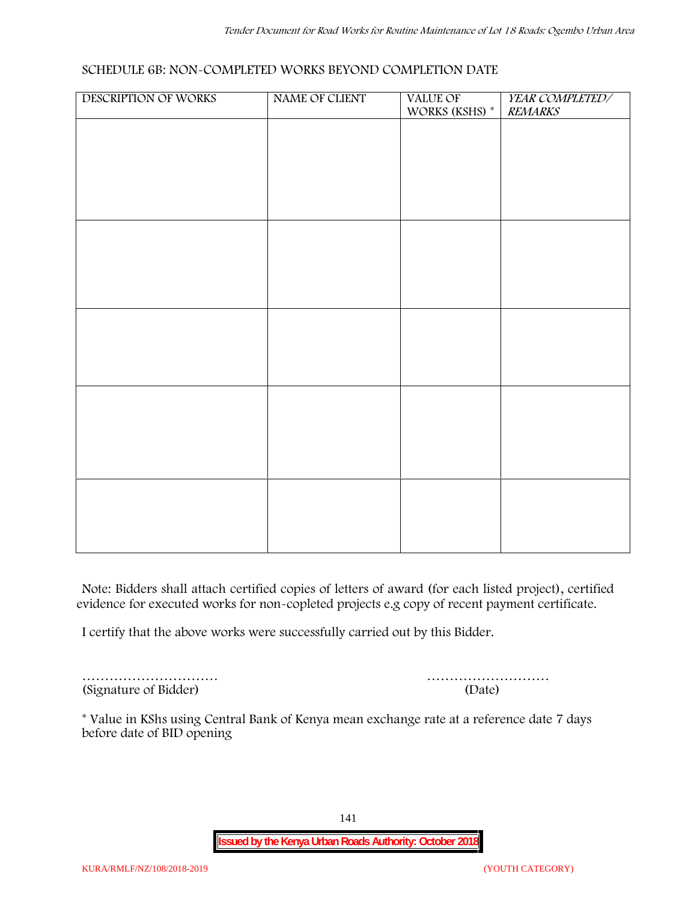SCHEDULE 6B: NON-COMPLETED WORKS BEYOND COMPLETION DATE

| DESCRIPTION OF WORKS | NAME OF CLIENT | VALUE OF WORKS (KSHS) * | *YEAR COMPLETED/ REMARKS* |
|---|---|---|---|
| | | | |
| | | | |
| | | | |
| | | | |
| | | | |

Note: Bidders shall attach certified copies of letters of award (for each listed project), certified evidence for executed works for non-copleted projects e.g copy of recent payment certificate.

I certify that the above works were successfully carried out by this Bidder.

………………………… ………………………
(Signature of Bidder) (Date)

* Value in KShs using Central Bank of Kenya mean exchange rate at a reference date 7 days before date of BID opening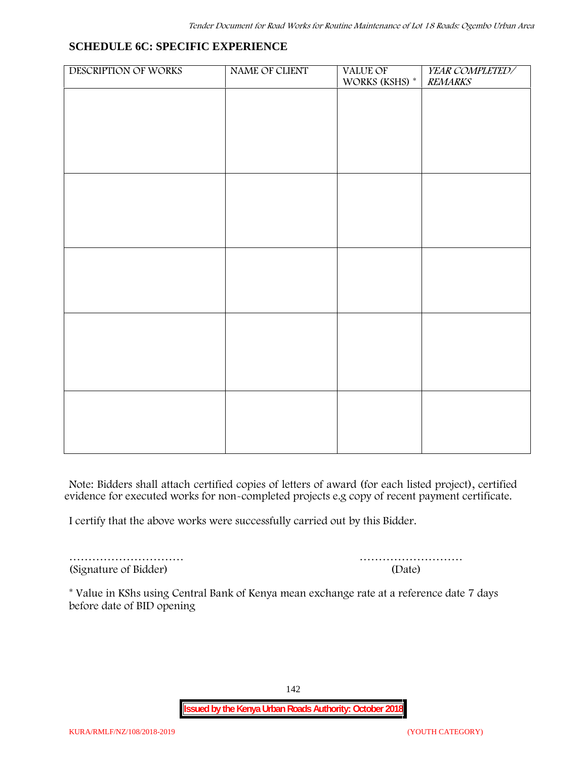## SCHEDULE 6C: SPECIFIC EXPERIENCE

| DESCRIPTION OF WORKS | NAME OF CLIENT | VALUE OF WORKS (KSHS) * | *YEAR COMPLETED/ REMARKS* |
|---|---|---|---|
| | | | |
| | | | |
| | | | |
| | | | |
| | | | |

Note: Bidders shall attach certified copies of letters of award (for each listed project), certified evidence for executed works for non-completed projects e.g copy of recent payment certificate.

I certify that the above works were successfully carried out by this Bidder.

………………………… ………………………
(Signature of Bidder) (Date)

* Value in KShs using Central Bank of Kenya mean exchange rate at a reference date 7 days before date of BID opening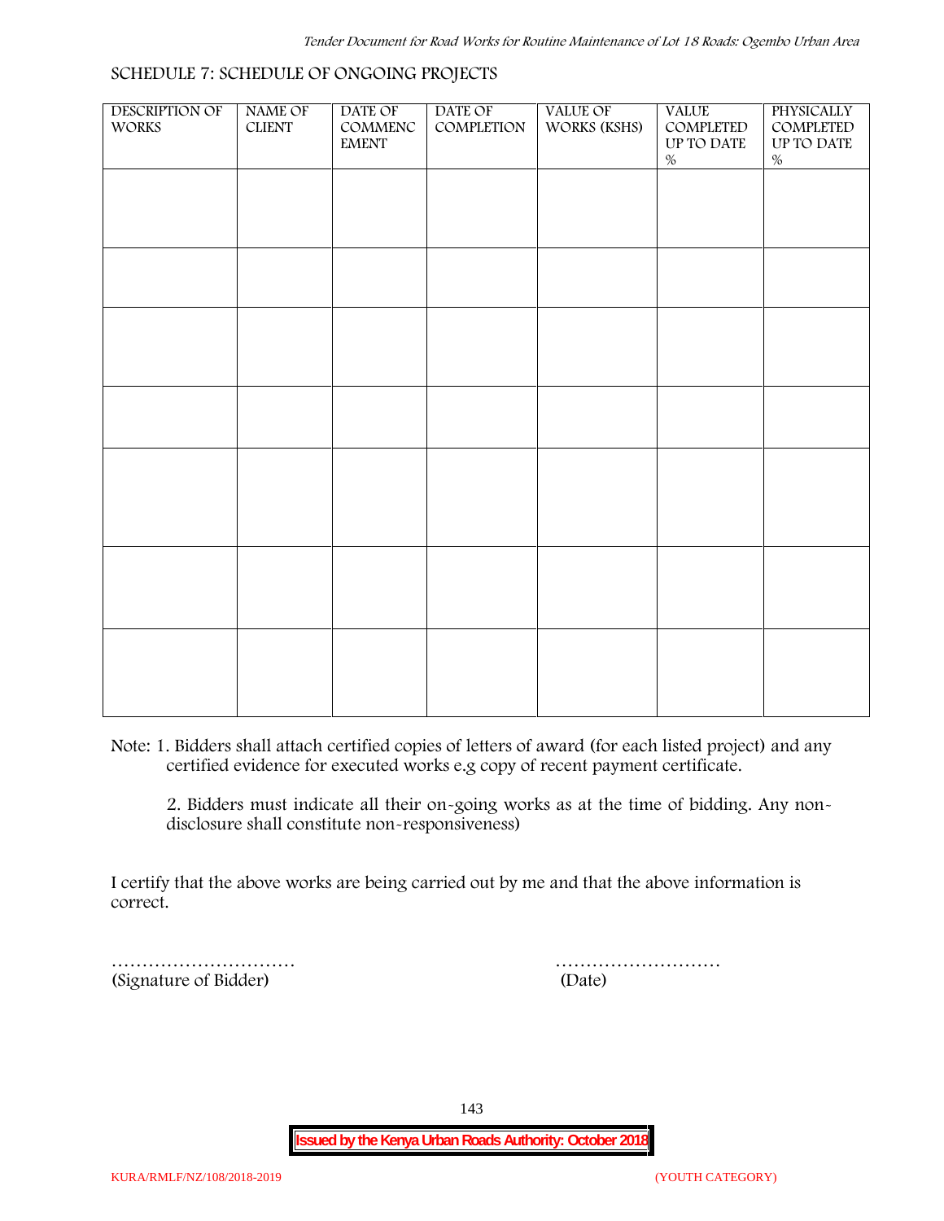## SCHEDULE 7: SCHEDULE OF ONGOING PROJECTS

| DESCRIPTION OF WORKS | NAME OF CLIENT | DATE OF COMMENCEMENT | DATE OF COMPLETION | VALUE OF WORKS (KSHS) | VALUE COMPLETED UP TO DATE % | PHYSICALLY COMPLETED UP TO DATE % |
|---|---|---|---|---|---|---|
| | | | | | | |
| | | | | | | |
| | | | | | | |
| | | | | | | |
| | | | | | | |
| | | | | | | |
| | | | | | | |

Note: 1. Bidders shall attach certified copies of letters of award (for each listed project) and any certified evidence for executed works e.g copy of recent payment certificate.

2. Bidders must indicate all their on-going works as at the time of bidding. Any non-disclosure shall constitute non-responsiveness)

I certify that the above works are being carried out by me and that the above information is correct.

………………………… (Signature of Bidder)

……………………… (Date)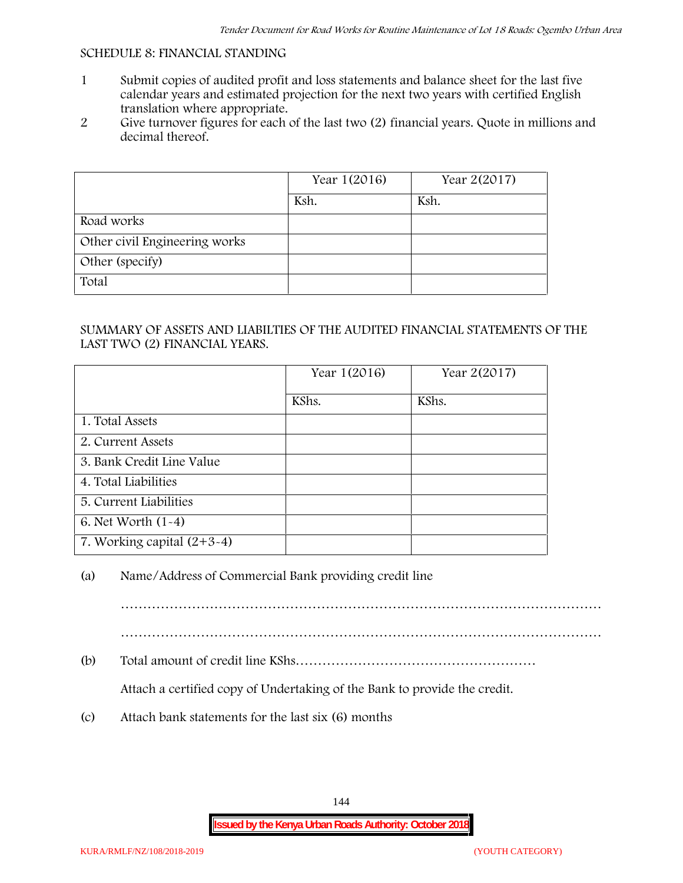SCHEDULE 8: FINANCIAL STANDING

1. Submit copies of audited profit and loss statements and balance sheet for the last five calendar years and estimated projection for the next two years with certified English translation where appropriate.
2. Give turnover figures for each of the last two (2) financial years. Quote in millions and decimal thereof.

| | Year 1(2016) | Year 2(2017) |
|---|---|---|
| | Ksh. | Ksh. |
| Road works | | |
| Other civil Engineering works | | |
| Other (specify) | | |
| Total | | |

SUMMARY OF ASSETS AND LIABILTIES OF THE AUDITED FINANCIAL STATEMENTS OF THE LAST TWO (2) FINANCIAL YEARS.

| | Year 1(2016) | Year 2(2017) |
|---|---|---|
| | KShs. | KShs. |
| 1. Total Assets | | |
| 2. Current Assets | | |
| 3. Bank Credit Line Value | | |
| 4. Total Liabilities | | |
| 5. Current Liabilities | | |
| 6. Net Worth (1-4) | | |
| 7. Working capital (2+3-4) | | |

(a) Name/Address of Commercial Bank providing credit line

…………………………………………………………………………………………………

…………………………………………………………………………………………………

(b) Total amount of credit line KShs………………………………………………

Attach a certified copy of Undertaking of the Bank to provide the credit.

(c) Attach bank statements for the last six (6) months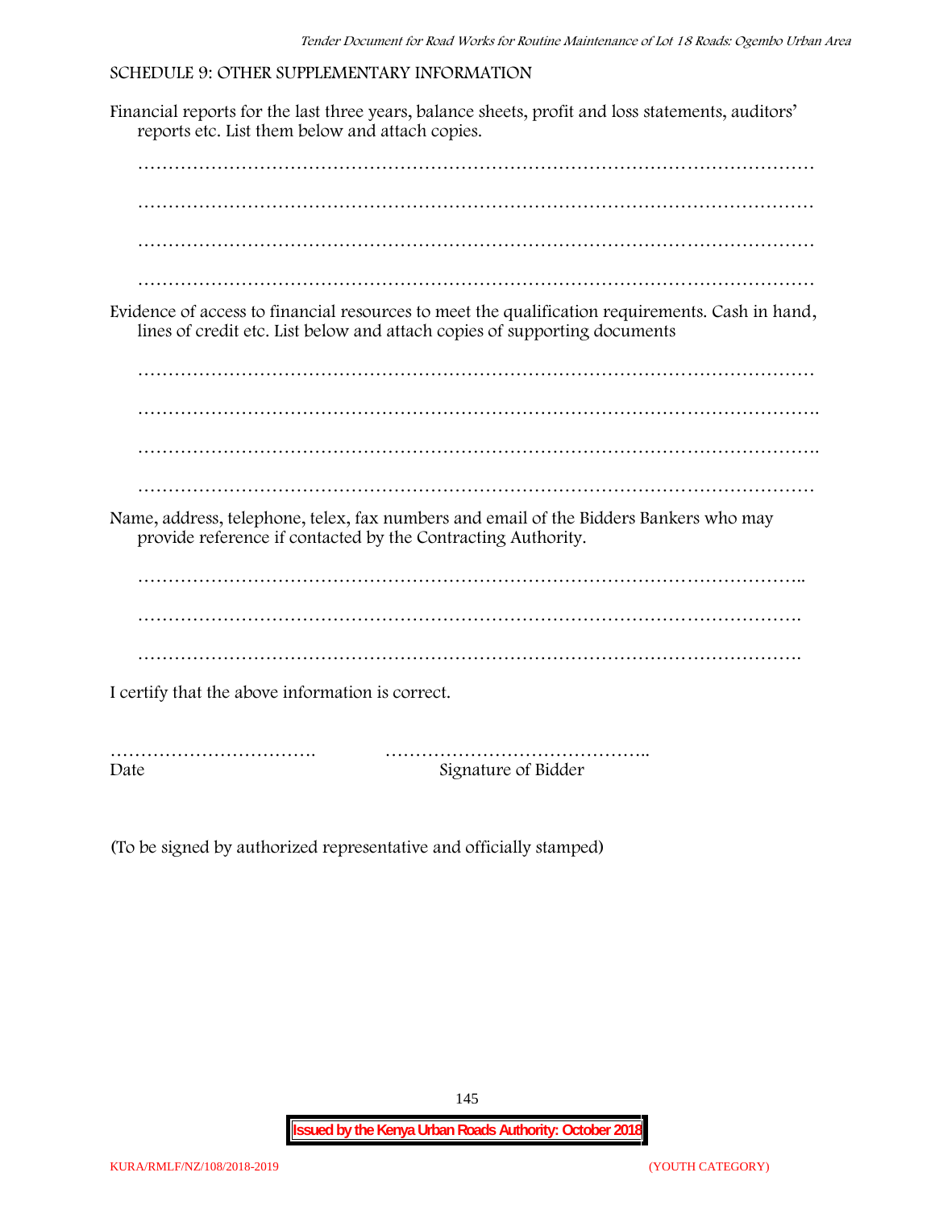SCHEDULE 9: OTHER SUPPLEMENTARY INFORMATION

Financial reports for the last three years, balance sheets, profit and loss statements, auditors' reports etc. List them below and attach copies.

…………………………………………………………………………………………………

…………………………………………………………………………………………………

…………………………………………………………………………………………………

…………………………………………………………………………………………………

Evidence of access to financial resources to meet the qualification requirements. Cash in hand, lines of credit etc. List below and attach copies of supporting documents

…………………………………………………………………………………………………

…………………………………………………………………………………………………

…………………………………………………………………………………………………

…………………………………………………………………………………………………

Name, address, telephone, telex, fax numbers and email of the Bidders Bankers who may provide reference if contacted by the Contracting Authority.

…………………………………………………………………………………………………

…………………………………………………………………………………………………

…………………………………………………………………………………………………

I certify that the above information is correct.

……………………………. ……………………………………..
Date Signature of Bidder

(To be signed by authorized representative and officially stamped)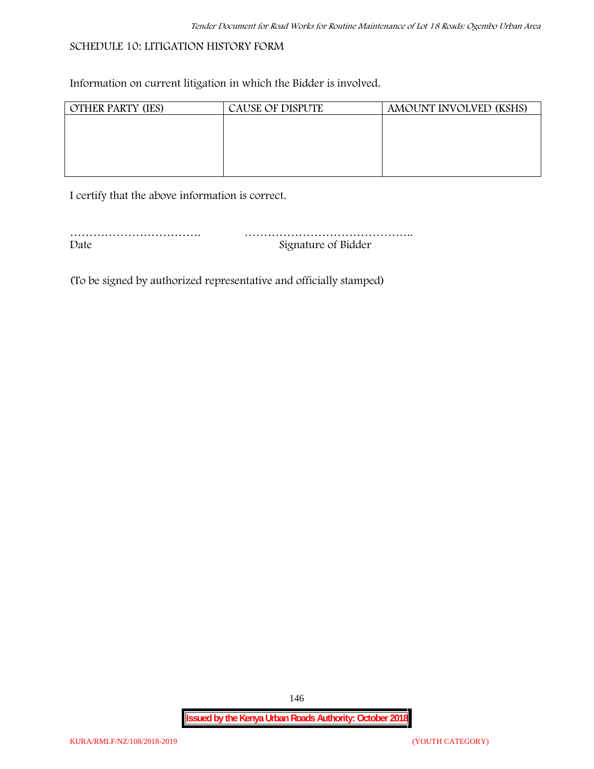## SCHEDULE 10: LITIGATION HISTORY FORM

Information on current litigation in which the Bidder is involved.

| OTHER PARTY (IES) | CAUSE OF DISPUTE | AMOUNT INVOLVED (KSHS) |
|---|---|---|
| | | |

I certify that the above information is correct.

……………………………. ……………………………………..

Date Signature of Bidder

(To be signed by authorized representative and officially stamped)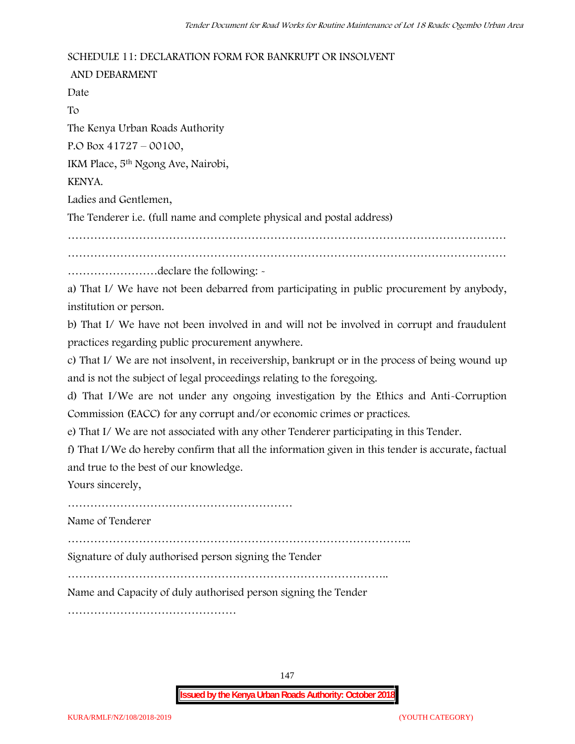SCHEDULE 11: DECLARATION FORM FOR BANKRUPT OR INSOLVENT AND DEBARMENT

Date

To

The Kenya Urban Roads Authority

P.O Box 41727 – 00100,

IKM Place, 5th Ngong Ave, Nairobi,

KENYA.

Ladies and Gentlemen,

The Tenderer i.e. (full name and complete physical and postal address)

…………………………………………………………………………………………………………

…………………………………………………………………………………………………………

……………………declare the following: -

a) That I/ We have not been debarred from participating in public procurement by anybody, institution or person.

b) That I/ We have not been involved in and will not be involved in corrupt and fraudulent practices regarding public procurement anywhere.

c) That I/ We are not insolvent, in receivership, bankrupt or in the process of being wound up and is not the subject of legal proceedings relating to the foregoing.

d) That I/We are not under any ongoing investigation by the Ethics and Anti-Corruption Commission (EACC) for any corrupt and/or economic crimes or practices.

e) That I/ We are not associated with any other Tenderer participating in this Tender.

f) That I/We do hereby confirm that all the information given in this tender is accurate, factual and true to the best of our knowledge.

Yours sincerely,

……………………………………………………

Name of Tenderer

………………………………………………………………………………..

Signature of duly authorised person signing the Tender

…………………………………………………………………………..

Name and Capacity of duly authorised person signing the Tender

………………………………………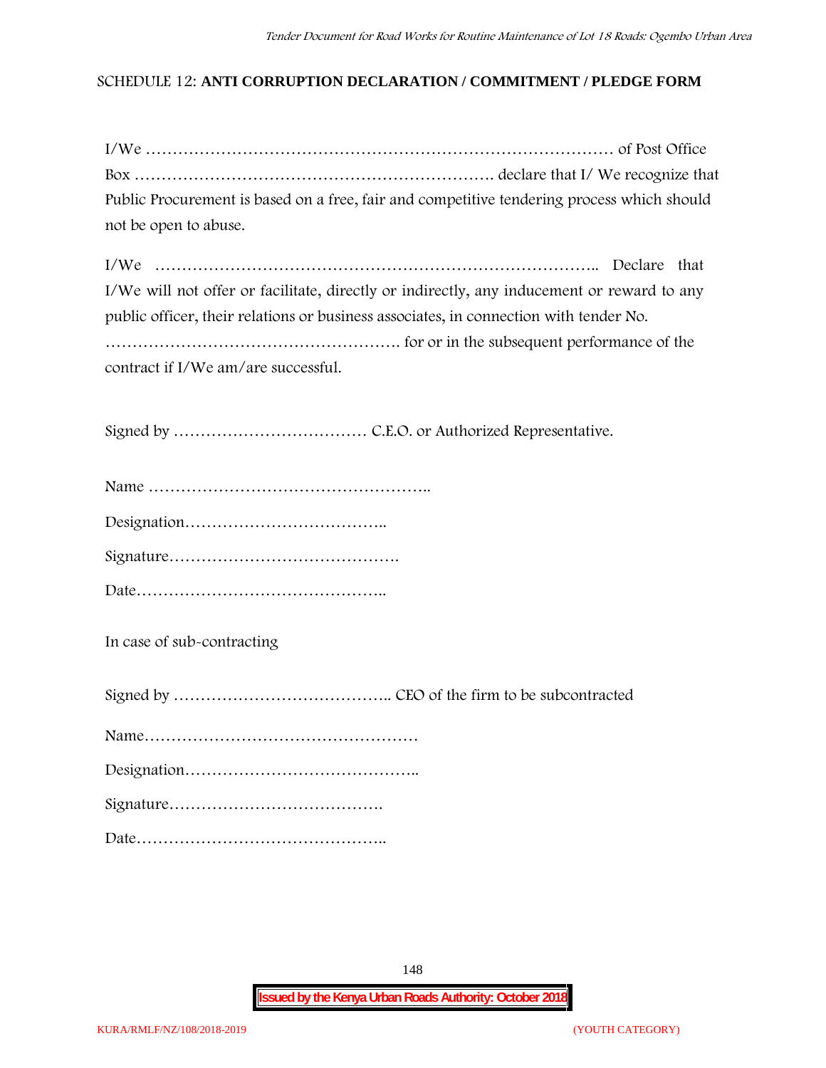SCHEDULE 12: **ANTI CORRUPTION DECLARATION / COMMITMENT / PLEDGE FORM**

I/We …………………………………………………………………………… of Post Office Box …………………………………………………………. declare that I/ We recognize that Public Procurement is based on a free, fair and competitive tendering process which should not be open to abuse.

I/We ……………………………………………………………………….. Declare that I/We will not offer or facilitate, directly or indirectly, any inducement or reward to any public officer, their relations or business associates, in connection with tender No. ………………………………………………. for or in the subsequent performance of the contract if I/We am/are successful.

Signed by ……………………………… C.E.O. or Authorized Representative.

Name ……………………………………………..

Designation………………………………..

Signature…………………………………….

Date………………………………………..

In case of sub-contracting

Signed by ………………………………….. CEO of the firm to be subcontracted

Name……………………………………………

Designation……………………………………..

Signature………………………………….

Date………………………………………..

**Issued by the Kenya Urban Roads Authority: October 2018**

KURA/RMLF/NZ/108/2018-2019 (YOUTH CATEGORY)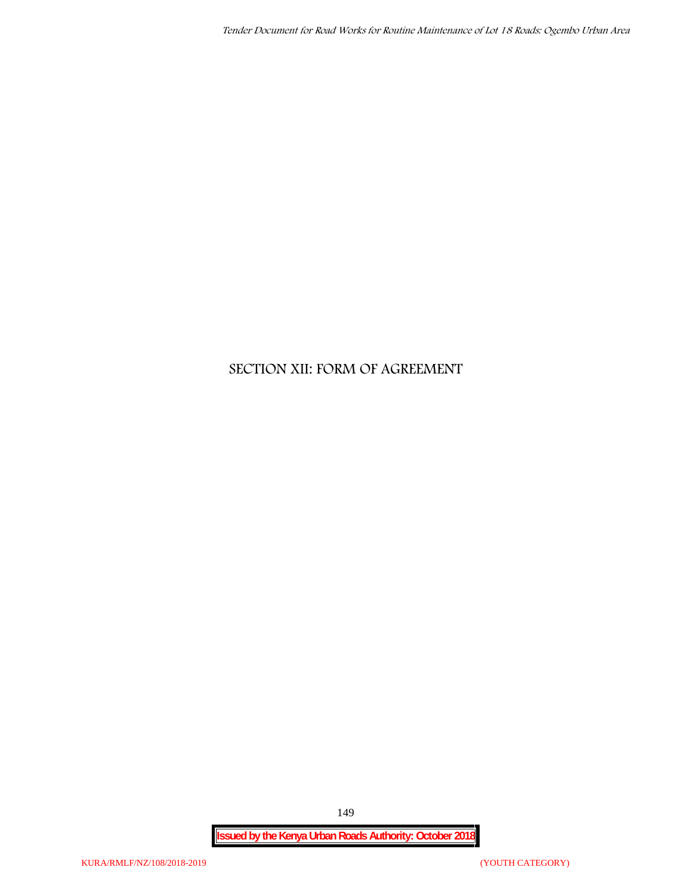# SECTION XII: FORM OF AGREEMENT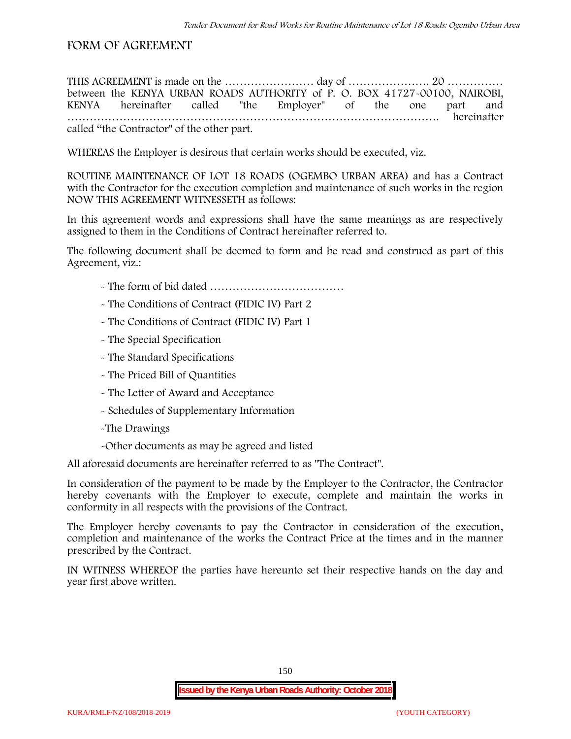# FORM OF AGREEMENT

THIS AGREEMENT is made on the …………………… day of …………………. 20 …………… between the KENYA URBAN ROADS AUTHORITY of P. O. BOX 41727-00100, NAIROBI, KENYA hereinafter called "the Employer" of the one part and ……………………………………………………………………………………. hereinafter called "the Contractor" of the other part.

WHEREAS the Employer is desirous that certain works should be executed, viz.

ROUTINE MAINTENANCE OF LOT 18 ROADS (OGEMBO URBAN AREA) and has a Contract with the Contractor for the execution completion and maintenance of such works in the region NOW THIS AGREEMENT WITNESSETH as follows:

In this agreement words and expressions shall have the same meanings as are respectively assigned to them in the Conditions of Contract hereinafter referred to.

The following document shall be deemed to form and be read and construed as part of this Agreement, viz.:

- The form of bid dated ………………………………
- The Conditions of Contract (FIDIC IV) Part 2
- The Conditions of Contract (FIDIC IV) Part 1
- The Special Specification
- The Standard Specifications
- The Priced Bill of Quantities
- The Letter of Award and Acceptance
- Schedules of Supplementary Information
- The Drawings
- Other documents as may be agreed and listed

All aforesaid documents are hereinafter referred to as "The Contract".

In consideration of the payment to be made by the Employer to the Contractor, the Contractor hereby covenants with the Employer to execute, complete and maintain the works in conformity in all respects with the provisions of the Contract.

The Employer hereby covenants to pay the Contractor in consideration of the execution, completion and maintenance of the works the Contract Price at the times and in the manner prescribed by the Contract.

IN WITNESS WHEREOF the parties have hereunto set their respective hands on the day and year first above written.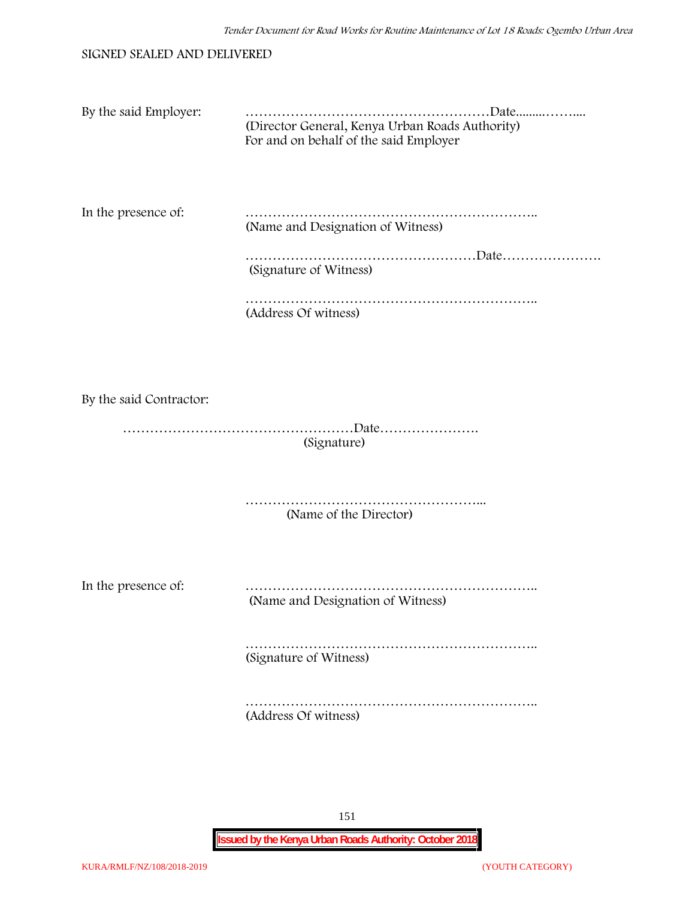SIGNED SEALED AND DELIVERED

By the said Employer: ………………………………………………Date.........……....
(Director General, Kenya Urban Roads Authority)
For and on behalf of the said Employer

In the presence of: ………………………………………………………..
(Name and Designation of Witness)

……………………………………………Date………………….
(Signature of Witness)

………………………………………………………..
(Address Of witness)

By the said Contractor:

……………………………………………Date………………….
(Signature)

……………………………………………...
(Name of the Director)

In the presence of: ………………………………………………………..
(Name and Designation of Witness)

………………………………………………………..
(Signature of Witness)

………………………………………………………..
(Address Of witness)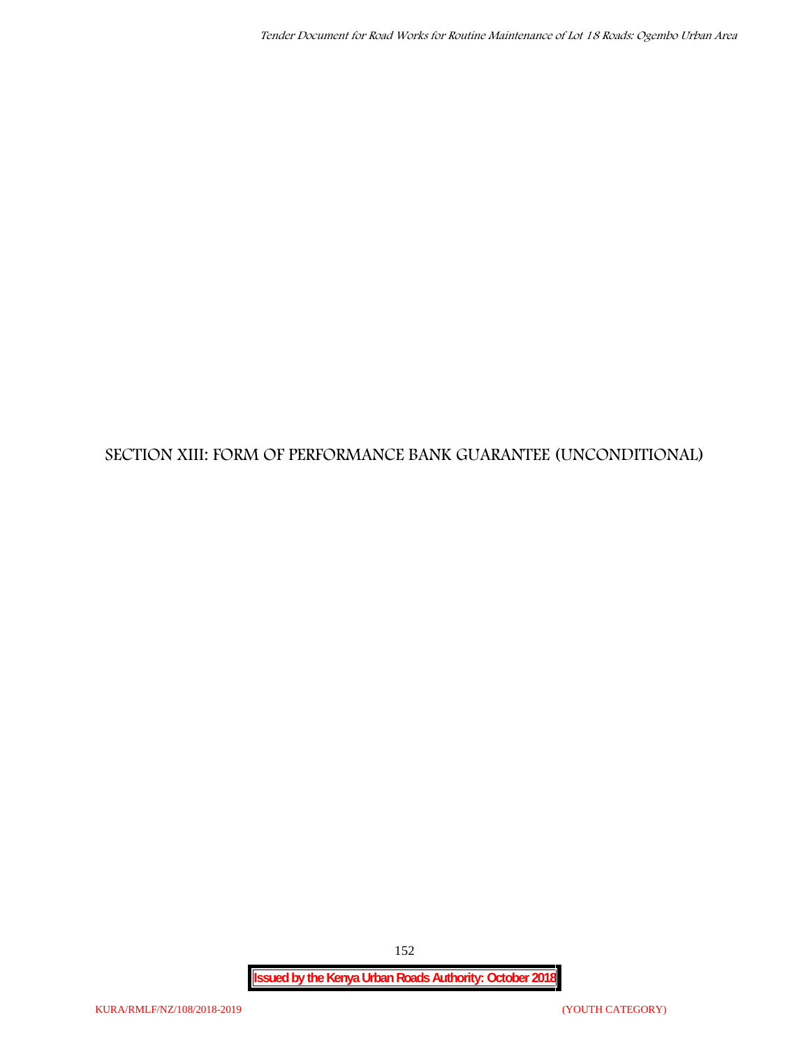# SECTION XIII: FORM OF PERFORMANCE BANK GUARANTEE (UNCONDITIONAL)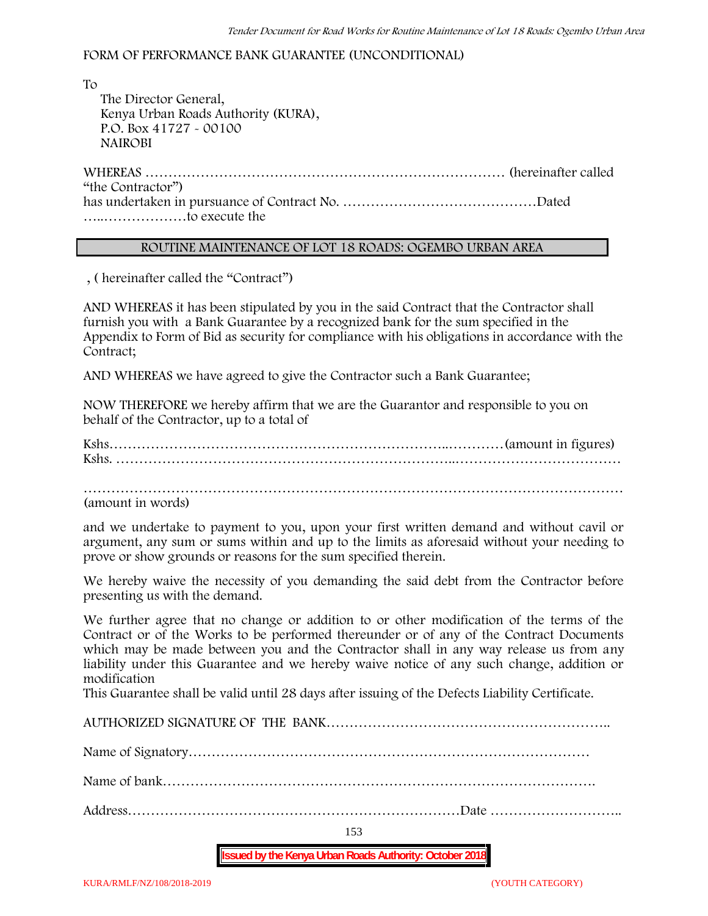FORM OF PERFORMANCE BANK GUARANTEE (UNCONDITIONAL)

To
The Director General,
Kenya Urban Roads Authority (KURA),
P.O. Box 41727 - 00100
NAIROBI

WHEREAS …………………………………………………………………… (hereinafter called "the Contractor")
has undertaken in pursuance of Contract No. ……………………………………Dated …..………………to execute the

**ROUTINE MAINTENANCE OF LOT 18 ROADS: OGEMBO URBAN AREA**

, ( hereinafter called the "Contract")

AND WHEREAS it has been stipulated by you in the said Contract that the Contractor shall furnish you with a Bank Guarantee by a recognized bank for the sum specified in the Appendix to Form of Bid as security for compliance with his obligations in accordance with the Contract;

AND WHEREAS we have agreed to give the Contractor such a Bank Guarantee;

NOW THEREFORE we hereby affirm that we are the Guarantor and responsible to you on behalf of the Contractor, up to a total of

Kshs……………………………………………………………..…………(amount in figures)
Kshs. ……………………………………………………………..………………………………

…………………………………………………………………………………………………
(amount in words)

and we undertake to payment to you, upon your first written demand and without cavil or argument, any sum or sums within and up to the limits as aforesaid without your needing to prove or show grounds or reasons for the sum specified therein.

We hereby waive the necessity of you demanding the said debt from the Contractor before presenting us with the demand.

We further agree that no change or addition to or other modification of the terms of the Contract or of the Works to be performed thereunder or of any of the Contract Documents which may be made between you and the Contractor shall in any way release us from any liability under this Guarantee and we hereby waive notice of any such change, addition or modification
This Guarantee shall be valid until 28 days after issuing of the Defects Liability Certificate.

AUTHORIZED SIGNATURE OF THE BANK……………………………………………………..

Name of Signatory…………………………………………………………………………

Name of bank……………………………………………………………………………….

Address………………………………………………………………Date ………………………..

KURA/RMLF/NZ/108/2018-2019 (YOUTH CATEGORY)